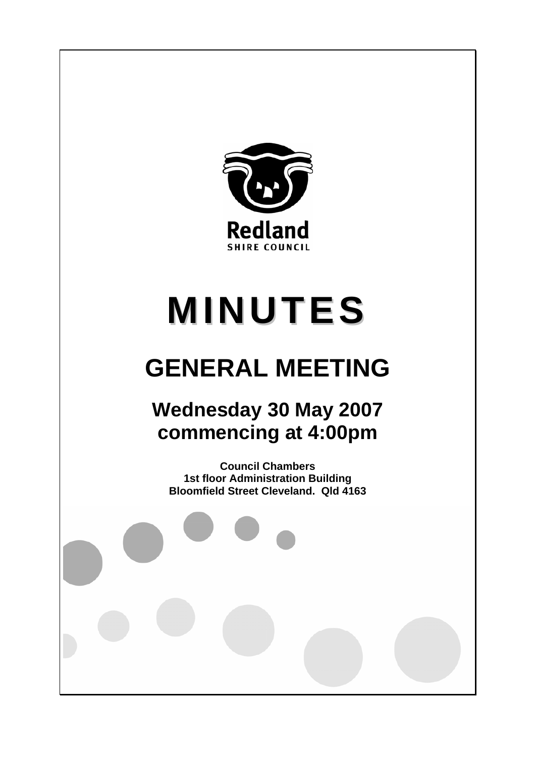Redland
SHIRE COUNCIL

# MINUTES

# GENERAL MEETING

## Wednesday 30 May 2007 commencing at 4:00pm

**Council Chambers**
**1st floor Administration Building**
**Bloomfield Street Cleveland. Qld 4163**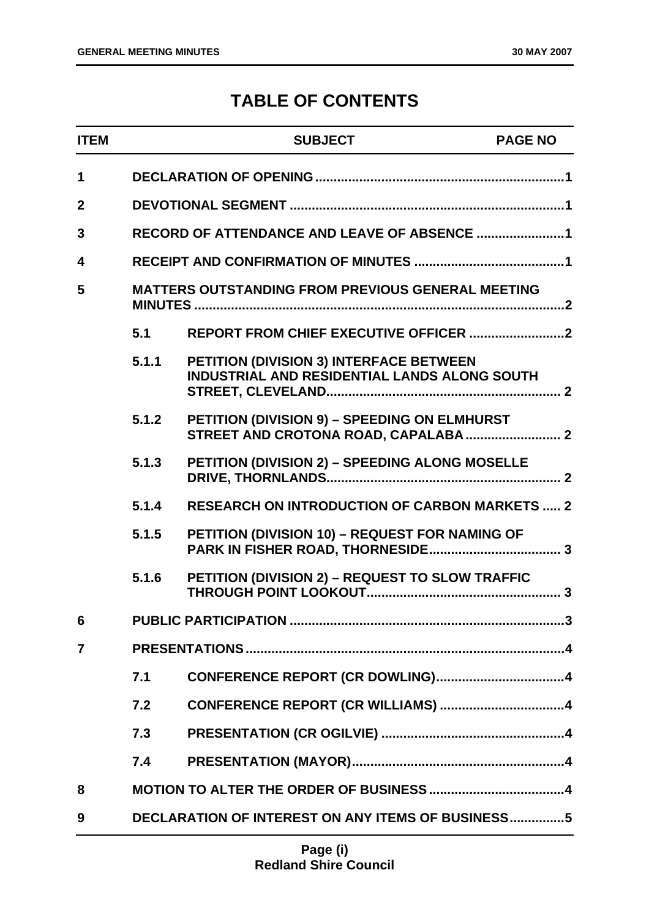# TABLE OF CONTENTS

| ITEM | | SUBJECT | PAGE NO |
|---|---|---|---|
| 1 | | DECLARATION OF OPENING | 1 |
| 2 | | DEVOTIONAL SEGMENT | 1 |
| 3 | | RECORD OF ATTENDANCE AND LEAVE OF ABSENCE | 1 |
| 4 | | RECEIPT AND CONFIRMATION OF MINUTES | 1 |
| 5 | | MATTERS OUTSTANDING FROM PREVIOUS GENERAL MEETING MINUTES | 2 |
| | 5.1 | REPORT FROM CHIEF EXECUTIVE OFFICER | 2 |
| | 5.1.1 | PETITION (DIVISION 3) INTERFACE BETWEEN INDUSTRIAL AND RESIDENTIAL LANDS ALONG SOUTH STREET, CLEVELAND | 2 |
| | 5.1.2 | PETITION (DIVISION 9) – SPEEDING ON ELMHURST STREET AND CROTONA ROAD, CAPALABA | 2 |
| | 5.1.3 | PETITION (DIVISION 2) – SPEEDING ALONG MOSELLE DRIVE, THORNLANDS | 2 |
| | 5.1.4 | RESEARCH ON INTRODUCTION OF CARBON MARKETS | 2 |
| | 5.1.5 | PETITION (DIVISION 10) – REQUEST FOR NAMING OF PARK IN FISHER ROAD, THORNESIDE | 3 |
| | 5.1.6 | PETITION (DIVISION 2) – REQUEST TO SLOW TRAFFIC THROUGH POINT LOOKOUT | 3 |
| 6 | | PUBLIC PARTICIPATION | 3 |
| 7 | | PRESENTATIONS | 4 |
| | 7.1 | CONFERENCE REPORT (CR DOWLING) | 4 |
| | 7.2 | CONFERENCE REPORT (CR WILLIAMS) | 4 |
| | 7.3 | PRESENTATION (CR OGILVIE) | 4 |
| | 7.4 | PRESENTATION (MAYOR) | 4 |
| 8 | | MOTION TO ALTER THE ORDER OF BUSINESS | 4 |
| 9 | | DECLARATION OF INTEREST ON ANY ITEMS OF BUSINESS | 5 |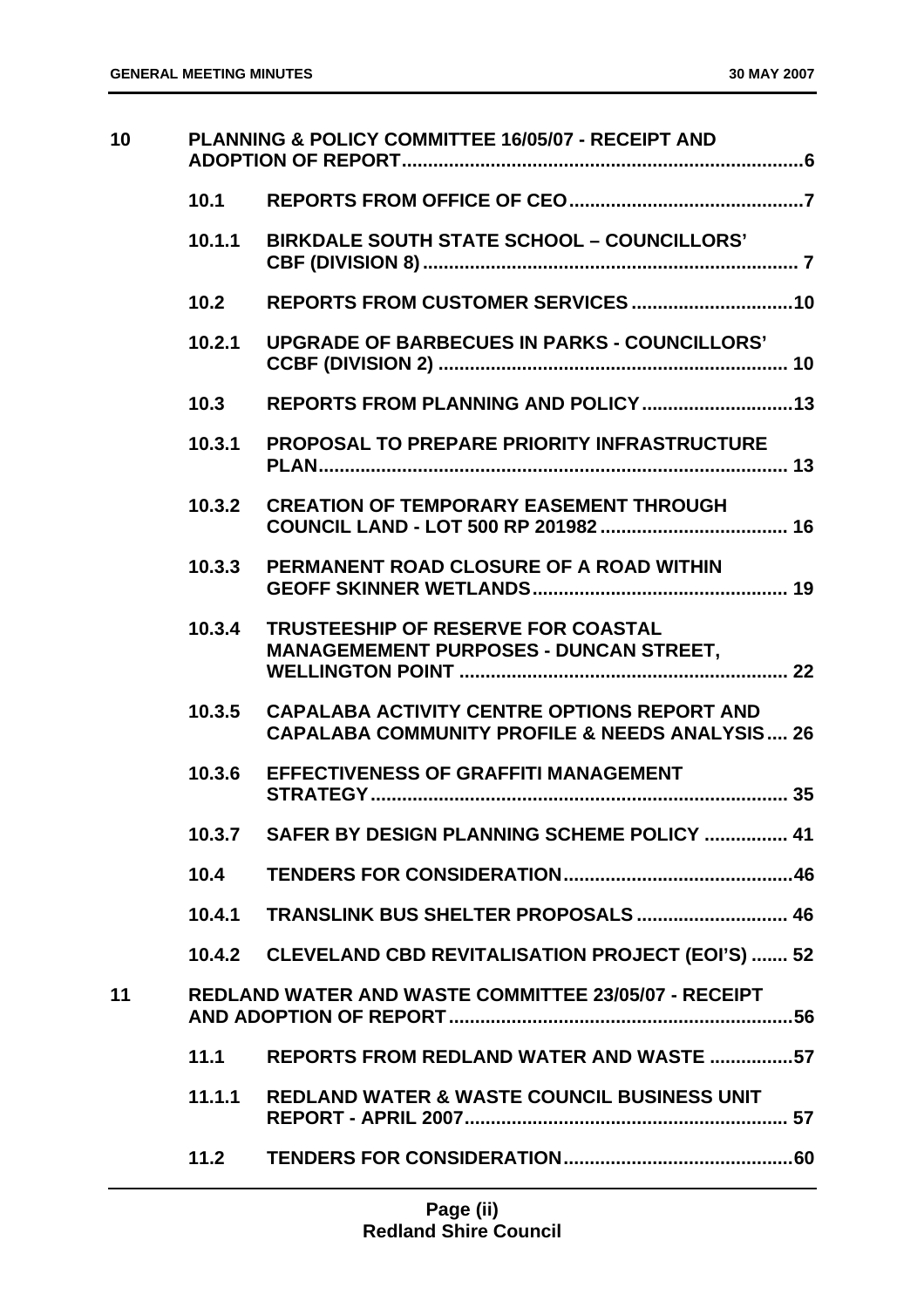| | | | |
|---|---|---|---|
| 10 | PLANNING & POLICY COMMITTEE 16/05/07 - RECEIPT AND ADOPTION OF REPORT | | 6 |
| | 10.1 | REPORTS FROM OFFICE OF CEO | 7 |
| | 10.1.1 | BIRKDALE SOUTH STATE SCHOOL – COUNCILLORS' CBF (DIVISION 8) | 7 |
| | 10.2 | REPORTS FROM CUSTOMER SERVICES | 10 |
| | 10.2.1 | UPGRADE OF BARBECUES IN PARKS - COUNCILLORS' CCBF (DIVISION 2) | 10 |
| | 10.3 | REPORTS FROM PLANNING AND POLICY | 13 |
| | 10.3.1 | PROPOSAL TO PREPARE PRIORITY INFRASTRUCTURE PLAN | 13 |
| | 10.3.2 | CREATION OF TEMPORARY EASEMENT THROUGH COUNCIL LAND - LOT 500 RP 201982 | 16 |
| | 10.3.3 | PERMANENT ROAD CLOSURE OF A ROAD WITHIN GEOFF SKINNER WETLANDS | 19 |
| | 10.3.4 | TRUSTEESHIP OF RESERVE FOR COASTAL MANAGEMEMENT PURPOSES - DUNCAN STREET, WELLINGTON POINT | 22 |
| | 10.3.5 | CAPALABA ACTIVITY CENTRE OPTIONS REPORT AND CAPALABA COMMUNITY PROFILE & NEEDS ANALYSIS | 26 |
| | 10.3.6 | EFFECTIVENESS OF GRAFFITI MANAGEMENT STRATEGY | 35 |
| | 10.3.7 | SAFER BY DESIGN PLANNING SCHEME POLICY | 41 |
| | 10.4 | TENDERS FOR CONSIDERATION | 46 |
| | 10.4.1 | TRANSLINK BUS SHELTER PROPOSALS | 46 |
| | 10.4.2 | CLEVELAND CBD REVITALISATION PROJECT (EOI'S) | 52 |
| 11 | REDLAND WATER AND WASTE COMMITTEE 23/05/07 - RECEIPT AND ADOPTION OF REPORT | | 56 |
| | 11.1 | REPORTS FROM REDLAND WATER AND WASTE | 57 |
| | 11.1.1 | REDLAND WATER & WASTE COUNCIL BUSINESS UNIT REPORT - APRIL 2007 | 57 |
| | 11.2 | TENDERS FOR CONSIDERATION | 60 |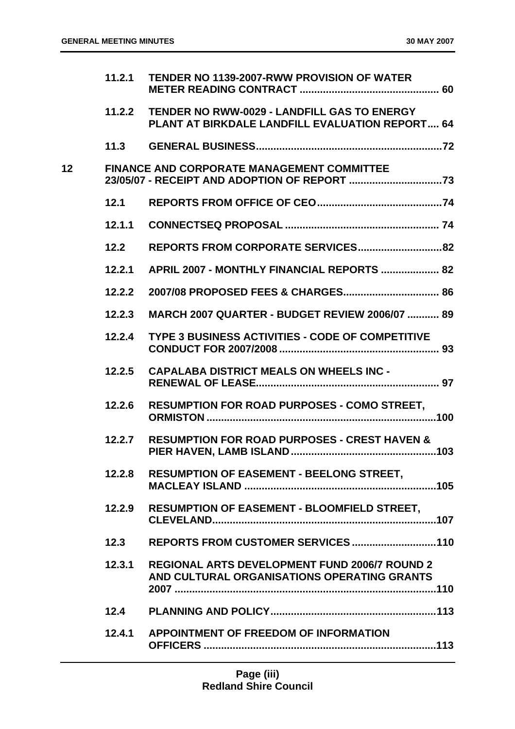| | | | |
|---|---|---|---|
| | **11.2.1** | **TENDER NO 1139-2007-RWW PROVISION OF WATER METER READING CONTRACT** | **60** |
| | **11.2.2** | **TENDER NO RWW-0029 - LANDFILL GAS TO ENERGY PLANT AT BIRKDALE LANDFILL EVALUATION REPORT** | **64** |
| | **11.3** | **GENERAL BUSINESS** | **72** |
| **12** | | **FINANCE AND CORPORATE MANAGEMENT COMMITTEE 23/05/07 - RECEIPT AND ADOPTION OF REPORT** | **73** |
| | **12.1** | **REPORTS FROM OFFICE OF CEO** | **74** |
| | **12.1.1** | **CONNECTSEQ PROPOSAL** | **74** |
| | **12.2** | **REPORTS FROM CORPORATE SERVICES** | **82** |
| | **12.2.1** | **APRIL 2007 - MONTHLY FINANCIAL REPORTS** | **82** |
| | **12.2.2** | **2007/08 PROPOSED FEES & CHARGES** | **86** |
| | **12.2.3** | **MARCH 2007 QUARTER - BUDGET REVIEW 2006/07** | **89** |
| | **12.2.4** | **TYPE 3 BUSINESS ACTIVITIES - CODE OF COMPETITIVE CONDUCT FOR 2007/2008** | **93** |
| | **12.2.5** | **CAPALABA DISTRICT MEALS ON WHEELS INC - RENEWAL OF LEASE** | **97** |
| | **12.2.6** | **RESUMPTION FOR ROAD PURPOSES - COMO STREET, ORMISTON** | **100** |
| | **12.2.7** | **RESUMPTION FOR ROAD PURPOSES - CREST HAVEN & PIER HAVEN, LAMB ISLAND** | **103** |
| | **12.2.8** | **RESUMPTION OF EASEMENT - BEELONG STREET, MACLEAY ISLAND** | **105** |
| | **12.2.9** | **RESUMPTION OF EASEMENT - BLOOMFIELD STREET, CLEVELAND** | **107** |
| | **12.3** | **REPORTS FROM CUSTOMER SERVICES** | **110** |
| | **12.3.1** | **REGIONAL ARTS DEVELOPMENT FUND 2006/7 ROUND 2 AND CULTURAL ORGANISATIONS OPERATING GRANTS 2007** | **110** |
| | **12.4** | **PLANNING AND POLICY** | **113** |
| | **12.4.1** | **APPOINTMENT OF FREEDOM OF INFORMATION OFFICERS** | **113** |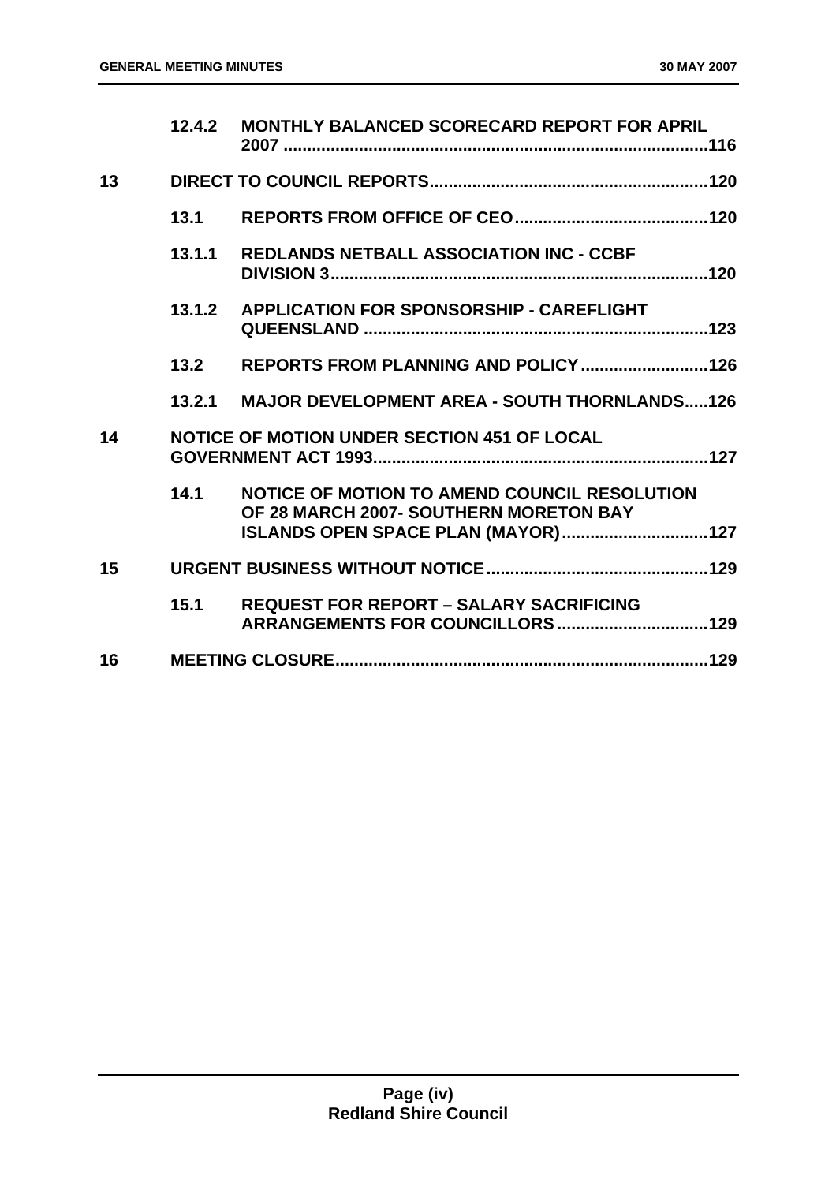| | | | |
|---|---|---|---|
| | 12.4.2 | MONTHLY BALANCED SCORECARD REPORT FOR APRIL 2007 | 116 |
| 13 | | DIRECT TO COUNCIL REPORTS | 120 |
| | 13.1 | REPORTS FROM OFFICE OF CEO | 120 |
| | 13.1.1 | REDLANDS NETBALL ASSOCIATION INC - CCBF DIVISION 3 | 120 |
| | 13.1.2 | APPLICATION FOR SPONSORSHIP - CAREFLIGHT QUEENSLAND | 123 |
| | 13.2 | REPORTS FROM PLANNING AND POLICY | 126 |
| | 13.2.1 | MAJOR DEVELOPMENT AREA - SOUTH THORNLANDS | 126 |
| 14 | | NOTICE OF MOTION UNDER SECTION 451 OF LOCAL GOVERNMENT ACT 1993 | 127 |
| | 14.1 | NOTICE OF MOTION TO AMEND COUNCIL RESOLUTION OF 28 MARCH 2007- SOUTHERN MORETON BAY ISLANDS OPEN SPACE PLAN (MAYOR) | 127 |
| 15 | | URGENT BUSINESS WITHOUT NOTICE | 129 |
| | 15.1 | REQUEST FOR REPORT – SALARY SACRIFICING ARRANGEMENTS FOR COUNCILLORS | 129 |
| 16 | | MEETING CLOSURE | 129 |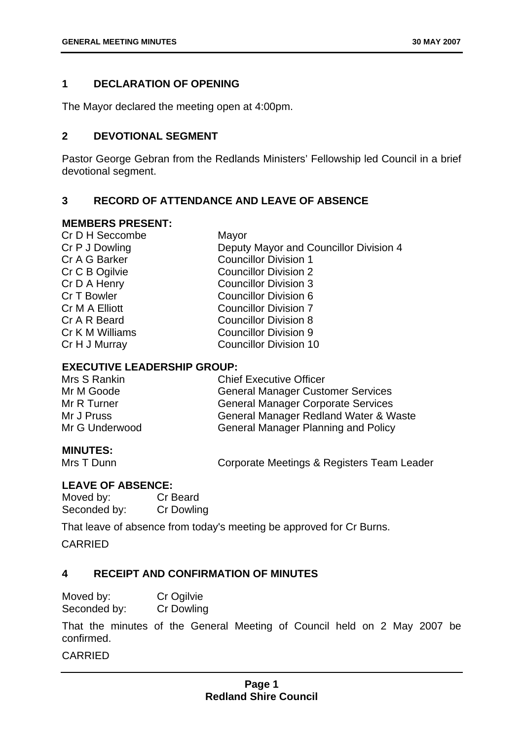## 1 DECLARATION OF OPENING

The Mayor declared the meeting open at 4:00pm.

## 2 DEVOTIONAL SEGMENT

Pastor George Gebran from the Redlands Ministers' Fellowship led Council in a brief devotional segment.

## 3 RECORD OF ATTENDANCE AND LEAVE OF ABSENCE

### MEMBERS PRESENT:

| | |
|---|---|
| Cr D H Seccombe | Mayor |
| Cr P J Dowling | Deputy Mayor and Councillor Division 4 |
| Cr A G Barker | Councillor Division 1 |
| Cr C B Ogilvie | Councillor Division 2 |
| Cr D A Henry | Councillor Division 3 |
| Cr T Bowler | Councillor Division 6 |
| Cr M A Elliott | Councillor Division 7 |
| Cr A R Beard | Councillor Division 8 |
| Cr K M Williams | Councillor Division 9 |
| Cr H J Murray | Councillor Division 10 |

### EXECUTIVE LEADERSHIP GROUP:

| | |
|---|---|
| Mrs S Rankin | Chief Executive Officer |
| Mr M Goode | General Manager Customer Services |
| Mr R Turner | General Manager Corporate Services |
| Mr J Pruss | General Manager Redland Water & Waste |
| Mr G Underwood | General Manager Planning and Policy |

### MINUTES:

| | |
|---|---|
| Mrs T Dunn | Corporate Meetings & Registers Team Leader |

### LEAVE OF ABSENCE:

Moved by: Cr Beard
Seconded by: Cr Dowling

That leave of absence from today's meeting be approved for Cr Burns.

CARRIED

## 4 RECEIPT AND CONFIRMATION OF MINUTES

Moved by: Cr Ogilvie
Seconded by: Cr Dowling

That the minutes of the General Meeting of Council held on 2 May 2007 be confirmed.

CARRIED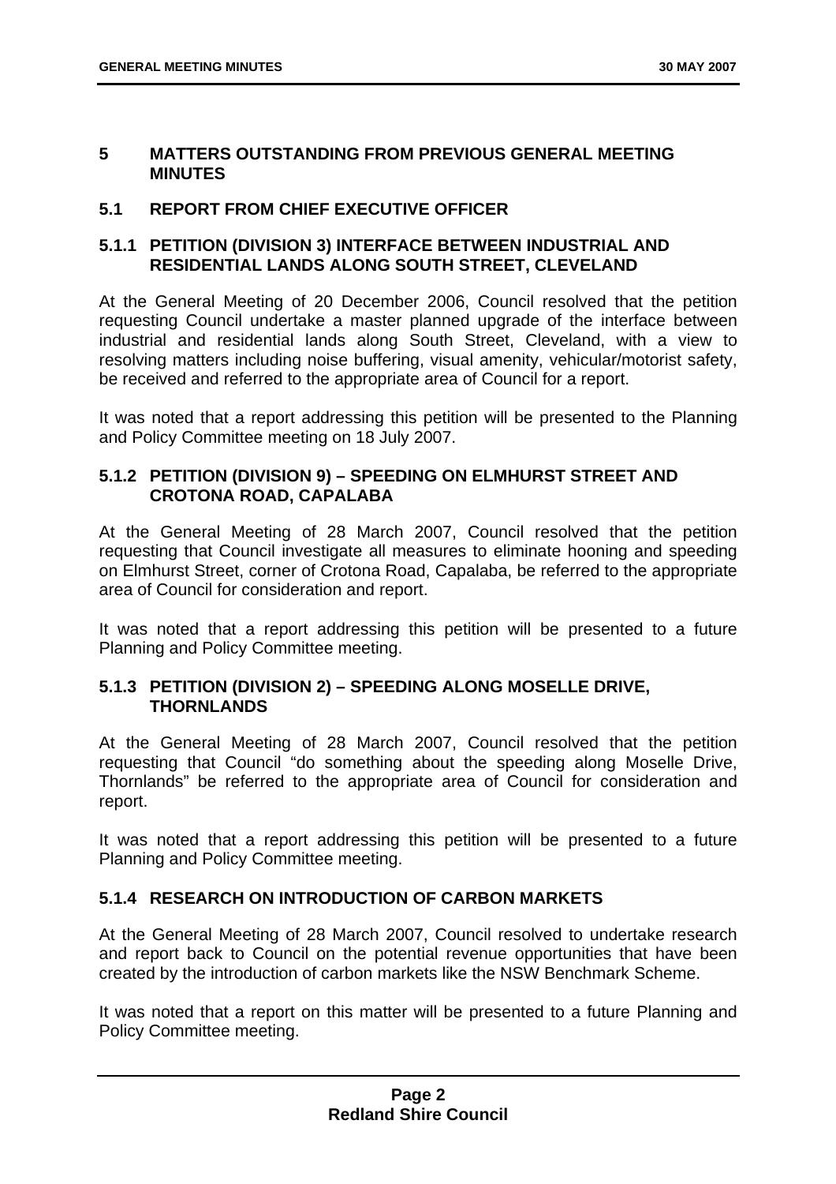## 5 MATTERS OUTSTANDING FROM PREVIOUS GENERAL MEETING MINUTES

### 5.1 REPORT FROM CHIEF EXECUTIVE OFFICER

#### 5.1.1 PETITION (DIVISION 3) INTERFACE BETWEEN INDUSTRIAL AND RESIDENTIAL LANDS ALONG SOUTH STREET, CLEVELAND

At the General Meeting of 20 December 2006, Council resolved that the petition requesting Council undertake a master planned upgrade of the interface between industrial and residential lands along South Street, Cleveland, with a view to resolving matters including noise buffering, visual amenity, vehicular/motorist safety, be received and referred to the appropriate area of Council for a report.

It was noted that a report addressing this petition will be presented to the Planning and Policy Committee meeting on 18 July 2007.

#### 5.1.2 PETITION (DIVISION 9) – SPEEDING ON ELMHURST STREET AND CROTONA ROAD, CAPALABA

At the General Meeting of 28 March 2007, Council resolved that the petition requesting that Council investigate all measures to eliminate hooning and speeding on Elmhurst Street, corner of Crotona Road, Capalaba, be referred to the appropriate area of Council for consideration and report.

It was noted that a report addressing this petition will be presented to a future Planning and Policy Committee meeting.

#### 5.1.3 PETITION (DIVISION 2) – SPEEDING ALONG MOSELLE DRIVE, THORNLANDS

At the General Meeting of 28 March 2007, Council resolved that the petition requesting that Council "do something about the speeding along Moselle Drive, Thornlands" be referred to the appropriate area of Council for consideration and report.

It was noted that a report addressing this petition will be presented to a future Planning and Policy Committee meeting.

#### 5.1.4 RESEARCH ON INTRODUCTION OF CARBON MARKETS

At the General Meeting of 28 March 2007, Council resolved to undertake research and report back to Council on the potential revenue opportunities that have been created by the introduction of carbon markets like the NSW Benchmark Scheme.

It was noted that a report on this matter will be presented to a future Planning and Policy Committee meeting.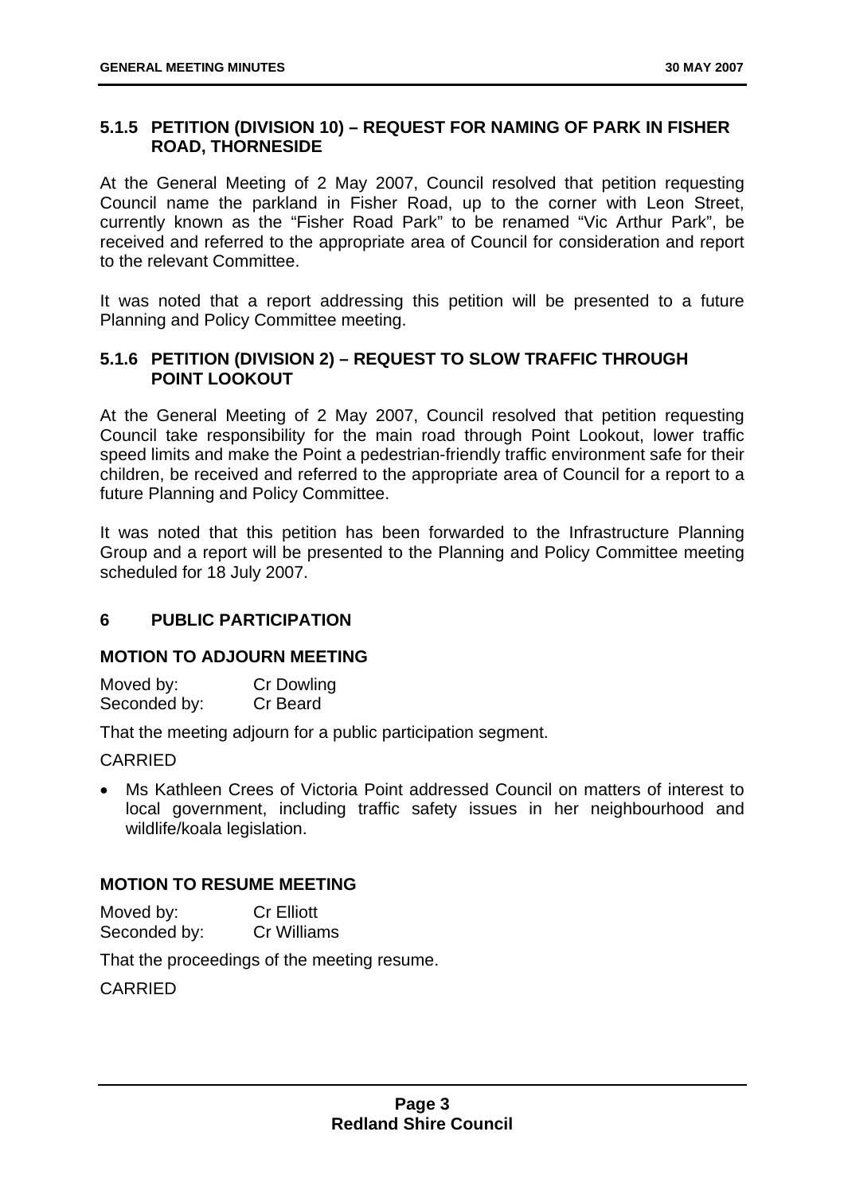### 5.1.5 PETITION (DIVISION 10) – REQUEST FOR NAMING OF PARK IN FISHER ROAD, THORNESIDE

At the General Meeting of 2 May 2007, Council resolved that petition requesting Council name the parkland in Fisher Road, up to the corner with Leon Street, currently known as the "Fisher Road Park" to be renamed "Vic Arthur Park", be received and referred to the appropriate area of Council for consideration and report to the relevant Committee.

It was noted that a report addressing this petition will be presented to a future Planning and Policy Committee meeting.

### 5.1.6 PETITION (DIVISION 2) – REQUEST TO SLOW TRAFFIC THROUGH POINT LOOKOUT

At the General Meeting of 2 May 2007, Council resolved that petition requesting Council take responsibility for the main road through Point Lookout, lower traffic speed limits and make the Point a pedestrian-friendly traffic environment safe for their children, be received and referred to the appropriate area of Council for a report to a future Planning and Policy Committee.

It was noted that this petition has been forwarded to the Infrastructure Planning Group and a report will be presented to the Planning and Policy Committee meeting scheduled for 18 July 2007.

## 6 PUBLIC PARTICIPATION

**MOTION TO ADJOURN MEETING**

Moved by: Cr Dowling
Seconded by: Cr Beard

That the meeting adjourn for a public participation segment.

CARRIED

- Ms Kathleen Crees of Victoria Point addressed Council on matters of interest to local government, including traffic safety issues in her neighbourhood and wildlife/koala legislation.

**MOTION TO RESUME MEETING**

Moved by: Cr Elliott
Seconded by: Cr Williams

That the proceedings of the meeting resume.

CARRIED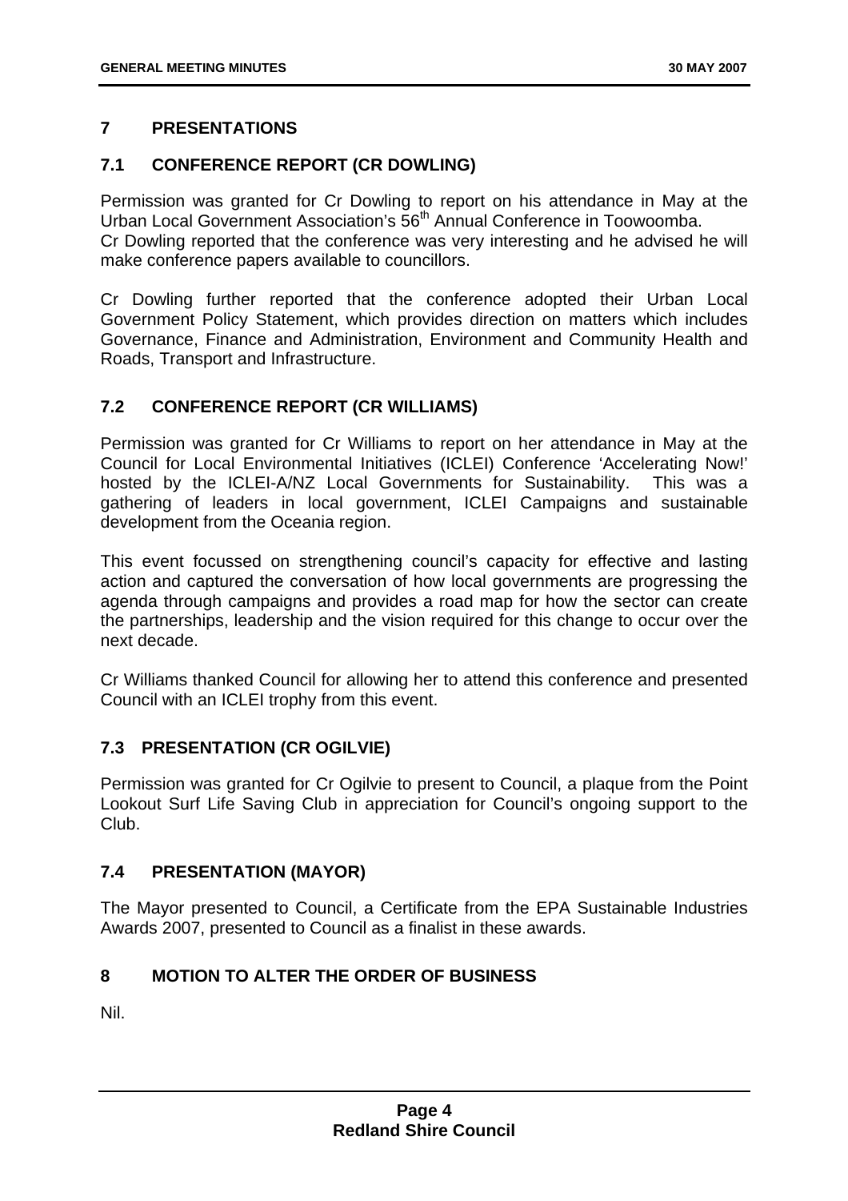## 7 PRESENTATIONS

### 7.1 CONFERENCE REPORT (CR DOWLING)

Permission was granted for Cr Dowling to report on his attendance in May at the Urban Local Government Association's 56th Annual Conference in Toowoomba.
Cr Dowling reported that the conference was very interesting and he advised he will make conference papers available to councillors.

Cr Dowling further reported that the conference adopted their Urban Local Government Policy Statement, which provides direction on matters which includes Governance, Finance and Administration, Environment and Community Health and Roads, Transport and Infrastructure.

### 7.2 CONFERENCE REPORT (CR WILLIAMS)

Permission was granted for Cr Williams to report on her attendance in May at the Council for Local Environmental Initiatives (ICLEI) Conference 'Accelerating Now!' hosted by the ICLEI-A/NZ Local Governments for Sustainability. This was a gathering of leaders in local government, ICLEI Campaigns and sustainable development from the Oceania region.

This event focussed on strengthening council's capacity for effective and lasting action and captured the conversation of how local governments are progressing the agenda through campaigns and provides a road map for how the sector can create the partnerships, leadership and the vision required for this change to occur over the next decade.

Cr Williams thanked Council for allowing her to attend this conference and presented Council with an ICLEI trophy from this event.

### 7.3 PRESENTATION (CR OGILVIE)

Permission was granted for Cr Ogilvie to present to Council, a plaque from the Point Lookout Surf Life Saving Club in appreciation for Council's ongoing support to the Club.

### 7.4 PRESENTATION (MAYOR)

The Mayor presented to Council, a Certificate from the EPA Sustainable Industries Awards 2007, presented to Council as a finalist in these awards.

## 8 MOTION TO ALTER THE ORDER OF BUSINESS

Nil.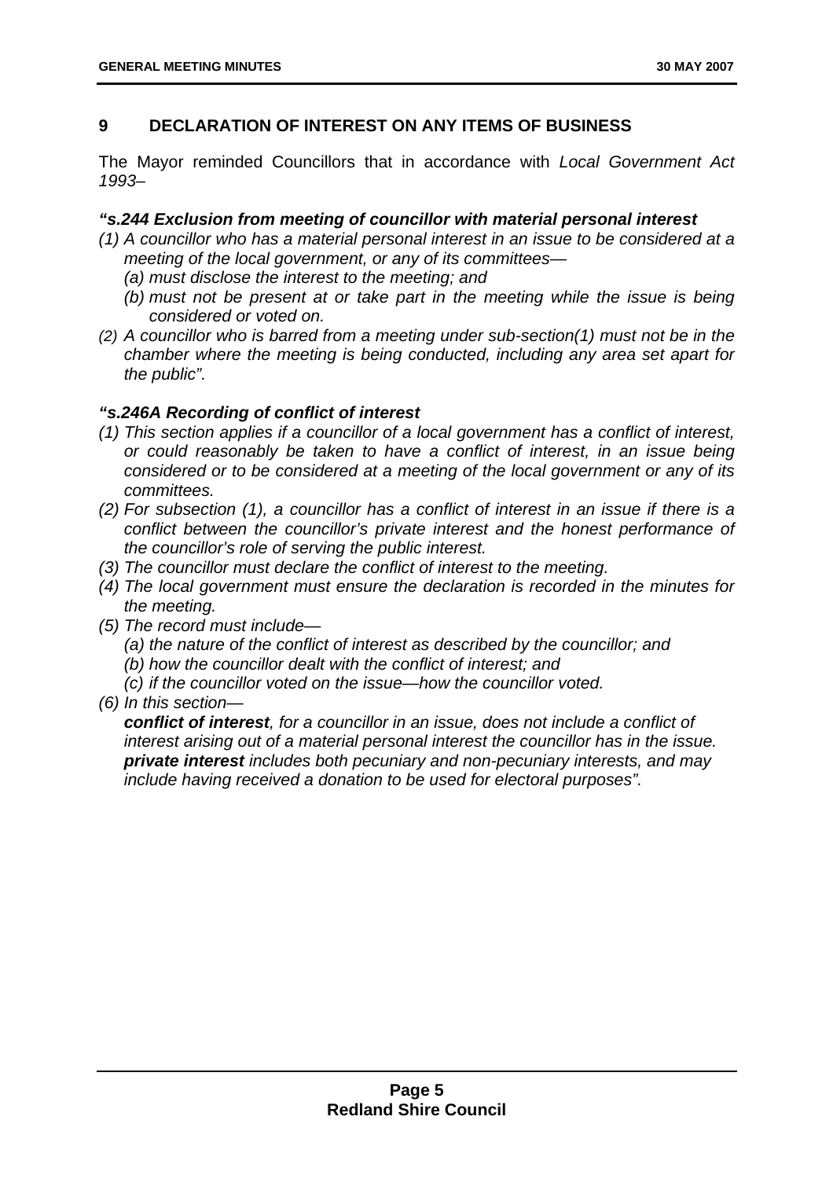## 9 DECLARATION OF INTEREST ON ANY ITEMS OF BUSINESS

The Mayor reminded Councillors that in accordance with *Local Government Act 1993*–

***"s.244 Exclusion from meeting of councillor with material personal interest***

*(1) A councillor who has a material personal interest in an issue to be considered at a meeting of the local government, or any of its committees—*

*(a) must disclose the interest to the meeting; and*

*(b) must not be present at or take part in the meeting while the issue is being considered or voted on.*

*(2) A councillor who is barred from a meeting under sub-section(1) must not be in the chamber where the meeting is being conducted, including any area set apart for the public".*

***"s.246A Recording of conflict of interest***

*(1) This section applies if a councillor of a local government has a conflict of interest, or could reasonably be taken to have a conflict of interest, in an issue being considered or to be considered at a meeting of the local government or any of its committees.*

*(2) For subsection (1), a councillor has a conflict of interest in an issue if there is a conflict between the councillor's private interest and the honest performance of the councillor's role of serving the public interest.*

*(3) The councillor must declare the conflict of interest to the meeting.*

*(4) The local government must ensure the declaration is recorded in the minutes for the meeting.*

*(5) The record must include—*

*(a) the nature of the conflict of interest as described by the councillor; and*

*(b) how the councillor dealt with the conflict of interest; and*

*(c) if the councillor voted on the issue—how the councillor voted.*

*(6) In this section—*

***conflict of interest****, for a councillor in an issue, does not include a conflict of interest arising out of a material personal interest the councillor has in the issue.*
***private interest*** *includes both pecuniary and non-pecuniary interests, and may include having received a donation to be used for electoral purposes".*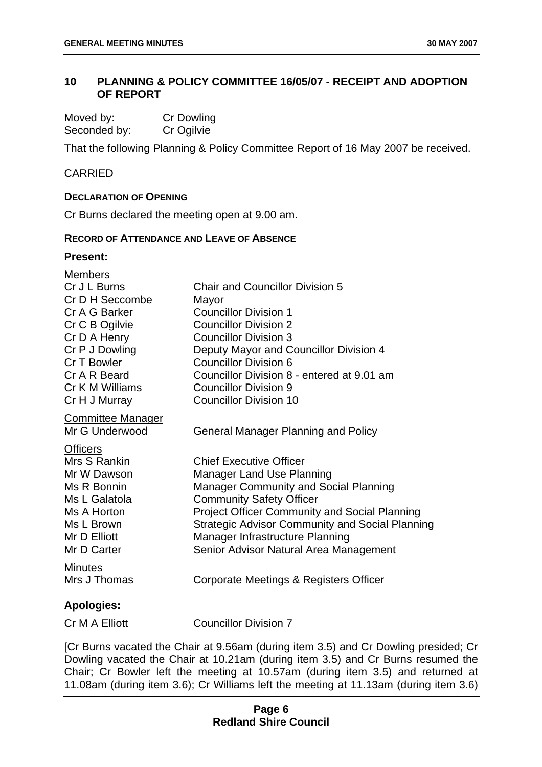## 10 PLANNING & POLICY COMMITTEE 16/05/07 - RECEIPT AND ADOPTION OF REPORT

Moved by: Cr Dowling
Seconded by: Cr Ogilvie

That the following Planning & Policy Committee Report of 16 May 2007 be received.

CARRIED

**DECLARATION OF OPENING**

Cr Burns declared the meeting open at 9.00 am.

**RECORD OF ATTENDANCE AND LEAVE OF ABSENCE**

**Present:**

Members

| | |
|---|---|
| Cr J L Burns | Chair and Councillor Division 5 |
| Cr D H Seccombe | Mayor |
| Cr A G Barker | Councillor Division 1 |
| Cr C B Ogilvie | Councillor Division 2 |
| Cr D A Henry | Councillor Division 3 |
| Cr P J Dowling | Deputy Mayor and Councillor Division 4 |
| Cr T Bowler | Councillor Division 6 |
| Cr A R Beard | Councillor Division 8 - entered at 9.01 am |
| Cr K M Williams | Councillor Division 9 |
| Cr H J Murray | Councillor Division 10 |

Committee Manager

| | |
|---|---|
| Mr G Underwood | General Manager Planning and Policy |

Officers

| | |
|---|---|
| Mrs S Rankin | Chief Executive Officer |
| Mr W Dawson | Manager Land Use Planning |
| Ms R Bonnin | Manager Community and Social Planning |
| Ms L Galatola | Community Safety Officer |
| Ms A Horton | Project Officer Community and Social Planning |
| Ms L Brown | Strategic Advisor Community and Social Planning |
| Mr D Elliott | Manager Infrastructure Planning |
| Mr D Carter | Senior Advisor Natural Area Management |

Minutes

| | |
|---|---|
| Mrs J Thomas | Corporate Meetings & Registers Officer |

**Apologies:**

| | |
|---|---|
| Cr M A Elliott | Councillor Division 7 |

[Cr Burns vacated the Chair at 9.56am (during item 3.5) and Cr Dowling presided; Cr Dowling vacated the Chair at 10.21am (during item 3.5) and Cr Burns resumed the Chair; Cr Bowler left the meeting at 10.57am (during item 3.5) and returned at 11.08am (during item 3.6); Cr Williams left the meeting at 11.13am (during item 3.6)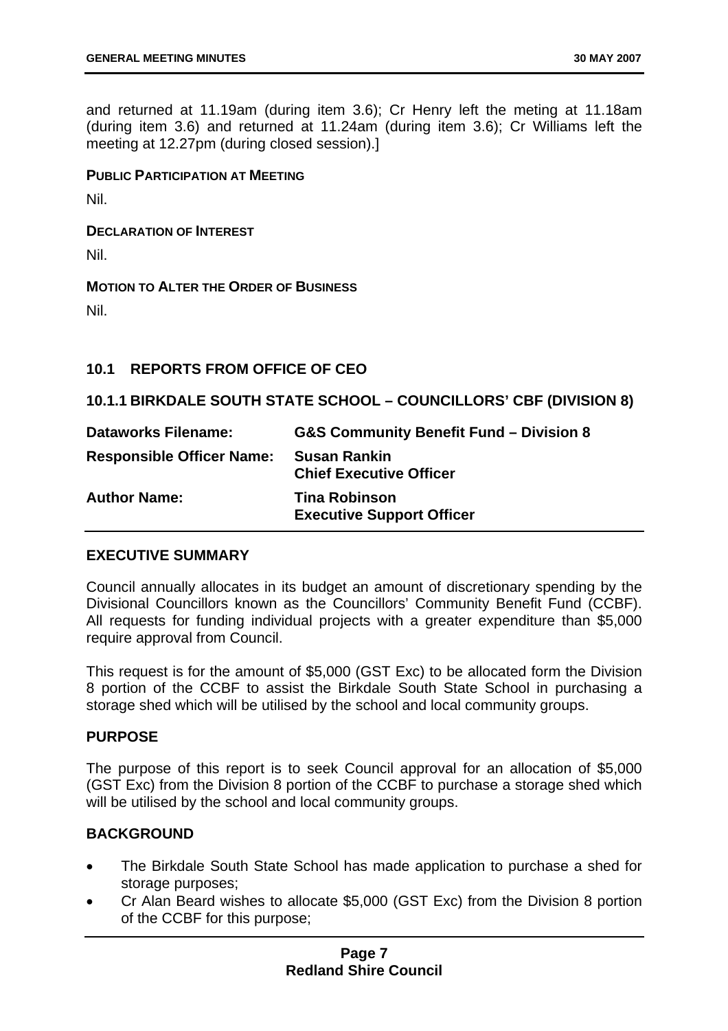and returned at 11.19am (during item 3.6); Cr Henry left the meting at 11.18am (during item 3.6) and returned at 11.24am (during item 3.6); Cr Williams left the meeting at 12.27pm (during closed session).]

**PUBLIC PARTICIPATION AT MEETING**

Nil.

**DECLARATION OF INTEREST**

Nil.

**MOTION TO ALTER THE ORDER OF BUSINESS**

Nil.

## 10.1 REPORTS FROM OFFICE OF CEO

### 10.1.1 BIRKDALE SOUTH STATE SCHOOL – COUNCILLORS' CBF (DIVISION 8)

| | |
|---|---|
| **Dataworks Filename:** | **G&S Community Benefit Fund – Division 8** |
| **Responsible Officer Name:** | **Susan Rankin**<br>**Chief Executive Officer** |
| **Author Name:** | **Tina Robinson**<br>**Executive Support Officer** |

**EXECUTIVE SUMMARY**

Council annually allocates in its budget an amount of discretionary spending by the Divisional Councillors known as the Councillors' Community Benefit Fund (CCBF). All requests for funding individual projects with a greater expenditure than $5,000 require approval from Council.

This request is for the amount of $5,000 (GST Exc) to be allocated form the Division 8 portion of the CCBF to assist the Birkdale South State School in purchasing a storage shed which will be utilised by the school and local community groups.

**PURPOSE**

The purpose of this report is to seek Council approval for an allocation of $5,000 (GST Exc) from the Division 8 portion of the CCBF to purchase a storage shed which will be utilised by the school and local community groups.

**BACKGROUND**

- The Birkdale South State School has made application to purchase a shed for storage purposes;
- Cr Alan Beard wishes to allocate $5,000 (GST Exc) from the Division 8 portion of the CCBF for this purpose;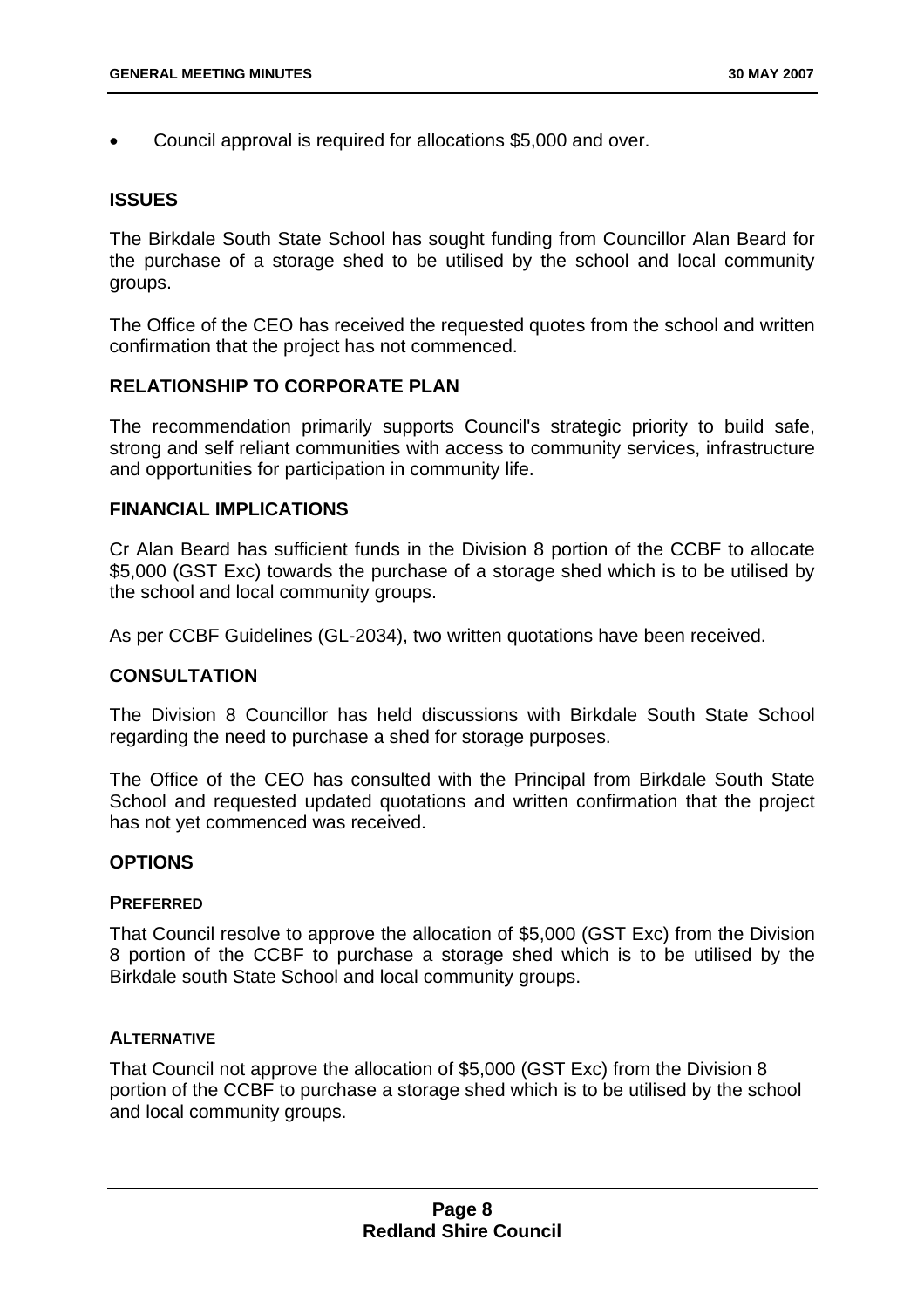- Council approval is required for allocations $5,000 and over.

## ISSUES

The Birkdale South State School has sought funding from Councillor Alan Beard for the purchase of a storage shed to be utilised by the school and local community groups.

The Office of the CEO has received the requested quotes from the school and written confirmation that the project has not commenced.

## RELATIONSHIP TO CORPORATE PLAN

The recommendation primarily supports Council's strategic priority to build safe, strong and self reliant communities with access to community services, infrastructure and opportunities for participation in community life.

## FINANCIAL IMPLICATIONS

Cr Alan Beard has sufficient funds in the Division 8 portion of the CCBF to allocate $5,000 (GST Exc) towards the purchase of a storage shed which is to be utilised by the school and local community groups.

As per CCBF Guidelines (GL-2034), two written quotations have been received.

## CONSULTATION

The Division 8 Councillor has held discussions with Birkdale South State School regarding the need to purchase a shed for storage purposes.

The Office of the CEO has consulted with the Principal from Birkdale South State School and requested updated quotations and written confirmation that the project has not yet commenced was received.

## OPTIONS

### PREFERRED

That Council resolve to approve the allocation of $5,000 (GST Exc) from the Division 8 portion of the CCBF to purchase a storage shed which is to be utilised by the Birkdale south State School and local community groups.

### ALTERNATIVE

That Council not approve the allocation of $5,000 (GST Exc) from the Division 8 portion of the CCBF to purchase a storage shed which is to be utilised by the school and local community groups.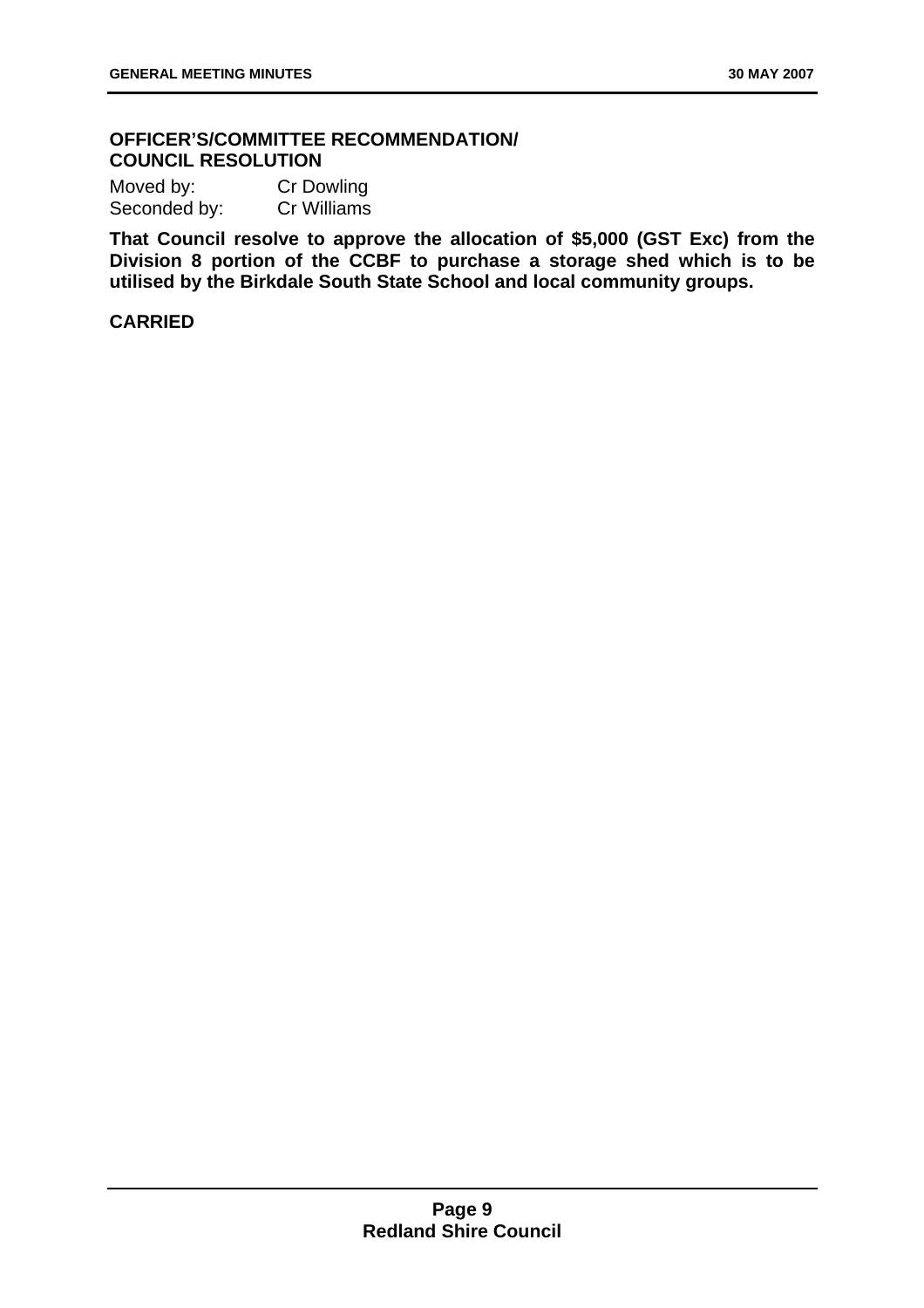**OFFICER'S/COMMITTEE RECOMMENDATION/ COUNCIL RESOLUTION**

Moved by: Cr Dowling
Seconded by: Cr Williams

**That Council resolve to approve the allocation of $5,000 (GST Exc) from the Division 8 portion of the CCBF to purchase a storage shed which is to be utilised by the Birkdale South State School and local community groups.**

**CARRIED**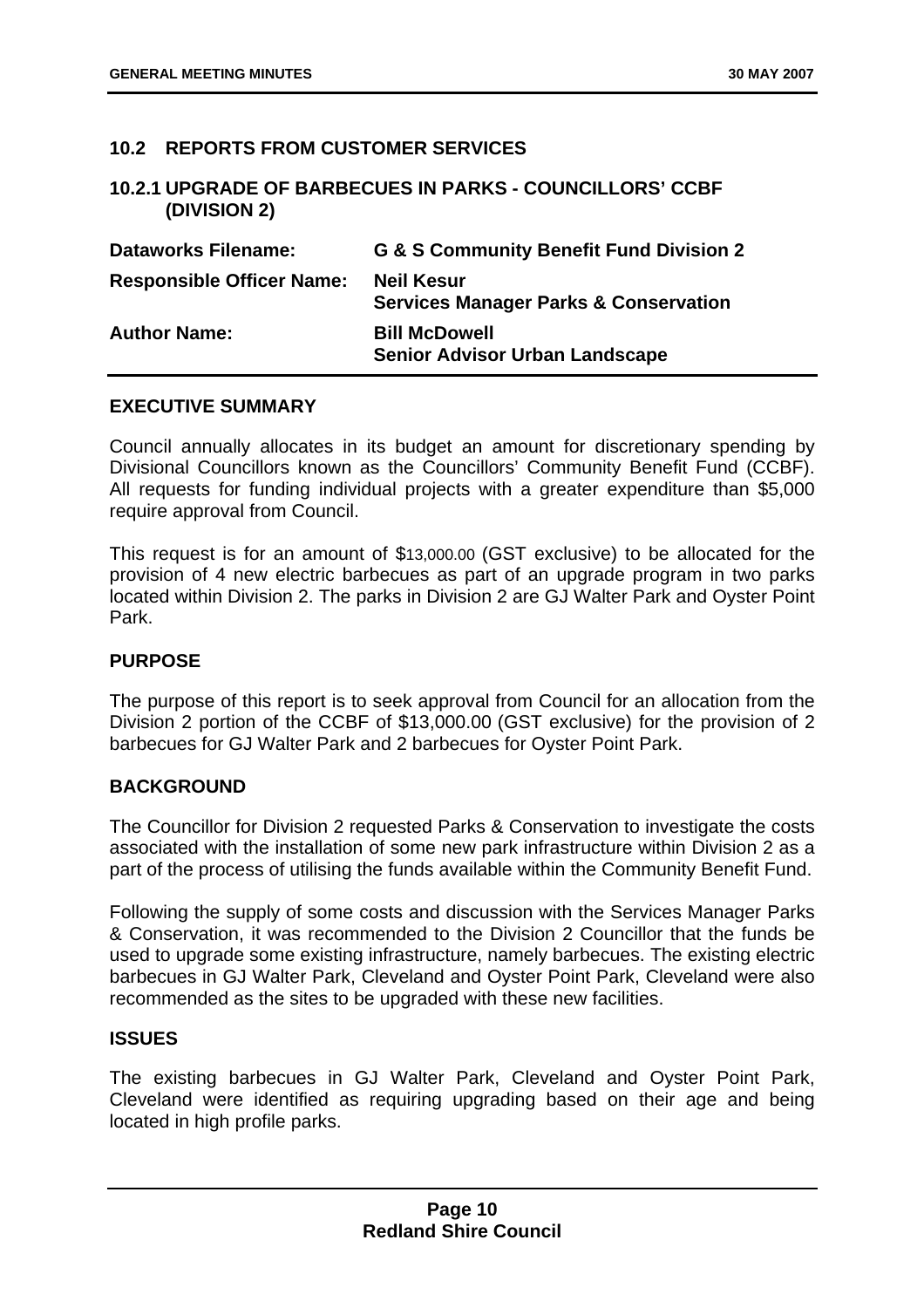## 10.2 REPORTS FROM CUSTOMER SERVICES

### 10.2.1 UPGRADE OF BARBECUES IN PARKS - COUNCILLORS' CCBF (DIVISION 2)

| | |
|---|---|
| **Dataworks Filename:** | **G & S Community Benefit Fund Division 2** |
| **Responsible Officer Name:** | **Neil Kesur**<br>**Services Manager Parks & Conservation** |
| **Author Name:** | **Bill McDowell**<br>**Senior Advisor Urban Landscape** |

**EXECUTIVE SUMMARY**

Council annually allocates in its budget an amount for discretionary spending by Divisional Councillors known as the Councillors' Community Benefit Fund (CCBF). All requests for funding individual projects with a greater expenditure than $5,000 require approval from Council.

This request is for an amount of $13,000.00 (GST exclusive) to be allocated for the provision of 4 new electric barbecues as part of an upgrade program in two parks located within Division 2. The parks in Division 2 are GJ Walter Park and Oyster Point Park.

**PURPOSE**

The purpose of this report is to seek approval from Council for an allocation from the Division 2 portion of the CCBF of $13,000.00 (GST exclusive) for the provision of 2 barbecues for GJ Walter Park and 2 barbecues for Oyster Point Park.

**BACKGROUND**

The Councillor for Division 2 requested Parks & Conservation to investigate the costs associated with the installation of some new park infrastructure within Division 2 as a part of the process of utilising the funds available within the Community Benefit Fund.

Following the supply of some costs and discussion with the Services Manager Parks & Conservation, it was recommended to the Division 2 Councillor that the funds be used to upgrade some existing infrastructure, namely barbecues. The existing electric barbecues in GJ Walter Park, Cleveland and Oyster Point Park, Cleveland were also recommended as the sites to be upgraded with these new facilities.

**ISSUES**

The existing barbecues in GJ Walter Park, Cleveland and Oyster Point Park, Cleveland were identified as requiring upgrading based on their age and being located in high profile parks.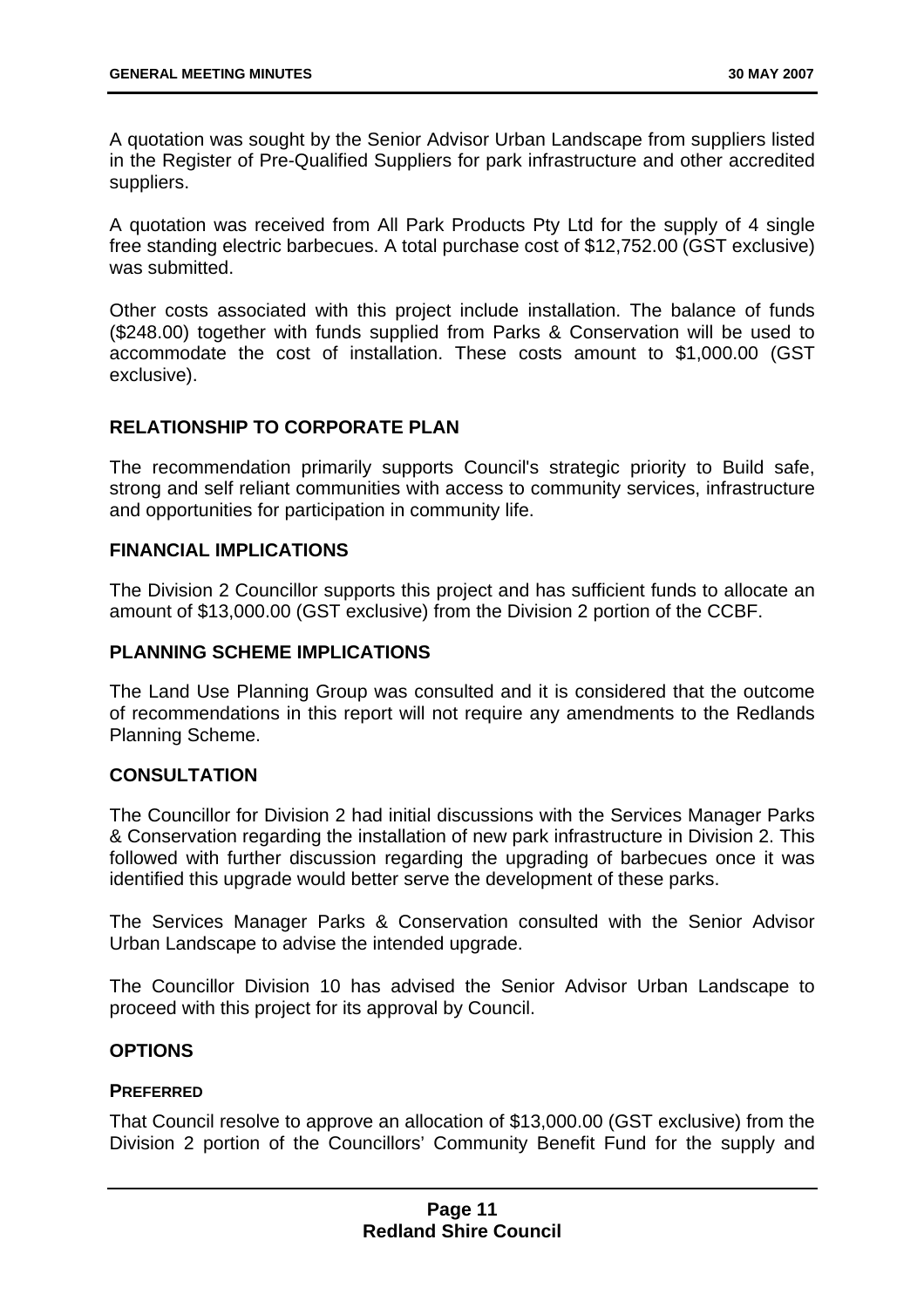A quotation was sought by the Senior Advisor Urban Landscape from suppliers listed in the Register of Pre-Qualified Suppliers for park infrastructure and other accredited suppliers.

A quotation was received from All Park Products Pty Ltd for the supply of 4 single free standing electric barbecues. A total purchase cost of $12,752.00 (GST exclusive) was submitted.

Other costs associated with this project include installation. The balance of funds ($248.00) together with funds supplied from Parks & Conservation will be used to accommodate the cost of installation. These costs amount to $1,000.00 (GST exclusive).

## RELATIONSHIP TO CORPORATE PLAN

The recommendation primarily supports Council's strategic priority to Build safe, strong and self reliant communities with access to community services, infrastructure and opportunities for participation in community life.

## FINANCIAL IMPLICATIONS

The Division 2 Councillor supports this project and has sufficient funds to allocate an amount of $13,000.00 (GST exclusive) from the Division 2 portion of the CCBF.

## PLANNING SCHEME IMPLICATIONS

The Land Use Planning Group was consulted and it is considered that the outcome of recommendations in this report will not require any amendments to the Redlands Planning Scheme.

## CONSULTATION

The Councillor for Division 2 had initial discussions with the Services Manager Parks & Conservation regarding the installation of new park infrastructure in Division 2. This followed with further discussion regarding the upgrading of barbecues once it was identified this upgrade would better serve the development of these parks.

The Services Manager Parks & Conservation consulted with the Senior Advisor Urban Landscape to advise the intended upgrade.

The Councillor Division 10 has advised the Senior Advisor Urban Landscape to proceed with this project for its approval by Council.

## OPTIONS

### PREFERRED

That Council resolve to approve an allocation of $13,000.00 (GST exclusive) from the Division 2 portion of the Councillors' Community Benefit Fund for the supply and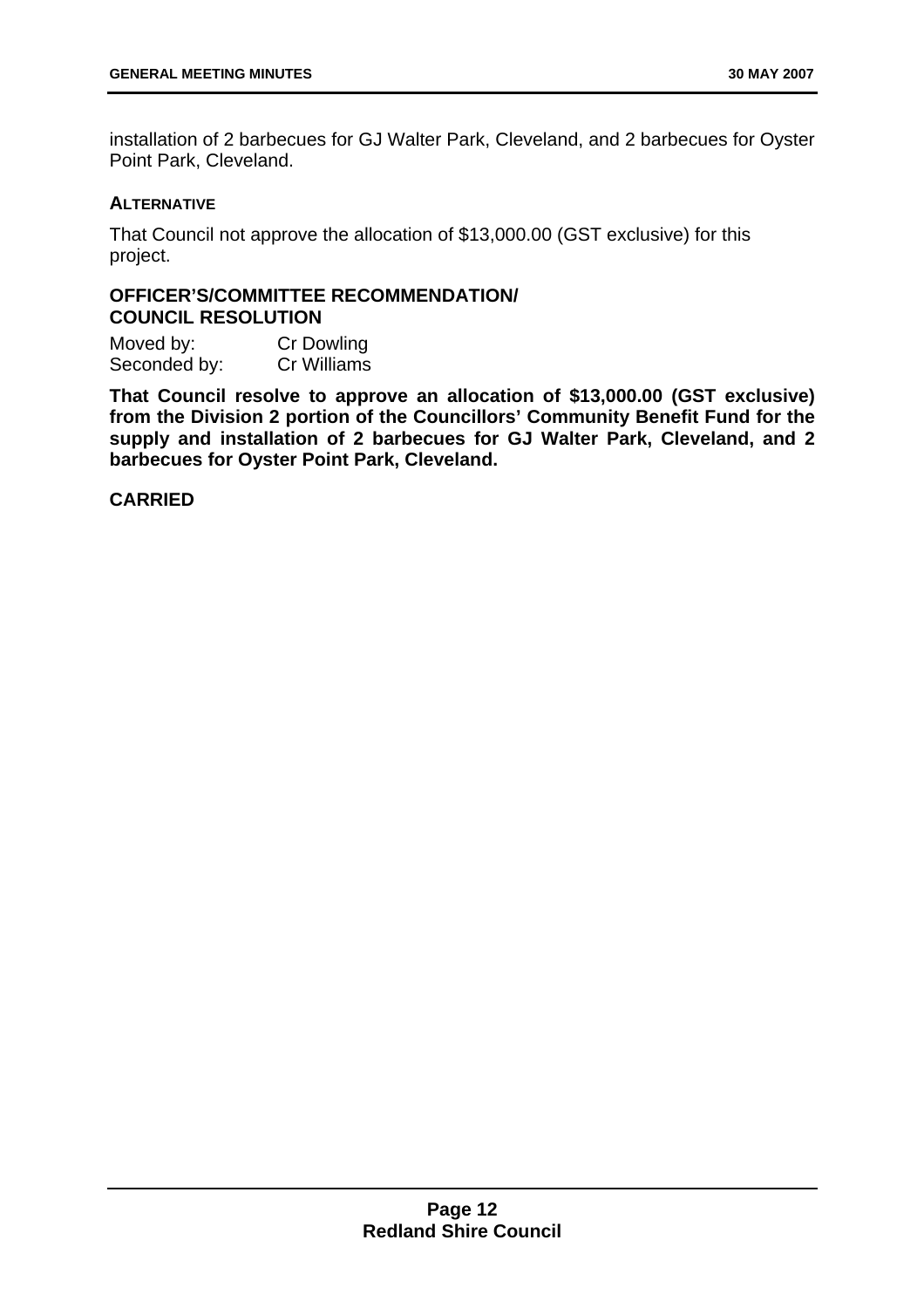installation of 2 barbecues for GJ Walter Park, Cleveland, and 2 barbecues for Oyster Point Park, Cleveland.

**ALTERNATIVE**

That Council not approve the allocation of $13,000.00 (GST exclusive) for this project.

**OFFICER'S/COMMITTEE RECOMMENDATION/ COUNCIL RESOLUTION**

Moved by: Cr Dowling
Seconded by: Cr Williams

**That Council resolve to approve an allocation of $13,000.00 (GST exclusive) from the Division 2 portion of the Councillors' Community Benefit Fund for the supply and installation of 2 barbecues for GJ Walter Park, Cleveland, and 2 barbecues for Oyster Point Park, Cleveland.**

**CARRIED**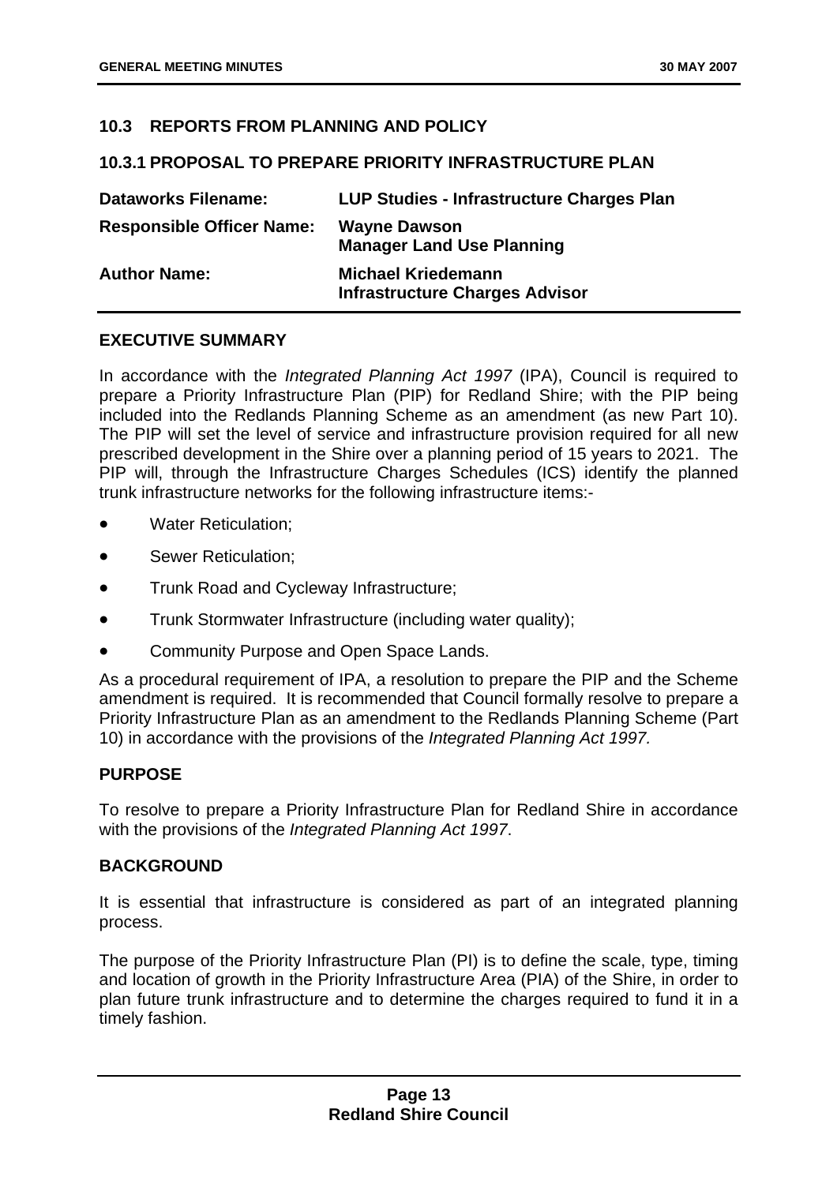## 10.3 REPORTS FROM PLANNING AND POLICY

### 10.3.1 PROPOSAL TO PREPARE PRIORITY INFRASTRUCTURE PLAN

| | |
|---|---|
| **Dataworks Filename:** | **LUP Studies - Infrastructure Charges Plan** |
| **Responsible Officer Name:** | **Wayne Dawson**<br>**Manager Land Use Planning** |
| **Author Name:** | **Michael Kriedemann**<br>**Infrastructure Charges Advisor** |

#### EXECUTIVE SUMMARY

In accordance with the *Integrated Planning Act 1997* (IPA), Council is required to prepare a Priority Infrastructure Plan (PIP) for Redland Shire; with the PIP being included into the Redlands Planning Scheme as an amendment (as new Part 10). The PIP will set the level of service and infrastructure provision required for all new prescribed development in the Shire over a planning period of 15 years to 2021. The PIP will, through the Infrastructure Charges Schedules (ICS) identify the planned trunk infrastructure networks for the following infrastructure items:-

- Water Reticulation;
- Sewer Reticulation;
- Trunk Road and Cycleway Infrastructure;
- Trunk Stormwater Infrastructure (including water quality);
- Community Purpose and Open Space Lands.

As a procedural requirement of IPA, a resolution to prepare the PIP and the Scheme amendment is required. It is recommended that Council formally resolve to prepare a Priority Infrastructure Plan as an amendment to the Redlands Planning Scheme (Part 10) in accordance with the provisions of the *Integrated Planning Act 1997.*

#### PURPOSE

To resolve to prepare a Priority Infrastructure Plan for Redland Shire in accordance with the provisions of the *Integrated Planning Act 1997*.

#### BACKGROUND

It is essential that infrastructure is considered as part of an integrated planning process.

The purpose of the Priority Infrastructure Plan (PI) is to define the scale, type, timing and location of growth in the Priority Infrastructure Area (PIA) of the Shire, in order to plan future trunk infrastructure and to determine the charges required to fund it in a timely fashion.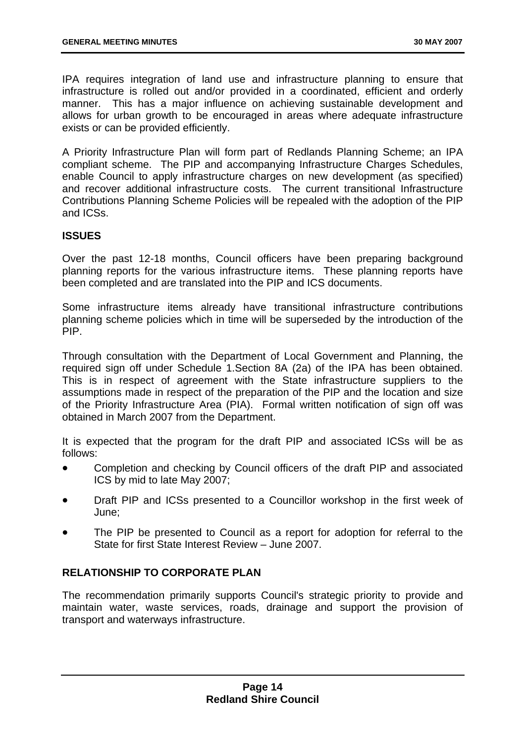IPA requires integration of land use and infrastructure planning to ensure that infrastructure is rolled out and/or provided in a coordinated, efficient and orderly manner. This has a major influence on achieving sustainable development and allows for urban growth to be encouraged in areas where adequate infrastructure exists or can be provided efficiently.

A Priority Infrastructure Plan will form part of Redlands Planning Scheme; an IPA compliant scheme. The PIP and accompanying Infrastructure Charges Schedules, enable Council to apply infrastructure charges on new development (as specified) and recover additional infrastructure costs. The current transitional Infrastructure Contributions Planning Scheme Policies will be repealed with the adoption of the PIP and ICSs.

**ISSUES**

Over the past 12-18 months, Council officers have been preparing background planning reports for the various infrastructure items. These planning reports have been completed and are translated into the PIP and ICS documents.

Some infrastructure items already have transitional infrastructure contributions planning scheme policies which in time will be superseded by the introduction of the PIP.

Through consultation with the Department of Local Government and Planning, the required sign off under Schedule 1.Section 8A (2a) of the IPA has been obtained. This is in respect of agreement with the State infrastructure suppliers to the assumptions made in respect of the preparation of the PIP and the location and size of the Priority Infrastructure Area (PIA). Formal written notification of sign off was obtained in March 2007 from the Department.

It is expected that the program for the draft PIP and associated ICSs will be as follows:

- Completion and checking by Council officers of the draft PIP and associated ICS by mid to late May 2007;
- Draft PIP and ICSs presented to a Councillor workshop in the first week of June;
- The PIP be presented to Council as a report for adoption for referral to the State for first State Interest Review – June 2007.

**RELATIONSHIP TO CORPORATE PLAN**

The recommendation primarily supports Council's strategic priority to provide and maintain water, waste services, roads, drainage and support the provision of transport and waterways infrastructure.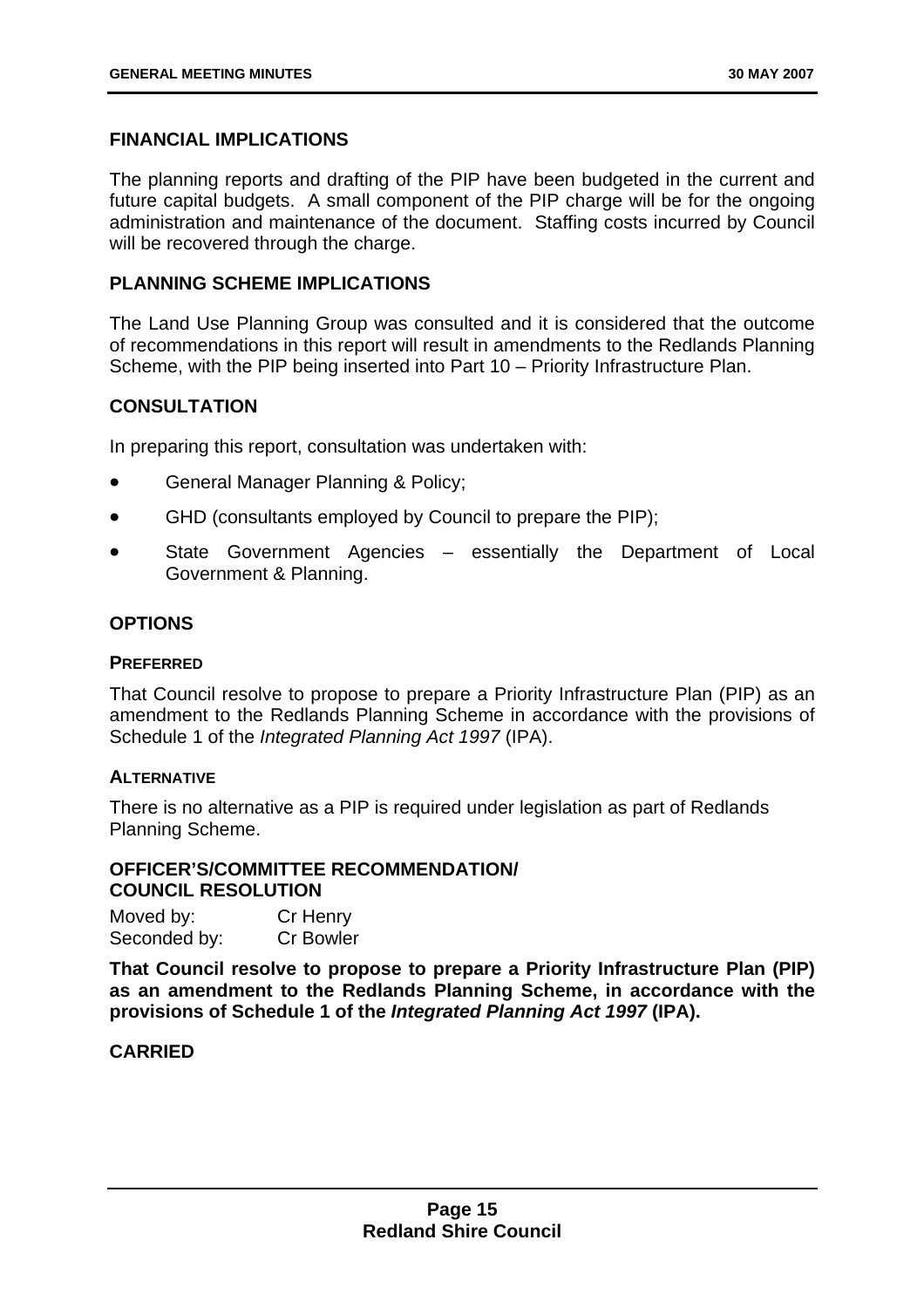## FINANCIAL IMPLICATIONS

The planning reports and drafting of the PIP have been budgeted in the current and future capital budgets. A small component of the PIP charge will be for the ongoing administration and maintenance of the document. Staffing costs incurred by Council will be recovered through the charge.

## PLANNING SCHEME IMPLICATIONS

The Land Use Planning Group was consulted and it is considered that the outcome of recommendations in this report will result in amendments to the Redlands Planning Scheme, with the PIP being inserted into Part 10 – Priority Infrastructure Plan.

## CONSULTATION

In preparing this report, consultation was undertaken with:

- General Manager Planning & Policy;
- GHD (consultants employed by Council to prepare the PIP);
- State Government Agencies – essentially the Department of Local Government & Planning.

## OPTIONS

### PREFERRED

That Council resolve to propose to prepare a Priority Infrastructure Plan (PIP) as an amendment to the Redlands Planning Scheme in accordance with the provisions of Schedule 1 of the *Integrated Planning Act 1997* (IPA).

### ALTERNATIVE

There is no alternative as a PIP is required under legislation as part of Redlands Planning Scheme.

## OFFICER'S/COMMITTEE RECOMMENDATION/ COUNCIL RESOLUTION

Moved by: Cr Henry
Seconded by: Cr Bowler

**That Council resolve to propose to prepare a Priority Infrastructure Plan (PIP) as an amendment to the Redlands Planning Scheme, in accordance with the provisions of Schedule 1 of the *Integrated Planning Act 1997* (IPA).**

**CARRIED**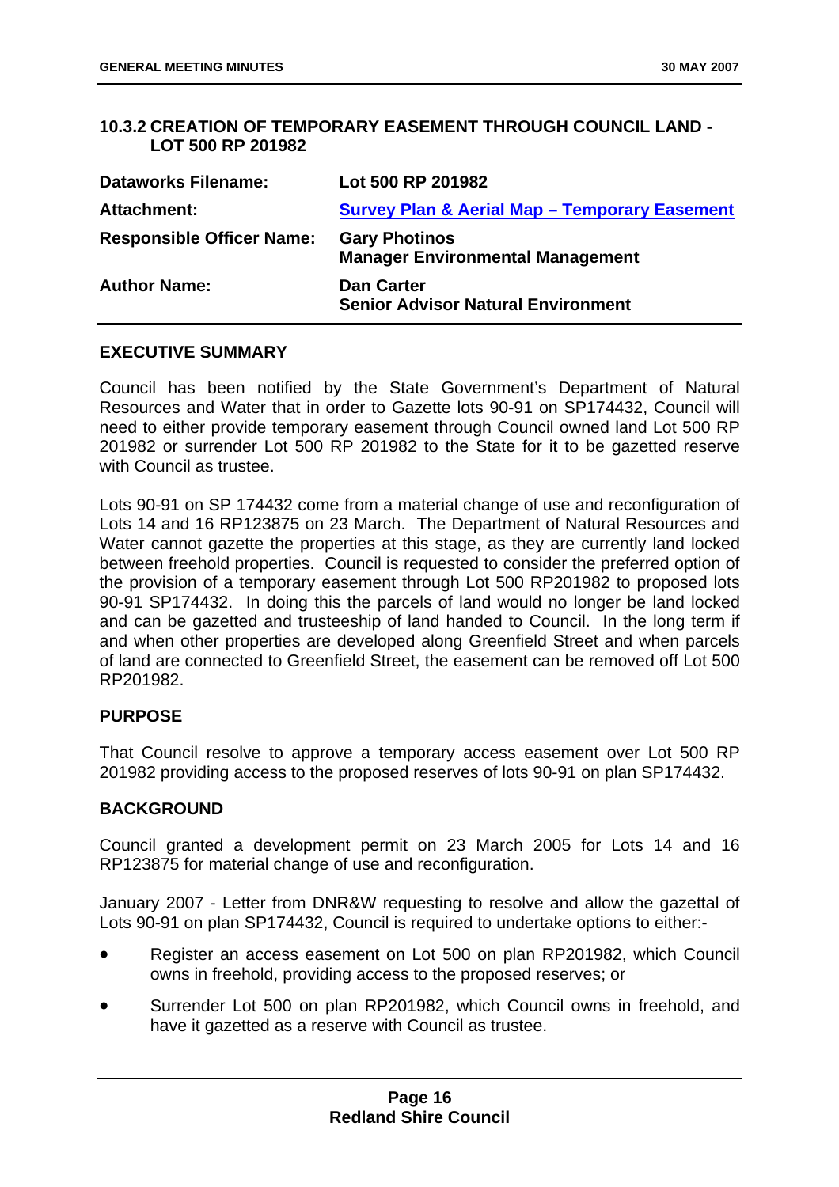### 10.3.2 CREATION OF TEMPORARY EASEMENT THROUGH COUNCIL LAND - LOT 500 RP 201982

| | |
|---|---|
| **Dataworks Filename:** | **Lot 500 RP 201982** |
| **Attachment:** | **Survey Plan & Aerial Map – Temporary Easement** |
| **Responsible Officer Name:** | **Gary Photinos**<br>**Manager Environmental Management** |
| **Author Name:** | **Dan Carter**<br>**Senior Advisor Natural Environment** |

#### EXECUTIVE SUMMARY

Council has been notified by the State Government's Department of Natural Resources and Water that in order to Gazette lots 90-91 on SP174432, Council will need to either provide temporary easement through Council owned land Lot 500 RP 201982 or surrender Lot 500 RP 201982 to the State for it to be gazetted reserve with Council as trustee.

Lots 90-91 on SP 174432 come from a material change of use and reconfiguration of Lots 14 and 16 RP123875 on 23 March. The Department of Natural Resources and Water cannot gazette the properties at this stage, as they are currently land locked between freehold properties. Council is requested to consider the preferred option of the provision of a temporary easement through Lot 500 RP201982 to proposed lots 90-91 SP174432. In doing this the parcels of land would no longer be land locked and can be gazetted and trusteeship of land handed to Council. In the long term if and when other properties are developed along Greenfield Street and when parcels of land are connected to Greenfield Street, the easement can be removed off Lot 500 RP201982.

#### PURPOSE

That Council resolve to approve a temporary access easement over Lot 500 RP 201982 providing access to the proposed reserves of lots 90-91 on plan SP174432.

#### BACKGROUND

Council granted a development permit on 23 March 2005 for Lots 14 and 16 RP123875 for material change of use and reconfiguration.

January 2007 - Letter from DNR&W requesting to resolve and allow the gazettal of Lots 90-91 on plan SP174432, Council is required to undertake options to either:-

- Register an access easement on Lot 500 on plan RP201982, which Council owns in freehold, providing access to the proposed reserves; or
- Surrender Lot 500 on plan RP201982, which Council owns in freehold, and have it gazetted as a reserve with Council as trustee.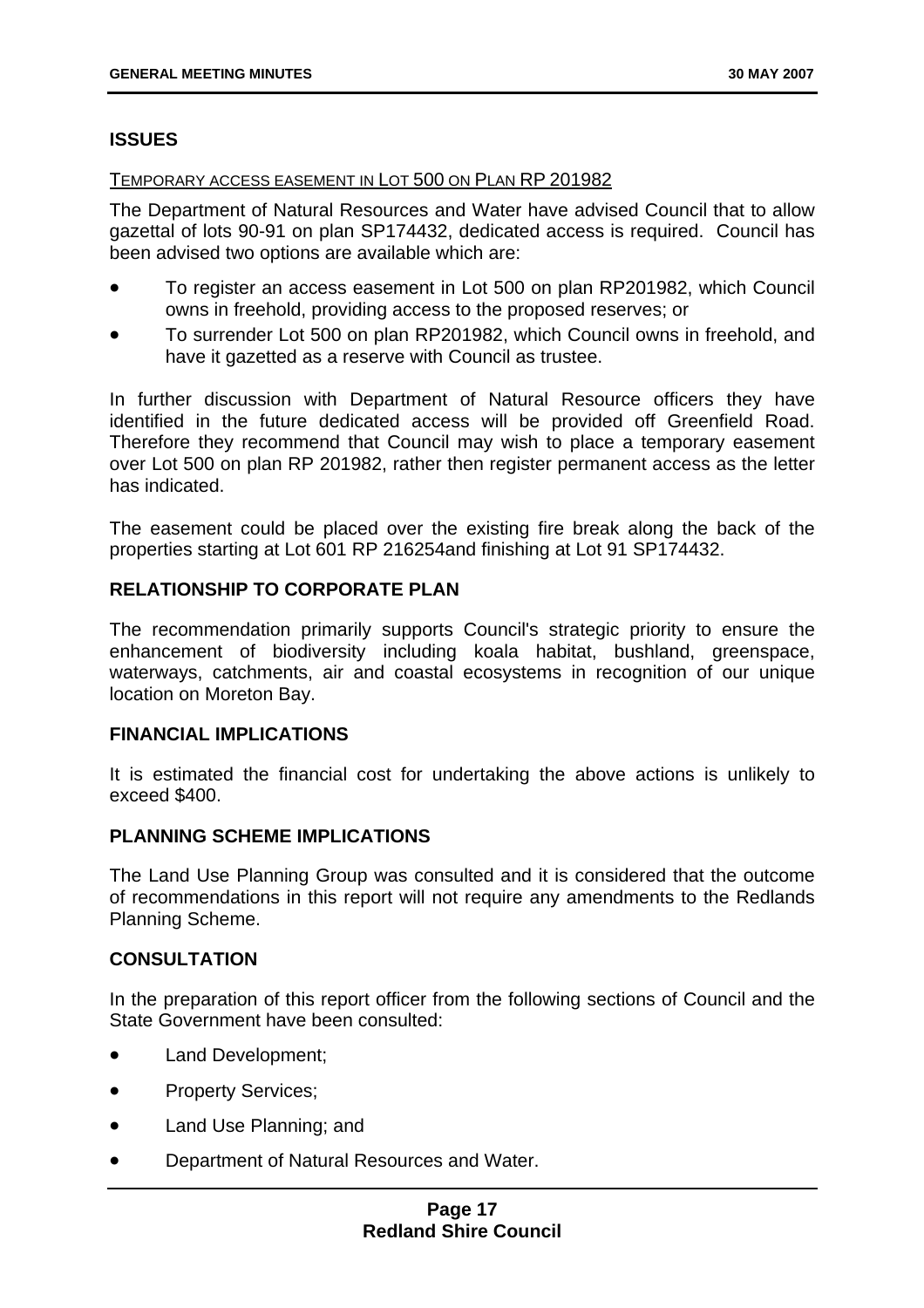## ISSUES

TEMPORARY ACCESS EASEMENT IN LOT 500 ON PLAN RP 201982

The Department of Natural Resources and Water have advised Council that to allow gazettal of lots 90-91 on plan SP174432, dedicated access is required. Council has been advised two options are available which are:

- To register an access easement in Lot 500 on plan RP201982, which Council owns in freehold, providing access to the proposed reserves; or
- To surrender Lot 500 on plan RP201982, which Council owns in freehold, and have it gazetted as a reserve with Council as trustee.

In further discussion with Department of Natural Resource officers they have identified in the future dedicated access will be provided off Greenfield Road. Therefore they recommend that Council may wish to place a temporary easement over Lot 500 on plan RP 201982, rather then register permanent access as the letter has indicated.

The easement could be placed over the existing fire break along the back of the properties starting at Lot 601 RP 216254and finishing at Lot 91 SP174432.

## RELATIONSHIP TO CORPORATE PLAN

The recommendation primarily supports Council's strategic priority to ensure the enhancement of biodiversity including koala habitat, bushland, greenspace, waterways, catchments, air and coastal ecosystems in recognition of our unique location on Moreton Bay.

## FINANCIAL IMPLICATIONS

It is estimated the financial cost for undertaking the above actions is unlikely to exceed $400.

## PLANNING SCHEME IMPLICATIONS

The Land Use Planning Group was consulted and it is considered that the outcome of recommendations in this report will not require any amendments to the Redlands Planning Scheme.

## CONSULTATION

In the preparation of this report officer from the following sections of Council and the State Government have been consulted:

- Land Development;
- Property Services;
- Land Use Planning; and
- Department of Natural Resources and Water.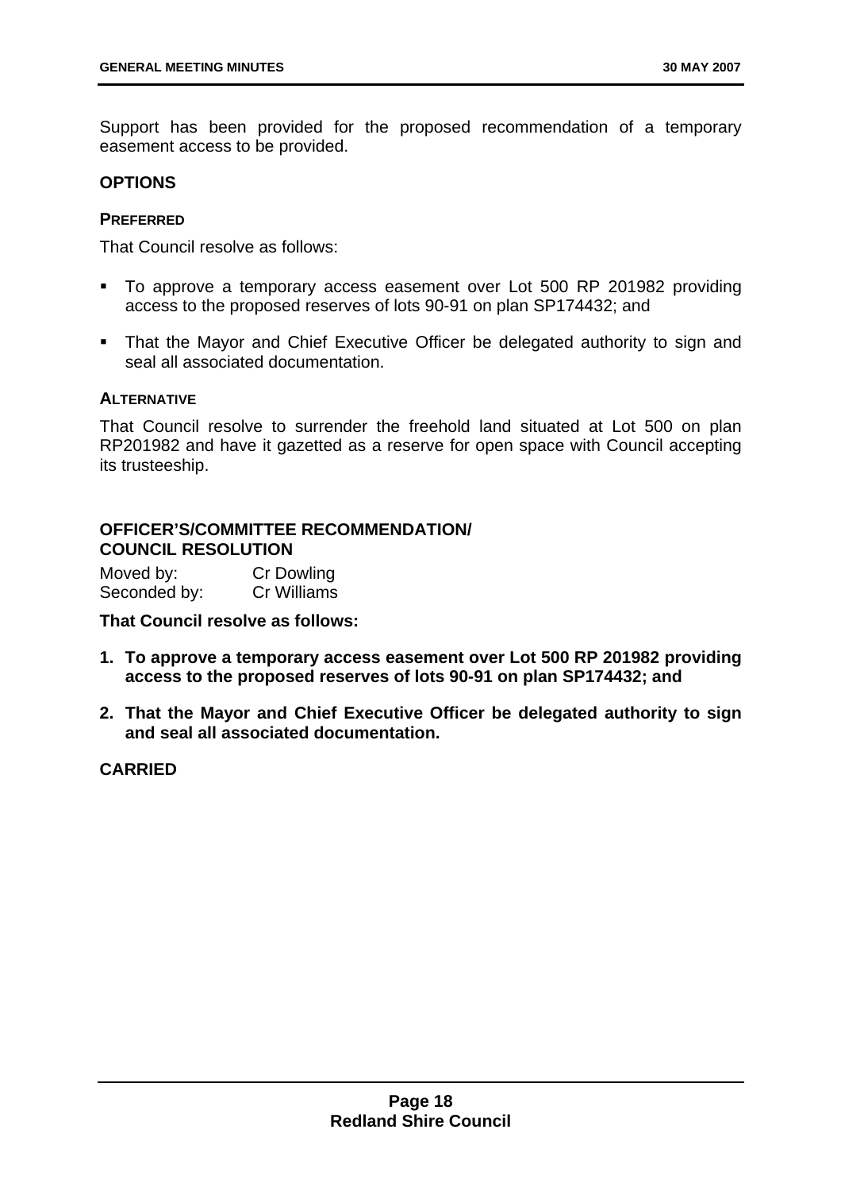Support has been provided for the proposed recommendation of a temporary easement access to be provided.

## OPTIONS

### PREFERRED

That Council resolve as follows:

- To approve a temporary access easement over Lot 500 RP 201982 providing access to the proposed reserves of lots 90-91 on plan SP174432; and
- That the Mayor and Chief Executive Officer be delegated authority to sign and seal all associated documentation.

### ALTERNATIVE

That Council resolve to surrender the freehold land situated at Lot 500 on plan RP201982 and have it gazetted as a reserve for open space with Council accepting its trusteeship.

## OFFICER'S/COMMITTEE RECOMMENDATION/ COUNCIL RESOLUTION

Moved by: Cr Dowling
Seconded by: Cr Williams

**That Council resolve as follows:**

1. **To approve a temporary access easement over Lot 500 RP 201982 providing access to the proposed reserves of lots 90-91 on plan SP174432; and**
2. **That the Mayor and Chief Executive Officer be delegated authority to sign and seal all associated documentation.**

**CARRIED**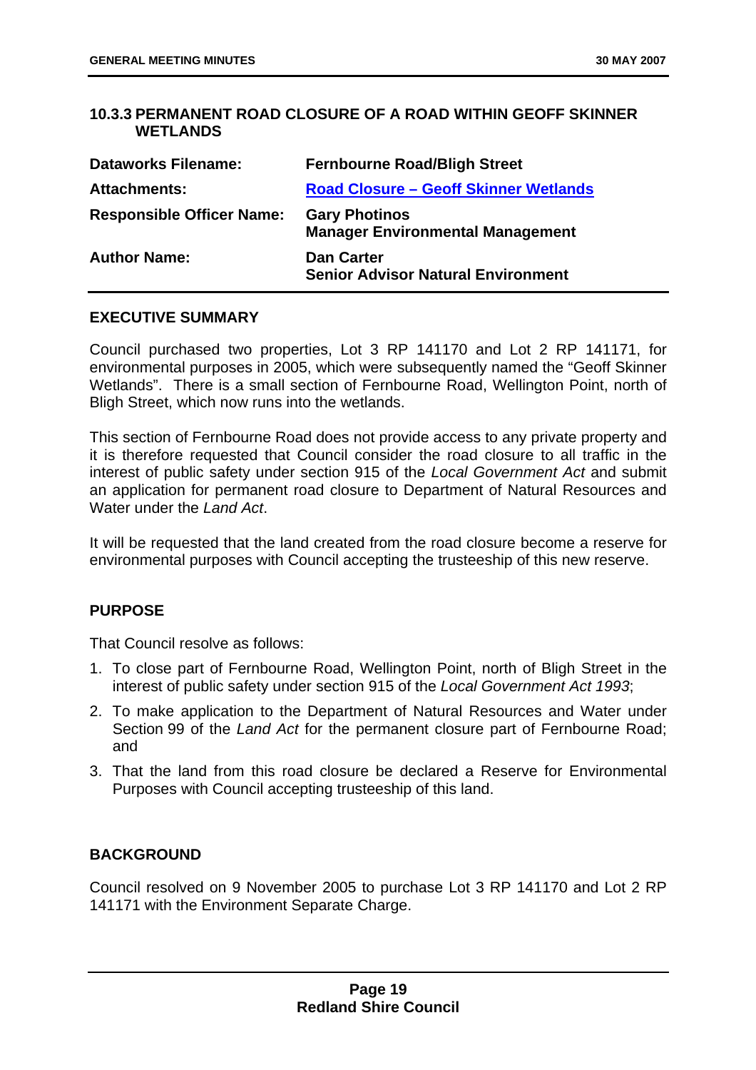### 10.3.3 PERMANENT ROAD CLOSURE OF A ROAD WITHIN GEOFF SKINNER WETLANDS

| | |
|---|---|
| **Dataworks Filename:** | **Fernbourne Road/Bligh Street** |
| **Attachments:** | **Road Closure – Geoff Skinner Wetlands** |
| **Responsible Officer Name:** | **Gary Photinos**<br>**Manager Environmental Management** |
| **Author Name:** | **Dan Carter**<br>**Senior Advisor Natural Environment** |

#### EXECUTIVE SUMMARY

Council purchased two properties, Lot 3 RP 141170 and Lot 2 RP 141171, for environmental purposes in 2005, which were subsequently named the "Geoff Skinner Wetlands". There is a small section of Fernbourne Road, Wellington Point, north of Bligh Street, which now runs into the wetlands.

This section of Fernbourne Road does not provide access to any private property and it is therefore requested that Council consider the road closure to all traffic in the interest of public safety under section 915 of the *Local Government Act* and submit an application for permanent road closure to Department of Natural Resources and Water under the *Land Act*.

It will be requested that the land created from the road closure become a reserve for environmental purposes with Council accepting the trusteeship of this new reserve.

#### PURPOSE

That Council resolve as follows:

1. To close part of Fernbourne Road, Wellington Point, north of Bligh Street in the interest of public safety under section 915 of the *Local Government Act 1993*;
2. To make application to the Department of Natural Resources and Water under Section 99 of the *Land Act* for the permanent closure part of Fernbourne Road; and
3. That the land from this road closure be declared a Reserve for Environmental Purposes with Council accepting trusteeship of this land.

#### BACKGROUND

Council resolved on 9 November 2005 to purchase Lot 3 RP 141170 and Lot 2 RP 141171 with the Environment Separate Charge.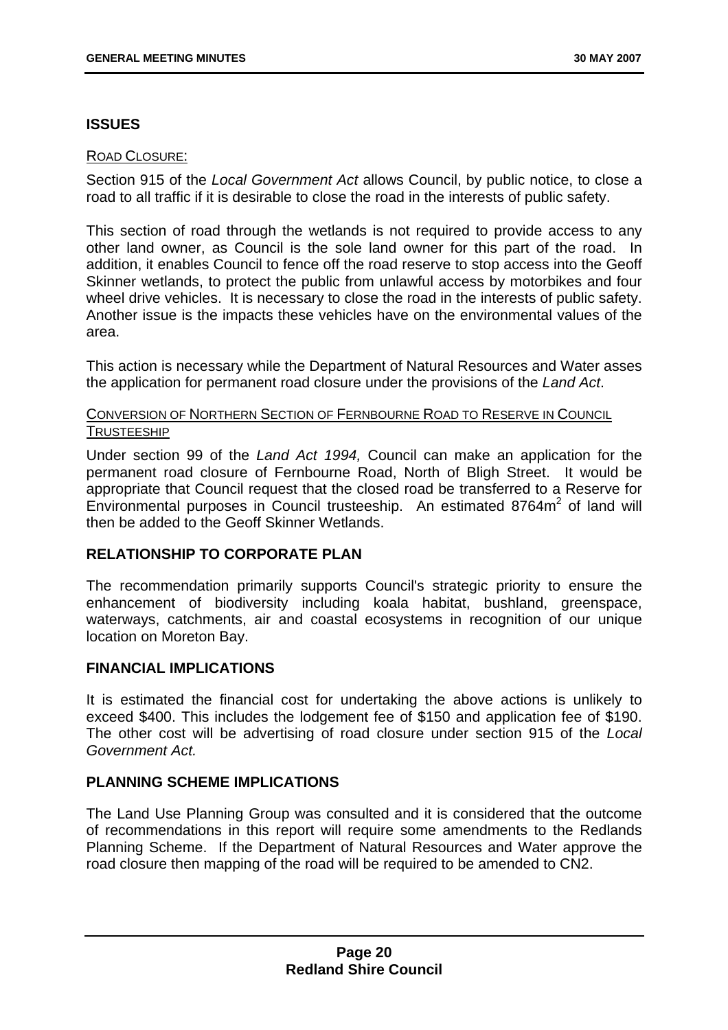## ISSUES

ROAD CLOSURE:

Section 915 of the *Local Government Act* allows Council, by public notice, to close a road to all traffic if it is desirable to close the road in the interests of public safety.

This section of road through the wetlands is not required to provide access to any other land owner, as Council is the sole land owner for this part of the road. In addition, it enables Council to fence off the road reserve to stop access into the Geoff Skinner wetlands, to protect the public from unlawful access by motorbikes and four wheel drive vehicles. It is necessary to close the road in the interests of public safety. Another issue is the impacts these vehicles have on the environmental values of the area.

This action is necessary while the Department of Natural Resources and Water asses the application for permanent road closure under the provisions of the *Land Act*.

CONVERSION OF NORTHERN SECTION OF FERNBOURNE ROAD TO RESERVE IN COUNCIL TRUSTEESHIP

Under section 99 of the *Land Act 1994,* Council can make an application for the permanent road closure of Fernbourne Road, North of Bligh Street. It would be appropriate that Council request that the closed road be transferred to a Reserve for Environmental purposes in Council trusteeship. An estimated $8764m^2$ of land will then be added to the Geoff Skinner Wetlands.

## RELATIONSHIP TO CORPORATE PLAN

The recommendation primarily supports Council's strategic priority to ensure the enhancement of biodiversity including koala habitat, bushland, greenspace, waterways, catchments, air and coastal ecosystems in recognition of our unique location on Moreton Bay.

## FINANCIAL IMPLICATIONS

It is estimated the financial cost for undertaking the above actions is unlikely to exceed $400. This includes the lodgement fee of $150 and application fee of $190. The other cost will be advertising of road closure under section 915 of the *Local Government Act.*

## PLANNING SCHEME IMPLICATIONS

The Land Use Planning Group was consulted and it is considered that the outcome of recommendations in this report will require some amendments to the Redlands Planning Scheme. If the Department of Natural Resources and Water approve the road closure then mapping of the road will be required to be amended to CN2.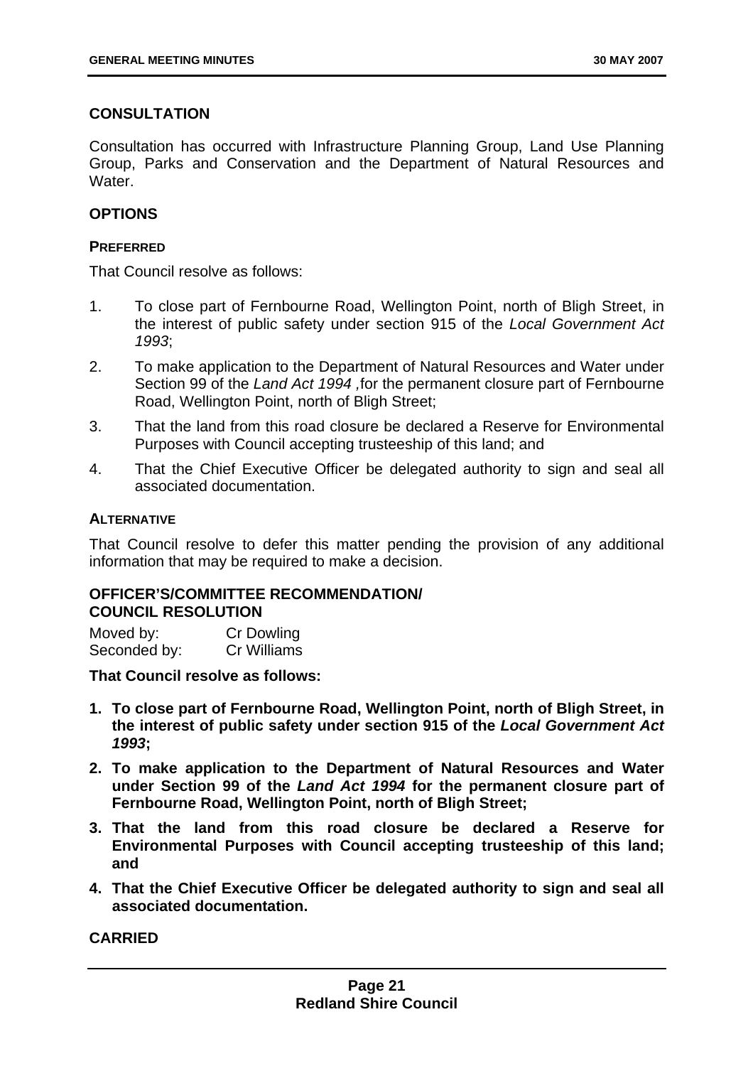## CONSULTATION

Consultation has occurred with Infrastructure Planning Group, Land Use Planning Group, Parks and Conservation and the Department of Natural Resources and Water.

## OPTIONS

### PREFERRED

That Council resolve as follows:

1. To close part of Fernbourne Road, Wellington Point, north of Bligh Street, in the interest of public safety under section 915 of the *Local Government Act 1993*;
2. To make application to the Department of Natural Resources and Water under Section 99 of the *Land Act 1994* ,for the permanent closure part of Fernbourne Road, Wellington Point, north of Bligh Street;
3. That the land from this road closure be declared a Reserve for Environmental Purposes with Council accepting trusteeship of this land; and
4. That the Chief Executive Officer be delegated authority to sign and seal all associated documentation.

### ALTERNATIVE

That Council resolve to defer this matter pending the provision of any additional information that may be required to make a decision.

## OFFICER'S/COMMITTEE RECOMMENDATION/ COUNCIL RESOLUTION

Moved by: Cr Dowling
Seconded by: Cr Williams

**That Council resolve as follows:**

1. **To close part of Fernbourne Road, Wellington Point, north of Bligh Street, in the interest of public safety under section 915 of the *Local Government Act 1993*;**
2. **To make application to the Department of Natural Resources and Water under Section 99 of the *Land Act 1994* for the permanent closure part of Fernbourne Road, Wellington Point, north of Bligh Street;**
3. **That the land from this road closure be declared a Reserve for Environmental Purposes with Council accepting trusteeship of this land; and**
4. **That the Chief Executive Officer be delegated authority to sign and seal all associated documentation.**

**CARRIED**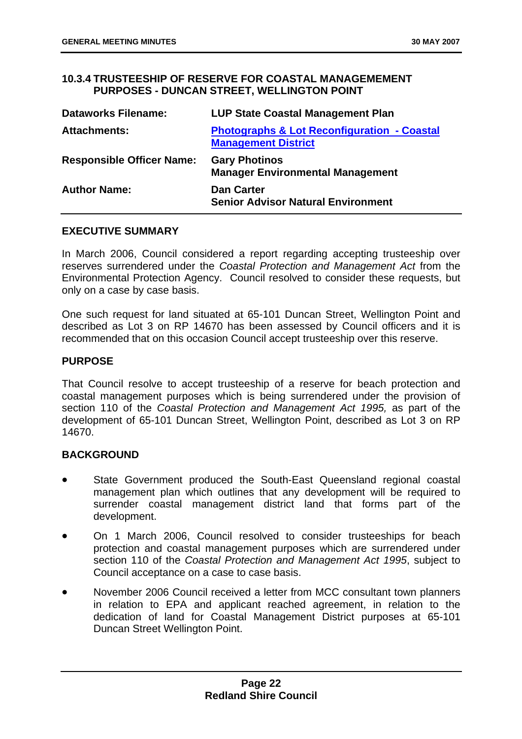### 10.3.4 TRUSTEESHIP OF RESERVE FOR COASTAL MANAGEMEMENT PURPOSES - DUNCAN STREET, WELLINGTON POINT

| | |
|---|---|
| **Dataworks Filename:** | **LUP State Coastal Management Plan** |
| **Attachments:** | **Photographs & Lot Reconfiguration - Coastal Management District** |
| **Responsible Officer Name:** | **Gary Photinos**<br>**Manager Environmental Management** |
| **Author Name:** | **Dan Carter**<br>**Senior Advisor Natural Environment** |

#### EXECUTIVE SUMMARY

In March 2006, Council considered a report regarding accepting trusteeship over reserves surrendered under the *Coastal Protection and Management Act* from the Environmental Protection Agency. Council resolved to consider these requests, but only on a case by case basis.

One such request for land situated at 65-101 Duncan Street, Wellington Point and described as Lot 3 on RP 14670 has been assessed by Council officers and it is recommended that on this occasion Council accept trusteeship over this reserve.

#### PURPOSE

That Council resolve to accept trusteeship of a reserve for beach protection and coastal management purposes which is being surrendered under the provision of section 110 of the *Coastal Protection and Management Act 1995,* as part of the development of 65-101 Duncan Street, Wellington Point, described as Lot 3 on RP 14670.

#### BACKGROUND

- State Government produced the South-East Queensland regional coastal management plan which outlines that any development will be required to surrender coastal management district land that forms part of the development.
- On 1 March 2006, Council resolved to consider trusteeships for beach protection and coastal management purposes which are surrendered under section 110 of the *Coastal Protection and Management Act 1995*, subject to Council acceptance on a case to case basis.
- November 2006 Council received a letter from MCC consultant town planners in relation to EPA and applicant reached agreement, in relation to the dedication of land for Coastal Management District purposes at 65-101 Duncan Street Wellington Point.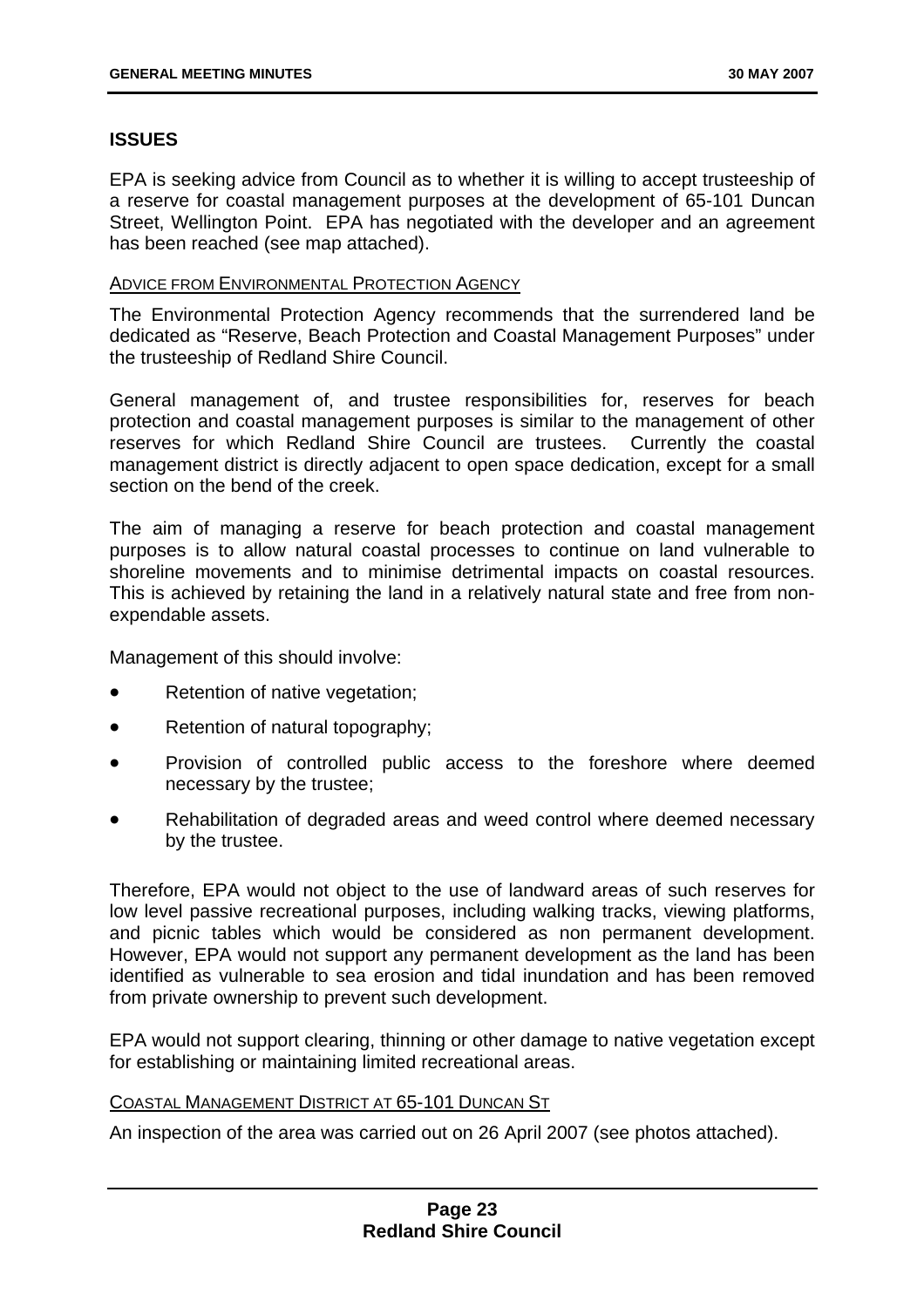## ISSUES

EPA is seeking advice from Council as to whether it is willing to accept trusteeship of a reserve for coastal management purposes at the development of 65-101 Duncan Street, Wellington Point. EPA has negotiated with the developer and an agreement has been reached (see map attached).

<u>ADVICE FROM ENVIRONMENTAL PROTECTION AGENCY</u>

The Environmental Protection Agency recommends that the surrendered land be dedicated as "Reserve, Beach Protection and Coastal Management Purposes" under the trusteeship of Redland Shire Council.

General management of, and trustee responsibilities for, reserves for beach protection and coastal management purposes is similar to the management of other reserves for which Redland Shire Council are trustees. Currently the coastal management district is directly adjacent to open space dedication, except for a small section on the bend of the creek.

The aim of managing a reserve for beach protection and coastal management purposes is to allow natural coastal processes to continue on land vulnerable to shoreline movements and to minimise detrimental impacts on coastal resources. This is achieved by retaining the land in a relatively natural state and free from non-expendable assets.

Management of this should involve:

- Retention of native vegetation;
- Retention of natural topography;
- Provision of controlled public access to the foreshore where deemed necessary by the trustee;
- Rehabilitation of degraded areas and weed control where deemed necessary by the trustee.

Therefore, EPA would not object to the use of landward areas of such reserves for low level passive recreational purposes, including walking tracks, viewing platforms, and picnic tables which would be considered as non permanent development. However, EPA would not support any permanent development as the land has been identified as vulnerable to sea erosion and tidal inundation and has been removed from private ownership to prevent such development.

EPA would not support clearing, thinning or other damage to native vegetation except for establishing or maintaining limited recreational areas.

<u>COASTAL MANAGEMENT DISTRICT AT 65-101 DUNCAN ST</u>

An inspection of the area was carried out on 26 April 2007 (see photos attached).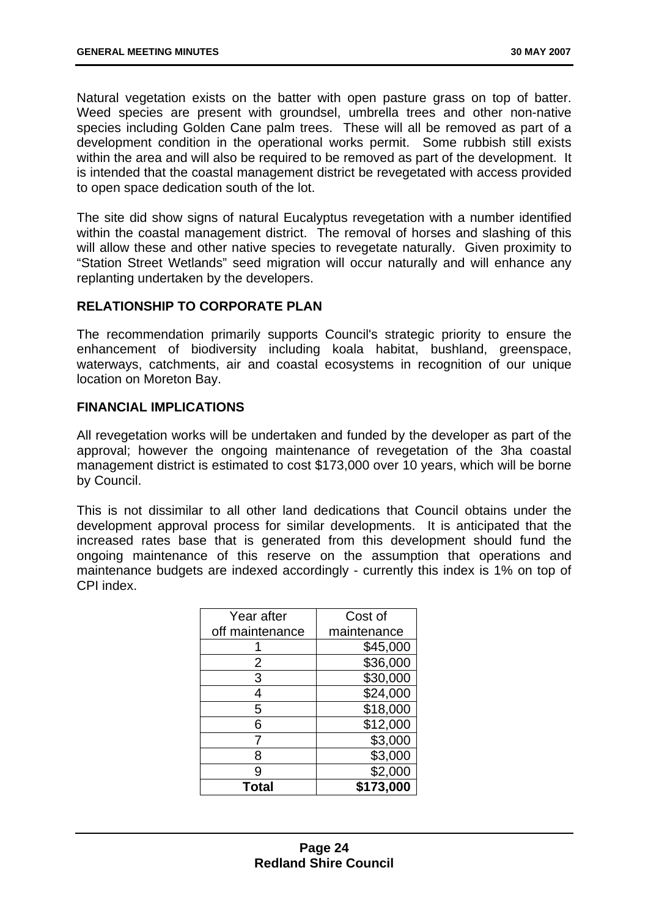Natural vegetation exists on the batter with open pasture grass on top of batter. Weed species are present with groundsel, umbrella trees and other non-native species including Golden Cane palm trees. These will all be removed as part of a development condition in the operational works permit. Some rubbish still exists within the area and will also be required to be removed as part of the development. It is intended that the coastal management district be revegetated with access provided to open space dedication south of the lot.

The site did show signs of natural Eucalyptus revegetation with a number identified within the coastal management district. The removal of horses and slashing of this will allow these and other native species to revegetate naturally. Given proximity to "Station Street Wetlands" seed migration will occur naturally and will enhance any replanting undertaken by the developers.

**RELATIONSHIP TO CORPORATE PLAN**

The recommendation primarily supports Council's strategic priority to ensure the enhancement of biodiversity including koala habitat, bushland, greenspace, waterways, catchments, air and coastal ecosystems in recognition of our unique location on Moreton Bay.

**FINANCIAL IMPLICATIONS**

All revegetation works will be undertaken and funded by the developer as part of the approval; however the ongoing maintenance of revegetation of the 3ha coastal management district is estimated to cost $173,000 over 10 years, which will be borne by Council.

This is not dissimilar to all other land dedications that Council obtains under the development approval process for similar developments. It is anticipated that the increased rates base that is generated from this development should fund the ongoing maintenance of this reserve on the assumption that operations and maintenance budgets are indexed accordingly - currently this index is 1% on top of CPI index.

| Year after off maintenance | Cost of maintenance |
|---|---|
| 1 | $45,000 |
| 2 | $36,000 |
| 3 | $30,000 |
| 4 | $24,000 |
| 5 | $18,000 |
| 6 | $12,000 |
| 7 | $3,000 |
| 8 | $3,000 |
| 9 | $2,000 |
| **Total** | **$173,000** |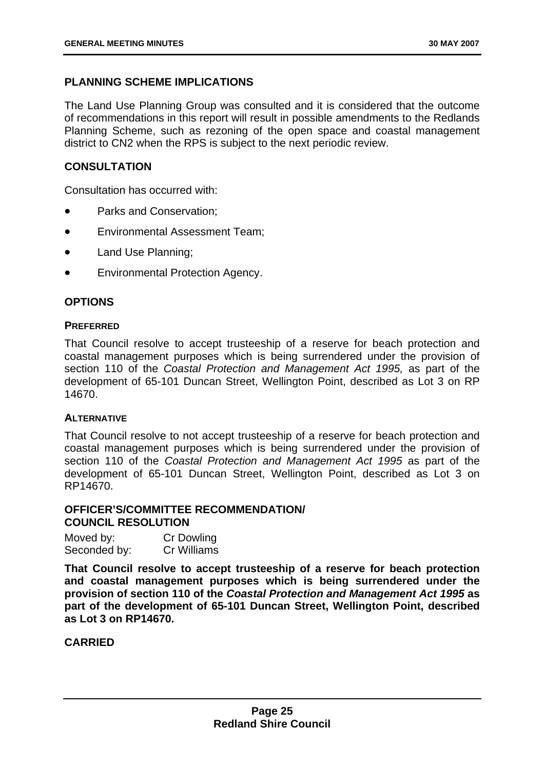## PLANNING SCHEME IMPLICATIONS

The Land Use Planning Group was consulted and it is considered that the outcome of recommendations in this report will result in possible amendments to the Redlands Planning Scheme, such as rezoning of the open space and coastal management district to CN2 when the RPS is subject to the next periodic review.

## CONSULTATION

Consultation has occurred with:

- Parks and Conservation;
- Environmental Assessment Team;
- Land Use Planning;
- Environmental Protection Agency.

## OPTIONS

### PREFERRED

That Council resolve to accept trusteeship of a reserve for beach protection and coastal management purposes which is being surrendered under the provision of section 110 of the *Coastal Protection and Management Act 1995,* as part of the development of 65-101 Duncan Street, Wellington Point, described as Lot 3 on RP 14670.

### ALTERNATIVE

That Council resolve to not accept trusteeship of a reserve for beach protection and coastal management purposes which is being surrendered under the provision of section 110 of the *Coastal Protection and Management Act 1995* as part of the development of 65-101 Duncan Street, Wellington Point, described as Lot 3 on RP14670.

## OFFICER'S/COMMITTEE RECOMMENDATION/ COUNCIL RESOLUTION

Moved by: Cr Dowling
Seconded by: Cr Williams

**That Council resolve to accept trusteeship of a reserve for beach protection and coastal management purposes which is being surrendered under the provision of section 110 of the *Coastal Protection and Management Act 1995* as part of the development of 65-101 Duncan Street, Wellington Point, described as Lot 3 on RP14670.**

**CARRIED**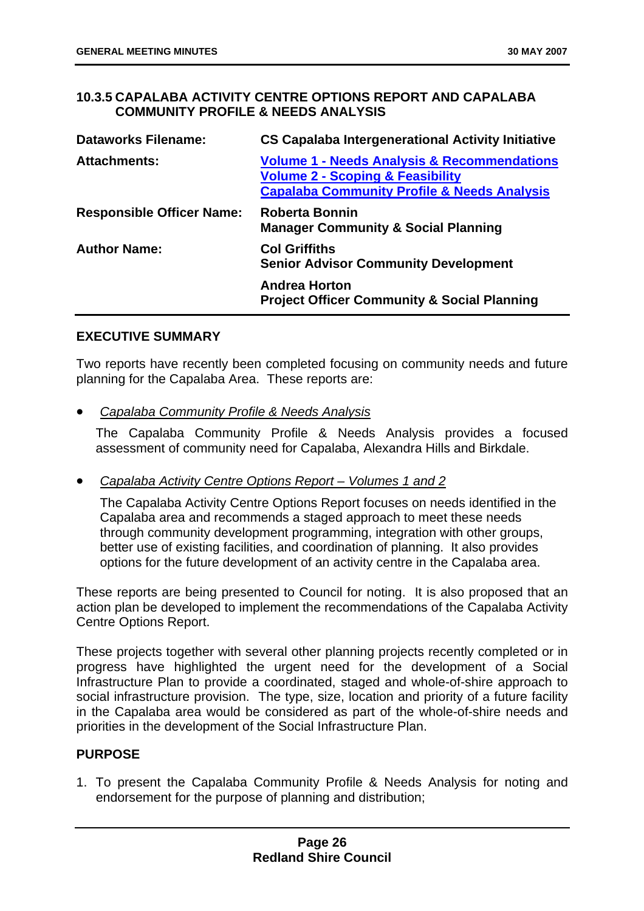### 10.3.5 CAPALABA ACTIVITY CENTRE OPTIONS REPORT AND CAPALABA COMMUNITY PROFILE & NEEDS ANALYSIS

| | |
|---|---|
| **Dataworks Filename:** | **CS Capalaba Intergenerational Activity Initiative** |
| **Attachments:** | **Volume 1 - Needs Analysis & Recommendations**<br>**Volume 2 - Scoping & Feasibility**<br>**Capalaba Community Profile & Needs Analysis** |
| **Responsible Officer Name:** | **Roberta Bonnin**<br>**Manager Community & Social Planning** |
| **Author Name:** | **Col Griffiths**<br>**Senior Advisor Community Development** |
| | **Andrea Horton**<br>**Project Officer Community & Social Planning** |

#### EXECUTIVE SUMMARY

Two reports have recently been completed focusing on community needs and future planning for the Capalaba Area. These reports are:

- *Capalaba Community Profile & Needs Analysis*

  The Capalaba Community Profile & Needs Analysis provides a focused assessment of community need for Capalaba, Alexandra Hills and Birkdale.

- *Capalaba Activity Centre Options Report – Volumes 1 and 2*

  The Capalaba Activity Centre Options Report focuses on needs identified in the Capalaba area and recommends a staged approach to meet these needs through community development programming, integration with other groups, better use of existing facilities, and coordination of planning. It also provides options for the future development of an activity centre in the Capalaba area.

These reports are being presented to Council for noting. It is also proposed that an action plan be developed to implement the recommendations of the Capalaba Activity Centre Options Report.

These projects together with several other planning projects recently completed or in progress have highlighted the urgent need for the development of a Social Infrastructure Plan to provide a coordinated, staged and whole-of-shire approach to social infrastructure provision. The type, size, location and priority of a future facility in the Capalaba area would be considered as part of the whole-of-shire needs and priorities in the development of the Social Infrastructure Plan.

#### PURPOSE

1. To present the Capalaba Community Profile & Needs Analysis for noting and endorsement for the purpose of planning and distribution;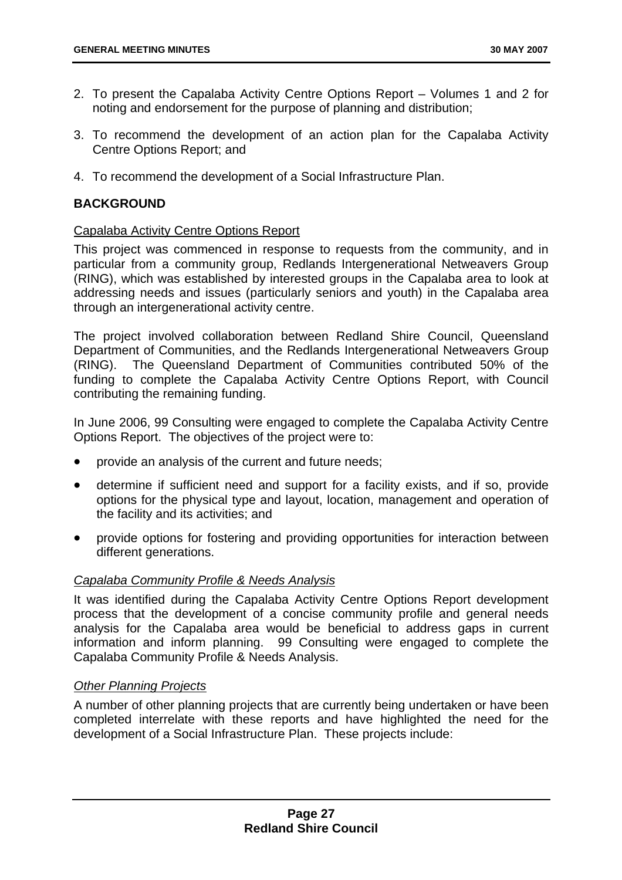2. To present the Capalaba Activity Centre Options Report – Volumes 1 and 2 for noting and endorsement for the purpose of planning and distribution;

3. To recommend the development of an action plan for the Capalaba Activity Centre Options Report; and

4. To recommend the development of a Social Infrastructure Plan.

## BACKGROUND

<u>Capalaba Activity Centre Options Report</u>

This project was commenced in response to requests from the community, and in particular from a community group, Redlands Intergenerational Netweavers Group (RING), which was established by interested groups in the Capalaba area to look at addressing needs and issues (particularly seniors and youth) in the Capalaba area through an intergenerational activity centre.

The project involved collaboration between Redland Shire Council, Queensland Department of Communities, and the Redlands Intergenerational Netweavers Group (RING). The Queensland Department of Communities contributed 50% of the funding to complete the Capalaba Activity Centre Options Report, with Council contributing the remaining funding.

In June 2006, 99 Consulting were engaged to complete the Capalaba Activity Centre Options Report. The objectives of the project were to:

- provide an analysis of the current and future needs;
- determine if sufficient need and support for a facility exists, and if so, provide options for the physical type and layout, location, management and operation of the facility and its activities; and
- provide options for fostering and providing opportunities for interaction between different generations.

*<u>Capalaba Community Profile & Needs Analysis</u>*

It was identified during the Capalaba Activity Centre Options Report development process that the development of a concise community profile and general needs analysis for the Capalaba area would be beneficial to address gaps in current information and inform planning. 99 Consulting were engaged to complete the Capalaba Community Profile & Needs Analysis.

*<u>Other Planning Projects</u>*

A number of other planning projects that are currently being undertaken or have been completed interrelate with these reports and have highlighted the need for the development of a Social Infrastructure Plan. These projects include: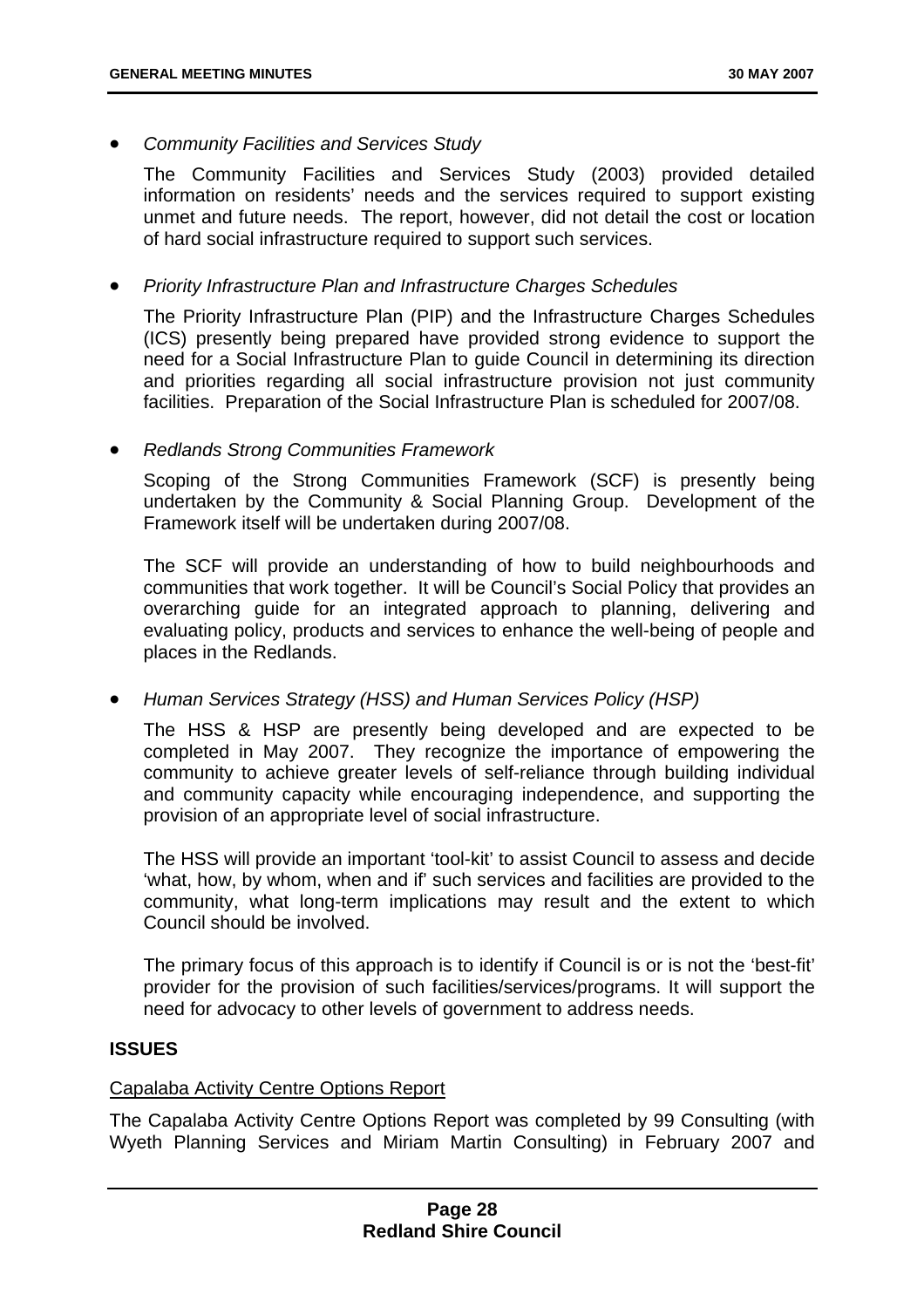- *Community Facilities and Services Study*

  The Community Facilities and Services Study (2003) provided detailed information on residents' needs and the services required to support existing unmet and future needs. The report, however, did not detail the cost or location of hard social infrastructure required to support such services.

- *Priority Infrastructure Plan and Infrastructure Charges Schedules*

  The Priority Infrastructure Plan (PIP) and the Infrastructure Charges Schedules (ICS) presently being prepared have provided strong evidence to support the need for a Social Infrastructure Plan to guide Council in determining its direction and priorities regarding all social infrastructure provision not just community facilities. Preparation of the Social Infrastructure Plan is scheduled for 2007/08.

- *Redlands Strong Communities Framework*

  Scoping of the Strong Communities Framework (SCF) is presently being undertaken by the Community & Social Planning Group. Development of the Framework itself will be undertaken during 2007/08.

  The SCF will provide an understanding of how to build neighbourhoods and communities that work together. It will be Council's Social Policy that provides an overarching guide for an integrated approach to planning, delivering and evaluating policy, products and services to enhance the well-being of people and places in the Redlands.

- *Human Services Strategy (HSS) and Human Services Policy (HSP)*

  The HSS & HSP are presently being developed and are expected to be completed in May 2007. They recognize the importance of empowering the community to achieve greater levels of self-reliance through building individual and community capacity while encouraging independence, and supporting the provision of an appropriate level of social infrastructure.

  The HSS will provide an important 'tool-kit' to assist Council to assess and decide 'what, how, by whom, when and if' such services and facilities are provided to the community, what long-term implications may result and the extent to which Council should be involved.

  The primary focus of this approach is to identify if Council is or is not the 'best-fit' provider for the provision of such facilities/services/programs. It will support the need for advocacy to other levels of government to address needs.

**ISSUES**

<u>Capalaba Activity Centre Options Report</u>

The Capalaba Activity Centre Options Report was completed by 99 Consulting (with Wyeth Planning Services and Miriam Martin Consulting) in February 2007 and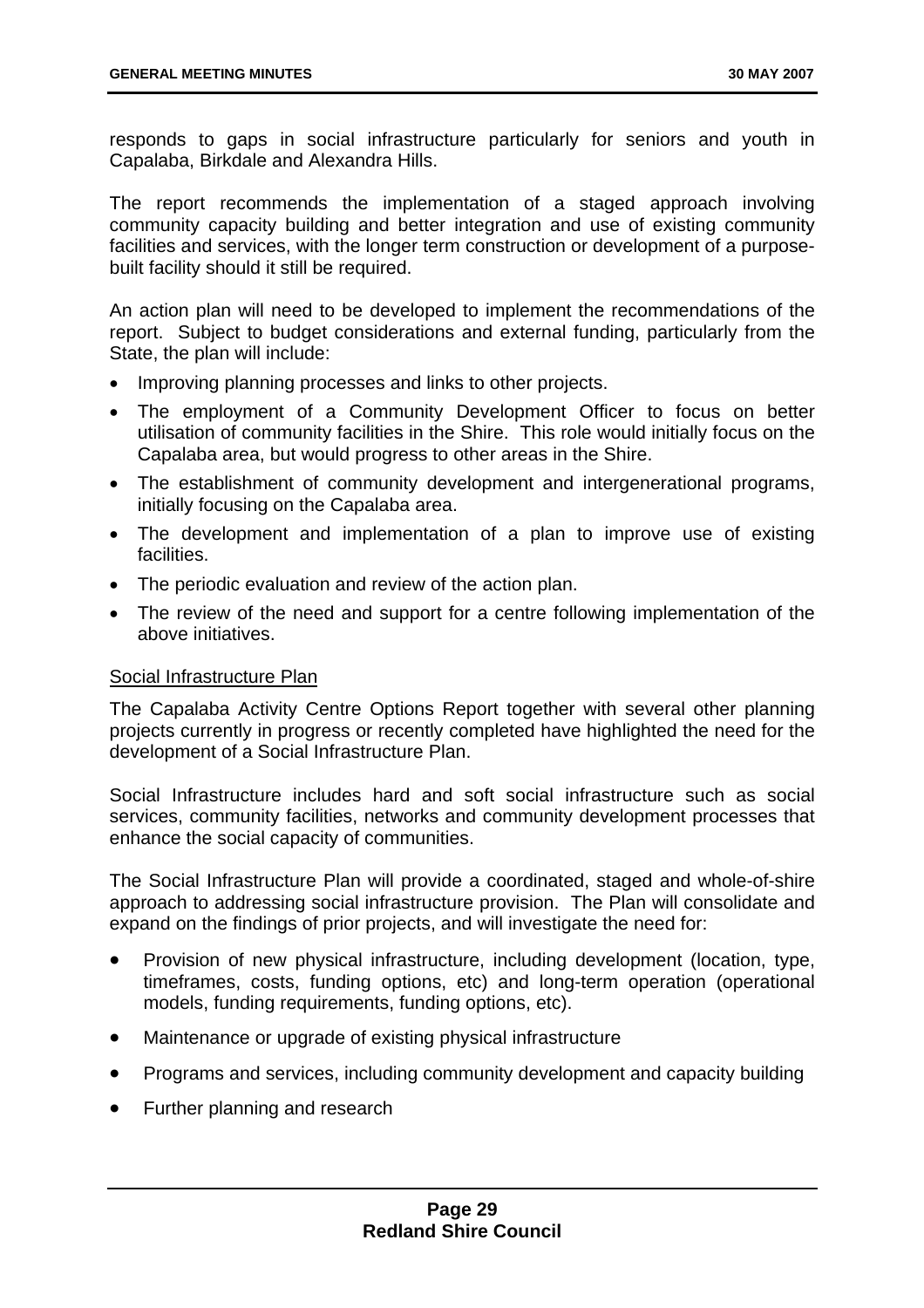responds to gaps in social infrastructure particularly for seniors and youth in Capalaba, Birkdale and Alexandra Hills.

The report recommends the implementation of a staged approach involving community capacity building and better integration and use of existing community facilities and services, with the longer term construction or development of a purpose-built facility should it still be required.

An action plan will need to be developed to implement the recommendations of the report. Subject to budget considerations and external funding, particularly from the State, the plan will include:

- Improving planning processes and links to other projects.
- The employment of a Community Development Officer to focus on better utilisation of community facilities in the Shire. This role would initially focus on the Capalaba area, but would progress to other areas in the Shire.
- The establishment of community development and intergenerational programs, initially focusing on the Capalaba area.
- The development and implementation of a plan to improve use of existing facilities.
- The periodic evaluation and review of the action plan.
- The review of the need and support for a centre following implementation of the above initiatives.

<u>Social Infrastructure Plan</u>

The Capalaba Activity Centre Options Report together with several other planning projects currently in progress or recently completed have highlighted the need for the development of a Social Infrastructure Plan.

Social Infrastructure includes hard and soft social infrastructure such as social services, community facilities, networks and community development processes that enhance the social capacity of communities.

The Social Infrastructure Plan will provide a coordinated, staged and whole-of-shire approach to addressing social infrastructure provision. The Plan will consolidate and expand on the findings of prior projects, and will investigate the need for:

- Provision of new physical infrastructure, including development (location, type, timeframes, costs, funding options, etc) and long-term operation (operational models, funding requirements, funding options, etc).
- Maintenance or upgrade of existing physical infrastructure
- Programs and services, including community development and capacity building
- Further planning and research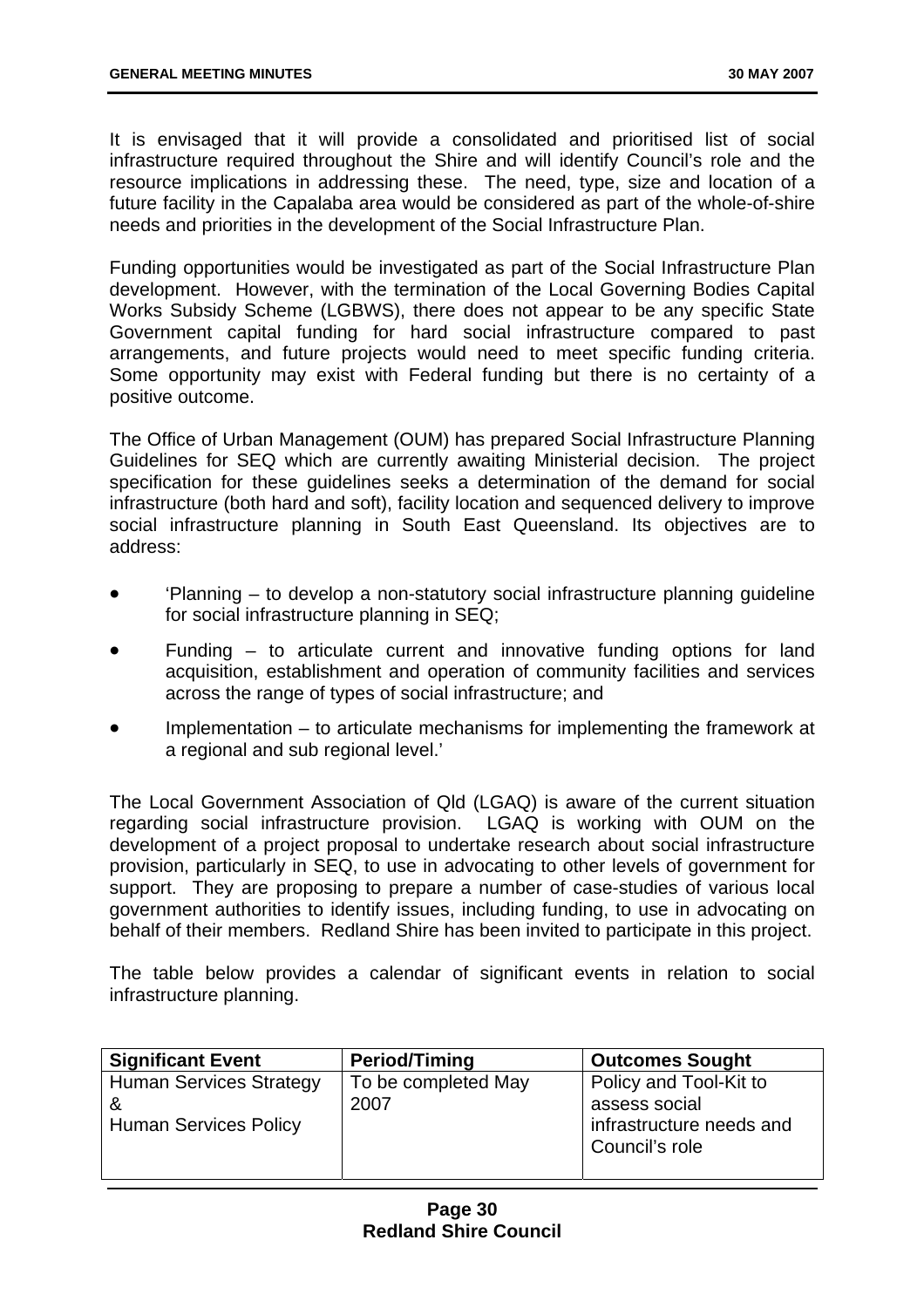It is envisaged that it will provide a consolidated and prioritised list of social infrastructure required throughout the Shire and will identify Council's role and the resource implications in addressing these. The need, type, size and location of a future facility in the Capalaba area would be considered as part of the whole-of-shire needs and priorities in the development of the Social Infrastructure Plan.

Funding opportunities would be investigated as part of the Social Infrastructure Plan development. However, with the termination of the Local Governing Bodies Capital Works Subsidy Scheme (LGBWS), there does not appear to be any specific State Government capital funding for hard social infrastructure compared to past arrangements, and future projects would need to meet specific funding criteria. Some opportunity may exist with Federal funding but there is no certainty of a positive outcome.

The Office of Urban Management (OUM) has prepared Social Infrastructure Planning Guidelines for SEQ which are currently awaiting Ministerial decision. The project specification for these guidelines seeks a determination of the demand for social infrastructure (both hard and soft), facility location and sequenced delivery to improve social infrastructure planning in South East Queensland. Its objectives are to address:

- 'Planning – to develop a non-statutory social infrastructure planning guideline for social infrastructure planning in SEQ;
- Funding – to articulate current and innovative funding options for land acquisition, establishment and operation of community facilities and services across the range of types of social infrastructure; and
- Implementation – to articulate mechanisms for implementing the framework at a regional and sub regional level.'

The Local Government Association of Qld (LGAQ) is aware of the current situation regarding social infrastructure provision. LGAQ is working with OUM on the development of a project proposal to undertake research about social infrastructure provision, particularly in SEQ, to use in advocating to other levels of government for support. They are proposing to prepare a number of case-studies of various local government authorities to identify issues, including funding, to use in advocating on behalf of their members. Redland Shire has been invited to participate in this project.

The table below provides a calendar of significant events in relation to social infrastructure planning.

| Significant Event | Period/Timing | Outcomes Sought |
|---|---|---|
| Human Services Strategy & Human Services Policy | To be completed May 2007 | Policy and Tool-Kit to assess social infrastructure needs and Council's role |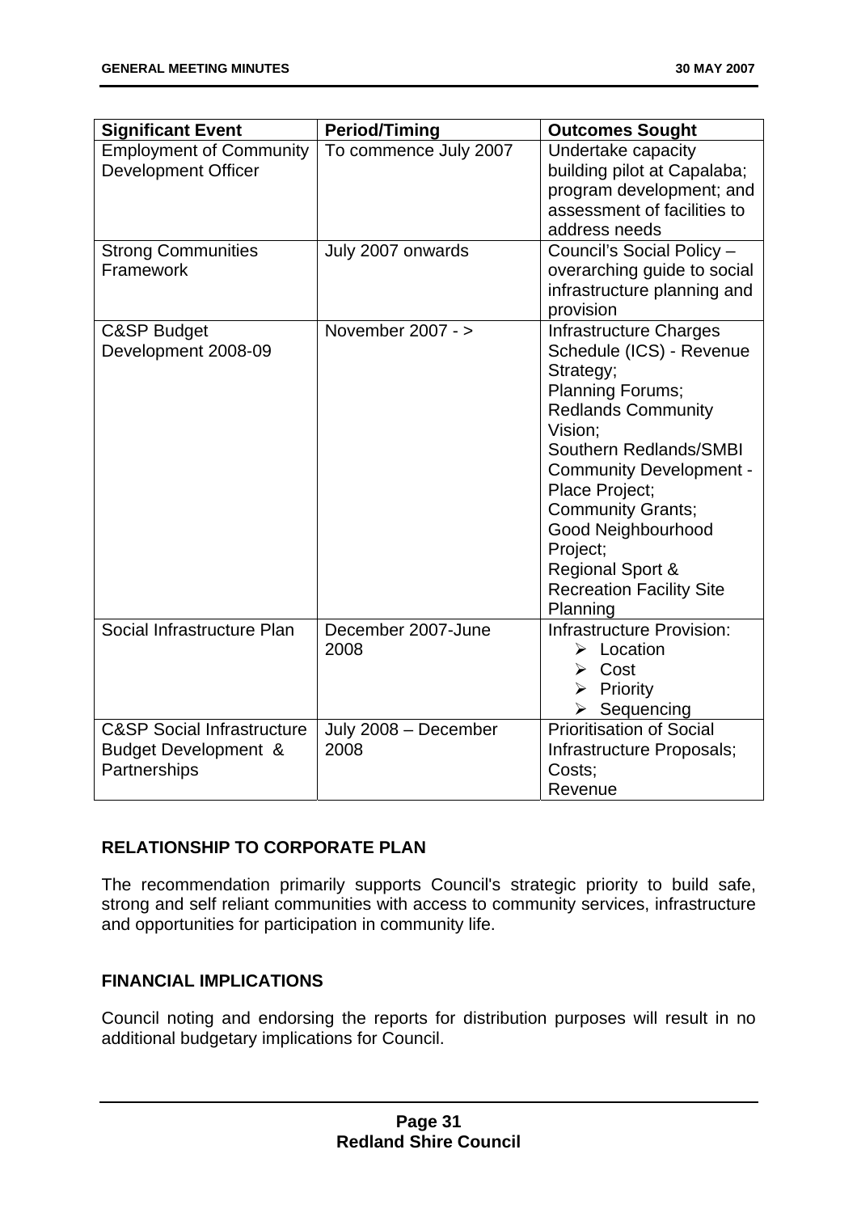| Significant Event | Period/Timing | Outcomes Sought |
|---|---|---|
| Employment of Community Development Officer | To commence July 2007 | Undertake capacity building pilot at Capalaba; program development; and assessment of facilities to address needs |
| Strong Communities Framework | July 2007 onwards | Council's Social Policy – overarching guide to social infrastructure planning and provision |
| C&SP Budget Development 2008-09 | November 2007 - > | Infrastructure Charges Schedule (ICS) - Revenue Strategy;<br>Planning Forums;<br>Redlands Community Vision;<br>Southern Redlands/SMBI Community Development - Place Project;<br>Community Grants;<br>Good Neighbourhood Project;<br>Regional Sport & Recreation Facility Site Planning |
| Social Infrastructure Plan | December 2007-June 2008 | Infrastructure Provision:<br>➢ Location<br>➢ Cost<br>➢ Priority<br>➢ Sequencing |
| C&SP Social Infrastructure Budget Development & Partnerships | July 2008 – December 2008 | Prioritisation of Social Infrastructure Proposals;<br>Costs;<br>Revenue |

## RELATIONSHIP TO CORPORATE PLAN

The recommendation primarily supports Council's strategic priority to build safe, strong and self reliant communities with access to community services, infrastructure and opportunities for participation in community life.

## FINANCIAL IMPLICATIONS

Council noting and endorsing the reports for distribution purposes will result in no additional budgetary implications for Council.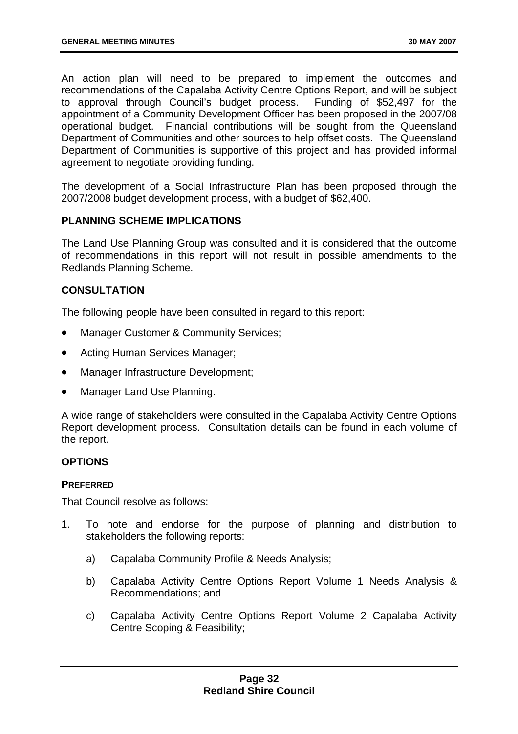An action plan will need to be prepared to implement the outcomes and recommendations of the Capalaba Activity Centre Options Report, and will be subject to approval through Council's budget process. Funding of $52,497 for the appointment of a Community Development Officer has been proposed in the 2007/08 operational budget. Financial contributions will be sought from the Queensland Department of Communities and other sources to help offset costs. The Queensland Department of Communities is supportive of this project and has provided informal agreement to negotiate providing funding.

The development of a Social Infrastructure Plan has been proposed through the 2007/2008 budget development process, with a budget of $62,400.

## PLANNING SCHEME IMPLICATIONS

The Land Use Planning Group was consulted and it is considered that the outcome of recommendations in this report will not result in possible amendments to the Redlands Planning Scheme.

## CONSULTATION

The following people have been consulted in regard to this report:

- Manager Customer & Community Services;
- Acting Human Services Manager;
- Manager Infrastructure Development;
- Manager Land Use Planning.

A wide range of stakeholders were consulted in the Capalaba Activity Centre Options Report development process. Consultation details can be found in each volume of the report.

## OPTIONS

### PREFERRED

That Council resolve as follows:

1. To note and endorse for the purpose of planning and distribution to stakeholders the following reports:

    a) Capalaba Community Profile & Needs Analysis;

    b) Capalaba Activity Centre Options Report Volume 1 Needs Analysis & Recommendations; and

    c) Capalaba Activity Centre Options Report Volume 2 Capalaba Activity Centre Scoping & Feasibility;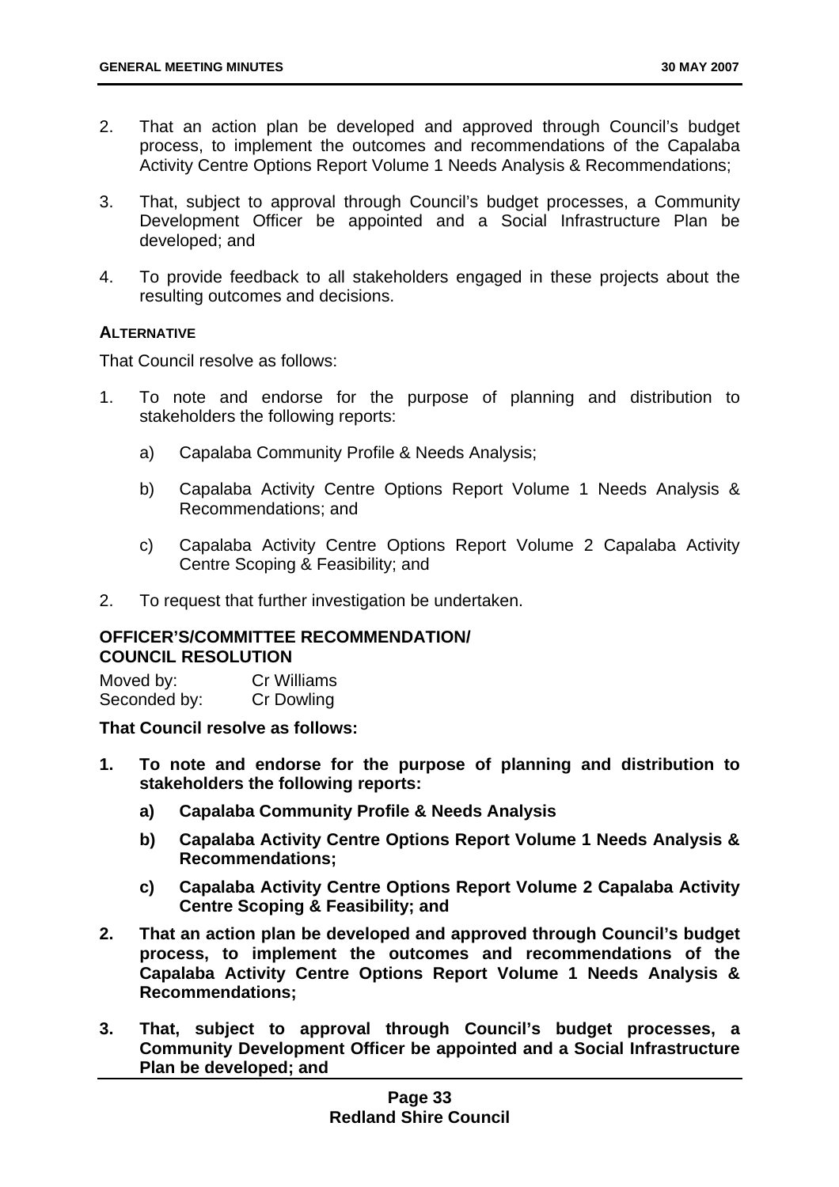2. That an action plan be developed and approved through Council's budget process, to implement the outcomes and recommendations of the Capalaba Activity Centre Options Report Volume 1 Needs Analysis & Recommendations;

3. That, subject to approval through Council's budget processes, a Community Development Officer be appointed and a Social Infrastructure Plan be developed; and

4. To provide feedback to all stakeholders engaged in these projects about the resulting outcomes and decisions.

**ALTERNATIVE**

That Council resolve as follows:

1. To note and endorse for the purpose of planning and distribution to stakeholders the following reports:

    a) Capalaba Community Profile & Needs Analysis;

    b) Capalaba Activity Centre Options Report Volume 1 Needs Analysis & Recommendations; and

    c) Capalaba Activity Centre Options Report Volume 2 Capalaba Activity Centre Scoping & Feasibility; and

2. To request that further investigation be undertaken.

**OFFICER'S/COMMITTEE RECOMMENDATION/ COUNCIL RESOLUTION**

Moved by: Cr Williams
Seconded by: Cr Dowling

**That Council resolve as follows:**

1. **To note and endorse for the purpose of planning and distribution to stakeholders the following reports:**

    a) **Capalaba Community Profile & Needs Analysis**

    b) **Capalaba Activity Centre Options Report Volume 1 Needs Analysis & Recommendations;**

    c) **Capalaba Activity Centre Options Report Volume 2 Capalaba Activity Centre Scoping & Feasibility; and**

2. **That an action plan be developed and approved through Council's budget process, to implement the outcomes and recommendations of the Capalaba Activity Centre Options Report Volume 1 Needs Analysis & Recommendations;**

3. **That, subject to approval through Council's budget processes, a Community Development Officer be appointed and a Social Infrastructure Plan be developed; and**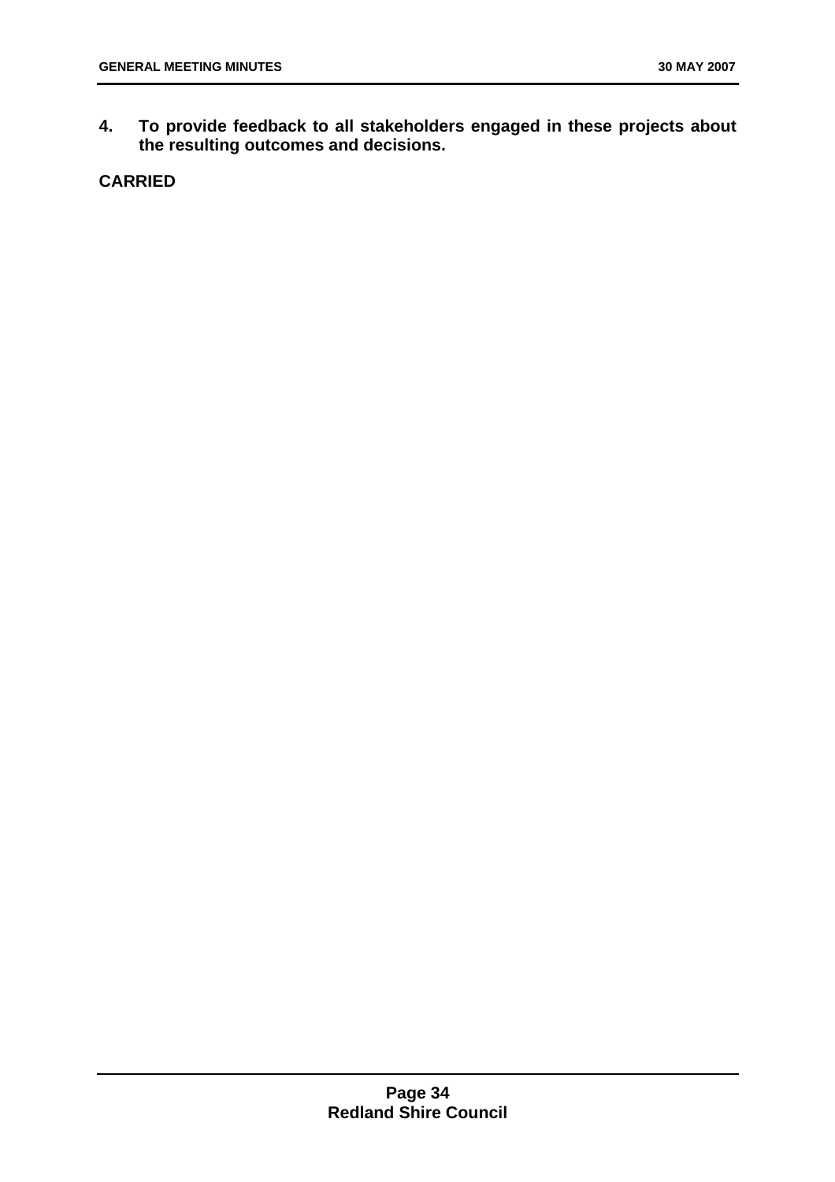**4. To provide feedback to all stakeholders engaged in these projects about the resulting outcomes and decisions.**

**CARRIED**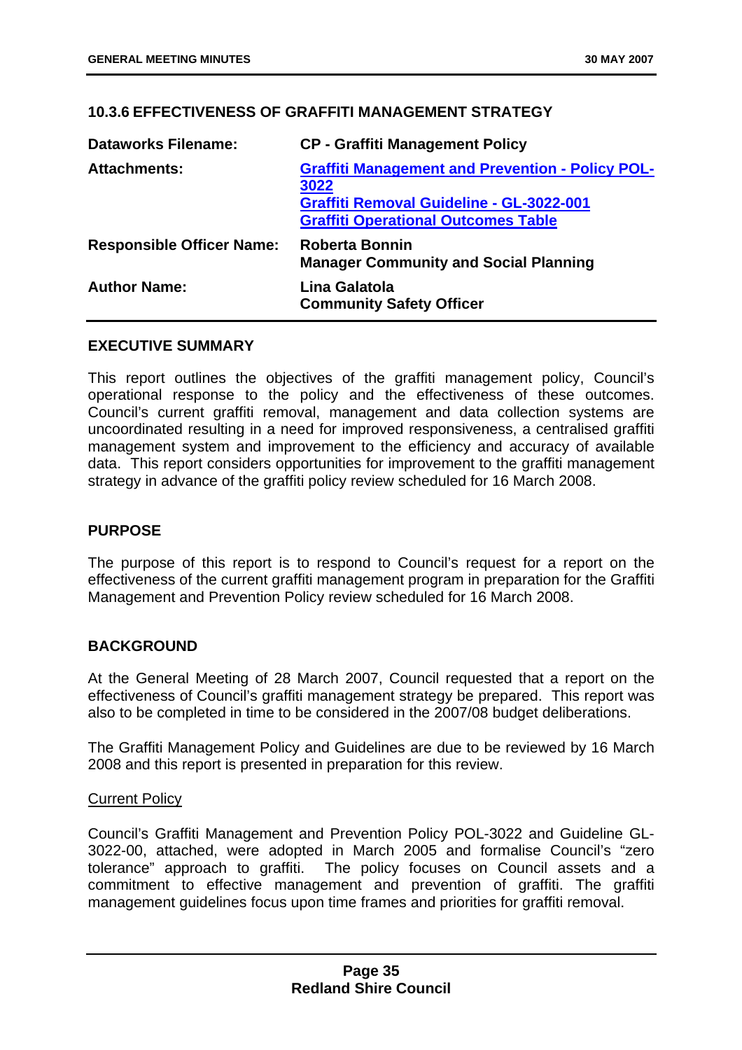## 10.3.6 EFFECTIVENESS OF GRAFFITI MANAGEMENT STRATEGY

| | |
|---|---|
| **Dataworks Filename:** | **CP - Graffiti Management Policy** |
| **Attachments:** | **Graffiti Management and Prevention - Policy POL-3022**<br>**Graffiti Removal Guideline - GL-3022-001**<br>**Graffiti Operational Outcomes Table** |
| **Responsible Officer Name:** | **Roberta Bonnin**<br>**Manager Community and Social Planning** |
| **Author Name:** | **Lina Galatola**<br>**Community Safety Officer** |

### EXECUTIVE SUMMARY

This report outlines the objectives of the graffiti management policy, Council's operational response to the policy and the effectiveness of these outcomes. Council's current graffiti removal, management and data collection systems are uncoordinated resulting in a need for improved responsiveness, a centralised graffiti management system and improvement to the efficiency and accuracy of available data. This report considers opportunities for improvement to the graffiti management strategy in advance of the graffiti policy review scheduled for 16 March 2008.

### PURPOSE

The purpose of this report is to respond to Council's request for a report on the effectiveness of the current graffiti management program in preparation for the Graffiti Management and Prevention Policy review scheduled for 16 March 2008.

### BACKGROUND

At the General Meeting of 28 March 2007, Council requested that a report on the effectiveness of Council's graffiti management strategy be prepared. This report was also to be completed in time to be considered in the 2007/08 budget deliberations.

The Graffiti Management Policy and Guidelines are due to be reviewed by 16 March 2008 and this report is presented in preparation for this review.

Current Policy

Council's Graffiti Management and Prevention Policy POL-3022 and Guideline GL-3022-00, attached, were adopted in March 2005 and formalise Council's "zero tolerance" approach to graffiti. The policy focuses on Council assets and a commitment to effective management and prevention of graffiti. The graffiti management guidelines focus upon time frames and priorities for graffiti removal.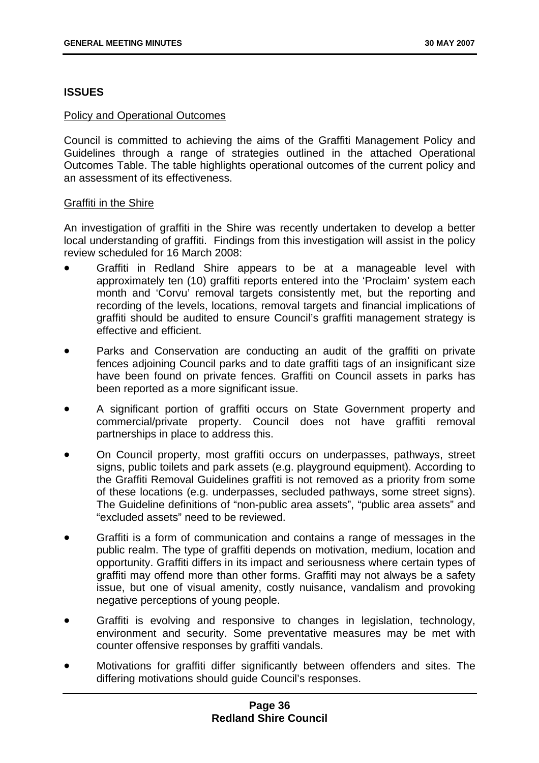## ISSUES

Policy and Operational Outcomes

Council is committed to achieving the aims of the Graffiti Management Policy and Guidelines through a range of strategies outlined in the attached Operational Outcomes Table. The table highlights operational outcomes of the current policy and an assessment of its effectiveness.

Graffiti in the Shire

An investigation of graffiti in the Shire was recently undertaken to develop a better local understanding of graffiti. Findings from this investigation will assist in the policy review scheduled for 16 March 2008:

- Graffiti in Redland Shire appears to be at a manageable level with approximately ten (10) graffiti reports entered into the 'Proclaim' system each month and 'Corvu' removal targets consistently met, but the reporting and recording of the levels, locations, removal targets and financial implications of graffiti should be audited to ensure Council's graffiti management strategy is effective and efficient.
- Parks and Conservation are conducting an audit of the graffiti on private fences adjoining Council parks and to date graffiti tags of an insignificant size have been found on private fences. Graffiti on Council assets in parks has been reported as a more significant issue.
- A significant portion of graffiti occurs on State Government property and commercial/private property. Council does not have graffiti removal partnerships in place to address this.
- On Council property, most graffiti occurs on underpasses, pathways, street signs, public toilets and park assets (e.g. playground equipment). According to the Graffiti Removal Guidelines graffiti is not removed as a priority from some of these locations (e.g. underpasses, secluded pathways, some street signs). The Guideline definitions of "non-public area assets", "public area assets" and "excluded assets" need to be reviewed.
- Graffiti is a form of communication and contains a range of messages in the public realm. The type of graffiti depends on motivation, medium, location and opportunity. Graffiti differs in its impact and seriousness where certain types of graffiti may offend more than other forms. Graffiti may not always be a safety issue, but one of visual amenity, costly nuisance, vandalism and provoking negative perceptions of young people.
- Graffiti is evolving and responsive to changes in legislation, technology, environment and security. Some preventative measures may be met with counter offensive responses by graffiti vandals.
- Motivations for graffiti differ significantly between offenders and sites. The differing motivations should guide Council's responses.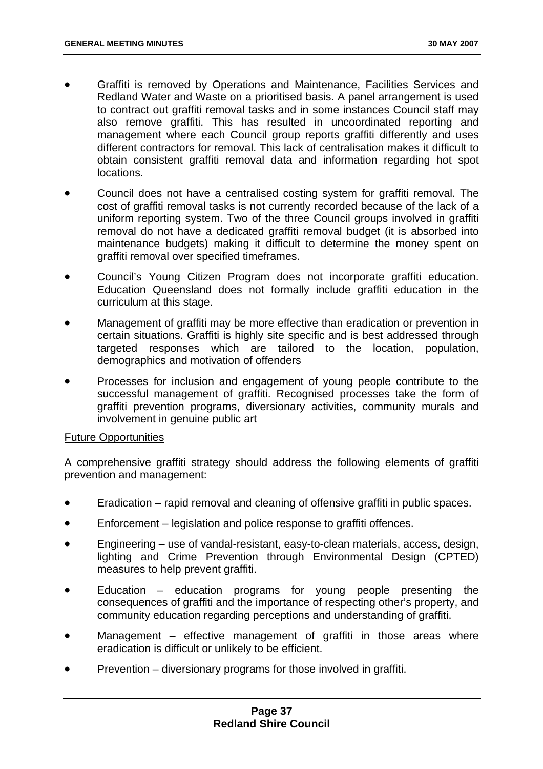- Graffiti is removed by Operations and Maintenance, Facilities Services and Redland Water and Waste on a prioritised basis. A panel arrangement is used to contract out graffiti removal tasks and in some instances Council staff may also remove graffiti. This has resulted in uncoordinated reporting and management where each Council group reports graffiti differently and uses different contractors for removal. This lack of centralisation makes it difficult to obtain consistent graffiti removal data and information regarding hot spot locations.

- Council does not have a centralised costing system for graffiti removal. The cost of graffiti removal tasks is not currently recorded because of the lack of a uniform reporting system. Two of the three Council groups involved in graffiti removal do not have a dedicated graffiti removal budget (it is absorbed into maintenance budgets) making it difficult to determine the money spent on graffiti removal over specified timeframes.

- Council's Young Citizen Program does not incorporate graffiti education. Education Queensland does not formally include graffiti education in the curriculum at this stage.

- Management of graffiti may be more effective than eradication or prevention in certain situations. Graffiti is highly site specific and is best addressed through targeted responses which are tailored to the location, population, demographics and motivation of offenders

- Processes for inclusion and engagement of young people contribute to the successful management of graffiti. Recognised processes take the form of graffiti prevention programs, diversionary activities, community murals and involvement in genuine public art

<u>Future Opportunities</u>

A comprehensive graffiti strategy should address the following elements of graffiti prevention and management:

- Eradication – rapid removal and cleaning of offensive graffiti in public spaces.

- Enforcement – legislation and police response to graffiti offences.

- Engineering – use of vandal-resistant, easy-to-clean materials, access, design, lighting and Crime Prevention through Environmental Design (CPTED) measures to help prevent graffiti.

- Education – education programs for young people presenting the consequences of graffiti and the importance of respecting other's property, and community education regarding perceptions and understanding of graffiti.

- Management – effective management of graffiti in those areas where eradication is difficult or unlikely to be efficient.

- Prevention – diversionary programs for those involved in graffiti.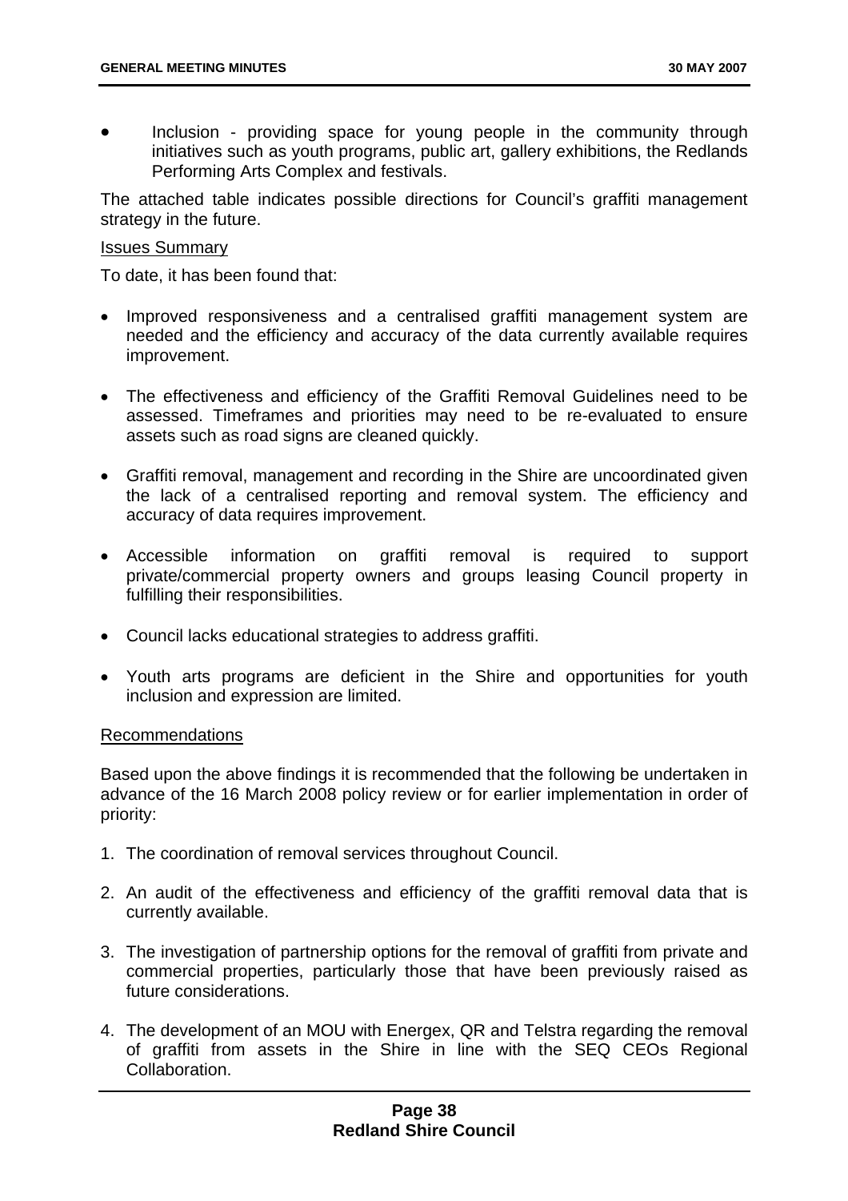- Inclusion - providing space for young people in the community through initiatives such as youth programs, public art, gallery exhibitions, the Redlands Performing Arts Complex and festivals.

The attached table indicates possible directions for Council's graffiti management strategy in the future.

Issues Summary

To date, it has been found that:

- Improved responsiveness and a centralised graffiti management system are needed and the efficiency and accuracy of the data currently available requires improvement.
- The effectiveness and efficiency of the Graffiti Removal Guidelines need to be assessed. Timeframes and priorities may need to be re-evaluated to ensure assets such as road signs are cleaned quickly.
- Graffiti removal, management and recording in the Shire are uncoordinated given the lack of a centralised reporting and removal system. The efficiency and accuracy of data requires improvement.
- Accessible information on graffiti removal is required to support private/commercial property owners and groups leasing Council property in fulfilling their responsibilities.
- Council lacks educational strategies to address graffiti.
- Youth arts programs are deficient in the Shire and opportunities for youth inclusion and expression are limited.

Recommendations

Based upon the above findings it is recommended that the following be undertaken in advance of the 16 March 2008 policy review or for earlier implementation in order of priority:

1. The coordination of removal services throughout Council.
2. An audit of the effectiveness and efficiency of the graffiti removal data that is currently available.
3. The investigation of partnership options for the removal of graffiti from private and commercial properties, particularly those that have been previously raised as future considerations.
4. The development of an MOU with Energex, QR and Telstra regarding the removal of graffiti from assets in the Shire in line with the SEQ CEOs Regional Collaboration.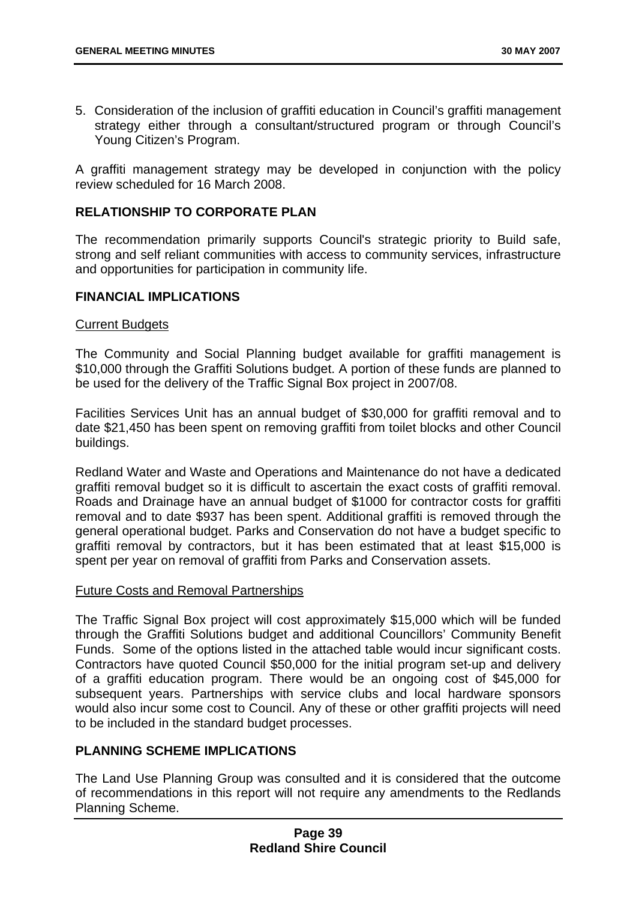5. Consideration of the inclusion of graffiti education in Council's graffiti management strategy either through a consultant/structured program or through Council's Young Citizen's Program.

A graffiti management strategy may be developed in conjunction with the policy review scheduled for 16 March 2008.

## RELATIONSHIP TO CORPORATE PLAN

The recommendation primarily supports Council's strategic priority to Build safe, strong and self reliant communities with access to community services, infrastructure and opportunities for participation in community life.

## FINANCIAL IMPLICATIONS

Current Budgets

The Community and Social Planning budget available for graffiti management is $10,000 through the Graffiti Solutions budget. A portion of these funds are planned to be used for the delivery of the Traffic Signal Box project in 2007/08.

Facilities Services Unit has an annual budget of $30,000 for graffiti removal and to date $21,450 has been spent on removing graffiti from toilet blocks and other Council buildings.

Redland Water and Waste and Operations and Maintenance do not have a dedicated graffiti removal budget so it is difficult to ascertain the exact costs of graffiti removal. Roads and Drainage have an annual budget of $1000 for contractor costs for graffiti removal and to date $937 has been spent. Additional graffiti is removed through the general operational budget. Parks and Conservation do not have a budget specific to graffiti removal by contractors, but it has been estimated that at least $15,000 is spent per year on removal of graffiti from Parks and Conservation assets.

Future Costs and Removal Partnerships

The Traffic Signal Box project will cost approximately $15,000 which will be funded through the Graffiti Solutions budget and additional Councillors' Community Benefit Funds. Some of the options listed in the attached table would incur significant costs. Contractors have quoted Council $50,000 for the initial program set-up and delivery of a graffiti education program. There would be an ongoing cost of $45,000 for subsequent years. Partnerships with service clubs and local hardware sponsors would also incur some cost to Council. Any of these or other graffiti projects will need to be included in the standard budget processes.

## PLANNING SCHEME IMPLICATIONS

The Land Use Planning Group was consulted and it is considered that the outcome of recommendations in this report will not require any amendments to the Redlands Planning Scheme.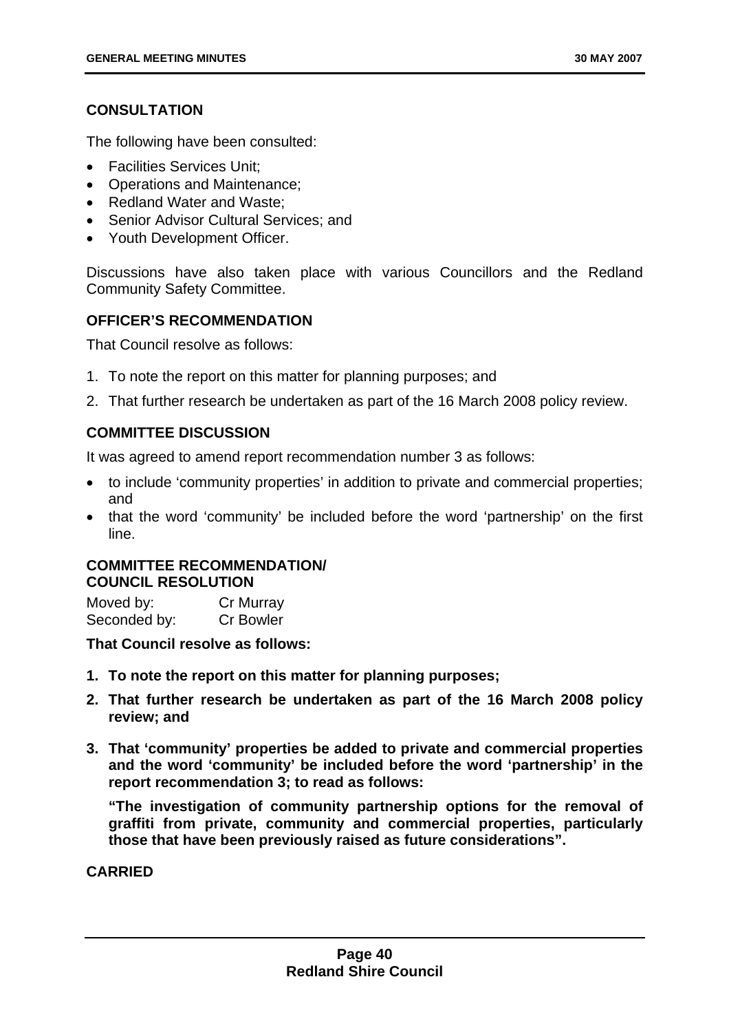**CONSULTATION**

The following have been consulted:

- Facilities Services Unit;
- Operations and Maintenance;
- Redland Water and Waste;
- Senior Advisor Cultural Services; and
- Youth Development Officer.

Discussions have also taken place with various Councillors and the Redland Community Safety Committee.

**OFFICER'S RECOMMENDATION**

That Council resolve as follows:

1. To note the report on this matter for planning purposes; and
2. That further research be undertaken as part of the 16 March 2008 policy review.

**COMMITTEE DISCUSSION**

It was agreed to amend report recommendation number 3 as follows:

- to include 'community properties' in addition to private and commercial properties; and
- that the word 'community' be included before the word 'partnership' on the first line.

**COMMITTEE RECOMMENDATION/**
**COUNCIL RESOLUTION**

Moved by: Cr Murray
Seconded by: Cr Bowler

**That Council resolve as follows:**

1. **To note the report on this matter for planning purposes;**
2. **That further research be undertaken as part of the 16 March 2008 policy review; and**
3. **That 'community' properties be added to private and commercial properties and the word 'community' be included before the word 'partnership' in the report recommendation 3; to read as follows:**

   **"The investigation of community partnership options for the removal of graffiti from private, community and commercial properties, particularly those that have been previously raised as future considerations".**

**CARRIED**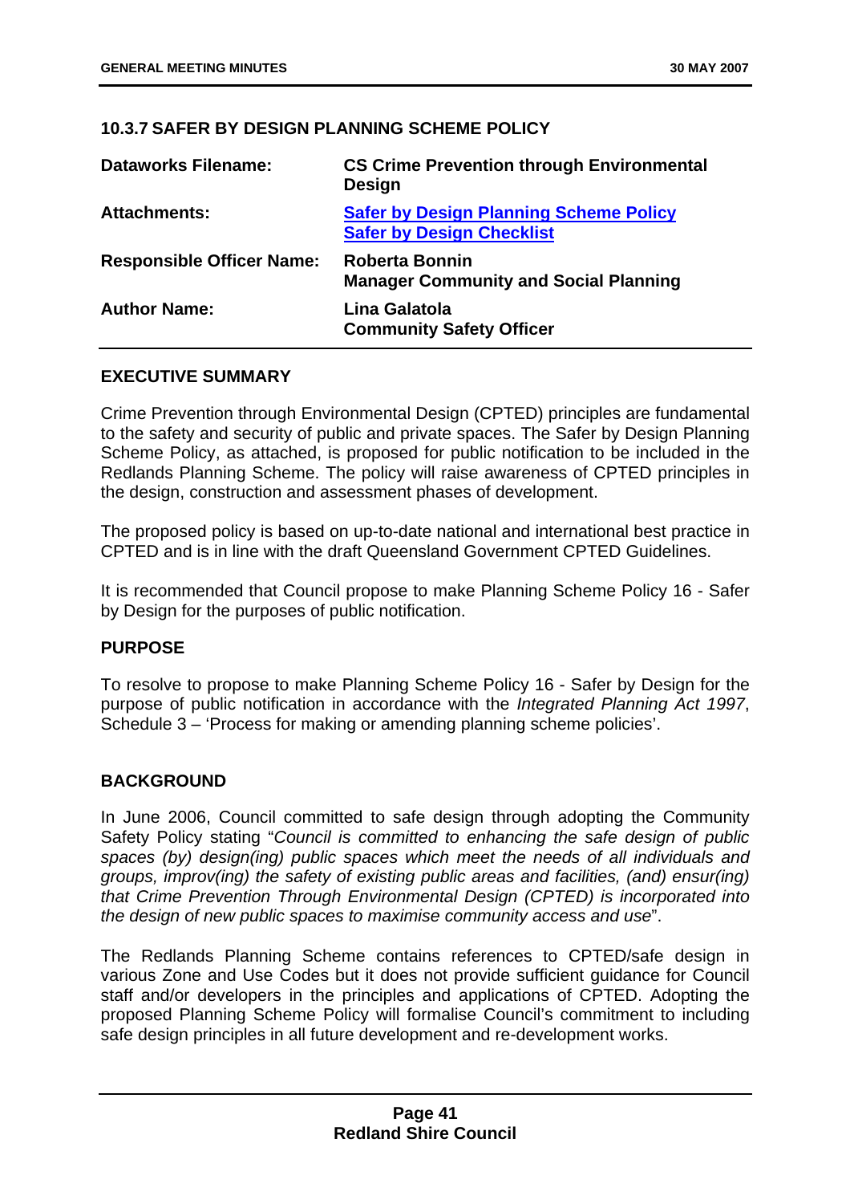### 10.3.7 SAFER BY DESIGN PLANNING SCHEME POLICY

| | |
|---|---|
| **Dataworks Filename:** | **CS Crime Prevention through Environmental Design** |
| **Attachments:** | **Safer by Design Planning Scheme Policy**<br>**Safer by Design Checklist** |
| **Responsible Officer Name:** | **Roberta Bonnin**<br>**Manager Community and Social Planning** |
| **Author Name:** | **Lina Galatola**<br>**Community Safety Officer** |

#### EXECUTIVE SUMMARY

Crime Prevention through Environmental Design (CPTED) principles are fundamental to the safety and security of public and private spaces. The Safer by Design Planning Scheme Policy, as attached, is proposed for public notification to be included in the Redlands Planning Scheme. The policy will raise awareness of CPTED principles in the design, construction and assessment phases of development.

The proposed policy is based on up-to-date national and international best practice in CPTED and is in line with the draft Queensland Government CPTED Guidelines.

It is recommended that Council propose to make Planning Scheme Policy 16 - Safer by Design for the purposes of public notification.

#### PURPOSE

To resolve to propose to make Planning Scheme Policy 16 - Safer by Design for the purpose of public notification in accordance with the *Integrated Planning Act 1997*, Schedule 3 – 'Process for making or amending planning scheme policies'.

#### BACKGROUND

In June 2006, Council committed to safe design through adopting the Community Safety Policy stating "*Council is committed to enhancing the safe design of public spaces (by) design(ing) public spaces which meet the needs of all individuals and groups, improv(ing) the safety of existing public areas and facilities, (and) ensur(ing) that Crime Prevention Through Environmental Design (CPTED) is incorporated into the design of new public spaces to maximise community access and use*".

The Redlands Planning Scheme contains references to CPTED/safe design in various Zone and Use Codes but it does not provide sufficient guidance for Council staff and/or developers in the principles and applications of CPTED. Adopting the proposed Planning Scheme Policy will formalise Council's commitment to including safe design principles in all future development and re-development works.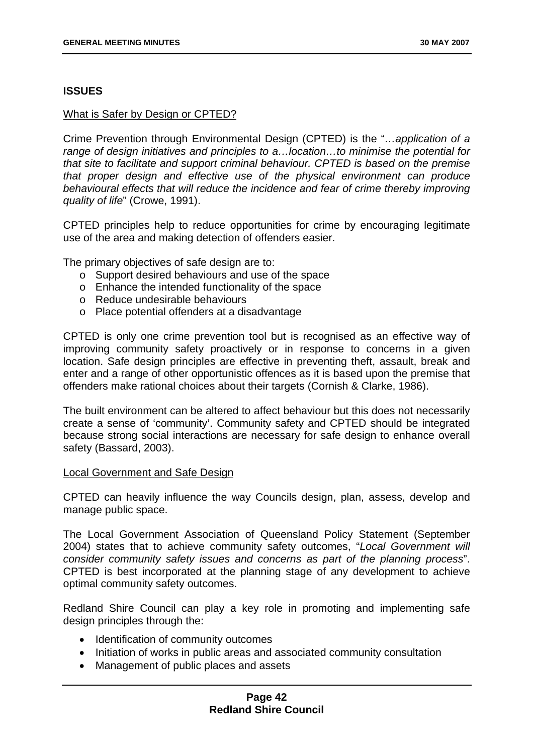## ISSUES

What is Safer by Design or CPTED?

Crime Prevention through Environmental Design (CPTED) is the "*…application of a range of design initiatives and principles to a…location…to minimise the potential for that site to facilitate and support criminal behaviour. CPTED is based on the premise that proper design and effective use of the physical environment can produce behavioural effects that will reduce the incidence and fear of crime thereby improving quality of life*" (Crowe, 1991).

CPTED principles help to reduce opportunities for crime by encouraging legitimate use of the area and making detection of offenders easier.

The primary objectives of safe design are to:

- Support desired behaviours and use of the space
- Enhance the intended functionality of the space
- Reduce undesirable behaviours
- Place potential offenders at a disadvantage

CPTED is only one crime prevention tool but is recognised as an effective way of improving community safety proactively or in response to concerns in a given location. Safe design principles are effective in preventing theft, assault, break and enter and a range of other opportunistic offences as it is based upon the premise that offenders make rational choices about their targets (Cornish & Clarke, 1986).

The built environment can be altered to affect behaviour but this does not necessarily create a sense of 'community'. Community safety and CPTED should be integrated because strong social interactions are necessary for safe design to enhance overall safety (Bassard, 2003).

Local Government and Safe Design

CPTED can heavily influence the way Councils design, plan, assess, develop and manage public space.

The Local Government Association of Queensland Policy Statement (September 2004) states that to achieve community safety outcomes, "*Local Government will consider community safety issues and concerns as part of the planning process*". CPTED is best incorporated at the planning stage of any development to achieve optimal community safety outcomes.

Redland Shire Council can play a key role in promoting and implementing safe design principles through the:

- Identification of community outcomes
- Initiation of works in public areas and associated community consultation
- Management of public places and assets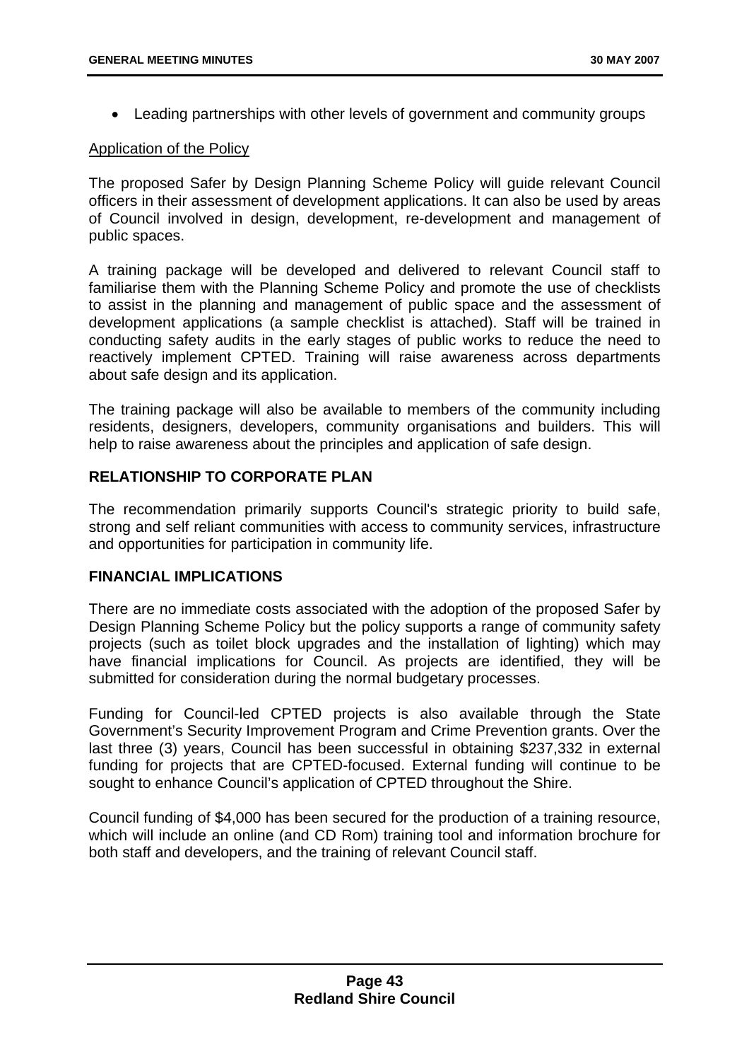- Leading partnerships with other levels of government and community groups

Application of the Policy

The proposed Safer by Design Planning Scheme Policy will guide relevant Council officers in their assessment of development applications. It can also be used by areas of Council involved in design, development, re-development and management of public spaces.

A training package will be developed and delivered to relevant Council staff to familiarise them with the Planning Scheme Policy and promote the use of checklists to assist in the planning and management of public space and the assessment of development applications (a sample checklist is attached). Staff will be trained in conducting safety audits in the early stages of public works to reduce the need to reactively implement CPTED. Training will raise awareness across departments about safe design and its application.

The training package will also be available to members of the community including residents, designers, developers, community organisations and builders. This will help to raise awareness about the principles and application of safe design.

## RELATIONSHIP TO CORPORATE PLAN

The recommendation primarily supports Council's strategic priority to build safe, strong and self reliant communities with access to community services, infrastructure and opportunities for participation in community life.

## FINANCIAL IMPLICATIONS

There are no immediate costs associated with the adoption of the proposed Safer by Design Planning Scheme Policy but the policy supports a range of community safety projects (such as toilet block upgrades and the installation of lighting) which may have financial implications for Council. As projects are identified, they will be submitted for consideration during the normal budgetary processes.

Funding for Council-led CPTED projects is also available through the State Government's Security Improvement Program and Crime Prevention grants. Over the last three (3) years, Council has been successful in obtaining $237,332 in external funding for projects that are CPTED-focused. External funding will continue to be sought to enhance Council's application of CPTED throughout the Shire.

Council funding of $4,000 has been secured for the production of a training resource, which will include an online (and CD Rom) training tool and information brochure for both staff and developers, and the training of relevant Council staff.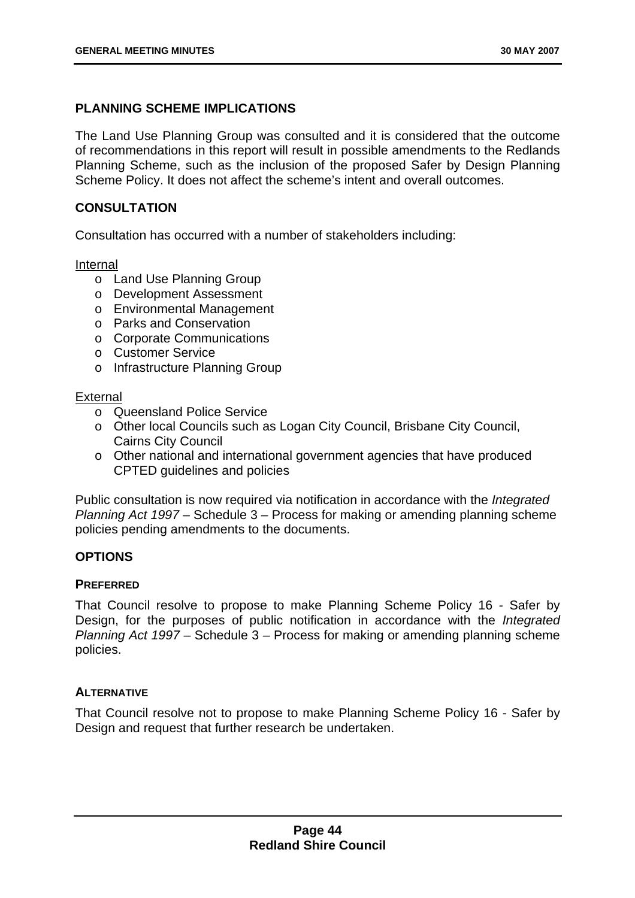## PLANNING SCHEME IMPLICATIONS

The Land Use Planning Group was consulted and it is considered that the outcome of recommendations in this report will result in possible amendments to the Redlands Planning Scheme, such as the inclusion of the proposed Safer by Design Planning Scheme Policy. It does not affect the scheme's intent and overall outcomes.

## CONSULTATION

Consultation has occurred with a number of stakeholders including:

Internal

- Land Use Planning Group
- Development Assessment
- Environmental Management
- Parks and Conservation
- Corporate Communications
- Customer Service
- Infrastructure Planning Group

External

- Queensland Police Service
- Other local Councils such as Logan City Council, Brisbane City Council, Cairns City Council
- Other national and international government agencies that have produced CPTED guidelines and policies

Public consultation is now required via notification in accordance with the *Integrated Planning Act 1997* – Schedule 3 – Process for making or amending planning scheme policies pending amendments to the documents.

## OPTIONS

### PREFERRED

That Council resolve to propose to make Planning Scheme Policy 16 - Safer by Design, for the purposes of public notification in accordance with the *Integrated Planning Act 1997* – Schedule 3 – Process for making or amending planning scheme policies.

### ALTERNATIVE

That Council resolve not to propose to make Planning Scheme Policy 16 - Safer by Design and request that further research be undertaken.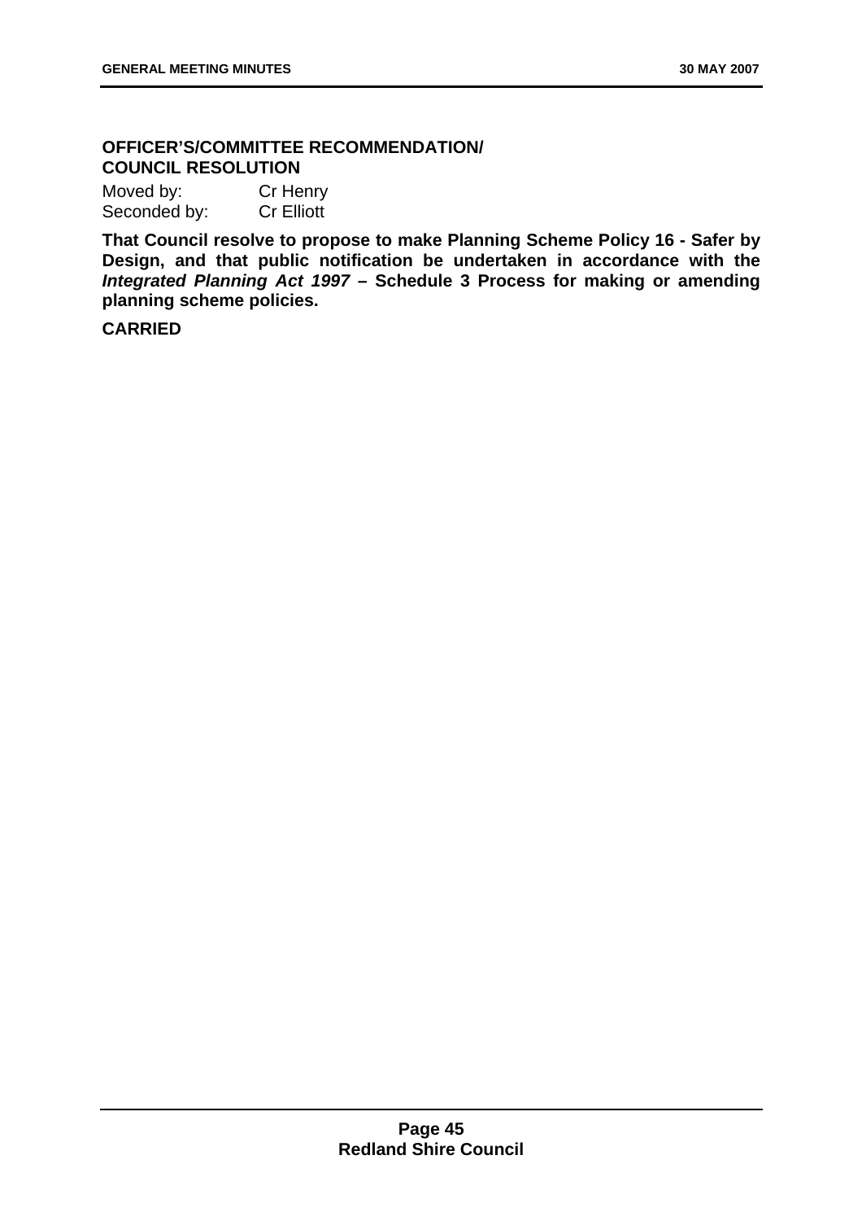**OFFICER'S/COMMITTEE RECOMMENDATION/**
**COUNCIL RESOLUTION**

Moved by: Cr Henry
Seconded by: Cr Elliott

**That Council resolve to propose to make Planning Scheme Policy 16 - Safer by Design, and that public notification be undertaken in accordance with the *Integrated Planning Act 1997* – Schedule 3 Process for making or amending planning scheme policies.**

**CARRIED**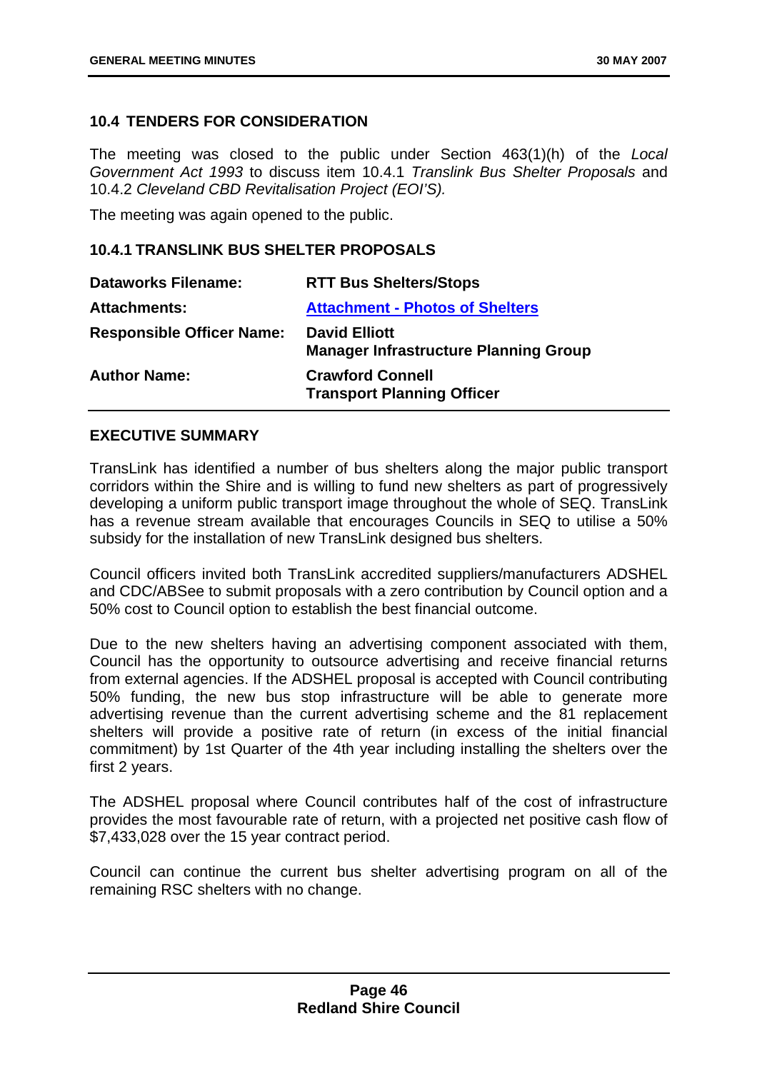## 10.4 TENDERS FOR CONSIDERATION

The meeting was closed to the public under Section 463(1)(h) of the *Local Government Act 1993* to discuss item 10.4.1 *Translink Bus Shelter Proposals* and 10.4.2 *Cleveland CBD Revitalisation Project (EOI'S).*

The meeting was again opened to the public.

### 10.4.1 TRANSLINK BUS SHELTER PROPOSALS

| | |
|---|---|
| **Dataworks Filename:** | **RTT Bus Shelters/Stops** |
| **Attachments:** | **Attachment - Photos of Shelters** |
| **Responsible Officer Name:** | **David Elliott**<br>**Manager Infrastructure Planning Group** |
| **Author Name:** | **Crawford Connell**<br>**Transport Planning Officer** |

**EXECUTIVE SUMMARY**

TransLink has identified a number of bus shelters along the major public transport corridors within the Shire and is willing to fund new shelters as part of progressively developing a uniform public transport image throughout the whole of SEQ. TransLink has a revenue stream available that encourages Councils in SEQ to utilise a 50% subsidy for the installation of new TransLink designed bus shelters.

Council officers invited both TransLink accredited suppliers/manufacturers ADSHEL and CDC/ABSee to submit proposals with a zero contribution by Council option and a 50% cost to Council option to establish the best financial outcome.

Due to the new shelters having an advertising component associated with them, Council has the opportunity to outsource advertising and receive financial returns from external agencies. If the ADSHEL proposal is accepted with Council contributing 50% funding, the new bus stop infrastructure will be able to generate more advertising revenue than the current advertising scheme and the 81 replacement shelters will provide a positive rate of return (in excess of the initial financial commitment) by 1st Quarter of the 4th year including installing the shelters over the first 2 years.

The ADSHEL proposal where Council contributes half of the cost of infrastructure provides the most favourable rate of return, with a projected net positive cash flow of $7,433,028 over the 15 year contract period.

Council can continue the current bus shelter advertising program on all of the remaining RSC shelters with no change.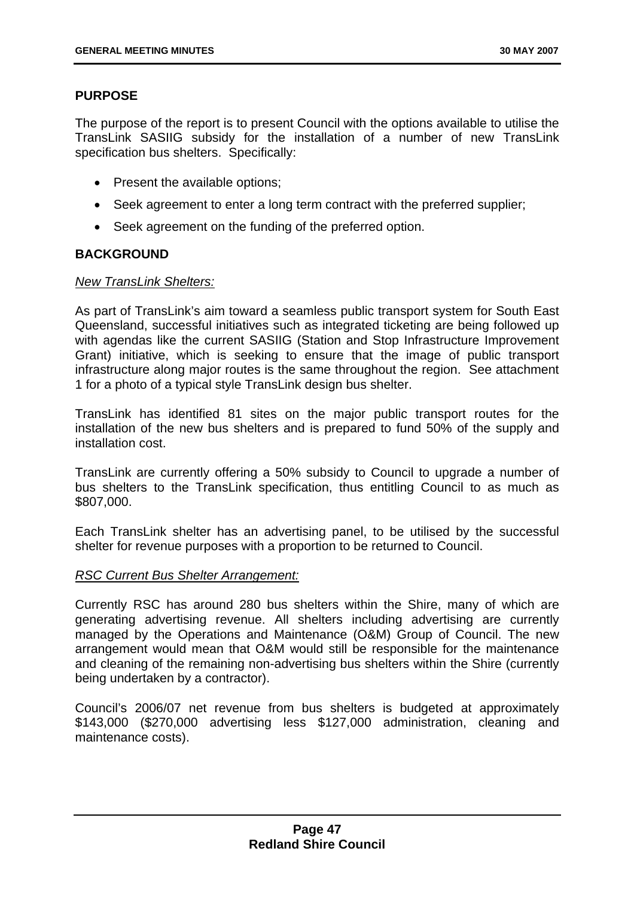## PURPOSE

The purpose of the report is to present Council with the options available to utilise the TransLink SASIIG subsidy for the installation of a number of new TransLink specification bus shelters. Specifically:

- Present the available options;
- Seek agreement to enter a long term contract with the preferred supplier;
- Seek agreement on the funding of the preferred option.

## BACKGROUND

*New TransLink Shelters:*

As part of TransLink's aim toward a seamless public transport system for South East Queensland, successful initiatives such as integrated ticketing are being followed up with agendas like the current SASIIG (Station and Stop Infrastructure Improvement Grant) initiative, which is seeking to ensure that the image of public transport infrastructure along major routes is the same throughout the region. See attachment 1 for a photo of a typical style TransLink design bus shelter.

TransLink has identified 81 sites on the major public transport routes for the installation of the new bus shelters and is prepared to fund 50% of the supply and installation cost.

TransLink are currently offering a 50% subsidy to Council to upgrade a number of bus shelters to the TransLink specification, thus entitling Council to as much as $807,000.

Each TransLink shelter has an advertising panel, to be utilised by the successful shelter for revenue purposes with a proportion to be returned to Council.

*RSC Current Bus Shelter Arrangement:*

Currently RSC has around 280 bus shelters within the Shire, many of which are generating advertising revenue. All shelters including advertising are currently managed by the Operations and Maintenance (O&M) Group of Council. The new arrangement would mean that O&M would still be responsible for the maintenance and cleaning of the remaining non-advertising bus shelters within the Shire (currently being undertaken by a contractor).

Council's 2006/07 net revenue from bus shelters is budgeted at approximately $143,000 ($270,000 advertising less $127,000 administration, cleaning and maintenance costs).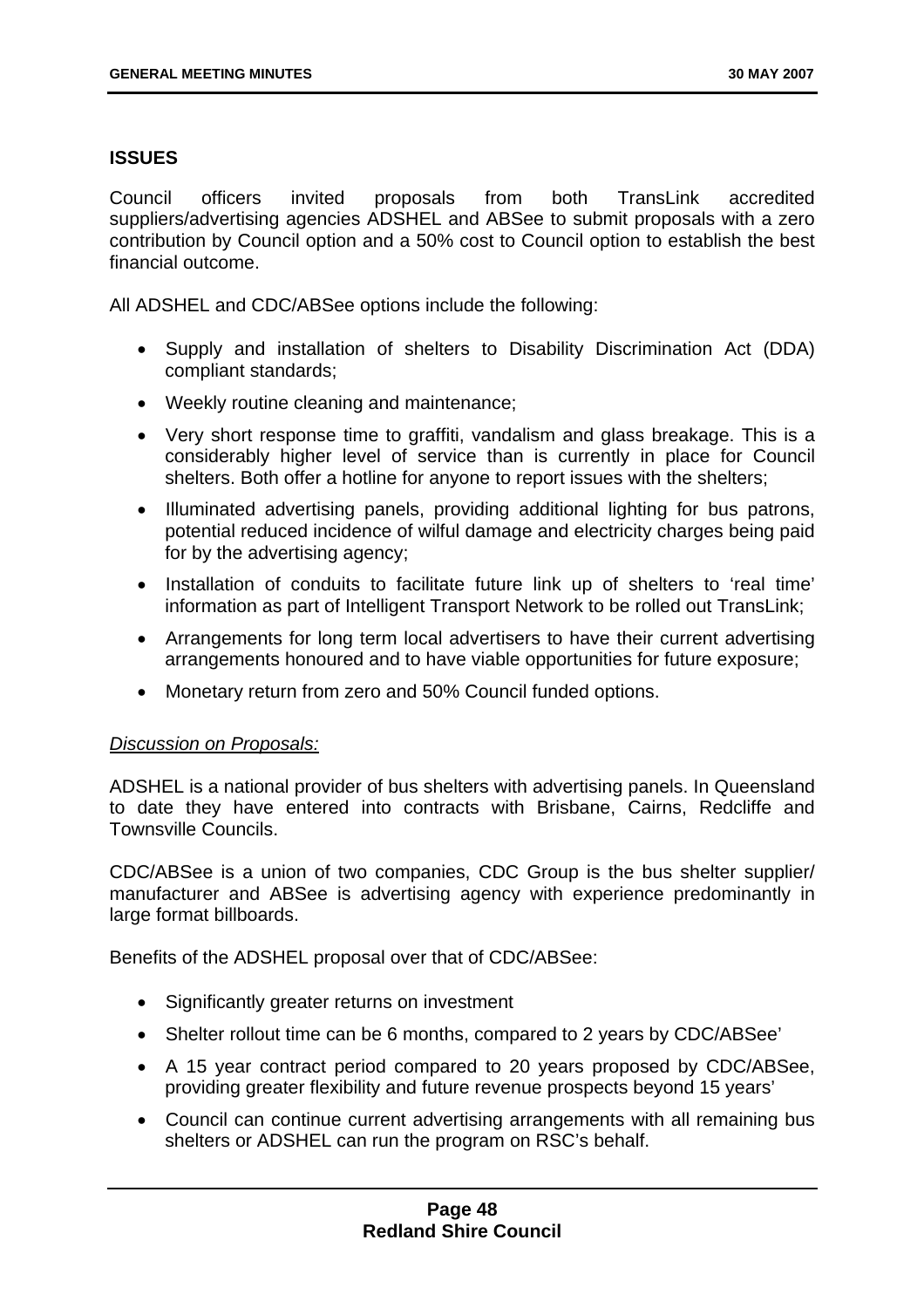## ISSUES

Council officers invited proposals from both TransLink accredited suppliers/advertising agencies ADSHEL and ABSee to submit proposals with a zero contribution by Council option and a 50% cost to Council option to establish the best financial outcome.

All ADSHEL and CDC/ABSee options include the following:

- Supply and installation of shelters to Disability Discrimination Act (DDA) compliant standards;
- Weekly routine cleaning and maintenance;
- Very short response time to graffiti, vandalism and glass breakage. This is a considerably higher level of service than is currently in place for Council shelters. Both offer a hotline for anyone to report issues with the shelters;
- Illuminated advertising panels, providing additional lighting for bus patrons, potential reduced incidence of wilful damage and electricity charges being paid for by the advertising agency;
- Installation of conduits to facilitate future link up of shelters to 'real time' information as part of Intelligent Transport Network to be rolled out TransLink;
- Arrangements for long term local advertisers to have their current advertising arrangements honoured and to have viable opportunities for future exposure;
- Monetary return from zero and 50% Council funded options.

*Discussion on Proposals:*

ADSHEL is a national provider of bus shelters with advertising panels. In Queensland to date they have entered into contracts with Brisbane, Cairns, Redcliffe and Townsville Councils.

CDC/ABSee is a union of two companies, CDC Group is the bus shelter supplier/ manufacturer and ABSee is advertising agency with experience predominantly in large format billboards.

Benefits of the ADSHEL proposal over that of CDC/ABSee:

- Significantly greater returns on investment
- Shelter rollout time can be 6 months, compared to 2 years by CDC/ABSee'
- A 15 year contract period compared to 20 years proposed by CDC/ABSee, providing greater flexibility and future revenue prospects beyond 15 years'
- Council can continue current advertising arrangements with all remaining bus shelters or ADSHEL can run the program on RSC's behalf.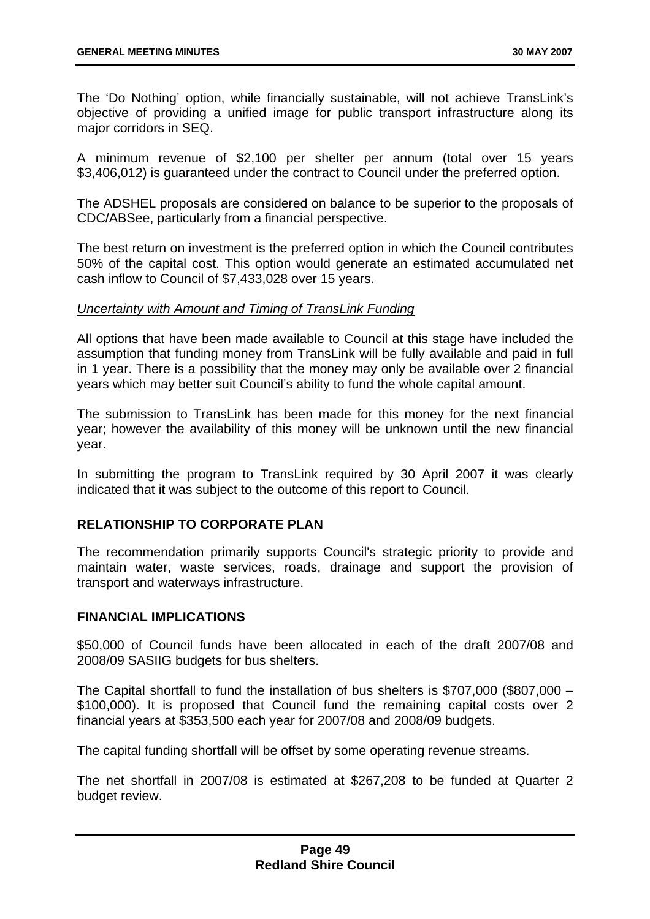The 'Do Nothing' option, while financially sustainable, will not achieve TransLink's objective of providing a unified image for public transport infrastructure along its major corridors in SEQ.

A minimum revenue of $2,100 per shelter per annum (total over 15 years $3,406,012) is guaranteed under the contract to Council under the preferred option.

The ADSHEL proposals are considered on balance to be superior to the proposals of CDC/ABSee, particularly from a financial perspective.

The best return on investment is the preferred option in which the Council contributes 50% of the capital cost. This option would generate an estimated accumulated net cash inflow to Council of $7,433,028 over 15 years.

*Uncertainty with Amount and Timing of TransLink Funding*

All options that have been made available to Council at this stage have included the assumption that funding money from TransLink will be fully available and paid in full in 1 year. There is a possibility that the money may only be available over 2 financial years which may better suit Council's ability to fund the whole capital amount.

The submission to TransLink has been made for this money for the next financial year; however the availability of this money will be unknown until the new financial year.

In submitting the program to TransLink required by 30 April 2007 it was clearly indicated that it was subject to the outcome of this report to Council.

## RELATIONSHIP TO CORPORATE PLAN

The recommendation primarily supports Council's strategic priority to provide and maintain water, waste services, roads, drainage and support the provision of transport and waterways infrastructure.

## FINANCIAL IMPLICATIONS

$50,000 of Council funds have been allocated in each of the draft 2007/08 and 2008/09 SASIIG budgets for bus shelters.

The Capital shortfall to fund the installation of bus shelters is $707,000 ($807,000 – $100,000). It is proposed that Council fund the remaining capital costs over 2 financial years at $353,500 each year for 2007/08 and 2008/09 budgets.

The capital funding shortfall will be offset by some operating revenue streams.

The net shortfall in 2007/08 is estimated at $267,208 to be funded at Quarter 2 budget review.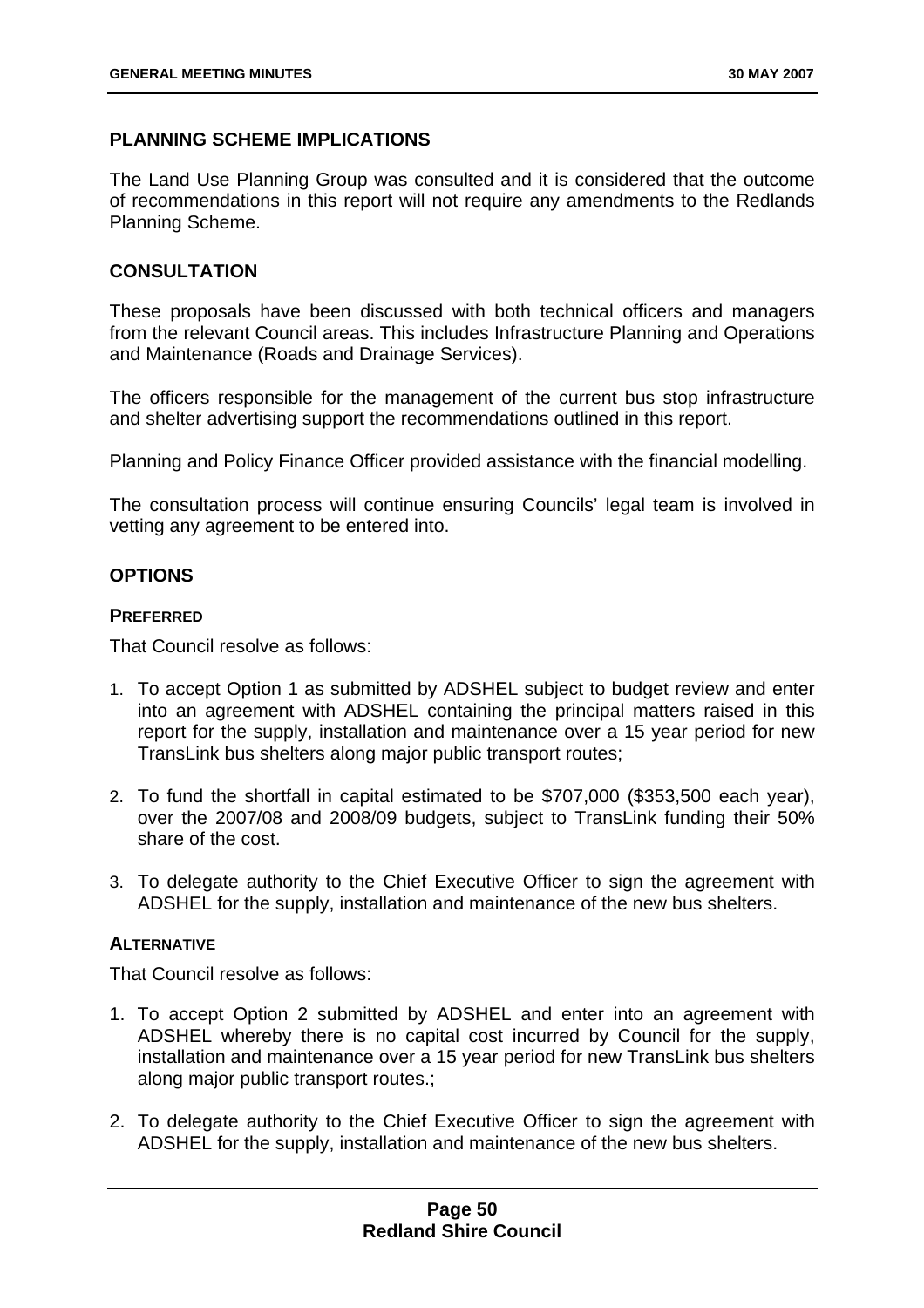## PLANNING SCHEME IMPLICATIONS

The Land Use Planning Group was consulted and it is considered that the outcome of recommendations in this report will not require any amendments to the Redlands Planning Scheme.

## CONSULTATION

These proposals have been discussed with both technical officers and managers from the relevant Council areas. This includes Infrastructure Planning and Operations and Maintenance (Roads and Drainage Services).

The officers responsible for the management of the current bus stop infrastructure and shelter advertising support the recommendations outlined in this report.

Planning and Policy Finance Officer provided assistance with the financial modelling.

The consultation process will continue ensuring Councils' legal team is involved in vetting any agreement to be entered into.

## OPTIONS

### PREFERRED

That Council resolve as follows:

1. To accept Option 1 as submitted by ADSHEL subject to budget review and enter into an agreement with ADSHEL containing the principal matters raised in this report for the supply, installation and maintenance over a 15 year period for new TransLink bus shelters along major public transport routes;

2. To fund the shortfall in capital estimated to be $707,000 ($353,500 each year), over the 2007/08 and 2008/09 budgets, subject to TransLink funding their 50% share of the cost.

3. To delegate authority to the Chief Executive Officer to sign the agreement with ADSHEL for the supply, installation and maintenance of the new bus shelters.

### ALTERNATIVE

That Council resolve as follows:

1. To accept Option 2 submitted by ADSHEL and enter into an agreement with ADSHEL whereby there is no capital cost incurred by Council for the supply, installation and maintenance over a 15 year period for new TransLink bus shelters along major public transport routes.;

2. To delegate authority to the Chief Executive Officer to sign the agreement with ADSHEL for the supply, installation and maintenance of the new bus shelters.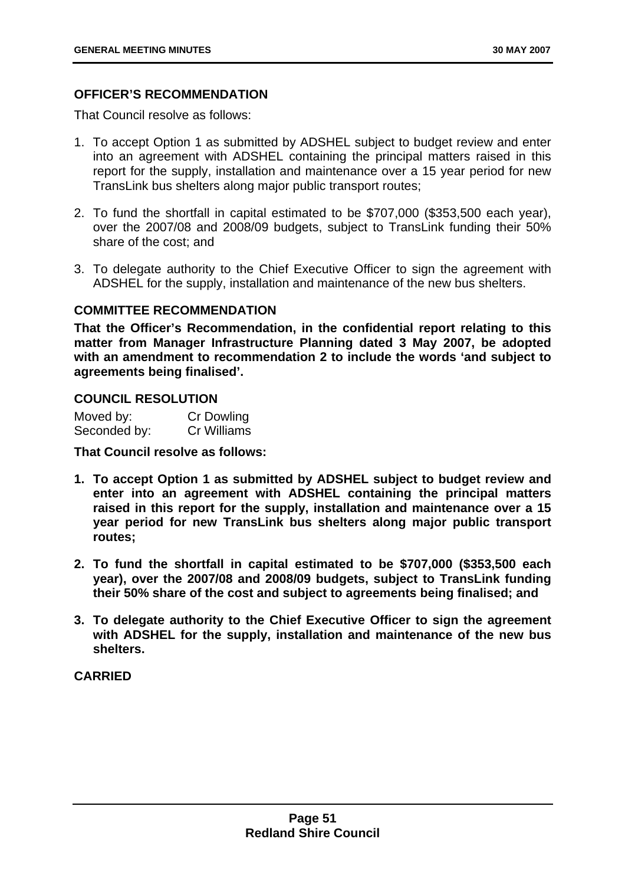## OFFICER'S RECOMMENDATION

That Council resolve as follows:

1. To accept Option 1 as submitted by ADSHEL subject to budget review and enter into an agreement with ADSHEL containing the principal matters raised in this report for the supply, installation and maintenance over a 15 year period for new TransLink bus shelters along major public transport routes;

2. To fund the shortfall in capital estimated to be $707,000 ($353,500 each year), over the 2007/08 and 2008/09 budgets, subject to TransLink funding their 50% share of the cost; and

3. To delegate authority to the Chief Executive Officer to sign the agreement with ADSHEL for the supply, installation and maintenance of the new bus shelters.

## COMMITTEE RECOMMENDATION

**That the Officer's Recommendation, in the confidential report relating to this matter from Manager Infrastructure Planning dated 3 May 2007, be adopted with an amendment to recommendation 2 to include the words 'and subject to agreements being finalised'.**

## COUNCIL RESOLUTION

Moved by: Cr Dowling
Seconded by: Cr Williams

**That Council resolve as follows:**

1. **To accept Option 1 as submitted by ADSHEL subject to budget review and enter into an agreement with ADSHEL containing the principal matters raised in this report for the supply, installation and maintenance over a 15 year period for new TransLink bus shelters along major public transport routes;**

2. **To fund the shortfall in capital estimated to be $707,000 ($353,500 each year), over the 2007/08 and 2008/09 budgets, subject to TransLink funding their 50% share of the cost and subject to agreements being finalised; and**

3. **To delegate authority to the Chief Executive Officer to sign the agreement with ADSHEL for the supply, installation and maintenance of the new bus shelters.**

**CARRIED**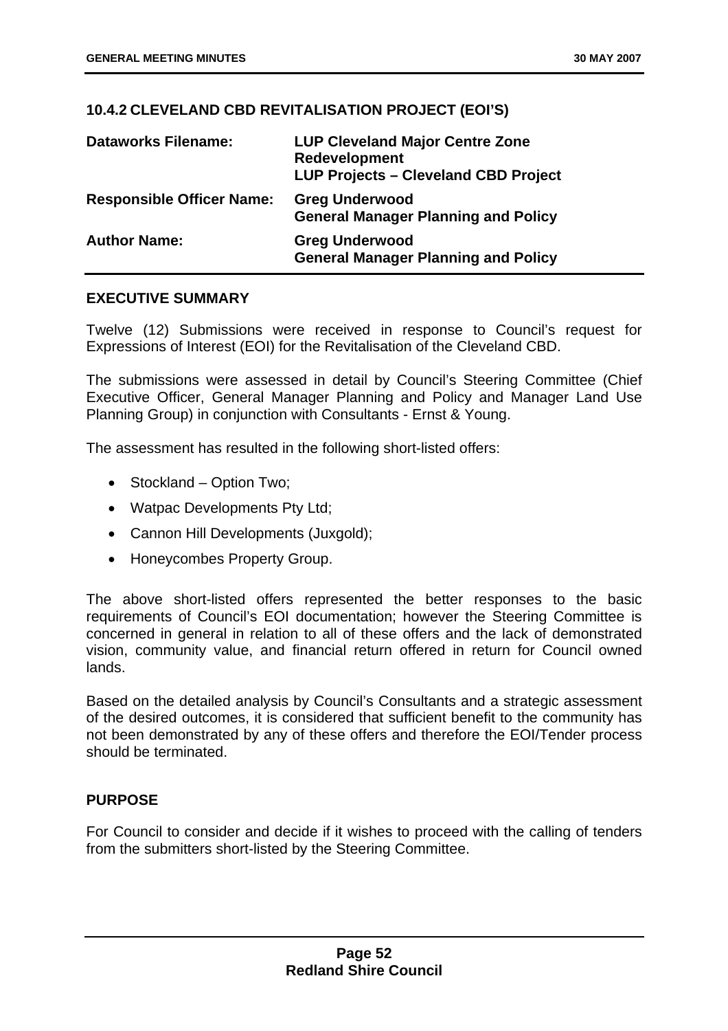## 10.4.2 CLEVELAND CBD REVITALISATION PROJECT (EOI'S)

| | |
|---|---|
| **Dataworks Filename:** | **LUP Cleveland Major Centre Zone Redevelopment**<br>**LUP Projects – Cleveland CBD Project** |
| **Responsible Officer Name:** | **Greg Underwood**<br>**General Manager Planning and Policy** |
| **Author Name:** | **Greg Underwood**<br>**General Manager Planning and Policy** |

### EXECUTIVE SUMMARY

Twelve (12) Submissions were received in response to Council's request for Expressions of Interest (EOI) for the Revitalisation of the Cleveland CBD.

The submissions were assessed in detail by Council's Steering Committee (Chief Executive Officer, General Manager Planning and Policy and Manager Land Use Planning Group) in conjunction with Consultants - Ernst & Young.

The assessment has resulted in the following short-listed offers:

- Stockland – Option Two;
- Watpac Developments Pty Ltd;
- Cannon Hill Developments (Juxgold);
- Honeycombes Property Group.

The above short-listed offers represented the better responses to the basic requirements of Council's EOI documentation; however the Steering Committee is concerned in general in relation to all of these offers and the lack of demonstrated vision, community value, and financial return offered in return for Council owned lands.

Based on the detailed analysis by Council's Consultants and a strategic assessment of the desired outcomes, it is considered that sufficient benefit to the community has not been demonstrated by any of these offers and therefore the EOI/Tender process should be terminated.

### PURPOSE

For Council to consider and decide if it wishes to proceed with the calling of tenders from the submitters short-listed by the Steering Committee.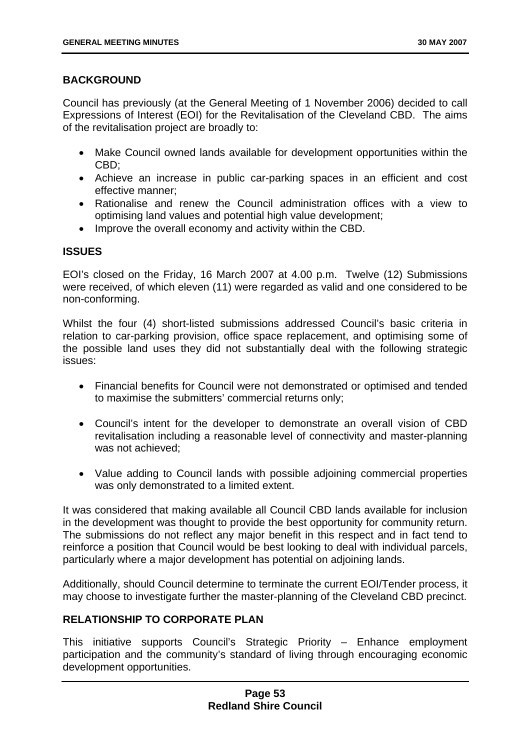## BACKGROUND

Council has previously (at the General Meeting of 1 November 2006) decided to call Expressions of Interest (EOI) for the Revitalisation of the Cleveland CBD. The aims of the revitalisation project are broadly to:

- Make Council owned lands available for development opportunities within the CBD;
- Achieve an increase in public car-parking spaces in an efficient and cost effective manner;
- Rationalise and renew the Council administration offices with a view to optimising land values and potential high value development;
- Improve the overall economy and activity within the CBD.

## ISSUES

EOI's closed on the Friday, 16 March 2007 at 4.00 p.m. Twelve (12) Submissions were received, of which eleven (11) were regarded as valid and one considered to be non-conforming.

Whilst the four (4) short-listed submissions addressed Council's basic criteria in relation to car-parking provision, office space replacement, and optimising some of the possible land uses they did not substantially deal with the following strategic issues:

- Financial benefits for Council were not demonstrated or optimised and tended to maximise the submitters' commercial returns only;
- Council's intent for the developer to demonstrate an overall vision of CBD revitalisation including a reasonable level of connectivity and master-planning was not achieved;
- Value adding to Council lands with possible adjoining commercial properties was only demonstrated to a limited extent.

It was considered that making available all Council CBD lands available for inclusion in the development was thought to provide the best opportunity for community return. The submissions do not reflect any major benefit in this respect and in fact tend to reinforce a position that Council would be best looking to deal with individual parcels, particularly where a major development has potential on adjoining lands.

Additionally, should Council determine to terminate the current EOI/Tender process, it may choose to investigate further the master-planning of the Cleveland CBD precinct.

## RELATIONSHIP TO CORPORATE PLAN

This initiative supports Council's Strategic Priority – Enhance employment participation and the community's standard of living through encouraging economic development opportunities.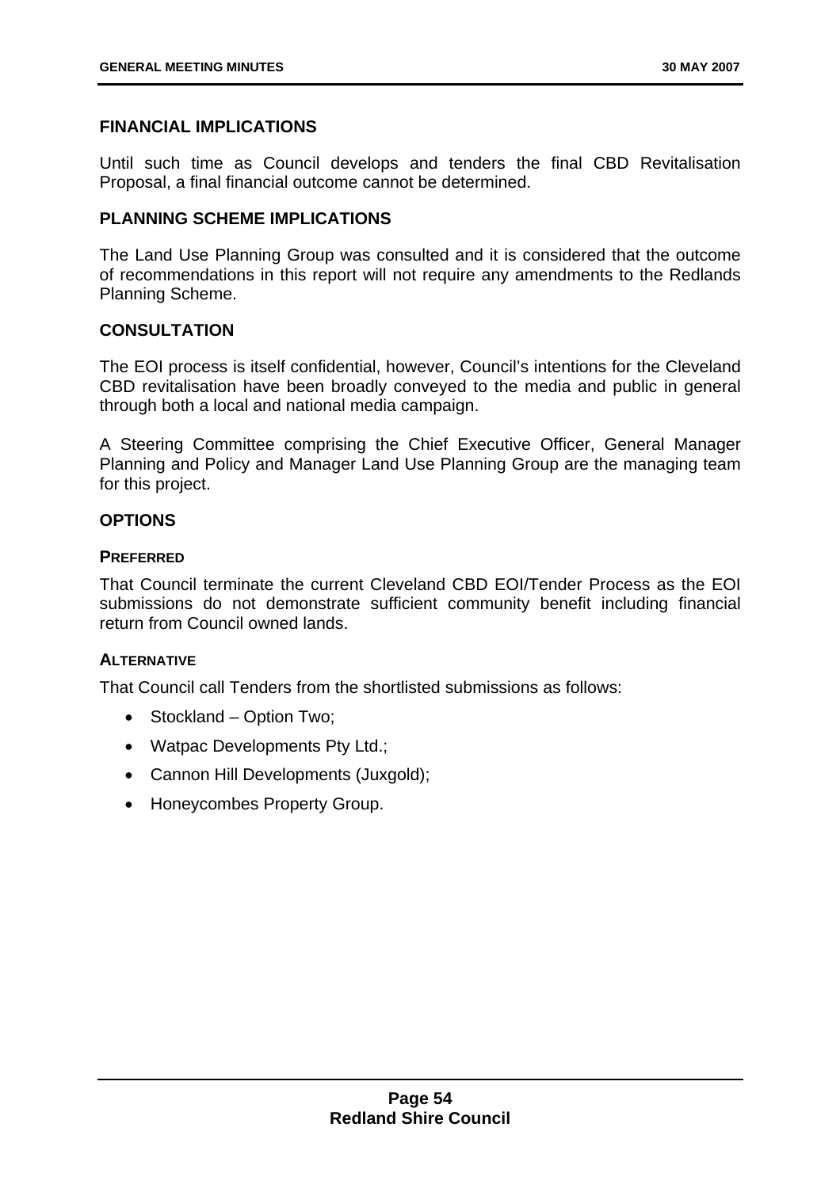## FINANCIAL IMPLICATIONS

Until such time as Council develops and tenders the final CBD Revitalisation Proposal, a final financial outcome cannot be determined.

## PLANNING SCHEME IMPLICATIONS

The Land Use Planning Group was consulted and it is considered that the outcome of recommendations in this report will not require any amendments to the Redlands Planning Scheme.

## CONSULTATION

The EOI process is itself confidential, however, Council's intentions for the Cleveland CBD revitalisation have been broadly conveyed to the media and public in general through both a local and national media campaign.

A Steering Committee comprising the Chief Executive Officer, General Manager Planning and Policy and Manager Land Use Planning Group are the managing team for this project.

## OPTIONS

### PREFERRED

That Council terminate the current Cleveland CBD EOI/Tender Process as the EOI submissions do not demonstrate sufficient community benefit including financial return from Council owned lands.

### ALTERNATIVE

That Council call Tenders from the shortlisted submissions as follows:

- Stockland – Option Two;
- Watpac Developments Pty Ltd.;
- Cannon Hill Developments (Juxgold);
- Honeycombes Property Group.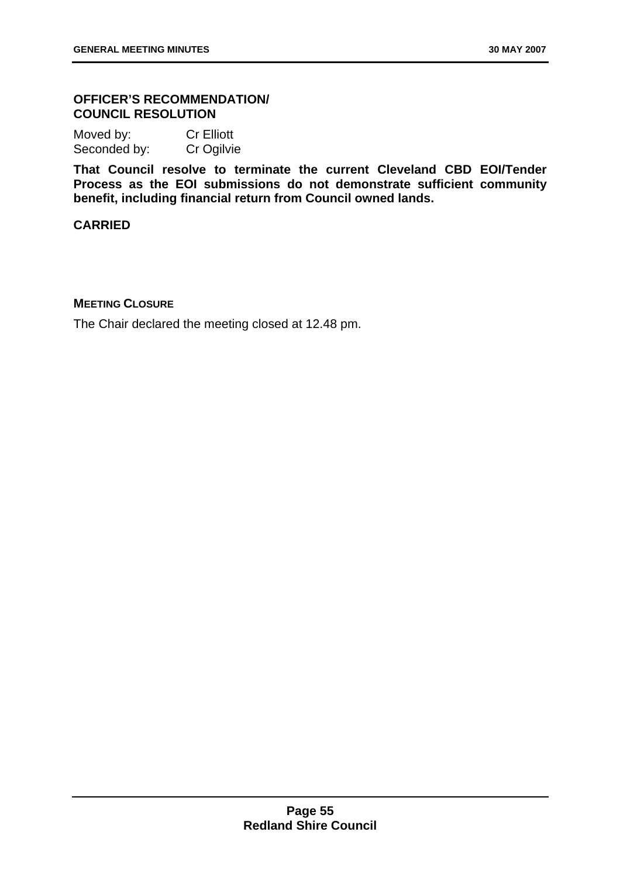**OFFICER'S RECOMMENDATION/
COUNCIL RESOLUTION**

Moved by: Cr Elliott
Seconded by: Cr Ogilvie

**That Council resolve to terminate the current Cleveland CBD EOI/Tender Process as the EOI submissions do not demonstrate sufficient community benefit, including financial return from Council owned lands.**

**CARRIED**

**MEETING CLOSURE**

The Chair declared the meeting closed at 12.48 pm.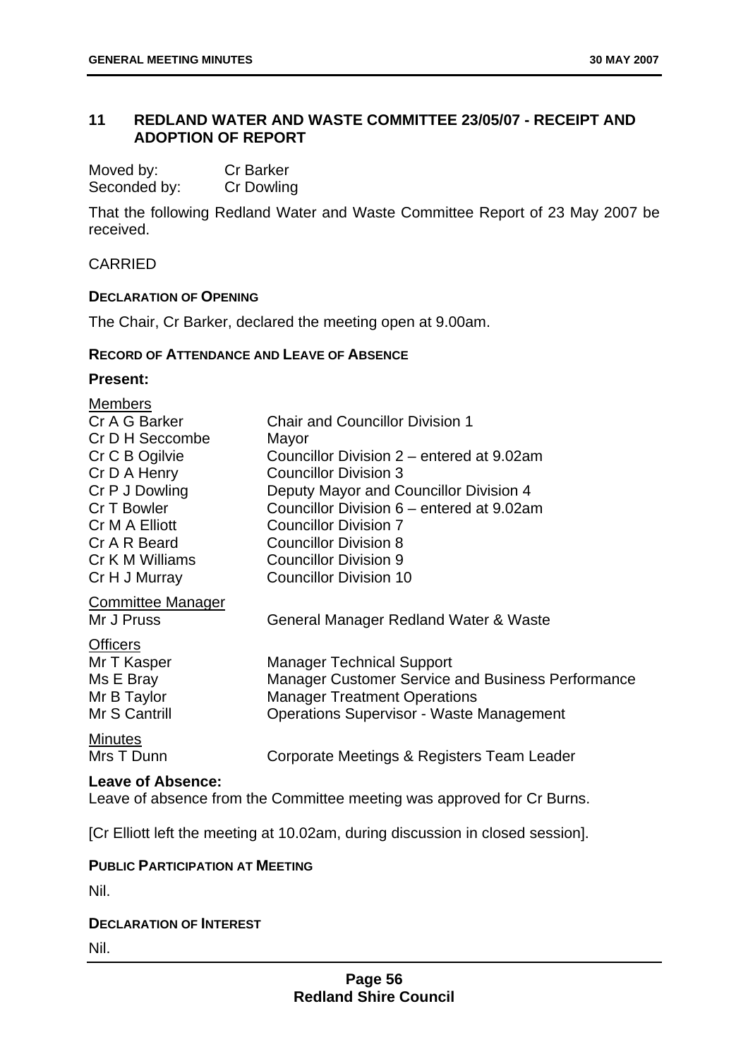## 11 REDLAND WATER AND WASTE COMMITTEE 23/05/07 - RECEIPT AND ADOPTION OF REPORT

Moved by: Cr Barker
Seconded by: Cr Dowling

That the following Redland Water and Waste Committee Report of 23 May 2007 be received.

CARRIED

### DECLARATION OF OPENING

The Chair, Cr Barker, declared the meeting open at 9.00am.

### RECORD OF ATTENDANCE AND LEAVE OF ABSENCE

**Present:**

| | |
|---|---|
| Members | |
| Cr A G Barker | Chair and Councillor Division 1 |
| Cr D H Seccombe | Mayor |
| Cr C B Ogilvie | Councillor Division 2 – entered at 9.02am |
| Cr D A Henry | Councillor Division 3 |
| Cr P J Dowling | Deputy Mayor and Councillor Division 4 |
| Cr T Bowler | Councillor Division 6 – entered at 9.02am |
| Cr M A Elliott | Councillor Division 7 |
| Cr A R Beard | Councillor Division 8 |
| Cr K M Williams | Councillor Division 9 |
| Cr H J Murray | Councillor Division 10 |
| Committee Manager | |
| Mr J Pruss | General Manager Redland Water & Waste |
| Officers | |
| Mr T Kasper | Manager Technical Support |
| Ms E Bray | Manager Customer Service and Business Performance |
| Mr B Taylor | Manager Treatment Operations |
| Mr S Cantrill | Operations Supervisor - Waste Management |
| Minutes | |
| Mrs T Dunn | Corporate Meetings & Registers Team Leader |

**Leave of Absence:**

Leave of absence from the Committee meeting was approved for Cr Burns.

[Cr Elliott left the meeting at 10.02am, during discussion in closed session].

### PUBLIC PARTICIPATION AT MEETING

Nil.

### DECLARATION OF INTEREST

Nil.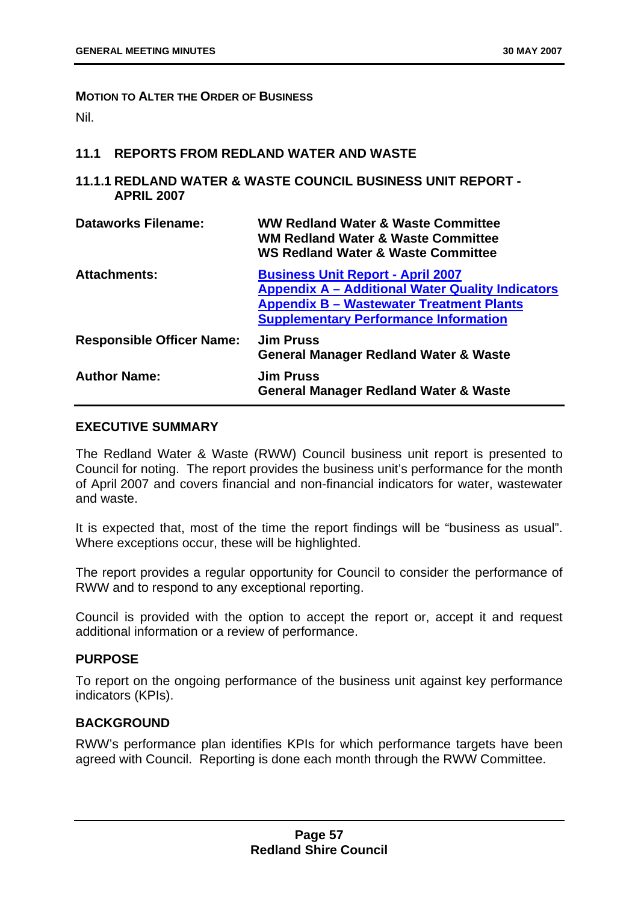**MOTION TO ALTER THE ORDER OF BUSINESS**

Nil.

## 11.1 REPORTS FROM REDLAND WATER AND WASTE

### 11.1.1 REDLAND WATER & WASTE COUNCIL BUSINESS UNIT REPORT - APRIL 2007

| | |
|---|---|
| **Dataworks Filename:** | **WW Redland Water & Waste Committee**<br>**WM Redland Water & Waste Committee**<br>**WS Redland Water & Waste Committee** |
| **Attachments:** | **Business Unit Report - April 2007**<br>**Appendix A – Additional Water Quality Indicators**<br>**Appendix B – Wastewater Treatment Plants Supplementary Performance Information** |
| **Responsible Officer Name:** | **Jim Pruss**<br>**General Manager Redland Water & Waste** |
| **Author Name:** | **Jim Pruss**<br>**General Manager Redland Water & Waste** |

**EXECUTIVE SUMMARY**

The Redland Water & Waste (RWW) Council business unit report is presented to Council for noting. The report provides the business unit's performance for the month of April 2007 and covers financial and non-financial indicators for water, wastewater and waste.

It is expected that, most of the time the report findings will be "business as usual". Where exceptions occur, these will be highlighted.

The report provides a regular opportunity for Council to consider the performance of RWW and to respond to any exceptional reporting.

Council is provided with the option to accept the report or, accept it and request additional information or a review of performance.

**PURPOSE**

To report on the ongoing performance of the business unit against key performance indicators (KPIs).

**BACKGROUND**

RWW's performance plan identifies KPIs for which performance targets have been agreed with Council. Reporting is done each month through the RWW Committee.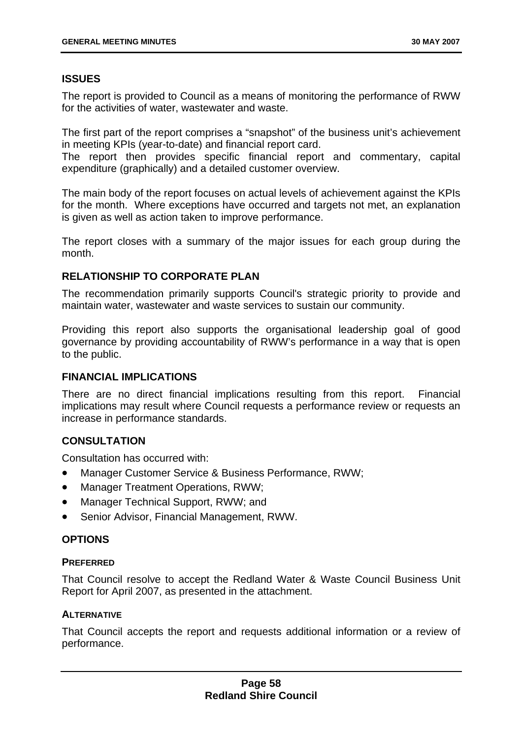## ISSUES

The report is provided to Council as a means of monitoring the performance of RWW for the activities of water, wastewater and waste.

The first part of the report comprises a "snapshot" of the business unit's achievement in meeting KPIs (year-to-date) and financial report card.
The report then provides specific financial report and commentary, capital expenditure (graphically) and a detailed customer overview.

The main body of the report focuses on actual levels of achievement against the KPIs for the month. Where exceptions have occurred and targets not met, an explanation is given as well as action taken to improve performance.

The report closes with a summary of the major issues for each group during the month.

## RELATIONSHIP TO CORPORATE PLAN

The recommendation primarily supports Council's strategic priority to provide and maintain water, wastewater and waste services to sustain our community.

Providing this report also supports the organisational leadership goal of good governance by providing accountability of RWW's performance in a way that is open to the public.

## FINANCIAL IMPLICATIONS

There are no direct financial implications resulting from this report. Financial implications may result where Council requests a performance review or requests an increase in performance standards.

## CONSULTATION

Consultation has occurred with:

- Manager Customer Service & Business Performance, RWW;
- Manager Treatment Operations, RWW;
- Manager Technical Support, RWW; and
- Senior Advisor, Financial Management, RWW.

## OPTIONS

### PREFERRED

That Council resolve to accept the Redland Water & Waste Council Business Unit Report for April 2007, as presented in the attachment.

### ALTERNATIVE

That Council accepts the report and requests additional information or a review of performance.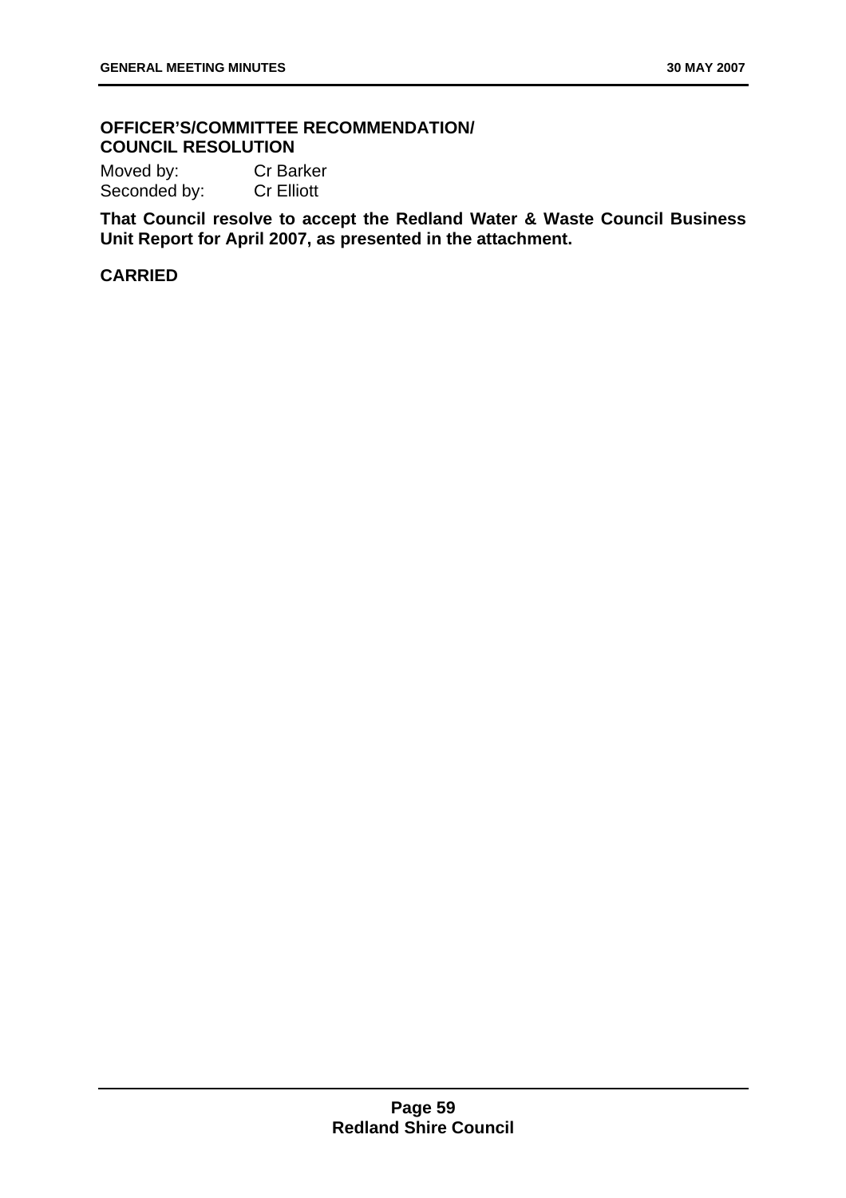**OFFICER'S/COMMITTEE RECOMMENDATION/ COUNCIL RESOLUTION**

Moved by: Cr Barker
Seconded by: Cr Elliott

**That Council resolve to accept the Redland Water & Waste Council Business Unit Report for April 2007, as presented in the attachment.**

**CARRIED**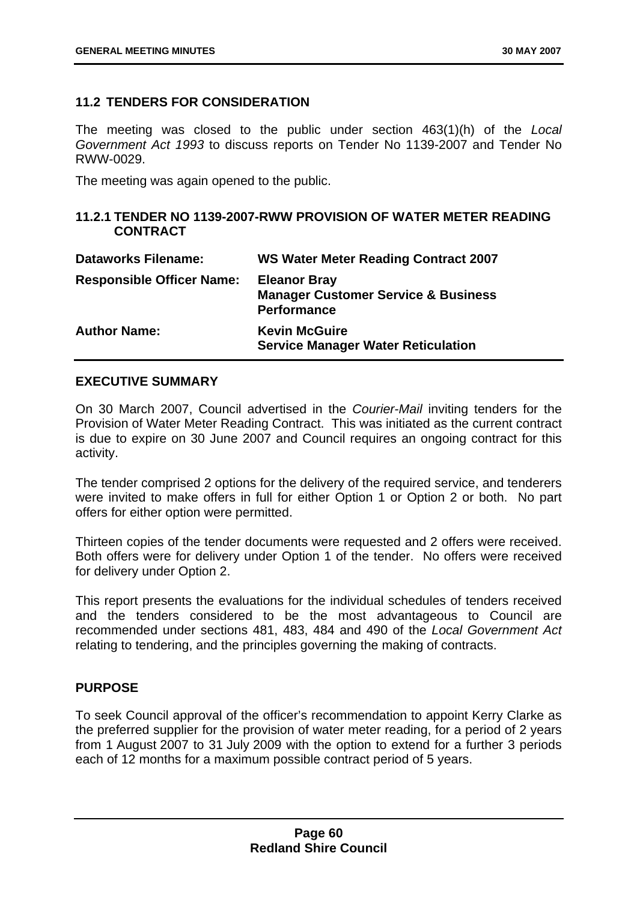## 11.2 TENDERS FOR CONSIDERATION

The meeting was closed to the public under section 463(1)(h) of the *Local Government Act 1993* to discuss reports on Tender No 1139-2007 and Tender No RWW-0029.

The meeting was again opened to the public.

### 11.2.1 TENDER NO 1139-2007-RWW PROVISION OF WATER METER READING CONTRACT

| | |
|---|---|
| **Dataworks Filename:** | **WS Water Meter Reading Contract 2007** |
| **Responsible Officer Name:** | **Eleanor Bray**<br>**Manager Customer Service & Business Performance** |
| **Author Name:** | **Kevin McGuire**<br>**Service Manager Water Reticulation** |

**EXECUTIVE SUMMARY**

On 30 March 2007, Council advertised in the *Courier-Mail* inviting tenders for the Provision of Water Meter Reading Contract. This was initiated as the current contract is due to expire on 30 June 2007 and Council requires an ongoing contract for this activity.

The tender comprised 2 options for the delivery of the required service, and tenderers were invited to make offers in full for either Option 1 or Option 2 or both. No part offers for either option were permitted.

Thirteen copies of the tender documents were requested and 2 offers were received. Both offers were for delivery under Option 1 of the tender. No offers were received for delivery under Option 2.

This report presents the evaluations for the individual schedules of tenders received and the tenders considered to be the most advantageous to Council are recommended under sections 481, 483, 484 and 490 of the *Local Government Act* relating to tendering, and the principles governing the making of contracts.

**PURPOSE**

To seek Council approval of the officer's recommendation to appoint Kerry Clarke as the preferred supplier for the provision of water meter reading, for a period of 2 years from 1 August 2007 to 31 July 2009 with the option to extend for a further 3 periods each of 12 months for a maximum possible contract period of 5 years.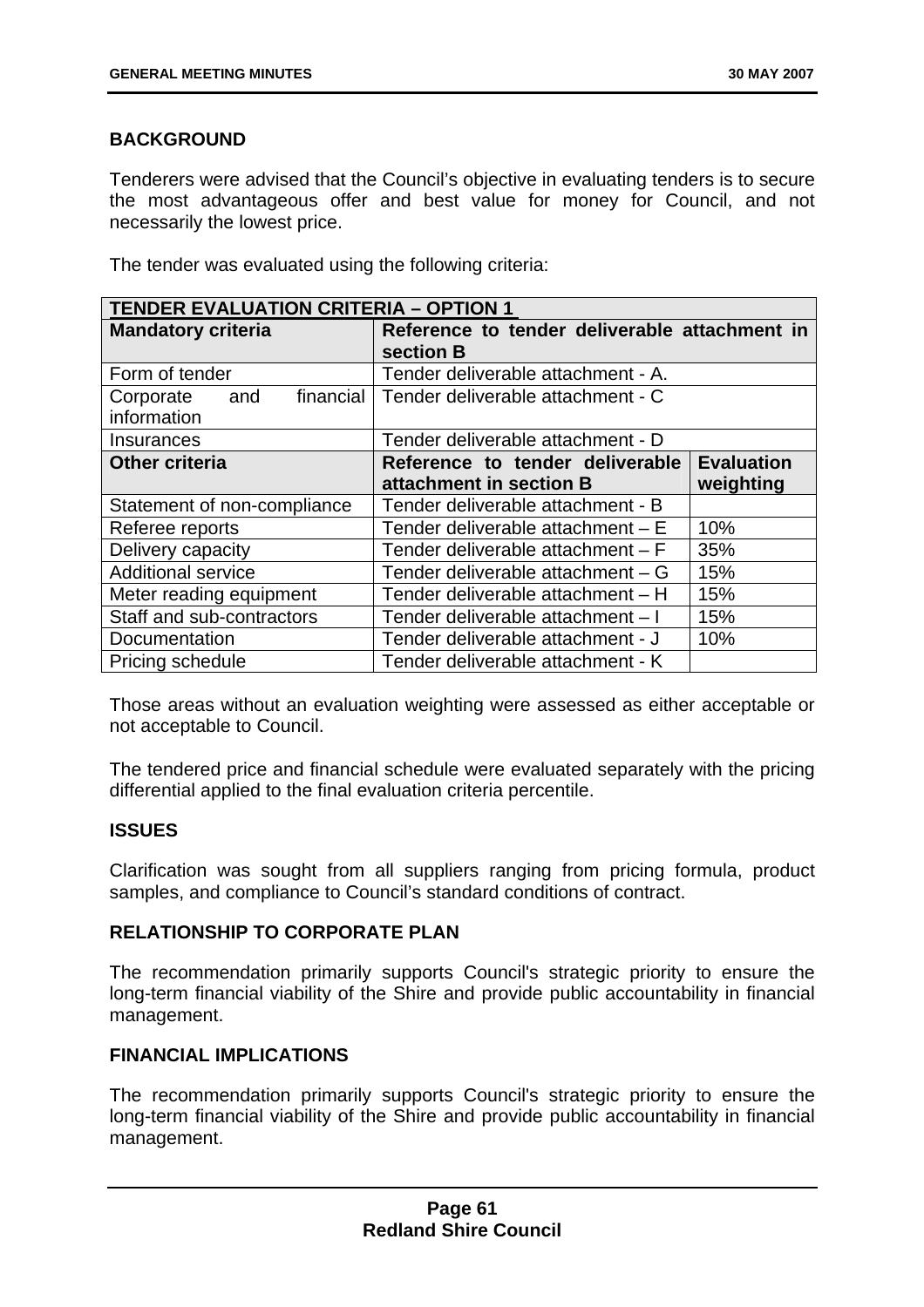## BACKGROUND

Tenderers were advised that the Council's objective in evaluating tenders is to secure the most advantageous offer and best value for money for Council, and not necessarily the lowest price.

The tender was evaluated using the following criteria:

| TENDER EVALUATION CRITERIA – OPTION 1 | | |
|---|---|---|
| **Mandatory criteria** | **Reference to tender deliverable attachment in section B** | |
| Form of tender | Tender deliverable attachment - A. | |
| Corporate and financial information | Tender deliverable attachment - C | |
| Insurances | Tender deliverable attachment - D | |
| **Other criteria** | **Reference to tender deliverable attachment in section B** | **Evaluation weighting** |
| Statement of non-compliance | Tender deliverable attachment - B | |
| Referee reports | Tender deliverable attachment – E | 10% |
| Delivery capacity | Tender deliverable attachment – F | 35% |
| Additional service | Tender deliverable attachment – G | 15% |
| Meter reading equipment | Tender deliverable attachment – H | 15% |
| Staff and sub-contractors | Tender deliverable attachment – I | 15% |
| Documentation | Tender deliverable attachment - J | 10% |
| Pricing schedule | Tender deliverable attachment - K | |

Those areas without an evaluation weighting were assessed as either acceptable or not acceptable to Council.

The tendered price and financial schedule were evaluated separately with the pricing differential applied to the final evaluation criteria percentile.

## ISSUES

Clarification was sought from all suppliers ranging from pricing formula, product samples, and compliance to Council's standard conditions of contract.

## RELATIONSHIP TO CORPORATE PLAN

The recommendation primarily supports Council's strategic priority to ensure the long-term financial viability of the Shire and provide public accountability in financial management.

## FINANCIAL IMPLICATIONS

The recommendation primarily supports Council's strategic priority to ensure the long-term financial viability of the Shire and provide public accountability in financial management.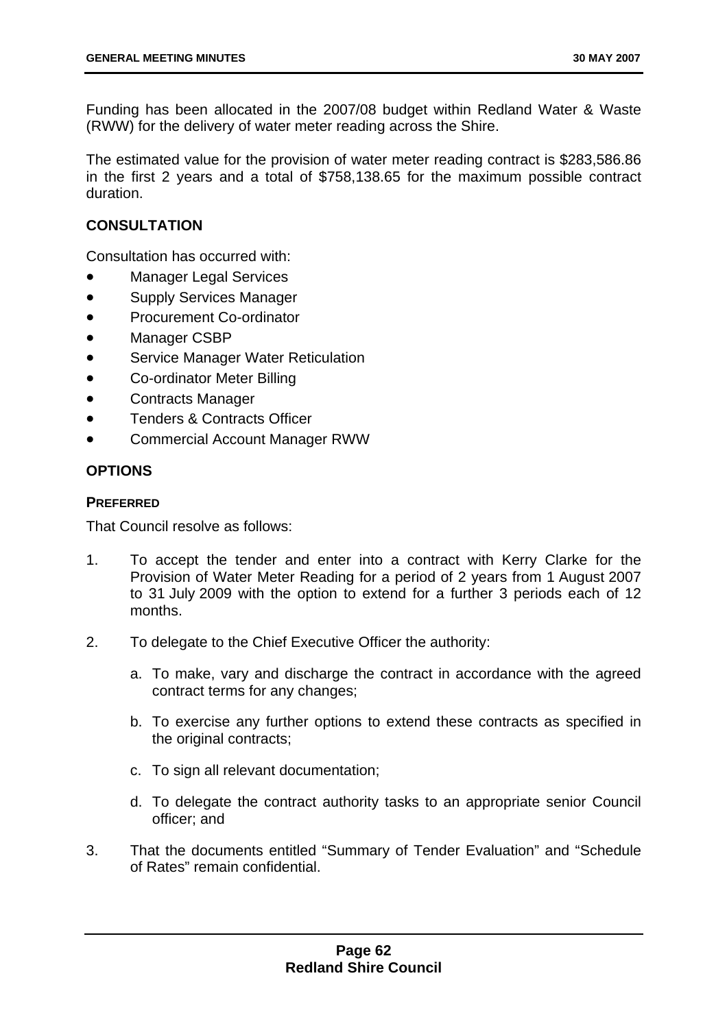Funding has been allocated in the 2007/08 budget within Redland Water & Waste (RWW) for the delivery of water meter reading across the Shire.

The estimated value for the provision of water meter reading contract is $283,586.86 in the first 2 years and a total of $758,138.65 for the maximum possible contract duration.

## CONSULTATION

Consultation has occurred with:

- Manager Legal Services
- Supply Services Manager
- Procurement Co-ordinator
- Manager CSBP
- Service Manager Water Reticulation
- Co-ordinator Meter Billing
- Contracts Manager
- Tenders & Contracts Officer
- Commercial Account Manager RWW

## OPTIONS

### PREFERRED

That Council resolve as follows:

1. To accept the tender and enter into a contract with Kerry Clarke for the Provision of Water Meter Reading for a period of 2 years from 1 August 2007 to 31 July 2009 with the option to extend for a further 3 periods each of 12 months.

2. To delegate to the Chief Executive Officer the authority:

   a. To make, vary and discharge the contract in accordance with the agreed contract terms for any changes;

   b. To exercise any further options to extend these contracts as specified in the original contracts;

   c. To sign all relevant documentation;

   d. To delegate the contract authority tasks to an appropriate senior Council officer; and

3. That the documents entitled "Summary of Tender Evaluation" and "Schedule of Rates" remain confidential.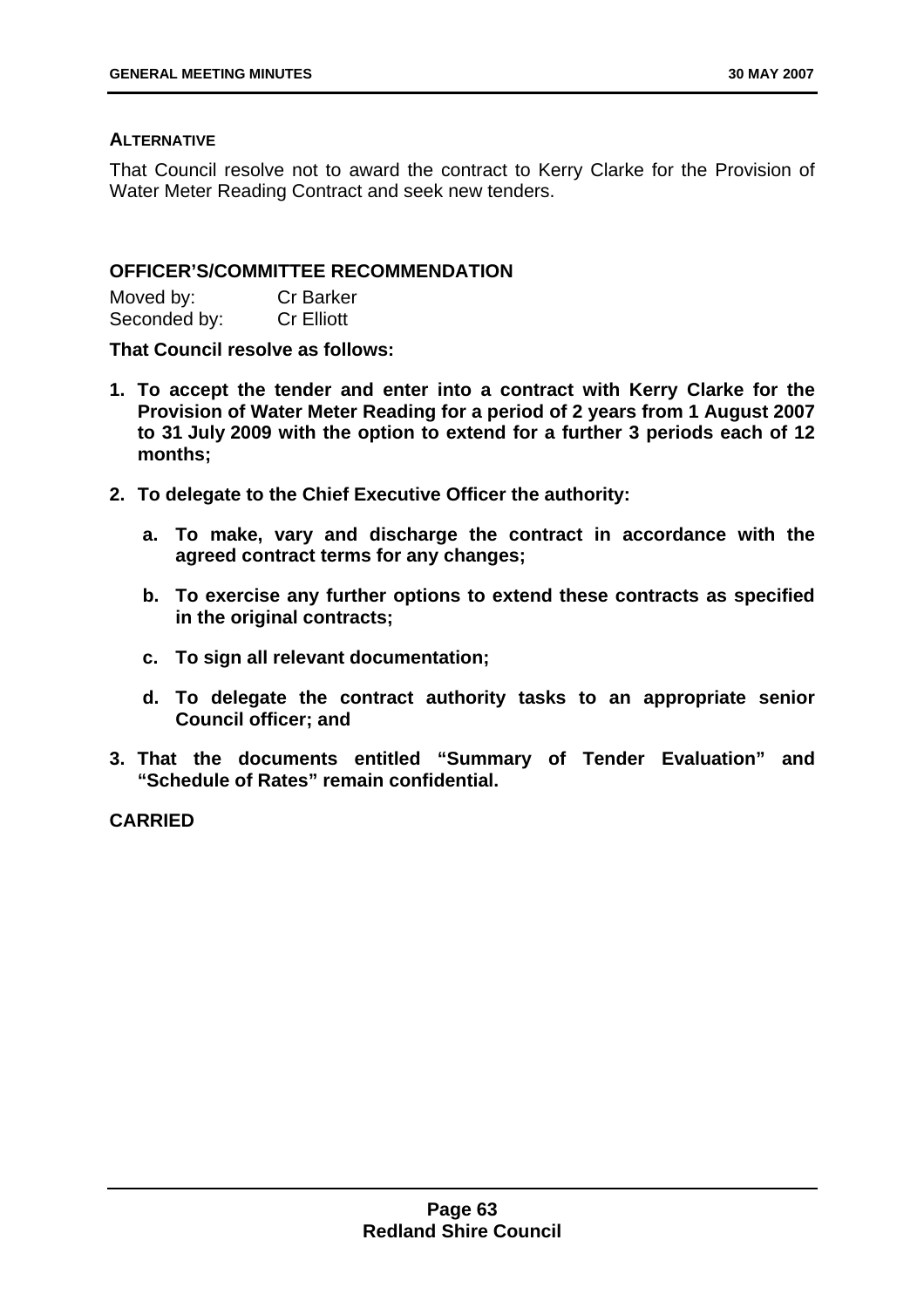**ALTERNATIVE**

That Council resolve not to award the contract to Kerry Clarke for the Provision of Water Meter Reading Contract and seek new tenders.

**OFFICER'S/COMMITTEE RECOMMENDATION**

Moved by: Cr Barker
Seconded by: Cr Elliott

**That Council resolve as follows:**

1. **To accept the tender and enter into a contract with Kerry Clarke for the Provision of Water Meter Reading for a period of 2 years from 1 August 2007 to 31 July 2009 with the option to extend for a further 3 periods each of 12 months;**
2. **To delegate to the Chief Executive Officer the authority:**
   a. **To make, vary and discharge the contract in accordance with the agreed contract terms for any changes;**
   b. **To exercise any further options to extend these contracts as specified in the original contracts;**
   c. **To sign all relevant documentation;**
   d. **To delegate the contract authority tasks to an appropriate senior Council officer; and**
3. **That the documents entitled "Summary of Tender Evaluation" and "Schedule of Rates" remain confidential.**

**CARRIED**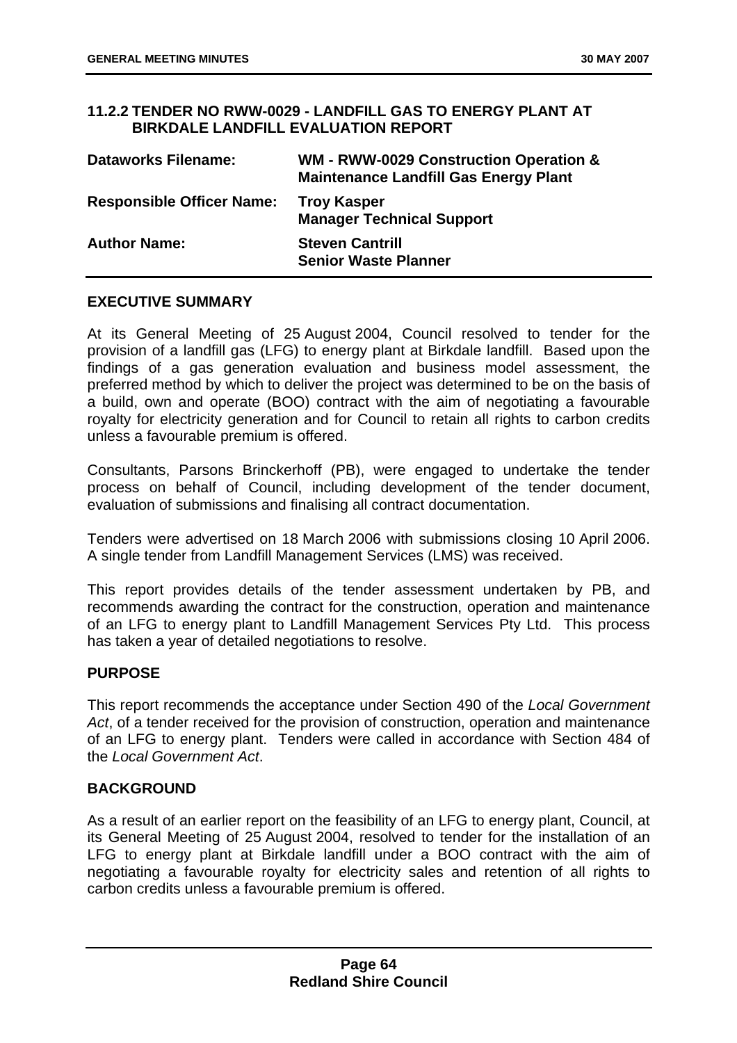## 11.2.2 TENDER NO RWW-0029 - LANDFILL GAS TO ENERGY PLANT AT BIRKDALE LANDFILL EVALUATION REPORT

| | |
|---|---|
| **Dataworks Filename:** | **WM - RWW-0029 Construction Operation & Maintenance Landfill Gas Energy Plant** |
| **Responsible Officer Name:** | **Troy Kasper**<br>**Manager Technical Support** |
| **Author Name:** | **Steven Cantrill**<br>**Senior Waste Planner** |

### EXECUTIVE SUMMARY

At its General Meeting of 25 August 2004, Council resolved to tender for the provision of a landfill gas (LFG) to energy plant at Birkdale landfill. Based upon the findings of a gas generation evaluation and business model assessment, the preferred method by which to deliver the project was determined to be on the basis of a build, own and operate (BOO) contract with the aim of negotiating a favourable royalty for electricity generation and for Council to retain all rights to carbon credits unless a favourable premium is offered.

Consultants, Parsons Brinckerhoff (PB), were engaged to undertake the tender process on behalf of Council, including development of the tender document, evaluation of submissions and finalising all contract documentation.

Tenders were advertised on 18 March 2006 with submissions closing 10 April 2006. A single tender from Landfill Management Services (LMS) was received.

This report provides details of the tender assessment undertaken by PB, and recommends awarding the contract for the construction, operation and maintenance of an LFG to energy plant to Landfill Management Services Pty Ltd. This process has taken a year of detailed negotiations to resolve.

### PURPOSE

This report recommends the acceptance under Section 490 of the *Local Government Act*, of a tender received for the provision of construction, operation and maintenance of an LFG to energy plant. Tenders were called in accordance with Section 484 of the *Local Government Act*.

### BACKGROUND

As a result of an earlier report on the feasibility of an LFG to energy plant, Council, at its General Meeting of 25 August 2004, resolved to tender for the installation of an LFG to energy plant at Birkdale landfill under a BOO contract with the aim of negotiating a favourable royalty for electricity sales and retention of all rights to carbon credits unless a favourable premium is offered.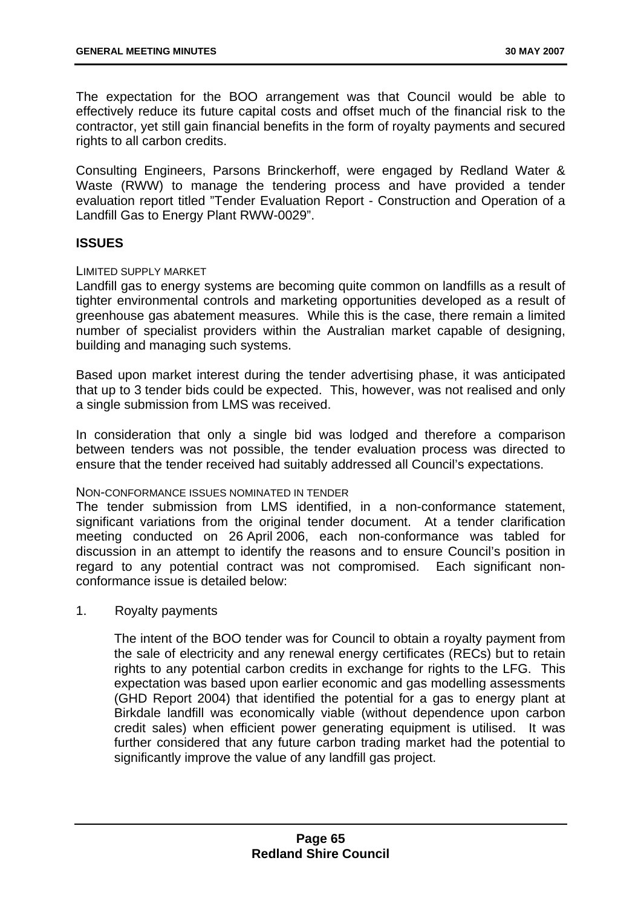The expectation for the BOO arrangement was that Council would be able to effectively reduce its future capital costs and offset much of the financial risk to the contractor, yet still gain financial benefits in the form of royalty payments and secured rights to all carbon credits.

Consulting Engineers, Parsons Brinckerhoff, were engaged by Redland Water & Waste (RWW) to manage the tendering process and have provided a tender evaluation report titled "Tender Evaluation Report - Construction and Operation of a Landfill Gas to Energy Plant RWW-0029".

## ISSUES

LIMITED SUPPLY MARKET

Landfill gas to energy systems are becoming quite common on landfills as a result of tighter environmental controls and marketing opportunities developed as a result of greenhouse gas abatement measures. While this is the case, there remain a limited number of specialist providers within the Australian market capable of designing, building and managing such systems.

Based upon market interest during the tender advertising phase, it was anticipated that up to 3 tender bids could be expected. This, however, was not realised and only a single submission from LMS was received.

In consideration that only a single bid was lodged and therefore a comparison between tenders was not possible, the tender evaluation process was directed to ensure that the tender received had suitably addressed all Council's expectations.

NON-CONFORMANCE ISSUES NOMINATED IN TENDER

The tender submission from LMS identified, in a non-conformance statement, significant variations from the original tender document. At a tender clarification meeting conducted on 26 April 2006, each non-conformance was tabled for discussion in an attempt to identify the reasons and to ensure Council's position in regard to any potential contract was not compromised. Each significant non-conformance issue is detailed below:

1. Royalty payments

   The intent of the BOO tender was for Council to obtain a royalty payment from the sale of electricity and any renewal energy certificates (RECs) but to retain rights to any potential carbon credits in exchange for rights to the LFG. This expectation was based upon earlier economic and gas modelling assessments (GHD Report 2004) that identified the potential for a gas to energy plant at Birkdale landfill was economically viable (without dependence upon carbon credit sales) when efficient power generating equipment is utilised. It was further considered that any future carbon trading market had the potential to significantly improve the value of any landfill gas project.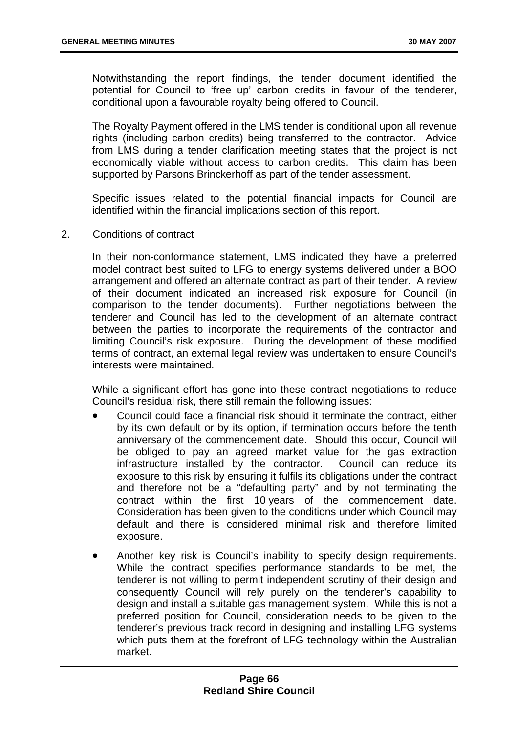Notwithstanding the report findings, the tender document identified the potential for Council to 'free up' carbon credits in favour of the tenderer, conditional upon a favourable royalty being offered to Council.

The Royalty Payment offered in the LMS tender is conditional upon all revenue rights (including carbon credits) being transferred to the contractor. Advice from LMS during a tender clarification meeting states that the project is not economically viable without access to carbon credits. This claim has been supported by Parsons Brinckerhoff as part of the tender assessment.

Specific issues related to the potential financial impacts for Council are identified within the financial implications section of this report.

2. Conditions of contract

In their non-conformance statement, LMS indicated they have a preferred model contract best suited to LFG to energy systems delivered under a BOO arrangement and offered an alternate contract as part of their tender. A review of their document indicated an increased risk exposure for Council (in comparison to the tender documents). Further negotiations between the tenderer and Council has led to the development of an alternate contract between the parties to incorporate the requirements of the contractor and limiting Council's risk exposure. During the development of these modified terms of contract, an external legal review was undertaken to ensure Council's interests were maintained.

While a significant effort has gone into these contract negotiations to reduce Council's residual risk, there still remain the following issues:

- Council could face a financial risk should it terminate the contract, either by its own default or by its option, if termination occurs before the tenth anniversary of the commencement date. Should this occur, Council will be obliged to pay an agreed market value for the gas extraction infrastructure installed by the contractor. Council can reduce its exposure to this risk by ensuring it fulfils its obligations under the contract and therefore not be a "defaulting party" and by not terminating the contract within the first 10 years of the commencement date. Consideration has been given to the conditions under which Council may default and there is considered minimal risk and therefore limited exposure.

- Another key risk is Council's inability to specify design requirements. While the contract specifies performance standards to be met, the tenderer is not willing to permit independent scrutiny of their design and consequently Council will rely purely on the tenderer's capability to design and install a suitable gas management system. While this is not a preferred position for Council, consideration needs to be given to the tenderer's previous track record in designing and installing LFG systems which puts them at the forefront of LFG technology within the Australian market.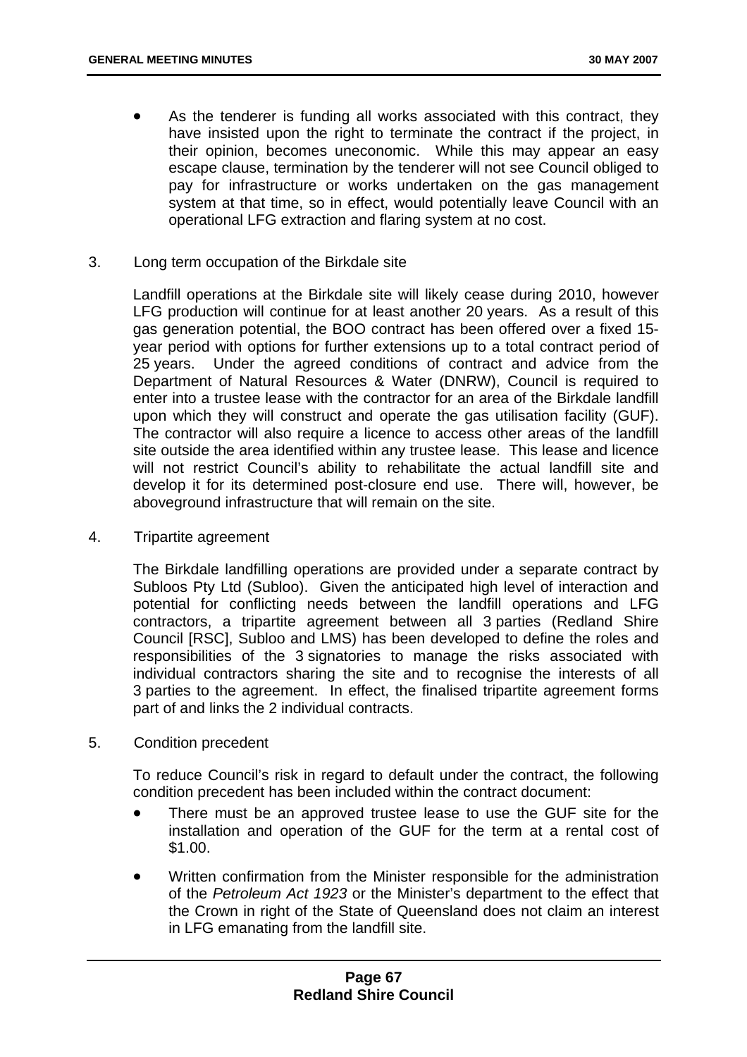- As the tenderer is funding all works associated with this contract, they have insisted upon the right to terminate the contract if the project, in their opinion, becomes uneconomic. While this may appear an easy escape clause, termination by the tenderer will not see Council obliged to pay for infrastructure or works undertaken on the gas management system at that time, so in effect, would potentially leave Council with an operational LFG extraction and flaring system at no cost.

3. Long term occupation of the Birkdale site

   Landfill operations at the Birkdale site will likely cease during 2010, however LFG production will continue for at least another 20 years. As a result of this gas generation potential, the BOO contract has been offered over a fixed 15-year period with options for further extensions up to a total contract period of 25 years. Under the agreed conditions of contract and advice from the Department of Natural Resources & Water (DNRW), Council is required to enter into a trustee lease with the contractor for an area of the Birkdale landfill upon which they will construct and operate the gas utilisation facility (GUF). The contractor will also require a licence to access other areas of the landfill site outside the area identified within any trustee lease. This lease and licence will not restrict Council's ability to rehabilitate the actual landfill site and develop it for its determined post-closure end use. There will, however, be aboveground infrastructure that will remain on the site.

4. Tripartite agreement

   The Birkdale landfilling operations are provided under a separate contract by Subloos Pty Ltd (Subloo). Given the anticipated high level of interaction and potential for conflicting needs between the landfill operations and LFG contractors, a tripartite agreement between all 3 parties (Redland Shire Council [RSC], Subloo and LMS) has been developed to define the roles and responsibilities of the 3 signatories to manage the risks associated with individual contractors sharing the site and to recognise the interests of all 3 parties to the agreement. In effect, the finalised tripartite agreement forms part of and links the 2 individual contracts.

5. Condition precedent

   To reduce Council's risk in regard to default under the contract, the following condition precedent has been included within the contract document:

   - There must be an approved trustee lease to use the GUF site for the installation and operation of the GUF for the term at a rental cost of $1.00.
   - Written confirmation from the Minister responsible for the administration of the *Petroleum Act 1923* or the Minister's department to the effect that the Crown in right of the State of Queensland does not claim an interest in LFG emanating from the landfill site.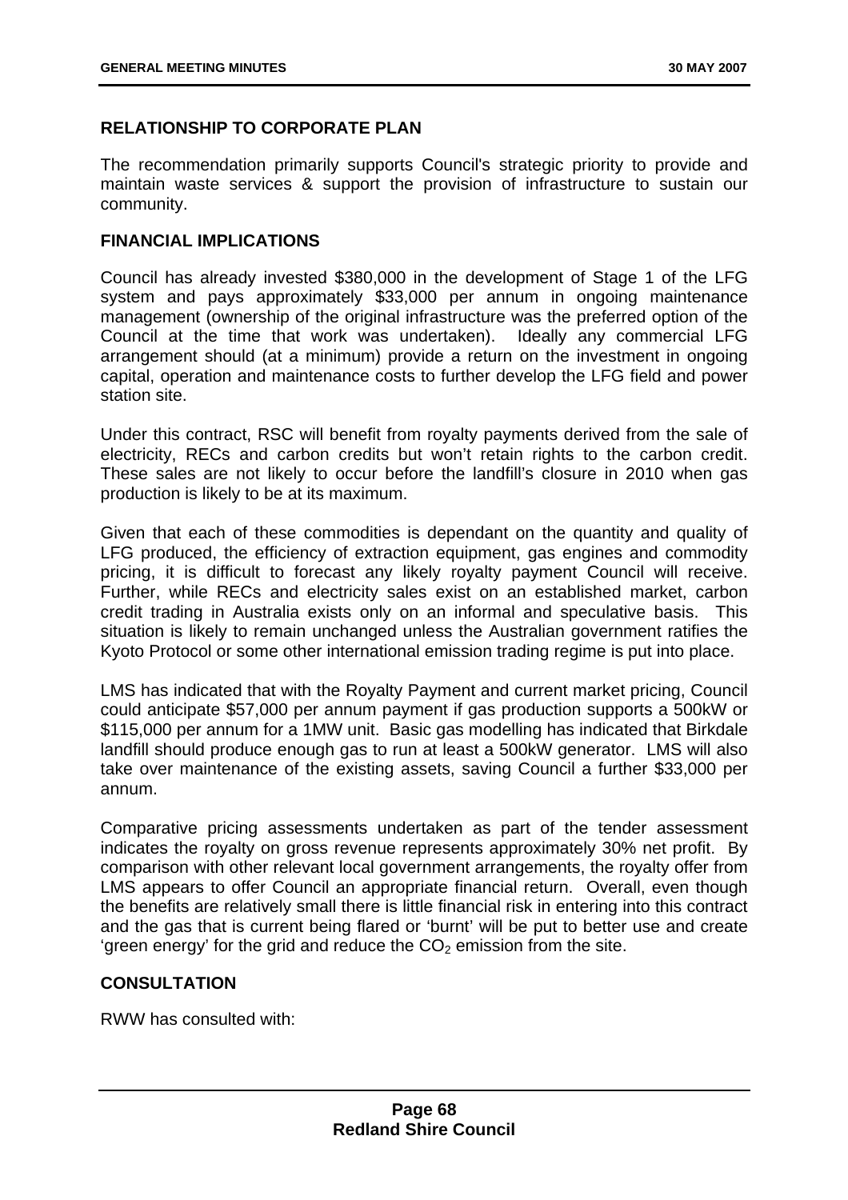## RELATIONSHIP TO CORPORATE PLAN

The recommendation primarily supports Council's strategic priority to provide and maintain waste services & support the provision of infrastructure to sustain our community.

## FINANCIAL IMPLICATIONS

Council has already invested $380,000 in the development of Stage 1 of the LFG system and pays approximately $33,000 per annum in ongoing maintenance management (ownership of the original infrastructure was the preferred option of the Council at the time that work was undertaken). Ideally any commercial LFG arrangement should (at a minimum) provide a return on the investment in ongoing capital, operation and maintenance costs to further develop the LFG field and power station site.

Under this contract, RSC will benefit from royalty payments derived from the sale of electricity, RECs and carbon credits but won't retain rights to the carbon credit. These sales are not likely to occur before the landfill's closure in 2010 when gas production is likely to be at its maximum.

Given that each of these commodities is dependant on the quantity and quality of LFG produced, the efficiency of extraction equipment, gas engines and commodity pricing, it is difficult to forecast any likely royalty payment Council will receive. Further, while RECs and electricity sales exist on an established market, carbon credit trading in Australia exists only on an informal and speculative basis. This situation is likely to remain unchanged unless the Australian government ratifies the Kyoto Protocol or some other international emission trading regime is put into place.

LMS has indicated that with the Royalty Payment and current market pricing, Council could anticipate $57,000 per annum payment if gas production supports a 500kW or $115,000 per annum for a 1MW unit. Basic gas modelling has indicated that Birkdale landfill should produce enough gas to run at least a 500kW generator. LMS will also take over maintenance of the existing assets, saving Council a further $33,000 per annum.

Comparative pricing assessments undertaken as part of the tender assessment indicates the royalty on gross revenue represents approximately 30% net profit. By comparison with other relevant local government arrangements, the royalty offer from LMS appears to offer Council an appropriate financial return. Overall, even though the benefits are relatively small there is little financial risk in entering into this contract and the gas that is current being flared or 'burnt' will be put to better use and create 'green energy' for the grid and reduce the $CO_2$ emission from the site.

## CONSULTATION

RWW has consulted with: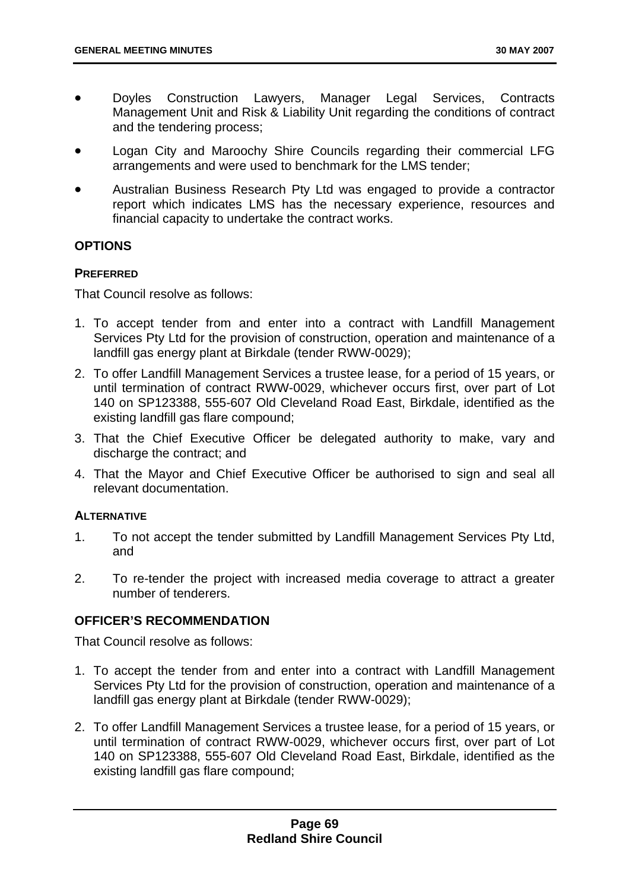- Doyles Construction Lawyers, Manager Legal Services, Contracts Management Unit and Risk & Liability Unit regarding the conditions of contract and the tendering process;
- Logan City and Maroochy Shire Councils regarding their commercial LFG arrangements and were used to benchmark for the LMS tender;
- Australian Business Research Pty Ltd was engaged to provide a contractor report which indicates LMS has the necessary experience, resources and financial capacity to undertake the contract works.

## OPTIONS

### PREFERRED

That Council resolve as follows:

1. To accept tender from and enter into a contract with Landfill Management Services Pty Ltd for the provision of construction, operation and maintenance of a landfill gas energy plant at Birkdale (tender RWW-0029);
2. To offer Landfill Management Services a trustee lease, for a period of 15 years, or until termination of contract RWW-0029, whichever occurs first, over part of Lot 140 on SP123388, 555-607 Old Cleveland Road East, Birkdale, identified as the existing landfill gas flare compound;
3. That the Chief Executive Officer be delegated authority to make, vary and discharge the contract; and
4. That the Mayor and Chief Executive Officer be authorised to sign and seal all relevant documentation.

### ALTERNATIVE

1. To not accept the tender submitted by Landfill Management Services Pty Ltd, and
2. To re-tender the project with increased media coverage to attract a greater number of tenderers.

## OFFICER'S RECOMMENDATION

That Council resolve as follows:

1. To accept the tender from and enter into a contract with Landfill Management Services Pty Ltd for the provision of construction, operation and maintenance of a landfill gas energy plant at Birkdale (tender RWW-0029);
2. To offer Landfill Management Services a trustee lease, for a period of 15 years, or until termination of contract RWW-0029, whichever occurs first, over part of Lot 140 on SP123388, 555-607 Old Cleveland Road East, Birkdale, identified as the existing landfill gas flare compound;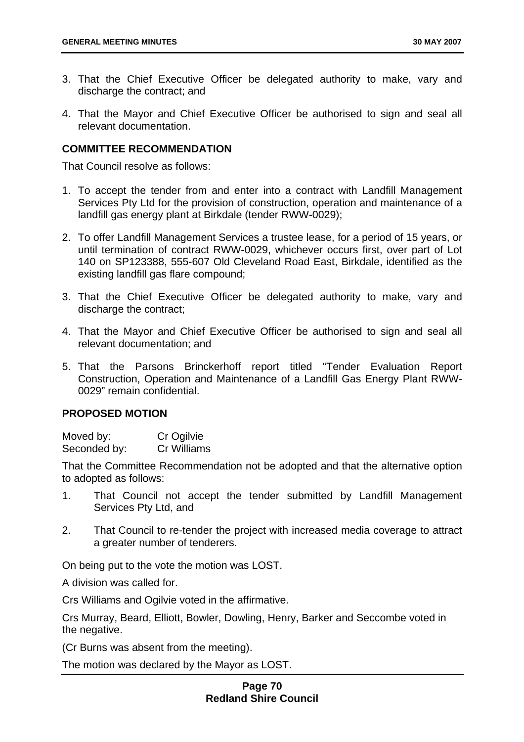3. That the Chief Executive Officer be delegated authority to make, vary and discharge the contract; and

4. That the Mayor and Chief Executive Officer be authorised to sign and seal all relevant documentation.

**COMMITTEE RECOMMENDATION**

That Council resolve as follows:

1. To accept the tender from and enter into a contract with Landfill Management Services Pty Ltd for the provision of construction, operation and maintenance of a landfill gas energy plant at Birkdale (tender RWW-0029);

2. To offer Landfill Management Services a trustee lease, for a period of 15 years, or until termination of contract RWW-0029, whichever occurs first, over part of Lot 140 on SP123388, 555-607 Old Cleveland Road East, Birkdale, identified as the existing landfill gas flare compound;

3. That the Chief Executive Officer be delegated authority to make, vary and discharge the contract;

4. That the Mayor and Chief Executive Officer be authorised to sign and seal all relevant documentation; and

5. That the Parsons Brinckerhoff report titled "Tender Evaluation Report Construction, Operation and Maintenance of a Landfill Gas Energy Plant RWW-0029" remain confidential.

**PROPOSED MOTION**

Moved by: Cr Ogilvie
Seconded by: Cr Williams

That the Committee Recommendation not be adopted and that the alternative option to adopted as follows:

1. That Council not accept the tender submitted by Landfill Management Services Pty Ltd, and

2. That Council to re-tender the project with increased media coverage to attract a greater number of tenderers.

On being put to the vote the motion was LOST.

A division was called for.

Crs Williams and Ogilvie voted in the affirmative.

Crs Murray, Beard, Elliott, Bowler, Dowling, Henry, Barker and Seccombe voted in the negative.

(Cr Burns was absent from the meeting).

The motion was declared by the Mayor as LOST.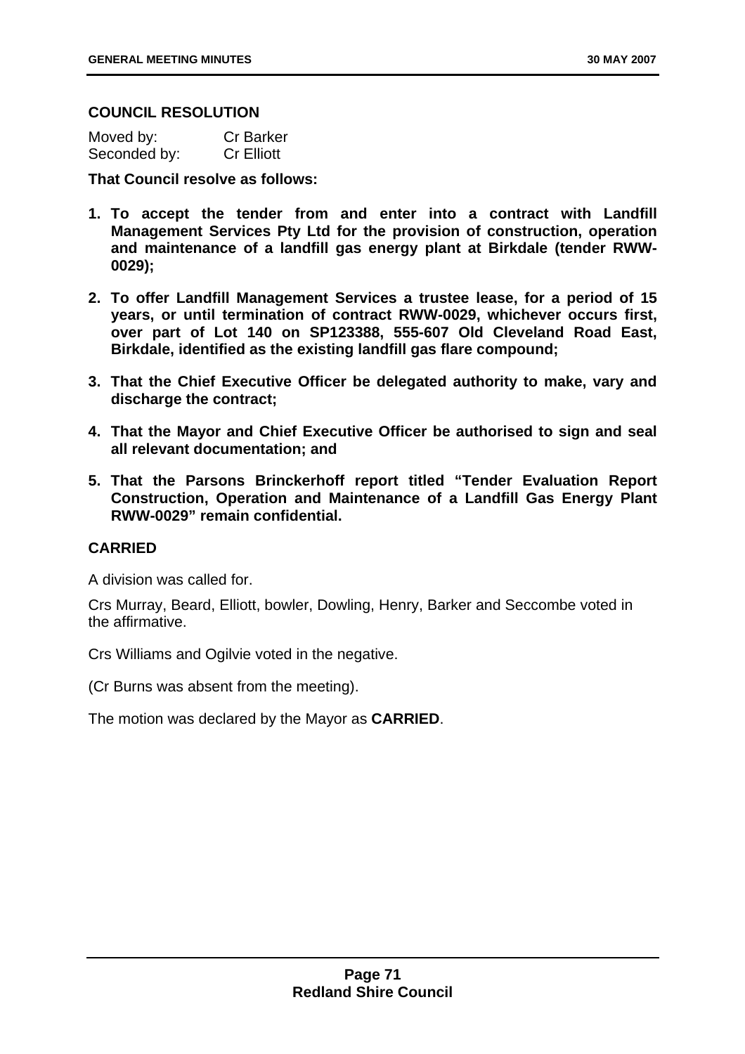**COUNCIL RESOLUTION**

Moved by: Cr Barker
Seconded by: Cr Elliott

**That Council resolve as follows:**

1. **To accept the tender from and enter into a contract with Landfill Management Services Pty Ltd for the provision of construction, operation and maintenance of a landfill gas energy plant at Birkdale (tender RWW-0029);**
2. **To offer Landfill Management Services a trustee lease, for a period of 15 years, or until termination of contract RWW-0029, whichever occurs first, over part of Lot 140 on SP123388, 555-607 Old Cleveland Road East, Birkdale, identified as the existing landfill gas flare compound;**
3. **That the Chief Executive Officer be delegated authority to make, vary and discharge the contract;**
4. **That the Mayor and Chief Executive Officer be authorised to sign and seal all relevant documentation; and**
5. **That the Parsons Brinckerhoff report titled "Tender Evaluation Report Construction, Operation and Maintenance of a Landfill Gas Energy Plant RWW-0029" remain confidential.**

**CARRIED**

A division was called for.

Crs Murray, Beard, Elliott, bowler, Dowling, Henry, Barker and Seccombe voted in the affirmative.

Crs Williams and Ogilvie voted in the negative.

(Cr Burns was absent from the meeting).

The motion was declared by the Mayor as **CARRIED**.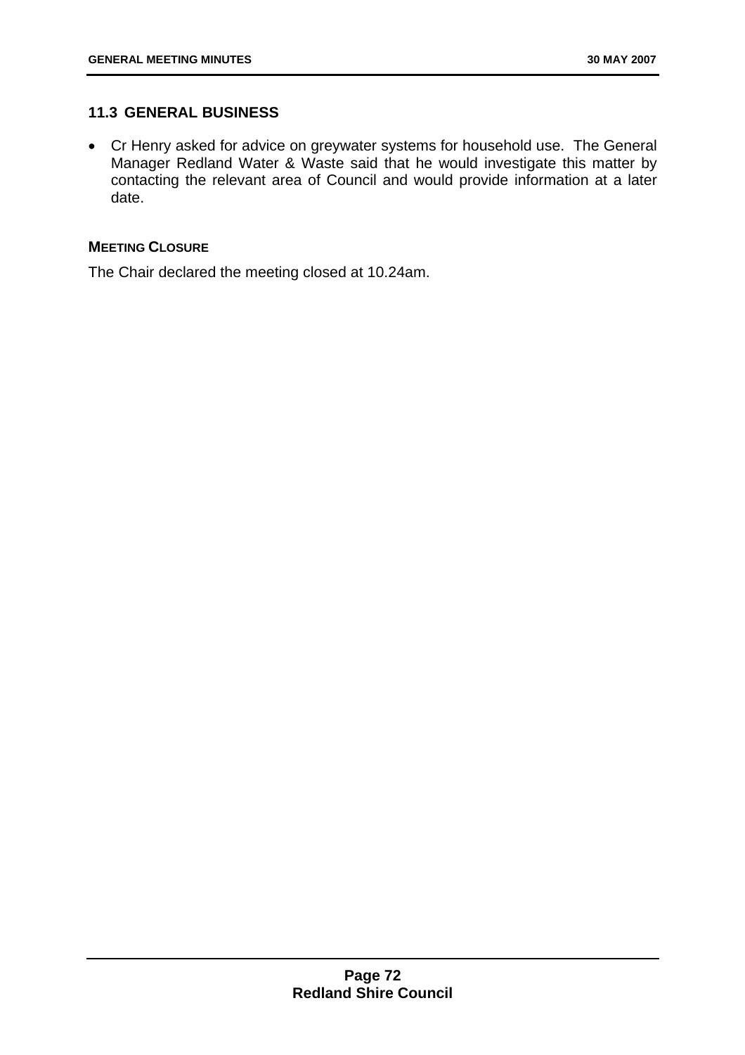## 11.3 GENERAL BUSINESS

- Cr Henry asked for advice on greywater systems for household use. The General Manager Redland Water & Waste said that he would investigate this matter by contacting the relevant area of Council and would provide information at a later date.

**MEETING CLOSURE**

The Chair declared the meeting closed at 10.24am.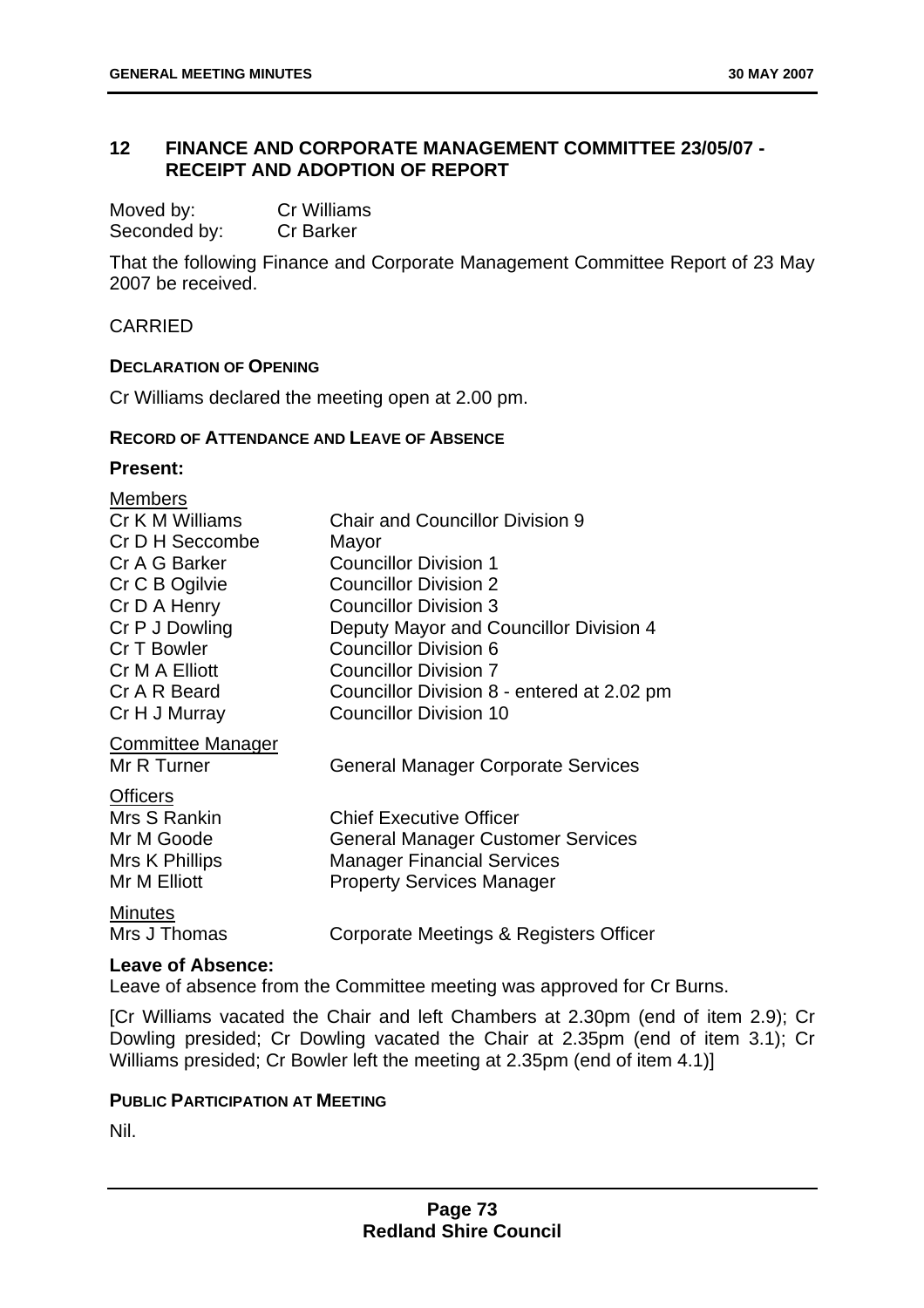## 12 FINANCE AND CORPORATE MANAGEMENT COMMITTEE 23/05/07 - RECEIPT AND ADOPTION OF REPORT

Moved by: Cr Williams
Seconded by: Cr Barker

That the following Finance and Corporate Management Committee Report of 23 May 2007 be received.

CARRIED

**DECLARATION OF OPENING**

Cr Williams declared the meeting open at 2.00 pm.

**RECORD OF ATTENDANCE AND LEAVE OF ABSENCE**

**Present:**

Members

| | |
|---|---|
| Cr K M Williams | Chair and Councillor Division 9 |
| Cr D H Seccombe | Mayor |
| Cr A G Barker | Councillor Division 1 |
| Cr C B Ogilvie | Councillor Division 2 |
| Cr D A Henry | Councillor Division 3 |
| Cr P J Dowling | Deputy Mayor and Councillor Division 4 |
| Cr T Bowler | Councillor Division 6 |
| Cr M A Elliott | Councillor Division 7 |
| Cr A R Beard | Councillor Division 8 - entered at 2.02 pm |
| Cr H J Murray | Councillor Division 10 |

Committee Manager

| | |
|---|---|
| Mr R Turner | General Manager Corporate Services |

Officers

| | |
|---|---|
| Mrs S Rankin | Chief Executive Officer |
| Mr M Goode | General Manager Customer Services |
| Mrs K Phillips | Manager Financial Services |
| Mr M Elliott | Property Services Manager |

Minutes

| | |
|---|---|
| Mrs J Thomas | Corporate Meetings & Registers Officer |

**Leave of Absence:**

Leave of absence from the Committee meeting was approved for Cr Burns.

[Cr Williams vacated the Chair and left Chambers at 2.30pm (end of item 2.9); Cr Dowling presided; Cr Dowling vacated the Chair at 2.35pm (end of item 3.1); Cr Williams presided; Cr Bowler left the meeting at 2.35pm (end of item 4.1)]

**PUBLIC PARTICIPATION AT MEETING**

Nil.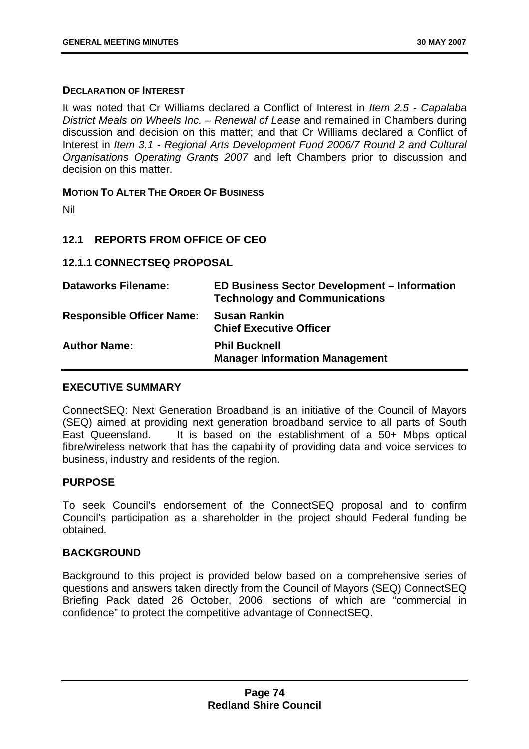**DECLARATION OF INTEREST**

It was noted that Cr Williams declared a Conflict of Interest in *Item 2.5 - Capalaba District Meals on Wheels Inc. – Renewal of Lease* and remained in Chambers during discussion and decision on this matter; and that Cr Williams declared a Conflict of Interest in *Item 3.1 - Regional Arts Development Fund 2006/7 Round 2 and Cultural Organisations Operating Grants 2007* and left Chambers prior to discussion and decision on this matter.

**MOTION TO ALTER THE ORDER OF BUSINESS**

Nil

## 12.1 REPORTS FROM OFFICE OF CEO

### 12.1.1 CONNECTSEQ PROPOSAL

| | |
|---|---|
| **Dataworks Filename:** | **ED Business Sector Development – Information Technology and Communications** |
| **Responsible Officer Name:** | **Susan Rankin**<br>**Chief Executive Officer** |
| **Author Name:** | **Phil Bucknell**<br>**Manager Information Management** |

**EXECUTIVE SUMMARY**

ConnectSEQ: Next Generation Broadband is an initiative of the Council of Mayors (SEQ) aimed at providing next generation broadband service to all parts of South East Queensland. It is based on the establishment of a 50+ Mbps optical fibre/wireless network that has the capability of providing data and voice services to business, industry and residents of the region.

**PURPOSE**

To seek Council's endorsement of the ConnectSEQ proposal and to confirm Council's participation as a shareholder in the project should Federal funding be obtained.

**BACKGROUND**

Background to this project is provided below based on a comprehensive series of questions and answers taken directly from the Council of Mayors (SEQ) ConnectSEQ Briefing Pack dated 26 October, 2006, sections of which are "commercial in confidence" to protect the competitive advantage of ConnectSEQ.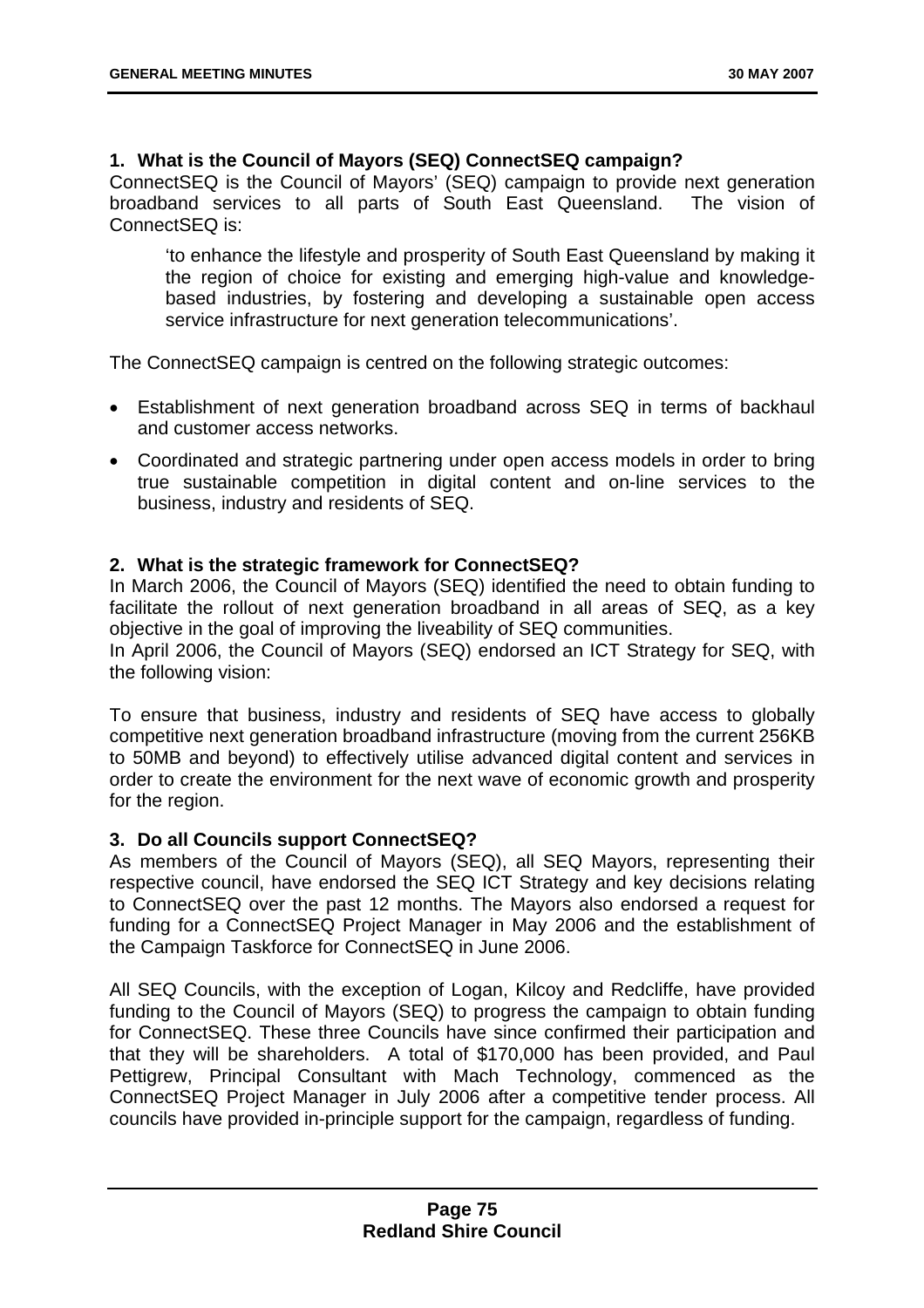### 1. What is the Council of Mayors (SEQ) ConnectSEQ campaign?

ConnectSEQ is the Council of Mayors' (SEQ) campaign to provide next generation broadband services to all parts of South East Queensland. The vision of ConnectSEQ is:

> 'to enhance the lifestyle and prosperity of South East Queensland by making it the region of choice for existing and emerging high-value and knowledge-based industries, by fostering and developing a sustainable open access service infrastructure for next generation telecommunications'.

The ConnectSEQ campaign is centred on the following strategic outcomes:

- Establishment of next generation broadband across SEQ in terms of backhaul and customer access networks.
- Coordinated and strategic partnering under open access models in order to bring true sustainable competition in digital content and on-line services to the business, industry and residents of SEQ.

### 2. What is the strategic framework for ConnectSEQ?

In March 2006, the Council of Mayors (SEQ) identified the need to obtain funding to facilitate the rollout of next generation broadband in all areas of SEQ, as a key objective in the goal of improving the liveability of SEQ communities.

In April 2006, the Council of Mayors (SEQ) endorsed an ICT Strategy for SEQ, with the following vision:

To ensure that business, industry and residents of SEQ have access to globally competitive next generation broadband infrastructure (moving from the current 256KB to 50MB and beyond) to effectively utilise advanced digital content and services in order to create the environment for the next wave of economic growth and prosperity for the region.

### 3. Do all Councils support ConnectSEQ?

As members of the Council of Mayors (SEQ), all SEQ Mayors, representing their respective council, have endorsed the SEQ ICT Strategy and key decisions relating to ConnectSEQ over the past 12 months. The Mayors also endorsed a request for funding for a ConnectSEQ Project Manager in May 2006 and the establishment of the Campaign Taskforce for ConnectSEQ in June 2006.

All SEQ Councils, with the exception of Logan, Kilcoy and Redcliffe, have provided funding to the Council of Mayors (SEQ) to progress the campaign to obtain funding for ConnectSEQ. These three Councils have since confirmed their participation and that they will be shareholders. A total of $170,000 has been provided, and Paul Pettigrew, Principal Consultant with Mach Technology, commenced as the ConnectSEQ Project Manager in July 2006 after a competitive tender process. All councils have provided in-principle support for the campaign, regardless of funding.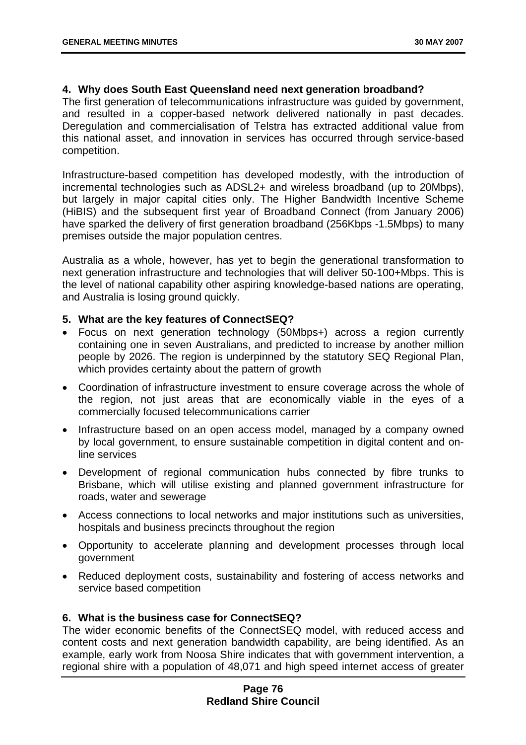**4. Why does South East Queensland need next generation broadband?**

The first generation of telecommunications infrastructure was guided by government, and resulted in a copper-based network delivered nationally in past decades. Deregulation and commercialisation of Telstra has extracted additional value from this national asset, and innovation in services has occurred through service-based competition.

Infrastructure-based competition has developed modestly, with the introduction of incremental technologies such as ADSL2+ and wireless broadband (up to 20Mbps), but largely in major capital cities only. The Higher Bandwidth Incentive Scheme (HiBIS) and the subsequent first year of Broadband Connect (from January 2006) have sparked the delivery of first generation broadband (256Kbps -1.5Mbps) to many premises outside the major population centres.

Australia as a whole, however, has yet to begin the generational transformation to next generation infrastructure and technologies that will deliver 50-100+Mbps. This is the level of national capability other aspiring knowledge-based nations are operating, and Australia is losing ground quickly.

**5. What are the key features of ConnectSEQ?**

- Focus on next generation technology (50Mbps+) across a region currently containing one in seven Australians, and predicted to increase by another million people by 2026. The region is underpinned by the statutory SEQ Regional Plan, which provides certainty about the pattern of growth
- Coordination of infrastructure investment to ensure coverage across the whole of the region, not just areas that are economically viable in the eyes of a commercially focused telecommunications carrier
- Infrastructure based on an open access model, managed by a company owned by local government, to ensure sustainable competition in digital content and on-line services
- Development of regional communication hubs connected by fibre trunks to Brisbane, which will utilise existing and planned government infrastructure for roads, water and sewerage
- Access connections to local networks and major institutions such as universities, hospitals and business precincts throughout the region
- Opportunity to accelerate planning and development processes through local government
- Reduced deployment costs, sustainability and fostering of access networks and service based competition

**6. What is the business case for ConnectSEQ?**

The wider economic benefits of the ConnectSEQ model, with reduced access and content costs and next generation bandwidth capability, are being identified. As an example, early work from Noosa Shire indicates that with government intervention, a regional shire with a population of 48,071 and high speed internet access of greater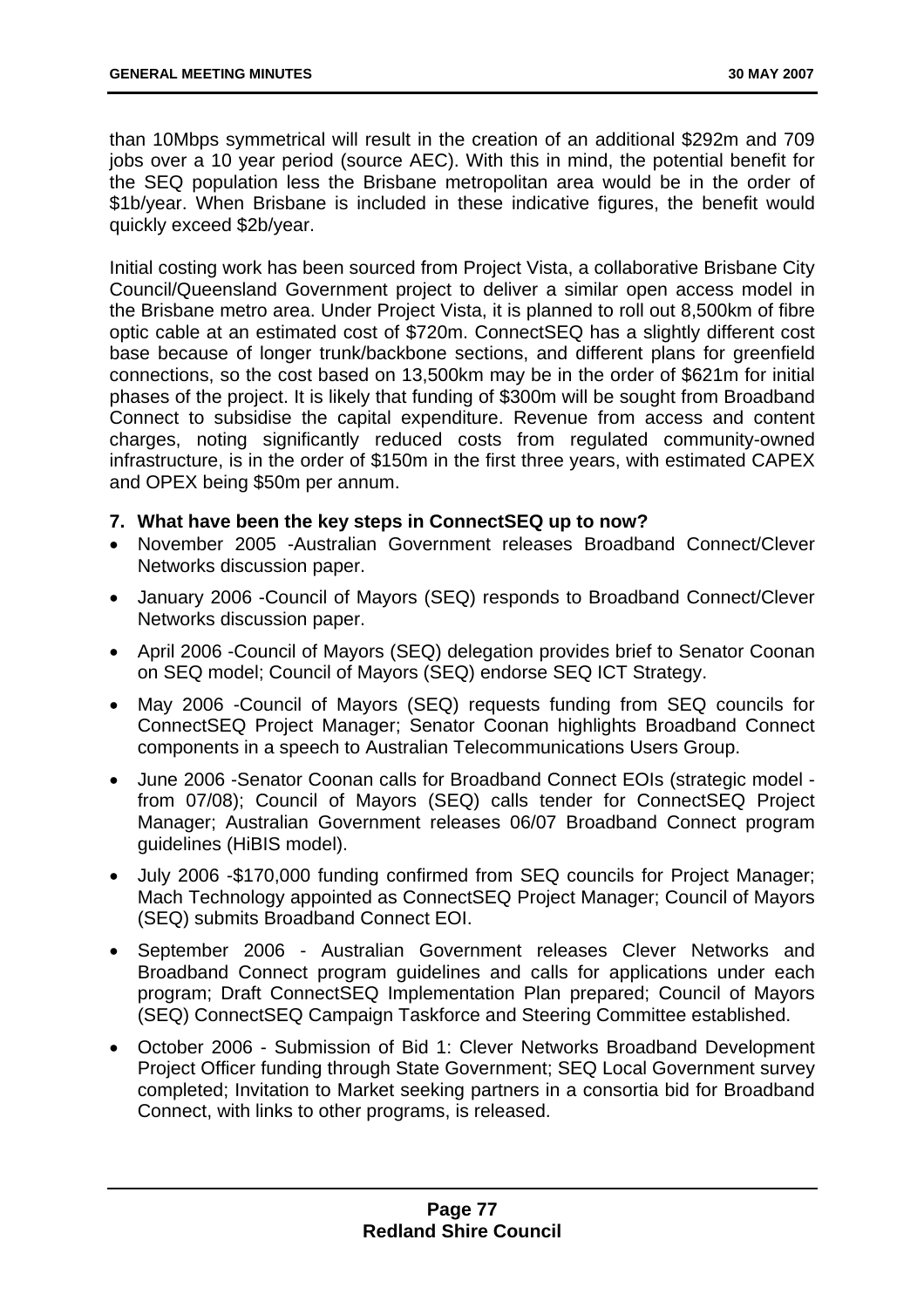than 10Mbps symmetrical will result in the creation of an additional $292m and 709 jobs over a 10 year period (source AEC). With this in mind, the potential benefit for the SEQ population less the Brisbane metropolitan area would be in the order of $1b/year. When Brisbane is included in these indicative figures, the benefit would quickly exceed $2b/year.

Initial costing work has been sourced from Project Vista, a collaborative Brisbane City Council/Queensland Government project to deliver a similar open access model in the Brisbane metro area. Under Project Vista, it is planned to roll out 8,500km of fibre optic cable at an estimated cost of $720m. ConnectSEQ has a slightly different cost base because of longer trunk/backbone sections, and different plans for greenfield connections, so the cost based on 13,500km may be in the order of $621m for initial phases of the project. It is likely that funding of $300m will be sought from Broadband Connect to subsidise the capital expenditure. Revenue from access and content charges, noting significantly reduced costs from regulated community-owned infrastructure, is in the order of $150m in the first three years, with estimated CAPEX and OPEX being $50m per annum.

**7. What have been the key steps in ConnectSEQ up to now?**

- November 2005 -Australian Government releases Broadband Connect/Clever Networks discussion paper.
- January 2006 -Council of Mayors (SEQ) responds to Broadband Connect/Clever Networks discussion paper.
- April 2006 -Council of Mayors (SEQ) delegation provides brief to Senator Coonan on SEQ model; Council of Mayors (SEQ) endorse SEQ ICT Strategy.
- May 2006 -Council of Mayors (SEQ) requests funding from SEQ councils for ConnectSEQ Project Manager; Senator Coonan highlights Broadband Connect components in a speech to Australian Telecommunications Users Group.
- June 2006 -Senator Coonan calls for Broadband Connect EOIs (strategic model - from 07/08); Council of Mayors (SEQ) calls tender for ConnectSEQ Project Manager; Australian Government releases 06/07 Broadband Connect program guidelines (HiBIS model).
- July 2006 -$170,000 funding confirmed from SEQ councils for Project Manager; Mach Technology appointed as ConnectSEQ Project Manager; Council of Mayors (SEQ) submits Broadband Connect EOI.
- September 2006 - Australian Government releases Clever Networks and Broadband Connect program guidelines and calls for applications under each program; Draft ConnectSEQ Implementation Plan prepared; Council of Mayors (SEQ) ConnectSEQ Campaign Taskforce and Steering Committee established.
- October 2006 - Submission of Bid 1: Clever Networks Broadband Development Project Officer funding through State Government; SEQ Local Government survey completed; Invitation to Market seeking partners in a consortia bid for Broadband Connect, with links to other programs, is released.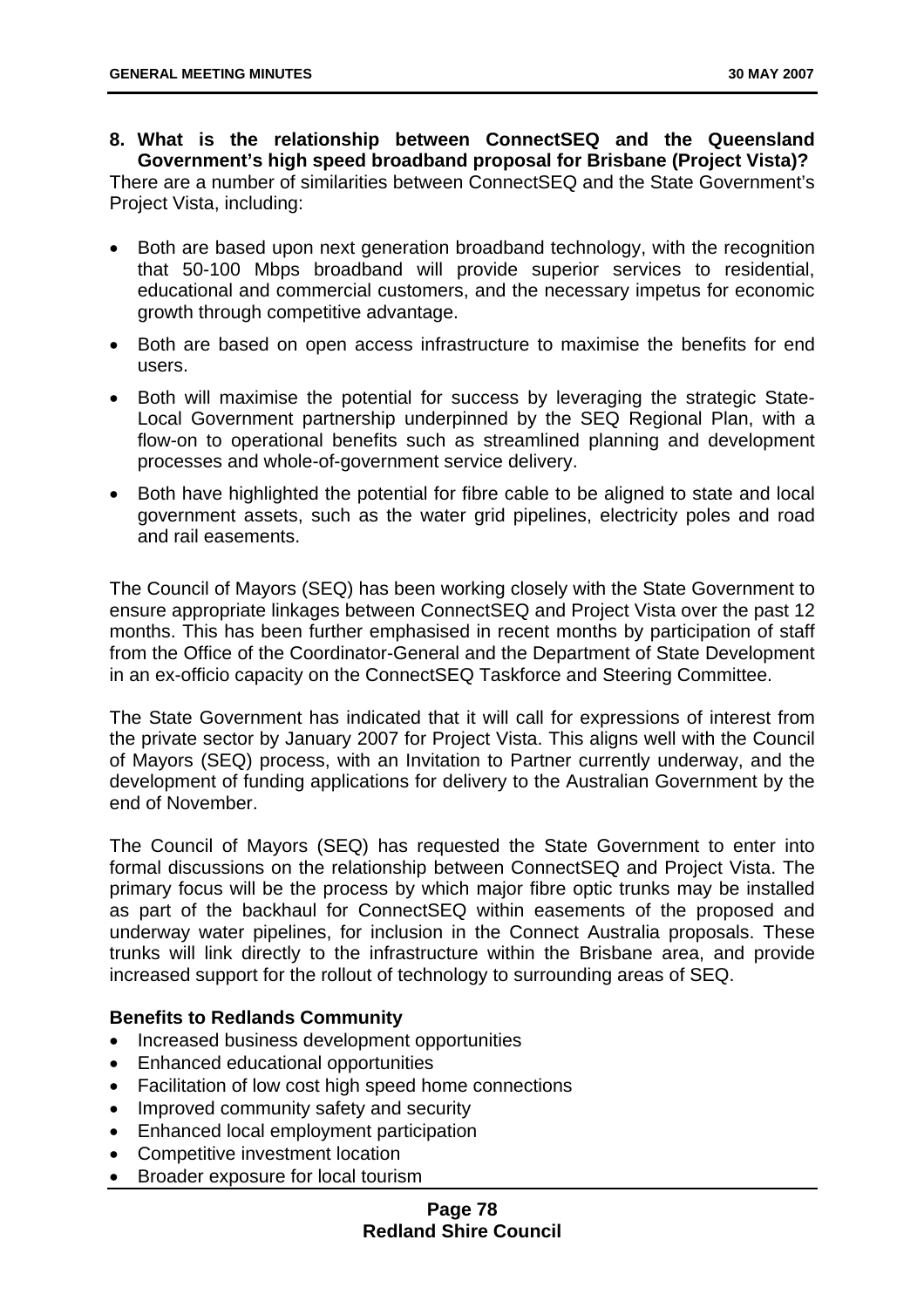**8. What is the relationship between ConnectSEQ and the Queensland Government's high speed broadband proposal for Brisbane (Project Vista)?**

There are a number of similarities between ConnectSEQ and the State Government's Project Vista, including:

- Both are based upon next generation broadband technology, with the recognition that 50-100 Mbps broadband will provide superior services to residential, educational and commercial customers, and the necessary impetus for economic growth through competitive advantage.
- Both are based on open access infrastructure to maximise the benefits for end users.
- Both will maximise the potential for success by leveraging the strategic State-Local Government partnership underpinned by the SEQ Regional Plan, with a flow-on to operational benefits such as streamlined planning and development processes and whole-of-government service delivery.
- Both have highlighted the potential for fibre cable to be aligned to state and local government assets, such as the water grid pipelines, electricity poles and road and rail easements.

The Council of Mayors (SEQ) has been working closely with the State Government to ensure appropriate linkages between ConnectSEQ and Project Vista over the past 12 months. This has been further emphasised in recent months by participation of staff from the Office of the Coordinator-General and the Department of State Development in an ex-officio capacity on the ConnectSEQ Taskforce and Steering Committee.

The State Government has indicated that it will call for expressions of interest from the private sector by January 2007 for Project Vista. This aligns well with the Council of Mayors (SEQ) process, with an Invitation to Partner currently underway, and the development of funding applications for delivery to the Australian Government by the end of November.

The Council of Mayors (SEQ) has requested the State Government to enter into formal discussions on the relationship between ConnectSEQ and Project Vista. The primary focus will be the process by which major fibre optic trunks may be installed as part of the backhaul for ConnectSEQ within easements of the proposed and underway water pipelines, for inclusion in the Connect Australia proposals. These trunks will link directly to the infrastructure within the Brisbane area, and provide increased support for the rollout of technology to surrounding areas of SEQ.

**Benefits to Redlands Community**

- Increased business development opportunities
- Enhanced educational opportunities
- Facilitation of low cost high speed home connections
- Improved community safety and security
- Enhanced local employment participation
- Competitive investment location
- Broader exposure for local tourism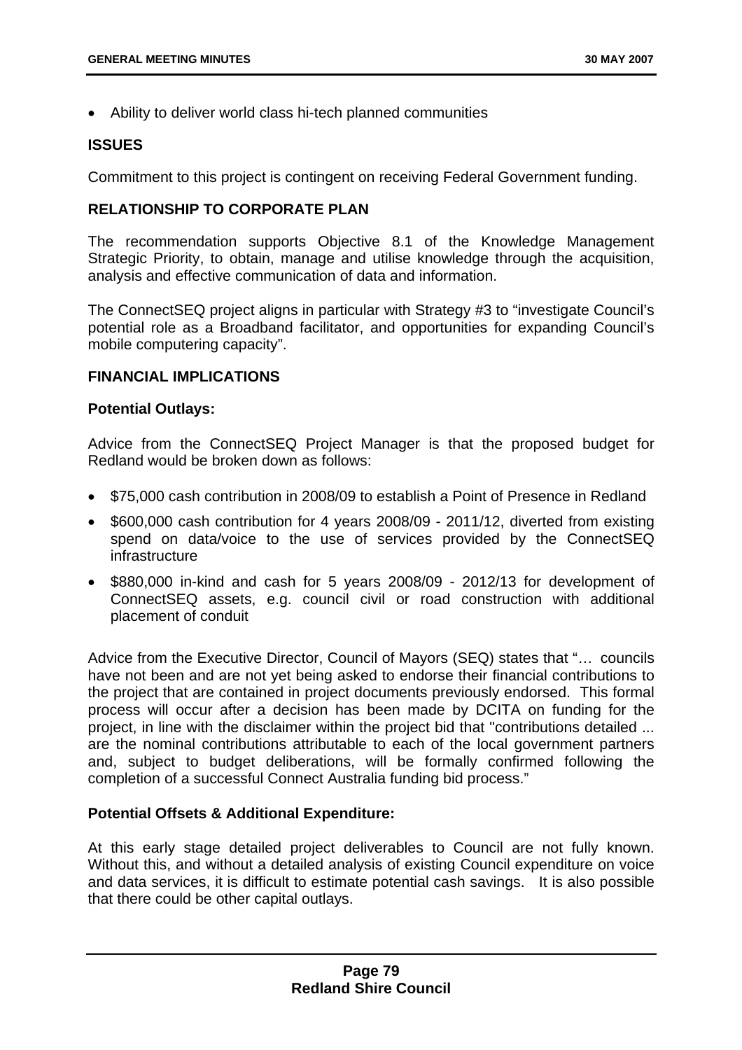- Ability to deliver world class hi-tech planned communities

## ISSUES

Commitment to this project is contingent on receiving Federal Government funding.

## RELATIONSHIP TO CORPORATE PLAN

The recommendation supports Objective 8.1 of the Knowledge Management Strategic Priority, to obtain, manage and utilise knowledge through the acquisition, analysis and effective communication of data and information.

The ConnectSEQ project aligns in particular with Strategy #3 to "investigate Council's potential role as a Broadband facilitator, and opportunities for expanding Council's mobile computering capacity".

## FINANCIAL IMPLICATIONS

### Potential Outlays:

Advice from the ConnectSEQ Project Manager is that the proposed budget for Redland would be broken down as follows:

- $75,000 cash contribution in 2008/09 to establish a Point of Presence in Redland
- $600,000 cash contribution for 4 years 2008/09 - 2011/12, diverted from existing spend on data/voice to the use of services provided by the ConnectSEQ infrastructure
- $880,000 in-kind and cash for 5 years 2008/09 - 2012/13 for development of ConnectSEQ assets, e.g. council civil or road construction with additional placement of conduit

Advice from the Executive Director, Council of Mayors (SEQ) states that "… councils have not been and are not yet being asked to endorse their financial contributions to the project that are contained in project documents previously endorsed. This formal process will occur after a decision has been made by DCITA on funding for the project, in line with the disclaimer within the project bid that "contributions detailed ... are the nominal contributions attributable to each of the local government partners and, subject to budget deliberations, will be formally confirmed following the completion of a successful Connect Australia funding bid process."

### Potential Offsets & Additional Expenditure:

At this early stage detailed project deliverables to Council are not fully known. Without this, and without a detailed analysis of existing Council expenditure on voice and data services, it is difficult to estimate potential cash savings. It is also possible that there could be other capital outlays.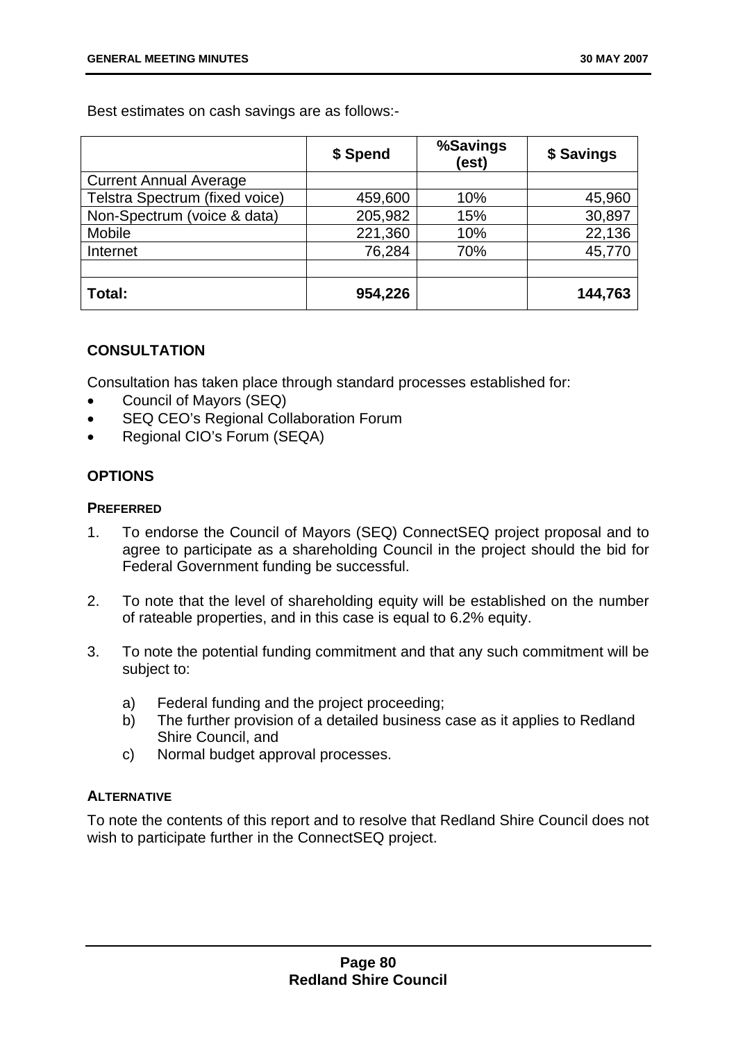Best estimates on cash savings are as follows:-

| | \$ Spend | %Savings (est) | \$ Savings |
|---|---|---|---|
| Current Annual Average | | | |
| Telstra Spectrum (fixed voice) | 459,600 | 10% | 45,960 |
| Non-Spectrum (voice & data) | 205,982 | 15% | 30,897 |
| Mobile | 221,360 | 10% | 22,136 |
| Internet | 76,284 | 70% | 45,770 |
| | | | |
| **Total:** | **954,226** | | **144,763** |

## CONSULTATION

Consultation has taken place through standard processes established for:

- Council of Mayors (SEQ)
- SEQ CEO's Regional Collaboration Forum
- Regional CIO's Forum (SEQA)

## OPTIONS

### PREFERRED

1. To endorse the Council of Mayors (SEQ) ConnectSEQ project proposal and to agree to participate as a shareholding Council in the project should the bid for Federal Government funding be successful.

2. To note that the level of shareholding equity will be established on the number of rateable properties, and in this case is equal to 6.2% equity.

3. To note the potential funding commitment and that any such commitment will be subject to:

   a) Federal funding and the project proceeding;
   b) The further provision of a detailed business case as it applies to Redland Shire Council, and
   c) Normal budget approval processes.

### ALTERNATIVE

To note the contents of this report and to resolve that Redland Shire Council does not wish to participate further in the ConnectSEQ project.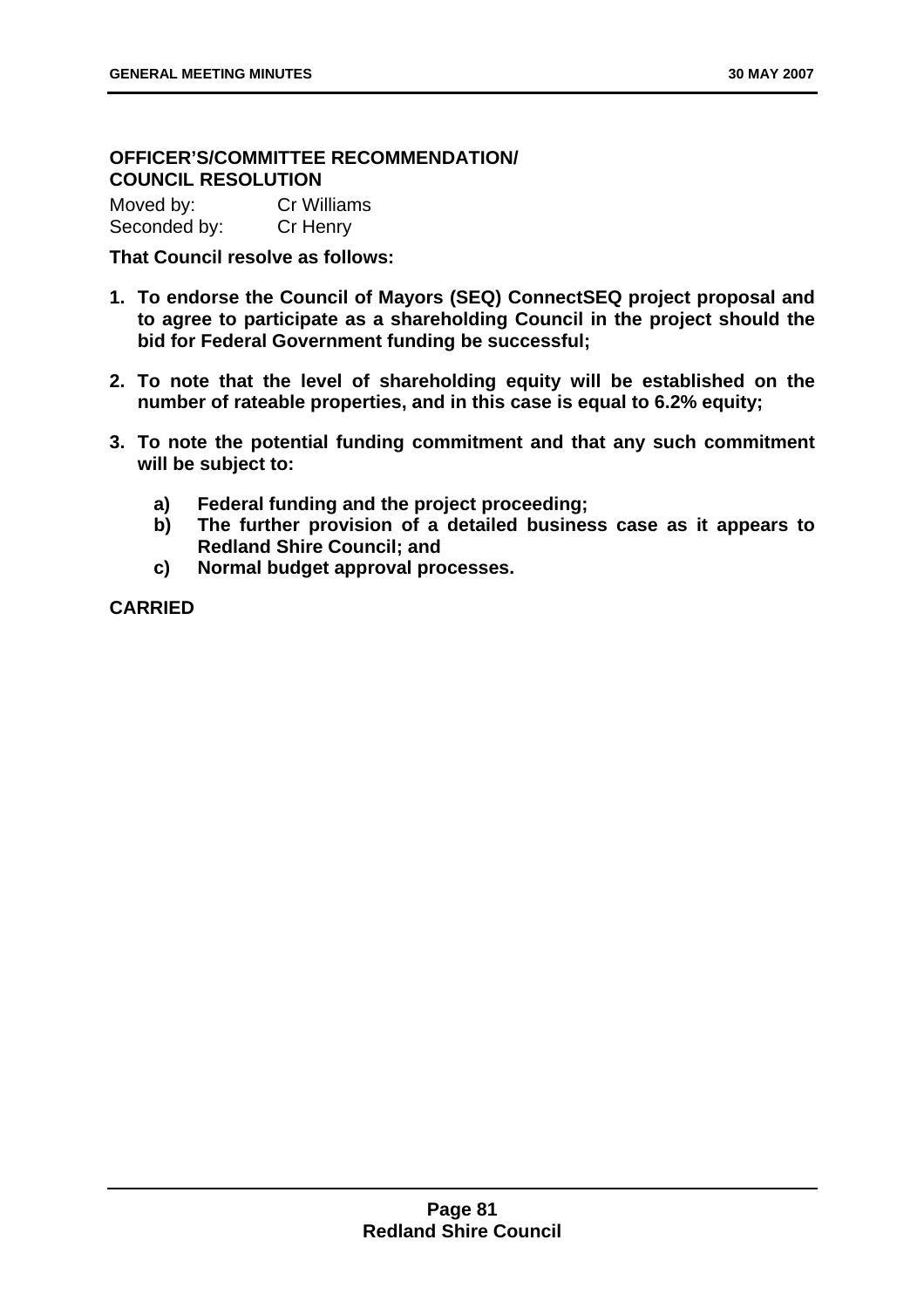**OFFICER'S/COMMITTEE RECOMMENDATION/ COUNCIL RESOLUTION**

Moved by: Cr Williams
Seconded by: Cr Henry

**That Council resolve as follows:**

1. **To endorse the Council of Mayors (SEQ) ConnectSEQ project proposal and to agree to participate as a shareholding Council in the project should the bid for Federal Government funding be successful;**

2. **To note that the level of shareholding equity will be established on the number of rateable properties, and in this case is equal to 6.2% equity;**

3. **To note the potential funding commitment and that any such commitment will be subject to:**

   a) **Federal funding and the project proceeding;**
   b) **The further provision of a detailed business case as it appears to Redland Shire Council; and**
   c) **Normal budget approval processes.**

**CARRIED**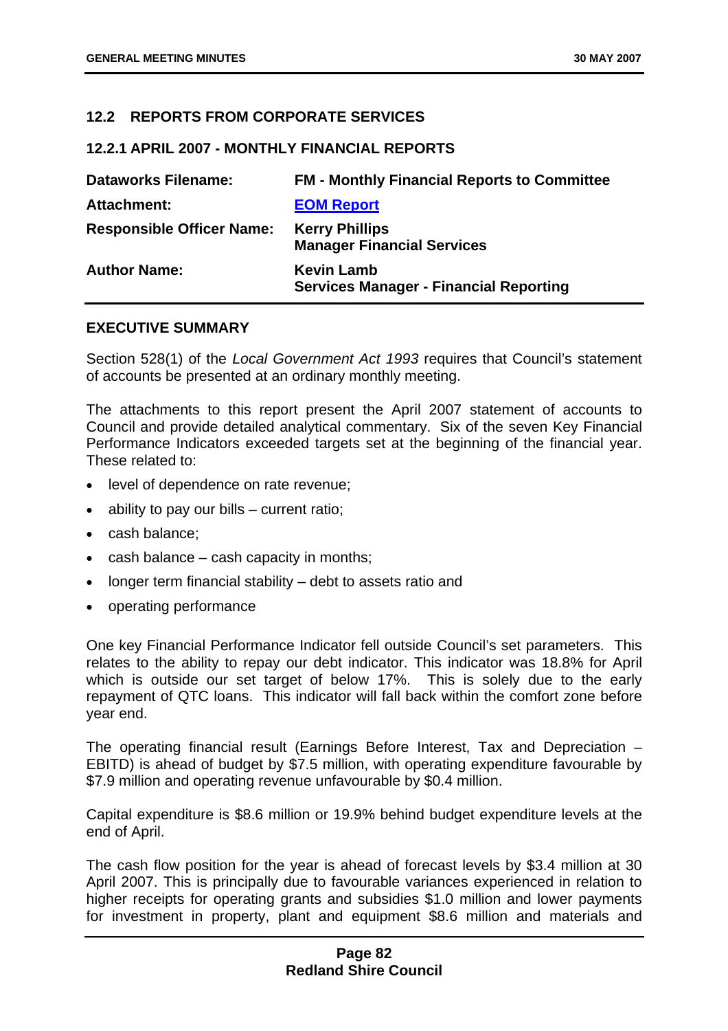## 12.2 REPORTS FROM CORPORATE SERVICES

### 12.2.1 APRIL 2007 - MONTHLY FINANCIAL REPORTS

| | |
|---|---|
| **Dataworks Filename:** | **FM - Monthly Financial Reports to Committee** |
| **Attachment:** | **EOM Report** |
| **Responsible Officer Name:** | **Kerry Phillips**<br>**Manager Financial Services** |
| **Author Name:** | **Kevin Lamb**<br>**Services Manager - Financial Reporting** |

### EXECUTIVE SUMMARY

Section 528(1) of the *Local Government Act 1993* requires that Council's statement of accounts be presented at an ordinary monthly meeting.

The attachments to this report present the April 2007 statement of accounts to Council and provide detailed analytical commentary. Six of the seven Key Financial Performance Indicators exceeded targets set at the beginning of the financial year. These related to:

- level of dependence on rate revenue;
- ability to pay our bills – current ratio;
- cash balance;
- cash balance – cash capacity in months;
- longer term financial stability – debt to assets ratio and
- operating performance

One key Financial Performance Indicator fell outside Council's set parameters. This relates to the ability to repay our debt indicator. This indicator was 18.8% for April which is outside our set target of below 17%. This is solely due to the early repayment of QTC loans. This indicator will fall back within the comfort zone before year end.

The operating financial result (Earnings Before Interest, Tax and Depreciation – EBITD) is ahead of budget by $7.5 million, with operating expenditure favourable by $7.9 million and operating revenue unfavourable by $0.4 million.

Capital expenditure is $8.6 million or 19.9% behind budget expenditure levels at the end of April.

The cash flow position for the year is ahead of forecast levels by $3.4 million at 30 April 2007. This is principally due to favourable variances experienced in relation to higher receipts for operating grants and subsidies $1.0 million and lower payments for investment in property, plant and equipment $8.6 million and materials and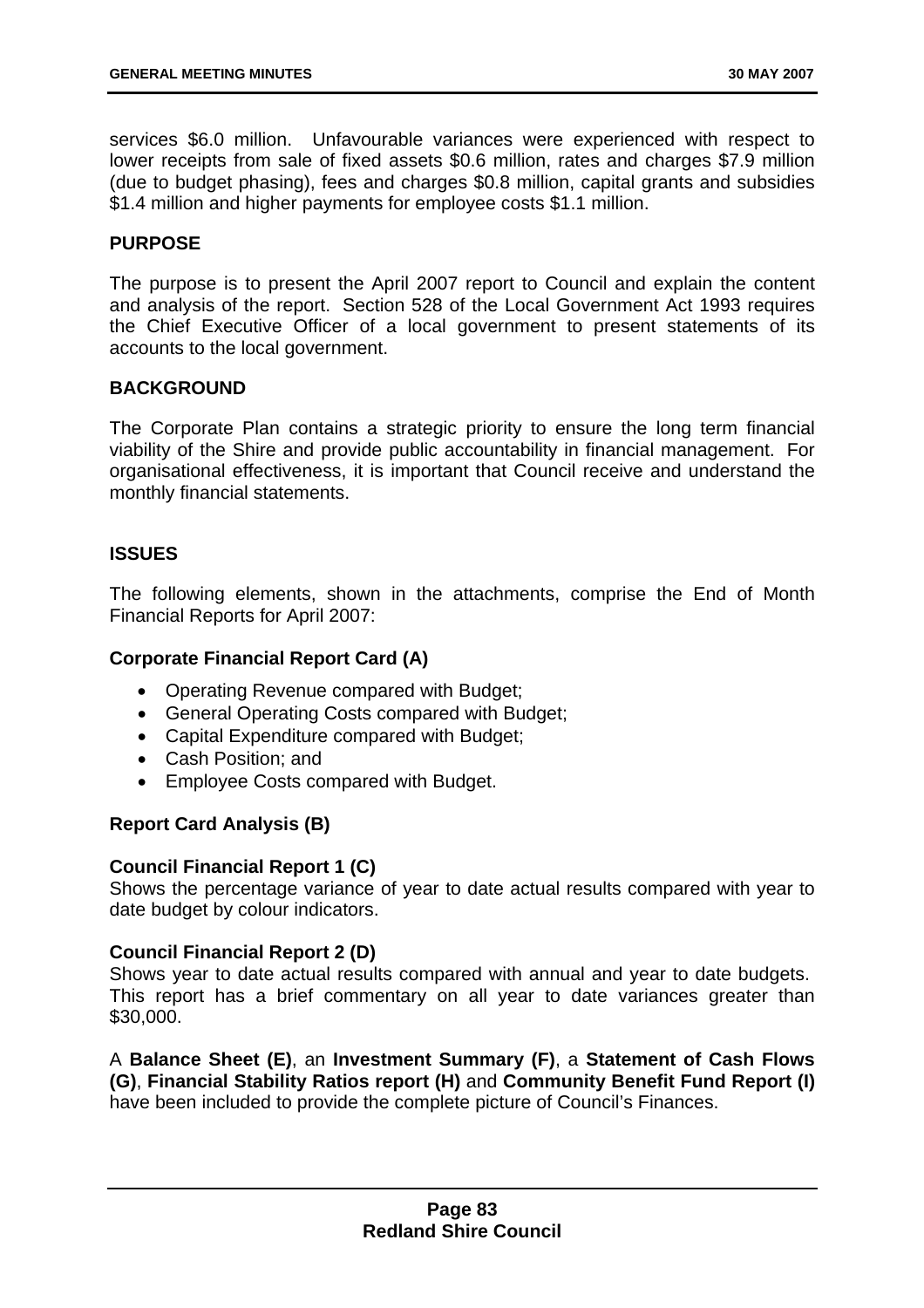services $6.0 million. Unfavourable variances were experienced with respect to lower receipts from sale of fixed assets $0.6 million, rates and charges $7.9 million (due to budget phasing), fees and charges $0.8 million, capital grants and subsidies $1.4 million and higher payments for employee costs $1.1 million.

## PURPOSE

The purpose is to present the April 2007 report to Council and explain the content and analysis of the report. Section 528 of the Local Government Act 1993 requires the Chief Executive Officer of a local government to present statements of its accounts to the local government.

## BACKGROUND

The Corporate Plan contains a strategic priority to ensure the long term financial viability of the Shire and provide public accountability in financial management. For organisational effectiveness, it is important that Council receive and understand the monthly financial statements.

## ISSUES

The following elements, shown in the attachments, comprise the End of Month Financial Reports for April 2007:

### Corporate Financial Report Card (A)

- Operating Revenue compared with Budget;
- General Operating Costs compared with Budget;
- Capital Expenditure compared with Budget;
- Cash Position; and
- Employee Costs compared with Budget.

### Report Card Analysis (B)

### Council Financial Report 1 (C)

Shows the percentage variance of year to date actual results compared with year to date budget by colour indicators.

### Council Financial Report 2 (D)

Shows year to date actual results compared with annual and year to date budgets. This report has a brief commentary on all year to date variances greater than $30,000.

A **Balance Sheet (E)**, an **Investment Summary (F)**, a **Statement of Cash Flows (G)**, **Financial Stability Ratios report (H)** and **Community Benefit Fund Report (I)** have been included to provide the complete picture of Council's Finances.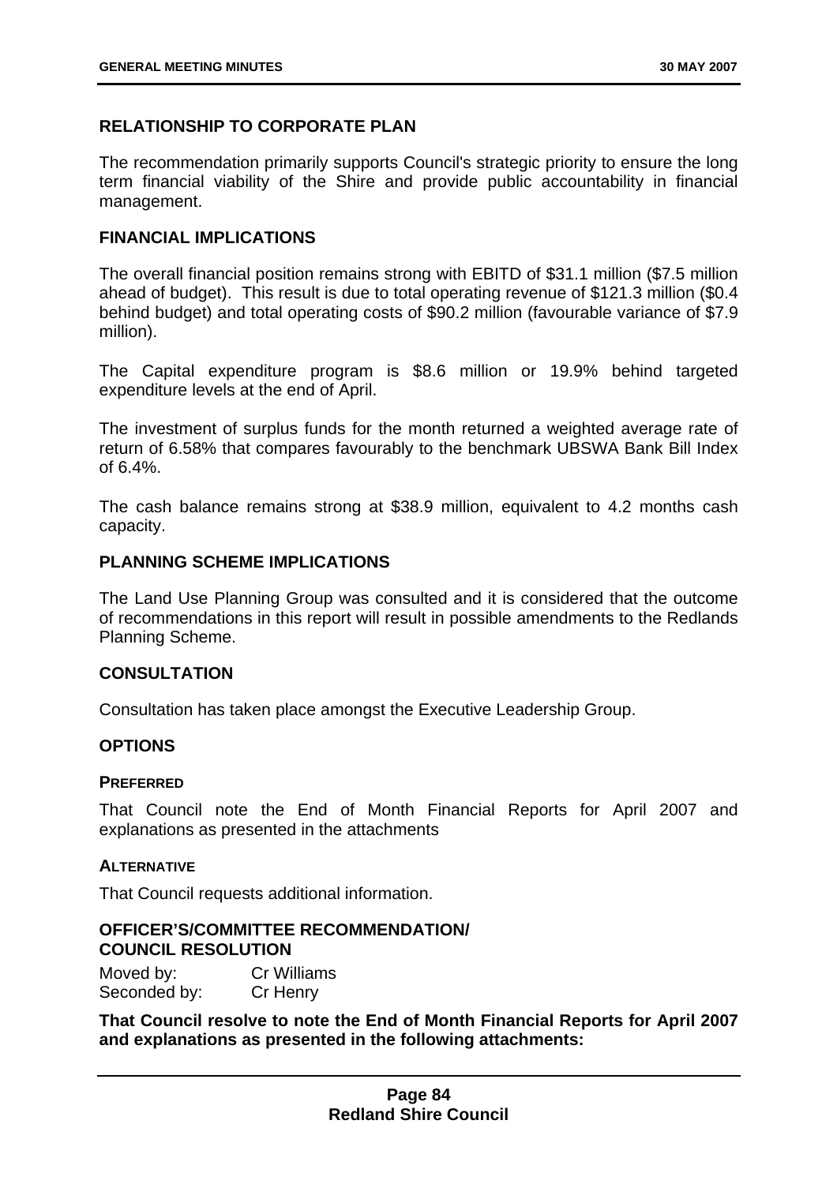## RELATIONSHIP TO CORPORATE PLAN

The recommendation primarily supports Council's strategic priority to ensure the long term financial viability of the Shire and provide public accountability in financial management.

## FINANCIAL IMPLICATIONS

The overall financial position remains strong with EBITD of $31.1 million ($7.5 million ahead of budget). This result is due to total operating revenue of $121.3 million ($0.4 behind budget) and total operating costs of $90.2 million (favourable variance of $7.9 million).

The Capital expenditure program is $8.6 million or 19.9% behind targeted expenditure levels at the end of April.

The investment of surplus funds for the month returned a weighted average rate of return of 6.58% that compares favourably to the benchmark UBSWA Bank Bill Index of 6.4%.

The cash balance remains strong at $38.9 million, equivalent to 4.2 months cash capacity.

## PLANNING SCHEME IMPLICATIONS

The Land Use Planning Group was consulted and it is considered that the outcome of recommendations in this report will result in possible amendments to the Redlands Planning Scheme.

## CONSULTATION

Consultation has taken place amongst the Executive Leadership Group.

## OPTIONS

### PREFERRED

That Council note the End of Month Financial Reports for April 2007 and explanations as presented in the attachments

### ALTERNATIVE

That Council requests additional information.

## OFFICER'S/COMMITTEE RECOMMENDATION/ COUNCIL RESOLUTION

Moved by: Cr Williams
Seconded by: Cr Henry

**That Council resolve to note the End of Month Financial Reports for April 2007 and explanations as presented in the following attachments:**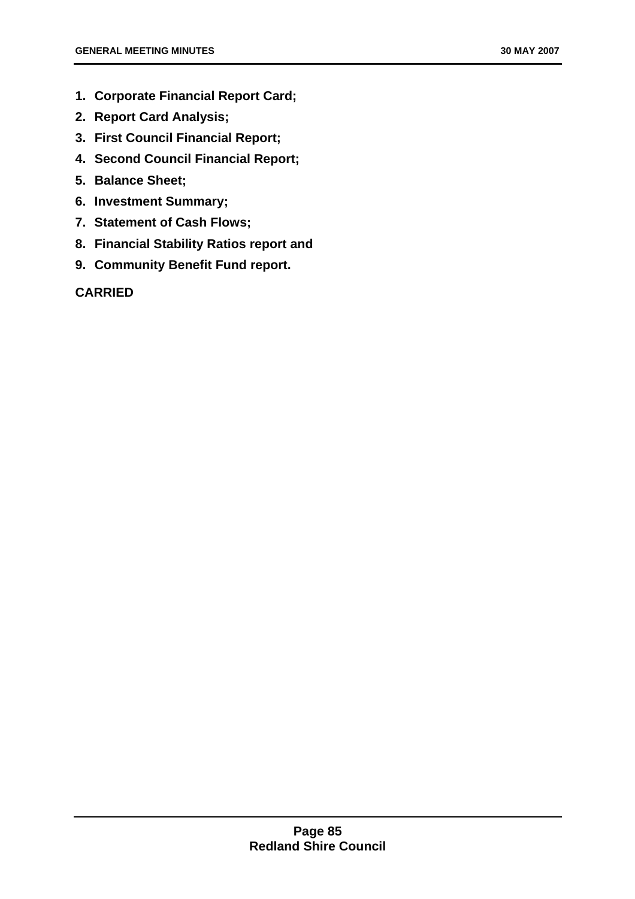1. **Corporate Financial Report Card;**
2. **Report Card Analysis;**
3. **First Council Financial Report;**
4. **Second Council Financial Report;**
5. **Balance Sheet;**
6. **Investment Summary;**
7. **Statement of Cash Flows;**
8. **Financial Stability Ratios report and**
9. **Community Benefit Fund report.**

**CARRIED**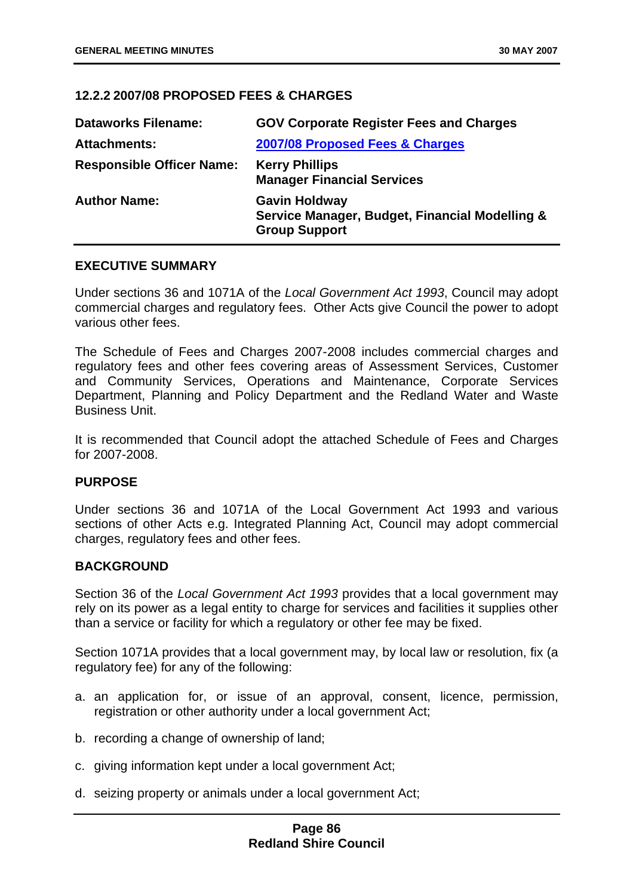### 12.2.2 2007/08 PROPOSED FEES & CHARGES

| | |
|---|---|
| **Dataworks Filename:** | **GOV Corporate Register Fees and Charges** |
| **Attachments:** | **2007/08 Proposed Fees & Charges** |
| **Responsible Officer Name:** | **Kerry Phillips**<br>**Manager Financial Services** |
| **Author Name:** | **Gavin Holdway**<br>**Service Manager, Budget, Financial Modelling & Group Support** |

#### EXECUTIVE SUMMARY

Under sections 36 and 1071A of the *Local Government Act 1993*, Council may adopt commercial charges and regulatory fees. Other Acts give Council the power to adopt various other fees.

The Schedule of Fees and Charges 2007-2008 includes commercial charges and regulatory fees and other fees covering areas of Assessment Services, Customer and Community Services, Operations and Maintenance, Corporate Services Department, Planning and Policy Department and the Redland Water and Waste Business Unit.

It is recommended that Council adopt the attached Schedule of Fees and Charges for 2007-2008.

#### PURPOSE

Under sections 36 and 1071A of the Local Government Act 1993 and various sections of other Acts e.g. Integrated Planning Act, Council may adopt commercial charges, regulatory fees and other fees.

#### BACKGROUND

Section 36 of the *Local Government Act 1993* provides that a local government may rely on its power as a legal entity to charge for services and facilities it supplies other than a service or facility for which a regulatory or other fee may be fixed.

Section 1071A provides that a local government may, by local law or resolution, fix (a regulatory fee) for any of the following:

a. an application for, or issue of an approval, consent, licence, permission, registration or other authority under a local government Act;

b. recording a change of ownership of land;

c. giving information kept under a local government Act;

d. seizing property or animals under a local government Act;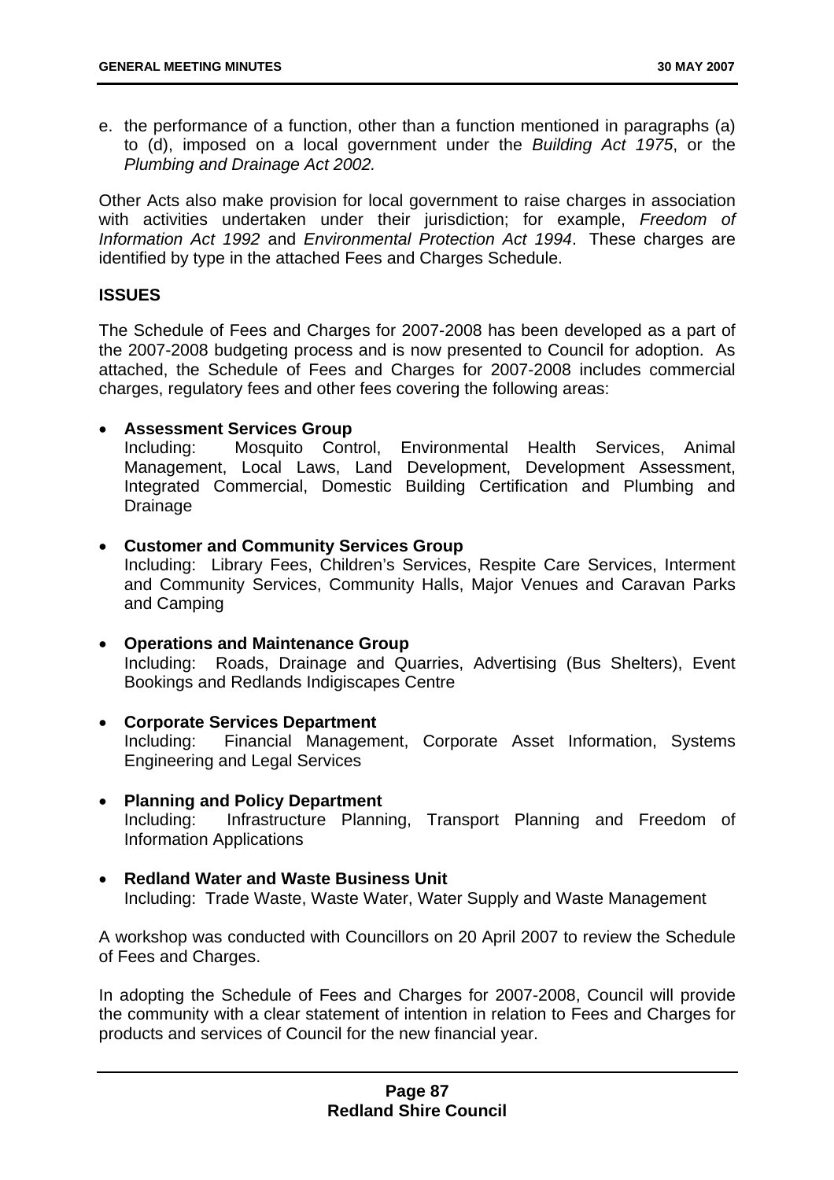e. the performance of a function, other than a function mentioned in paragraphs (a) to (d), imposed on a local government under the *Building Act 1975*, or the *Plumbing and Drainage Act 2002.*

Other Acts also make provision for local government to raise charges in association with activities undertaken under their jurisdiction; for example, *Freedom of Information Act 1992* and *Environmental Protection Act 1994*. These charges are identified by type in the attached Fees and Charges Schedule.

## ISSUES

The Schedule of Fees and Charges for 2007-2008 has been developed as a part of the 2007-2008 budgeting process and is now presented to Council for adoption. As attached, the Schedule of Fees and Charges for 2007-2008 includes commercial charges, regulatory fees and other fees covering the following areas:

- **Assessment Services Group**
  Including: Mosquito Control, Environmental Health Services, Animal Management, Local Laws, Land Development, Development Assessment, Integrated Commercial, Domestic Building Certification and Plumbing and Drainage

- **Customer and Community Services Group**
  Including: Library Fees, Children's Services, Respite Care Services, Interment and Community Services, Community Halls, Major Venues and Caravan Parks and Camping

- **Operations and Maintenance Group**
  Including: Roads, Drainage and Quarries, Advertising (Bus Shelters), Event Bookings and Redlands Indigiscapes Centre

- **Corporate Services Department**
  Including: Financial Management, Corporate Asset Information, Systems Engineering and Legal Services

- **Planning and Policy Department**
  Including: Infrastructure Planning, Transport Planning and Freedom of Information Applications

- **Redland Water and Waste Business Unit**
  Including: Trade Waste, Waste Water, Water Supply and Waste Management

A workshop was conducted with Councillors on 20 April 2007 to review the Schedule of Fees and Charges.

In adopting the Schedule of Fees and Charges for 2007-2008, Council will provide the community with a clear statement of intention in relation to Fees and Charges for products and services of Council for the new financial year.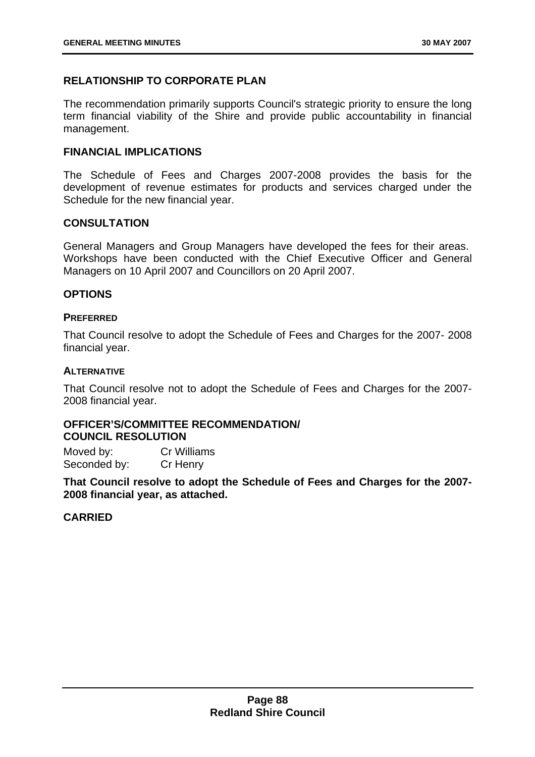## RELATIONSHIP TO CORPORATE PLAN

The recommendation primarily supports Council's strategic priority to ensure the long term financial viability of the Shire and provide public accountability in financial management.

## FINANCIAL IMPLICATIONS

The Schedule of Fees and Charges 2007-2008 provides the basis for the development of revenue estimates for products and services charged under the Schedule for the new financial year.

## CONSULTATION

General Managers and Group Managers have developed the fees for their areas. Workshops have been conducted with the Chief Executive Officer and General Managers on 10 April 2007 and Councillors on 20 April 2007.

## OPTIONS

### PREFERRED

That Council resolve to adopt the Schedule of Fees and Charges for the 2007- 2008 financial year.

### ALTERNATIVE

That Council resolve not to adopt the Schedule of Fees and Charges for the 2007-2008 financial year.

## OFFICER'S/COMMITTEE RECOMMENDATION/ COUNCIL RESOLUTION

Moved by: Cr Williams
Seconded by: Cr Henry

**That Council resolve to adopt the Schedule of Fees and Charges for the 2007-2008 financial year, as attached.**

**CARRIED**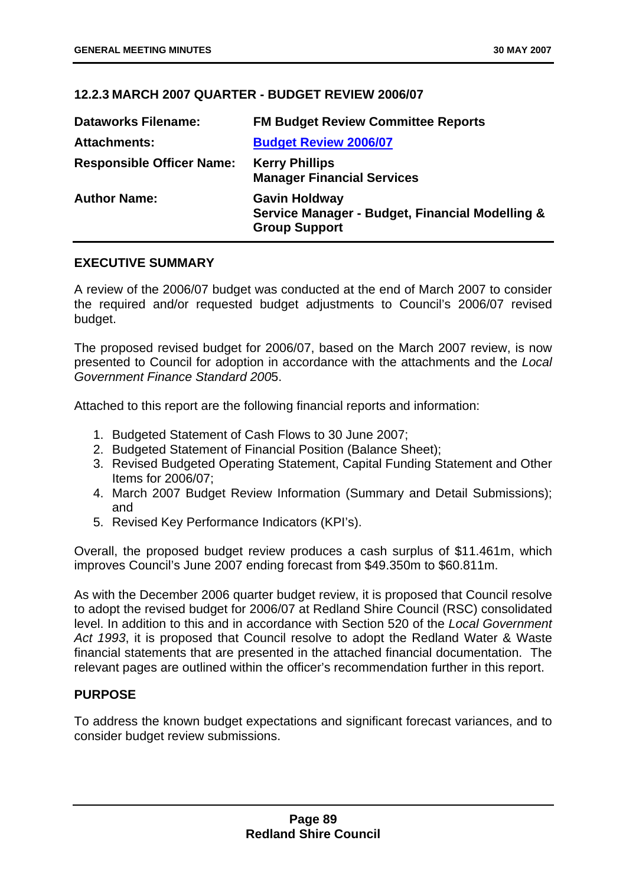## 12.2.3 MARCH 2007 QUARTER - BUDGET REVIEW 2006/07

| | |
|---|---|
| **Dataworks Filename:** | **FM Budget Review Committee Reports** |
| **Attachments:** | **Budget Review 2006/07** |
| **Responsible Officer Name:** | **Kerry Phillips**<br>**Manager Financial Services** |
| **Author Name:** | **Gavin Holdway**<br>**Service Manager - Budget, Financial Modelling & Group Support** |

### EXECUTIVE SUMMARY

A review of the 2006/07 budget was conducted at the end of March 2007 to consider the required and/or requested budget adjustments to Council's 2006/07 revised budget.

The proposed revised budget for 2006/07, based on the March 2007 review, is now presented to Council for adoption in accordance with the attachments and the *Local Government Finance Standard 200*5.

Attached to this report are the following financial reports and information:

1. Budgeted Statement of Cash Flows to 30 June 2007;
2. Budgeted Statement of Financial Position (Balance Sheet);
3. Revised Budgeted Operating Statement, Capital Funding Statement and Other Items for 2006/07;
4. March 2007 Budget Review Information (Summary and Detail Submissions); and
5. Revised Key Performance Indicators (KPI's).

Overall, the proposed budget review produces a cash surplus of $11.461m, which improves Council's June 2007 ending forecast from $49.350m to $60.811m.

As with the December 2006 quarter budget review, it is proposed that Council resolve to adopt the revised budget for 2006/07 at Redland Shire Council (RSC) consolidated level. In addition to this and in accordance with Section 520 of the *Local Government Act 1993*, it is proposed that Council resolve to adopt the Redland Water & Waste financial statements that are presented in the attached financial documentation. The relevant pages are outlined within the officer's recommendation further in this report.

### PURPOSE

To address the known budget expectations and significant forecast variances, and to consider budget review submissions.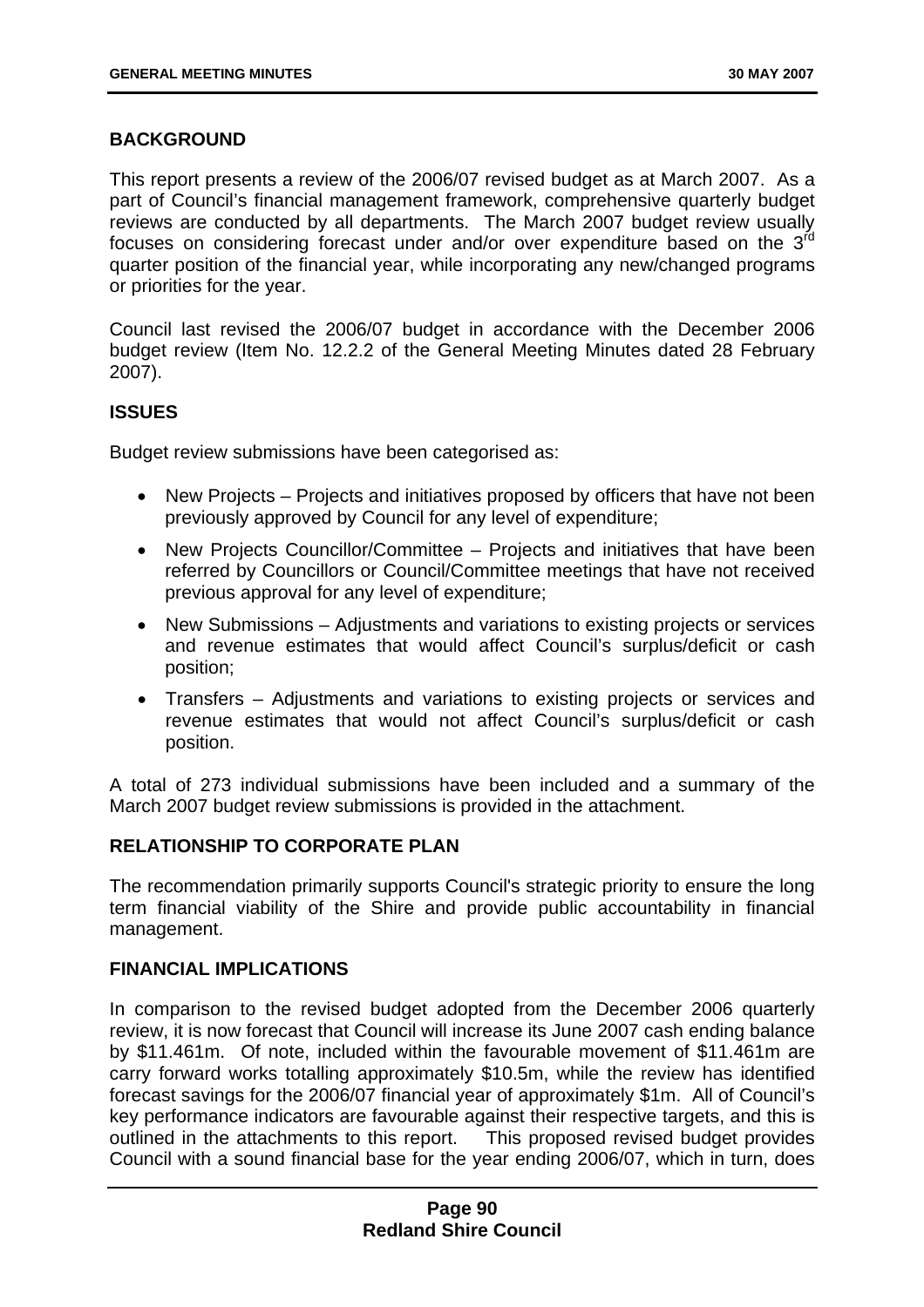**BACKGROUND**

This report presents a review of the 2006/07 revised budget as at March 2007. As a part of Council's financial management framework, comprehensive quarterly budget reviews are conducted by all departments. The March 2007 budget review usually focuses on considering forecast under and/or over expenditure based on the 3rd quarter position of the financial year, while incorporating any new/changed programs or priorities for the year.

Council last revised the 2006/07 budget in accordance with the December 2006 budget review (Item No. 12.2.2 of the General Meeting Minutes dated 28 February 2007).

**ISSUES**

Budget review submissions have been categorised as:

- New Projects – Projects and initiatives proposed by officers that have not been previously approved by Council for any level of expenditure;
- New Projects Councillor/Committee – Projects and initiatives that have been referred by Councillors or Council/Committee meetings that have not received previous approval for any level of expenditure;
- New Submissions – Adjustments and variations to existing projects or services and revenue estimates that would affect Council's surplus/deficit or cash position;
- Transfers – Adjustments and variations to existing projects or services and revenue estimates that would not affect Council's surplus/deficit or cash position.

A total of 273 individual submissions have been included and a summary of the March 2007 budget review submissions is provided in the attachment.

**RELATIONSHIP TO CORPORATE PLAN**

The recommendation primarily supports Council's strategic priority to ensure the long term financial viability of the Shire and provide public accountability in financial management.

**FINANCIAL IMPLICATIONS**

In comparison to the revised budget adopted from the December 2006 quarterly review, it is now forecast that Council will increase its June 2007 cash ending balance by \$11.461m. Of note, included within the favourable movement of \$11.461m are carry forward works totalling approximately \$10.5m, while the review has identified forecast savings for the 2006/07 financial year of approximately \$1m. All of Council's key performance indicators are favourable against their respective targets, and this is outlined in the attachments to this report. This proposed revised budget provides Council with a sound financial base for the year ending 2006/07, which in turn, does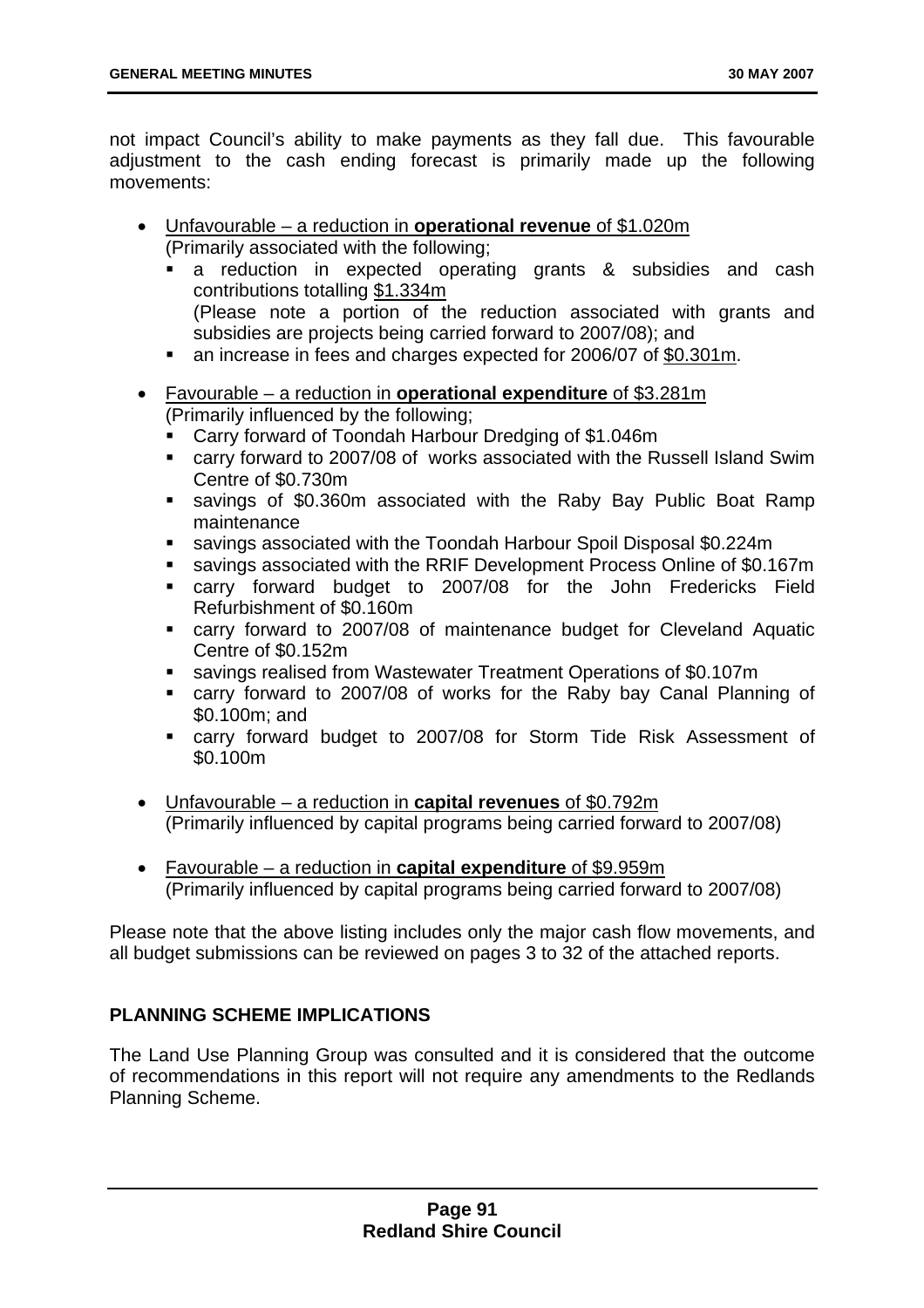not impact Council's ability to make payments as they fall due. This favourable adjustment to the cash ending forecast is primarily made up the following movements:

- Unfavourable – a reduction in **operational revenue** of $1.020m
  (Primarily associated with the following;
  - a reduction in expected operating grants & subsidies and cash contributions totalling $1.334m
    (Please note a portion of the reduction associated with grants and subsidies are projects being carried forward to 2007/08); and
  - an increase in fees and charges expected for 2006/07 of $0.301m.

- Favourable – a reduction in **operational expenditure** of $3.281m
  (Primarily influenced by the following;
  - Carry forward of Toondah Harbour Dredging of $1.046m
  - carry forward to 2007/08 of works associated with the Russell Island Swim Centre of $0.730m
  - savings of $0.360m associated with the Raby Bay Public Boat Ramp maintenance
  - savings associated with the Toondah Harbour Spoil Disposal $0.224m
  - savings associated with the RRIF Development Process Online of $0.167m
  - carry forward budget to 2007/08 for the John Fredericks Field Refurbishment of $0.160m
  - carry forward to 2007/08 of maintenance budget for Cleveland Aquatic Centre of $0.152m
  - savings realised from Wastewater Treatment Operations of $0.107m
  - carry forward to 2007/08 of works for the Raby bay Canal Planning of $0.100m; and
  - carry forward budget to 2007/08 for Storm Tide Risk Assessment of $0.100m

- Unfavourable – a reduction in **capital revenues** of $0.792m
  (Primarily influenced by capital programs being carried forward to 2007/08)

- Favourable – a reduction in **capital expenditure** of $9.959m
  (Primarily influenced by capital programs being carried forward to 2007/08)

Please note that the above listing includes only the major cash flow movements, and all budget submissions can be reviewed on pages 3 to 32 of the attached reports.

## PLANNING SCHEME IMPLICATIONS

The Land Use Planning Group was consulted and it is considered that the outcome of recommendations in this report will not require any amendments to the Redlands Planning Scheme.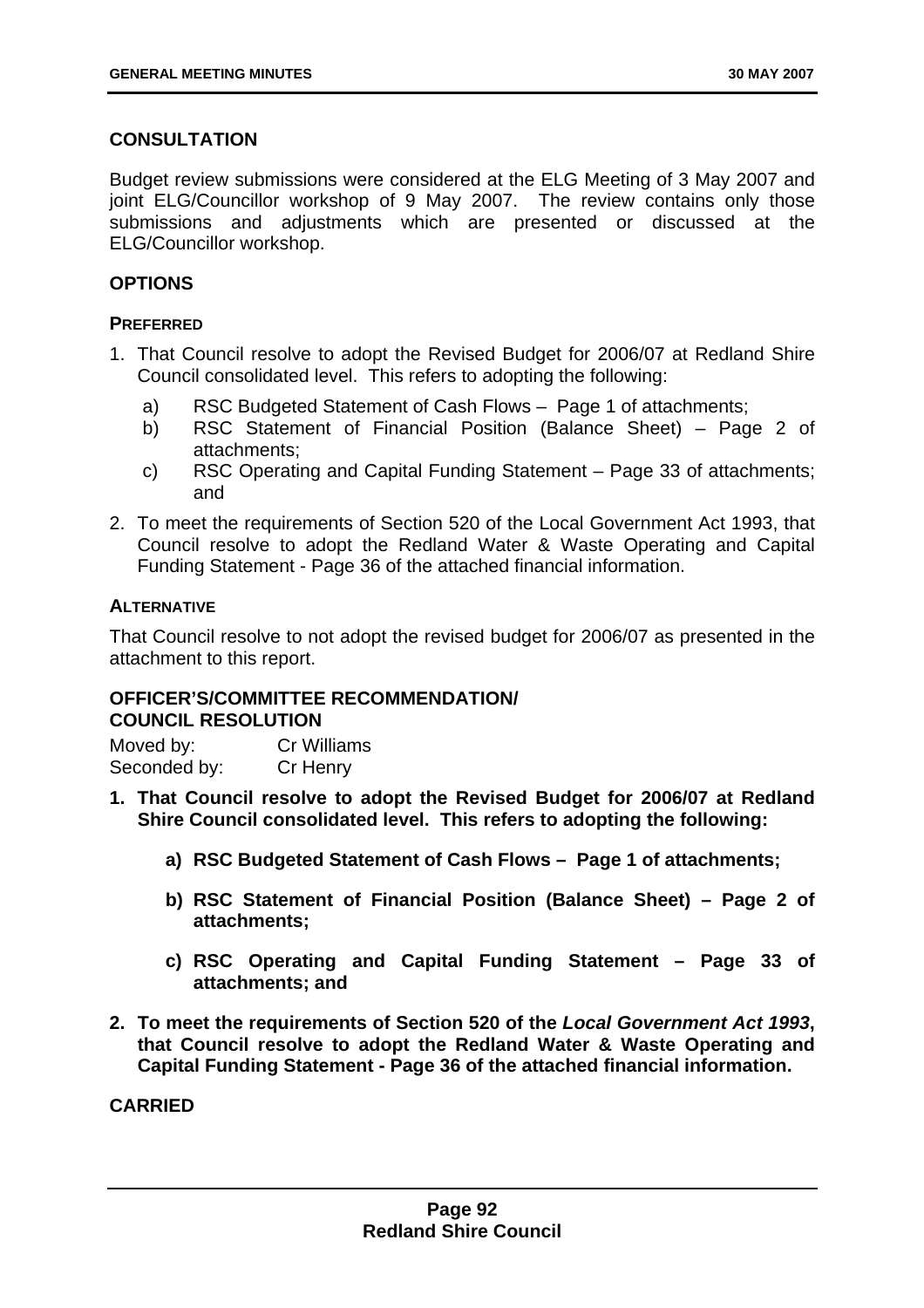## CONSULTATION

Budget review submissions were considered at the ELG Meeting of 3 May 2007 and joint ELG/Councillor workshop of 9 May 2007. The review contains only those submissions and adjustments which are presented or discussed at the ELG/Councillor workshop.

## OPTIONS

### PREFERRED

1. That Council resolve to adopt the Revised Budget for 2006/07 at Redland Shire Council consolidated level. This refers to adopting the following:
   a) RSC Budgeted Statement of Cash Flows – Page 1 of attachments;
   b) RSC Statement of Financial Position (Balance Sheet) – Page 2 of attachments;
   c) RSC Operating and Capital Funding Statement – Page 33 of attachments; and
2. To meet the requirements of Section 520 of the Local Government Act 1993, that Council resolve to adopt the Redland Water & Waste Operating and Capital Funding Statement - Page 36 of the attached financial information.

### ALTERNATIVE

That Council resolve to not adopt the revised budget for 2006/07 as presented in the attachment to this report.

## OFFICER'S/COMMITTEE RECOMMENDATION/ COUNCIL RESOLUTION

Moved by: Cr Williams
Seconded by: Cr Henry

**1. That Council resolve to adopt the Revised Budget for 2006/07 at Redland Shire Council consolidated level. This refers to adopting the following:**

   **a) RSC Budgeted Statement of Cash Flows – Page 1 of attachments;**

   **b) RSC Statement of Financial Position (Balance Sheet) – Page 2 of attachments;**

   **c) RSC Operating and Capital Funding Statement – Page 33 of attachments; and**

**2. To meet the requirements of Section 520 of the *Local Government Act 1993*, that Council resolve to adopt the Redland Water & Waste Operating and Capital Funding Statement - Page 36 of the attached financial information.**

**CARRIED**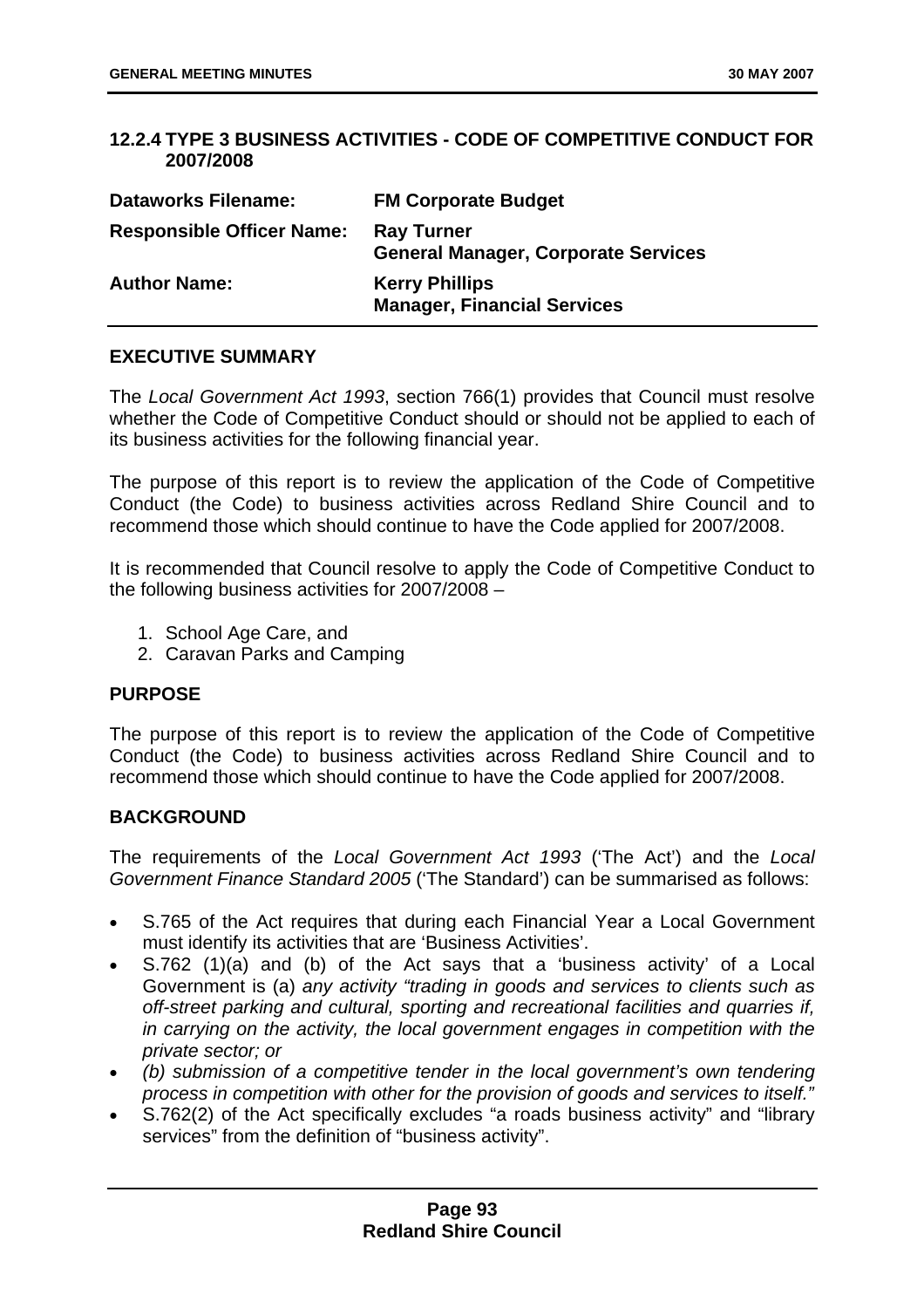## 12.2.4 TYPE 3 BUSINESS ACTIVITIES - CODE OF COMPETITIVE CONDUCT FOR 2007/2008

| **Dataworks Filename:** | **FM Corporate Budget** |
|---|---|
| **Responsible Officer Name:** | **Ray Turner**<br>**General Manager, Corporate Services** |
| **Author Name:** | **Kerry Phillips**<br>**Manager, Financial Services** |

### EXECUTIVE SUMMARY

The *Local Government Act 1993*, section 766(1) provides that Council must resolve whether the Code of Competitive Conduct should or should not be applied to each of its business activities for the following financial year.

The purpose of this report is to review the application of the Code of Competitive Conduct (the Code) to business activities across Redland Shire Council and to recommend those which should continue to have the Code applied for 2007/2008.

It is recommended that Council resolve to apply the Code of Competitive Conduct to the following business activities for 2007/2008 –

1. School Age Care, and
2. Caravan Parks and Camping

### PURPOSE

The purpose of this report is to review the application of the Code of Competitive Conduct (the Code) to business activities across Redland Shire Council and to recommend those which should continue to have the Code applied for 2007/2008.

### BACKGROUND

The requirements of the *Local Government Act 1993* ('The Act') and the *Local Government Finance Standard 2005* ('The Standard') can be summarised as follows:

- S.765 of the Act requires that during each Financial Year a Local Government must identify its activities that are 'Business Activities'.
- S.762 (1)(a) and (b) of the Act says that a 'business activity' of a Local Government is (a) *any activity "trading in goods and services to clients such as off-street parking and cultural, sporting and recreational facilities and quarries if, in carrying on the activity, the local government engages in competition with the private sector; or*
- *(b) submission of a competitive tender in the local government's own tendering process in competition with other for the provision of goods and services to itself."*
- S.762(2) of the Act specifically excludes "a roads business activity" and "library services" from the definition of "business activity".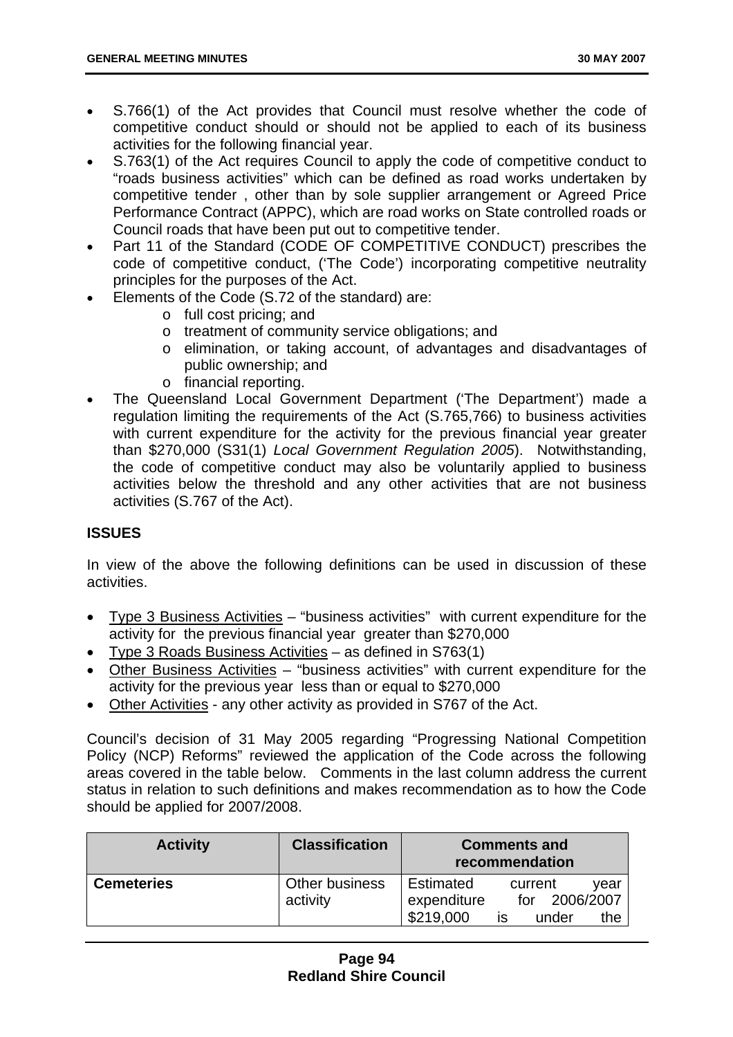- S.766(1) of the Act provides that Council must resolve whether the code of competitive conduct should or should not be applied to each of its business activities for the following financial year.
- S.763(1) of the Act requires Council to apply the code of competitive conduct to "roads business activities" which can be defined as road works undertaken by competitive tender , other than by sole supplier arrangement or Agreed Price Performance Contract (APPC), which are road works on State controlled roads or Council roads that have been put out to competitive tender.
- Part 11 of the Standard (CODE OF COMPETITIVE CONDUCT) prescribes the code of competitive conduct, ('The Code') incorporating competitive neutrality principles for the purposes of the Act.
- Elements of the Code (S.72 of the standard) are:
  - full cost pricing; and
  - treatment of community service obligations; and
  - elimination, or taking account, of advantages and disadvantages of public ownership; and
  - financial reporting.
- The Queensland Local Government Department ('The Department') made a regulation limiting the requirements of the Act (S.765,766) to business activities with current expenditure for the activity for the previous financial year greater than $270,000 (S31(1) *Local Government Regulation 2005*). Notwithstanding, the code of competitive conduct may also be voluntarily applied to business activities below the threshold and any other activities that are not business activities (S.767 of the Act).

## ISSUES

In view of the above the following definitions can be used in discussion of these activities.

- Type 3 Business Activities – "business activities" with current expenditure for the activity for the previous financial year greater than $270,000
- Type 3 Roads Business Activities – as defined in S763(1)
- Other Business Activities – "business activities" with current expenditure for the activity for the previous year less than or equal to $270,000
- Other Activities - any other activity as provided in S767 of the Act.

Council's decision of 31 May 2005 regarding "Progressing National Competition Policy (NCP) Reforms" reviewed the application of the Code across the following areas covered in the table below. Comments in the last column address the current status in relation to such definitions and makes recommendation as to how the Code should be applied for 2007/2008.

| Activity | Classification | Comments and recommendation |
|---|---|---|
| **Cemeteries** | Other business activity | Estimated current year expenditure for 2006/2007 $219,000 is under the |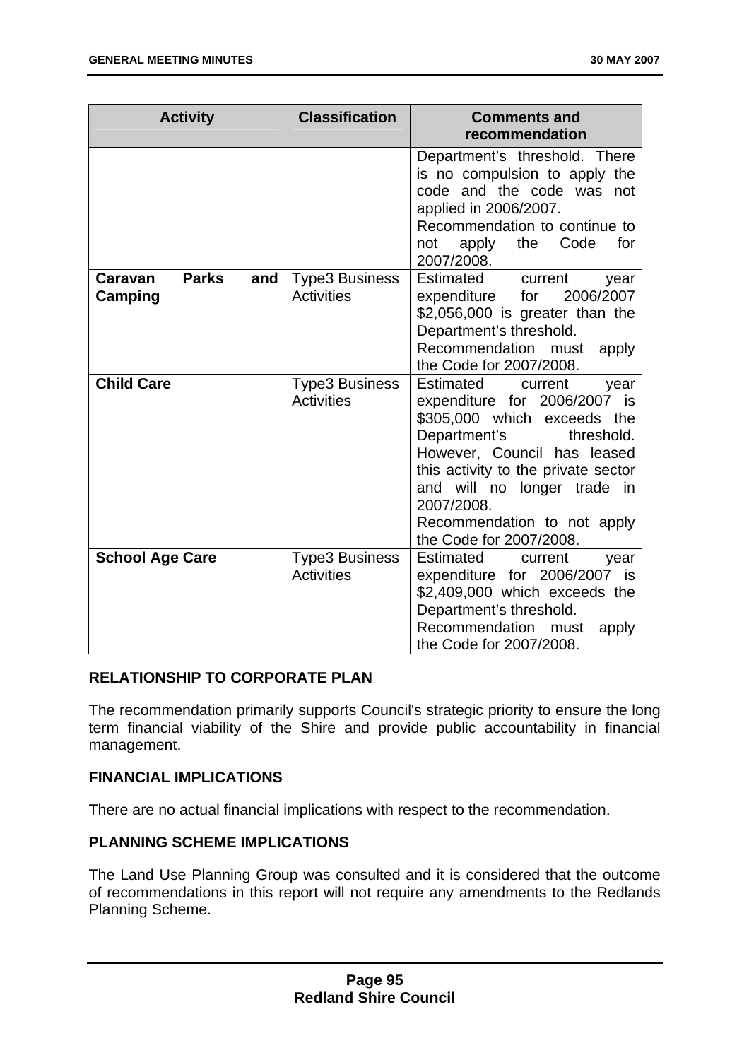| Activity | Classification | Comments and recommendation |
|---|---|---|
| | | Department's threshold. There is no compulsion to apply the code and the code was not applied in 2006/2007. Recommendation to continue to not apply the Code for 2007/2008. |
| **Caravan Parks and Camping** | Type3 Business Activities | Estimated current year expenditure for 2006/2007 $2,056,000 is greater than the Department's threshold. Recommendation must apply the Code for 2007/2008. |
| **Child Care** | Type3 Business Activities | Estimated current year expenditure for 2006/2007 is $305,000 which exceeds the Department's threshold. However, Council has leased this activity to the private sector and will no longer trade in 2007/2008. Recommendation to not apply the Code for 2007/2008. |
| **School Age Care** | Type3 Business Activities | Estimated current year expenditure for 2006/2007 is $2,409,000 which exceeds the Department's threshold. Recommendation must apply the Code for 2007/2008. |

**RELATIONSHIP TO CORPORATE PLAN**

The recommendation primarily supports Council's strategic priority to ensure the long term financial viability of the Shire and provide public accountability in financial management.

**FINANCIAL IMPLICATIONS**

There are no actual financial implications with respect to the recommendation.

**PLANNING SCHEME IMPLICATIONS**

The Land Use Planning Group was consulted and it is considered that the outcome of recommendations in this report will not require any amendments to the Redlands Planning Scheme.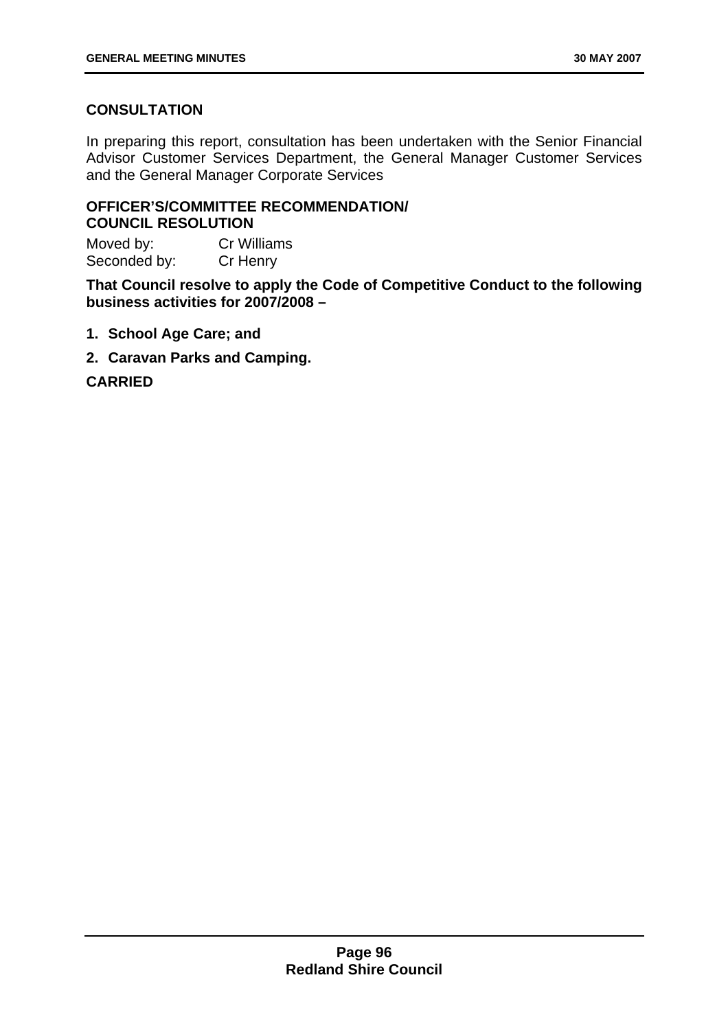## CONSULTATION

In preparing this report, consultation has been undertaken with the Senior Financial Advisor Customer Services Department, the General Manager Customer Services and the General Manager Corporate Services

## OFFICER'S/COMMITTEE RECOMMENDATION/ COUNCIL RESOLUTION

Moved by: Cr Williams
Seconded by: Cr Henry

**That Council resolve to apply the Code of Competitive Conduct to the following business activities for 2007/2008 –**

1. **School Age Care; and**
2. **Caravan Parks and Camping.**

**CARRIED**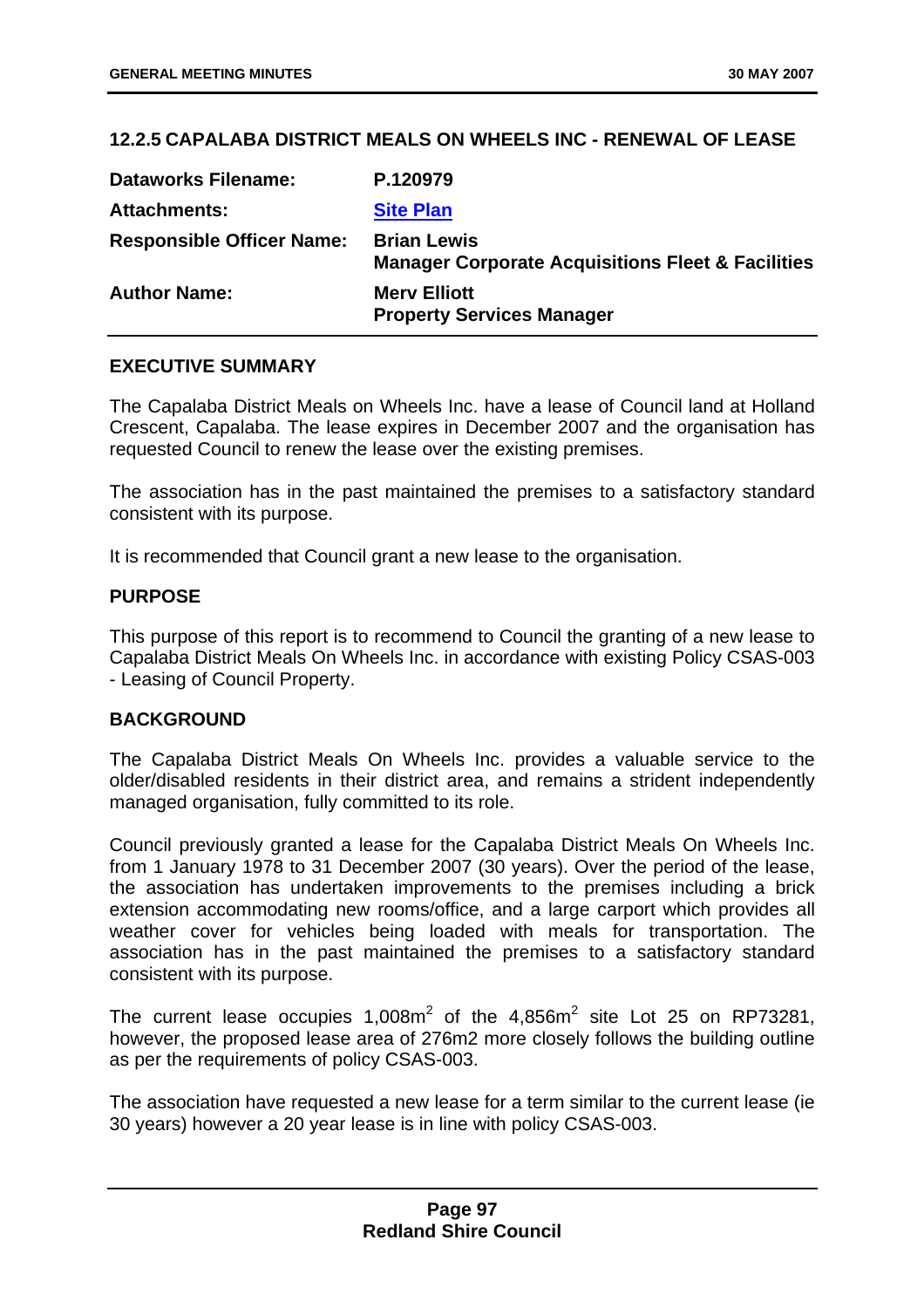### 12.2.5 CAPALABA DISTRICT MEALS ON WHEELS INC - RENEWAL OF LEASE

| | |
|---|---|
| **Dataworks Filename:** | **P.120979** |
| **Attachments:** | **Site Plan** |
| **Responsible Officer Name:** | **Brian Lewis**<br>**Manager Corporate Acquisitions Fleet & Facilities** |
| **Author Name:** | **Merv Elliott**<br>**Property Services Manager** |

#### EXECUTIVE SUMMARY

The Capalaba District Meals on Wheels Inc. have a lease of Council land at Holland Crescent, Capalaba. The lease expires in December 2007 and the organisation has requested Council to renew the lease over the existing premises.

The association has in the past maintained the premises to a satisfactory standard consistent with its purpose.

It is recommended that Council grant a new lease to the organisation.

#### PURPOSE

This purpose of this report is to recommend to Council the granting of a new lease to Capalaba District Meals On Wheels Inc. in accordance with existing Policy CSAS-003 - Leasing of Council Property.

#### BACKGROUND

The Capalaba District Meals On Wheels Inc. provides a valuable service to the older/disabled residents in their district area, and remains a strident independently managed organisation, fully committed to its role.

Council previously granted a lease for the Capalaba District Meals On Wheels Inc. from 1 January 1978 to 31 December 2007 (30 years). Over the period of the lease, the association has undertaken improvements to the premises including a brick extension accommodating new rooms/office, and a large carport which provides all weather cover for vehicles being loaded with meals for transportation. The association has in the past maintained the premises to a satisfactory standard consistent with its purpose.

The current lease occupies 1,008m$^2$ of the 4,856m$^2$ site Lot 25 on RP73281, however, the proposed lease area of 276m2 more closely follows the building outline as per the requirements of policy CSAS-003.

The association have requested a new lease for a term similar to the current lease (ie 30 years) however a 20 year lease is in line with policy CSAS-003.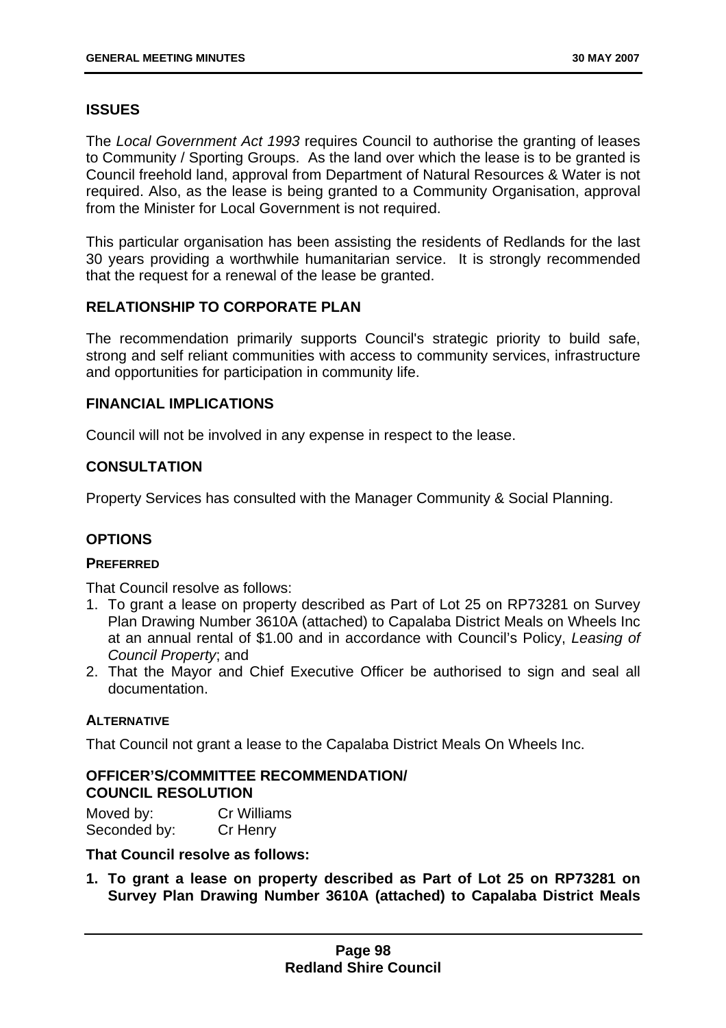## ISSUES

The *Local Government Act 1993* requires Council to authorise the granting of leases to Community / Sporting Groups. As the land over which the lease is to be granted is Council freehold land, approval from Department of Natural Resources & Water is not required. Also, as the lease is being granted to a Community Organisation, approval from the Minister for Local Government is not required.

This particular organisation has been assisting the residents of Redlands for the last 30 years providing a worthwhile humanitarian service. It is strongly recommended that the request for a renewal of the lease be granted.

## RELATIONSHIP TO CORPORATE PLAN

The recommendation primarily supports Council's strategic priority to build safe, strong and self reliant communities with access to community services, infrastructure and opportunities for participation in community life.

## FINANCIAL IMPLICATIONS

Council will not be involved in any expense in respect to the lease.

## CONSULTATION

Property Services has consulted with the Manager Community & Social Planning.

## OPTIONS

### PREFERRED

That Council resolve as follows:

1. To grant a lease on property described as Part of Lot 25 on RP73281 on Survey Plan Drawing Number 3610A (attached) to Capalaba District Meals on Wheels Inc at an annual rental of $1.00 and in accordance with Council's Policy, *Leasing of Council Property*; and
2. That the Mayor and Chief Executive Officer be authorised to sign and seal all documentation.

### ALTERNATIVE

That Council not grant a lease to the Capalaba District Meals On Wheels Inc.

## OFFICER'S/COMMITTEE RECOMMENDATION/ COUNCIL RESOLUTION

Moved by: Cr Williams
Seconded by: Cr Henry

**That Council resolve as follows:**

1. **To grant a lease on property described as Part of Lot 25 on RP73281 on Survey Plan Drawing Number 3610A (attached) to Capalaba District Meals**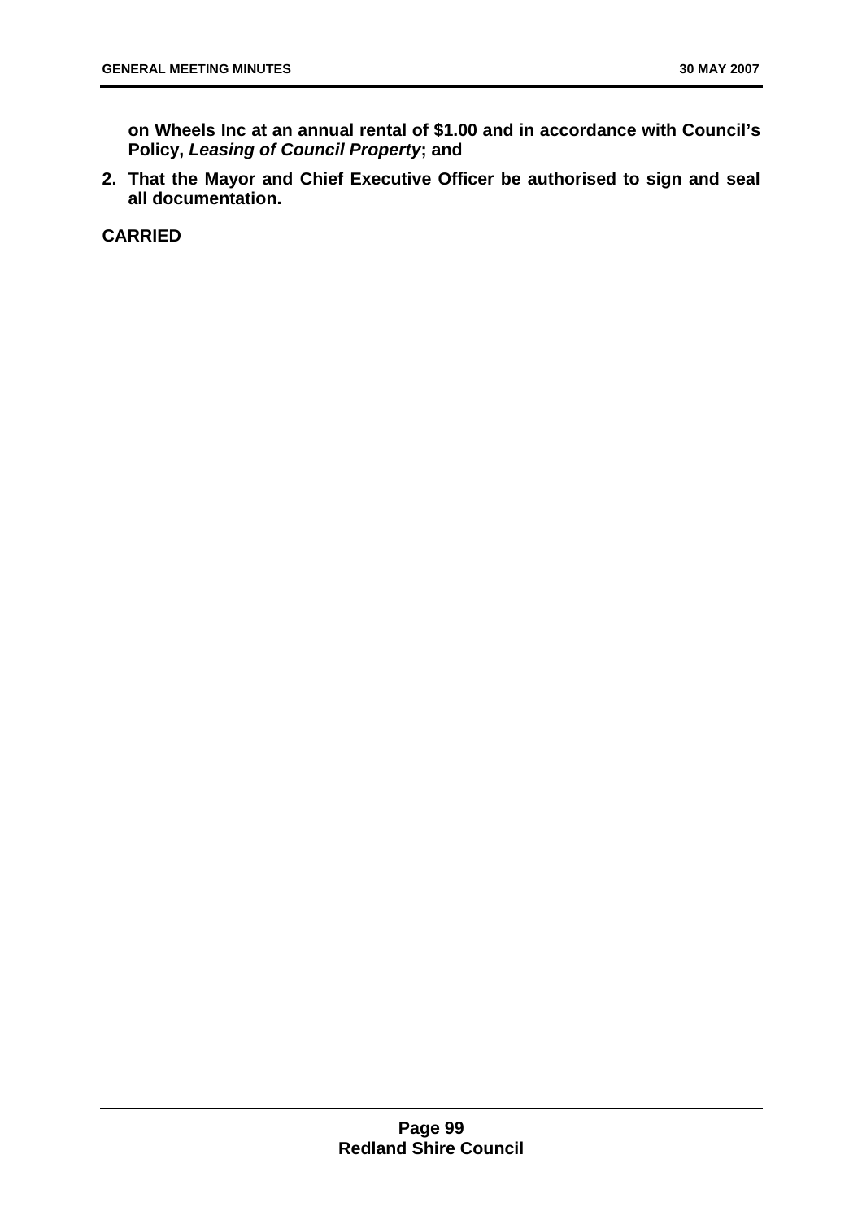**on Wheels Inc at an annual rental of $1.00 and in accordance with Council's Policy, *Leasing of Council Property*; and**

**2. That the Mayor and Chief Executive Officer be authorised to sign and seal all documentation.**

**CARRIED**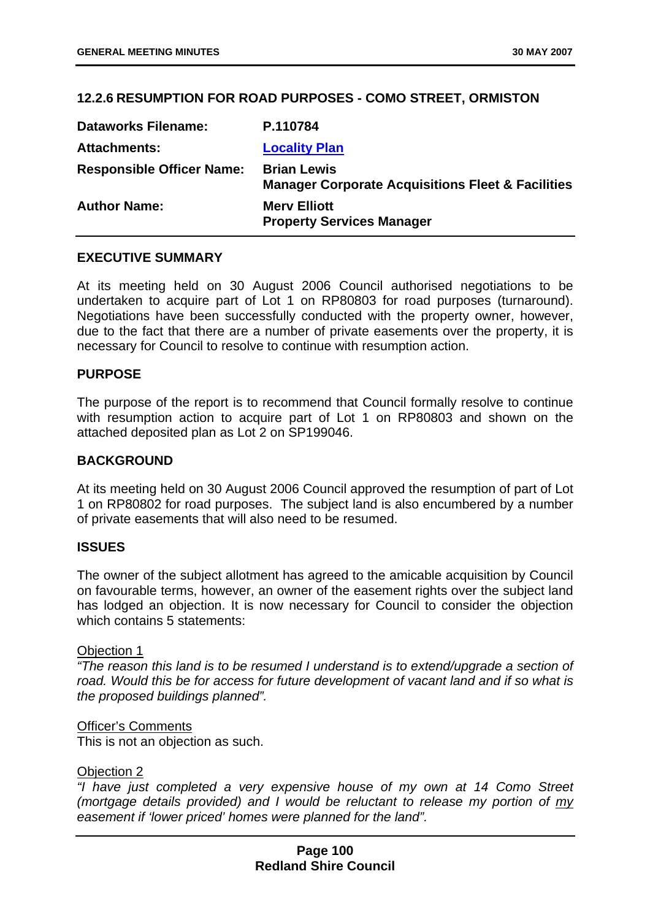### 12.2.6 RESUMPTION FOR ROAD PURPOSES - COMO STREET, ORMISTON

| | |
|---|---|
| **Dataworks Filename:** | **P.110784** |
| **Attachments:** | **Locality Plan** |
| **Responsible Officer Name:** | **Brian Lewis**<br>**Manager Corporate Acquisitions Fleet & Facilities** |
| **Author Name:** | **Merv Elliott**<br>**Property Services Manager** |

**EXECUTIVE SUMMARY**

At its meeting held on 30 August 2006 Council authorised negotiations to be undertaken to acquire part of Lot 1 on RP80803 for road purposes (turnaround). Negotiations have been successfully conducted with the property owner, however, due to the fact that there are a number of private easements over the property, it is necessary for Council to resolve to continue with resumption action.

**PURPOSE**

The purpose of the report is to recommend that Council formally resolve to continue with resumption action to acquire part of Lot 1 on RP80803 and shown on the attached deposited plan as Lot 2 on SP199046.

**BACKGROUND**

At its meeting held on 30 August 2006 Council approved the resumption of part of Lot 1 on RP80802 for road purposes. The subject land is also encumbered by a number of private easements that will also need to be resumed.

**ISSUES**

The owner of the subject allotment has agreed to the amicable acquisition by Council on favourable terms, however, an owner of the easement rights over the subject land has lodged an objection. It is now necessary for Council to consider the objection which contains 5 statements:

Objection 1

*"The reason this land is to be resumed I understand is to extend/upgrade a section of road. Would this be for access for future development of vacant land and if so what is the proposed buildings planned".*

Officer's Comments

This is not an objection as such.

Objection 2

*"I have just completed a very expensive house of my own at 14 Como Street (mortgage details provided) and I would be reluctant to release my portion of my easement if 'lower priced' homes were planned for the land".*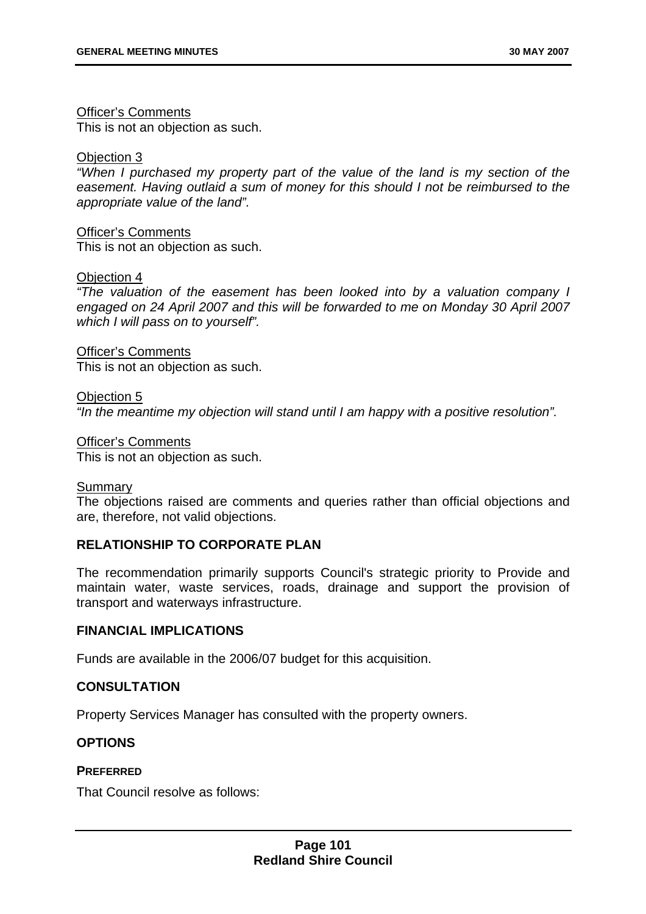<u>Officer's Comments</u>
This is not an objection as such.

<u>Objection 3</u>
*"When I purchased my property part of the value of the land is my section of the easement. Having outlaid a sum of money for this should I not be reimbursed to the appropriate value of the land".*

<u>Officer's Comments</u>
This is not an objection as such.

<u>Objection 4</u>
*"The valuation of the easement has been looked into by a valuation company I engaged on 24 April 2007 and this will be forwarded to me on Monday 30 April 2007 which I will pass on to yourself".*

<u>Officer's Comments</u>
This is not an objection as such.

<u>Objection 5</u>
*"In the meantime my objection will stand until I am happy with a positive resolution".*

<u>Officer's Comments</u>
This is not an objection as such.

<u>Summary</u>
The objections raised are comments and queries rather than official objections and are, therefore, not valid objections.

## RELATIONSHIP TO CORPORATE PLAN

The recommendation primarily supports Council's strategic priority to Provide and maintain water, waste services, roads, drainage and support the provision of transport and waterways infrastructure.

## FINANCIAL IMPLICATIONS

Funds are available in the 2006/07 budget for this acquisition.

## CONSULTATION

Property Services Manager has consulted with the property owners.

## OPTIONS

### PREFERRED

That Council resolve as follows: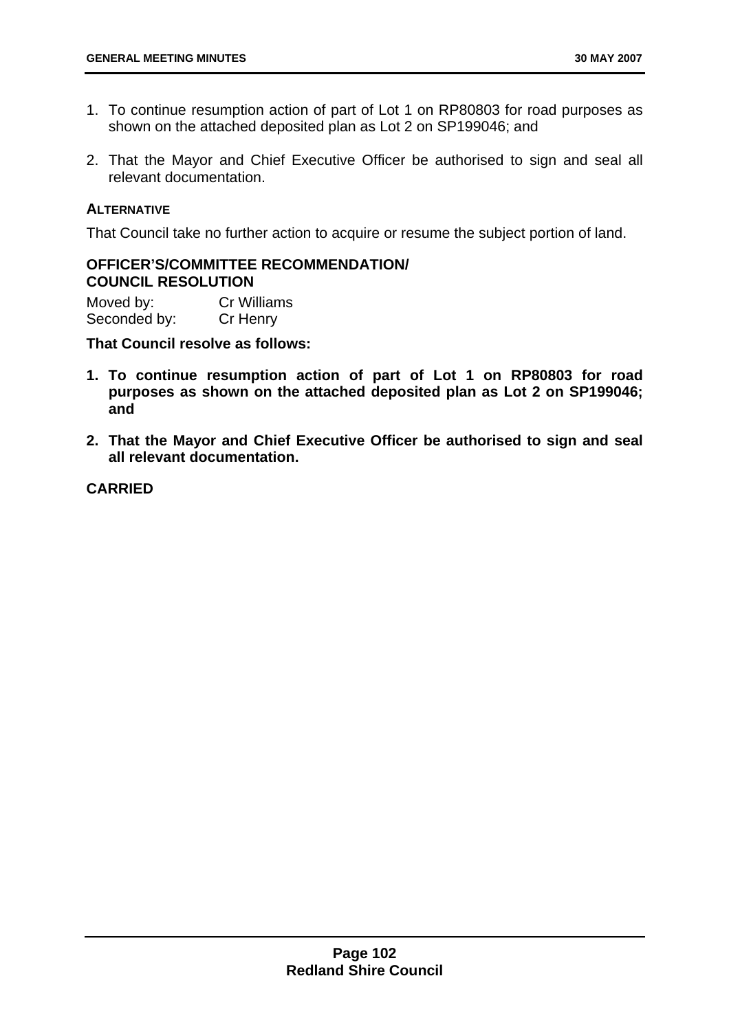1. To continue resumption action of part of Lot 1 on RP80803 for road purposes as shown on the attached deposited plan as Lot 2 on SP199046; and

2. That the Mayor and Chief Executive Officer be authorised to sign and seal all relevant documentation.

**ALTERNATIVE**

That Council take no further action to acquire or resume the subject portion of land.

### OFFICER'S/COMMITTEE RECOMMENDATION/ COUNCIL RESOLUTION

Moved by: Cr Williams
Seconded by: Cr Henry

**That Council resolve as follows:**

1. **To continue resumption action of part of Lot 1 on RP80803 for road purposes as shown on the attached deposited plan as Lot 2 on SP199046; and**

2. **That the Mayor and Chief Executive Officer be authorised to sign and seal all relevant documentation.**

**CARRIED**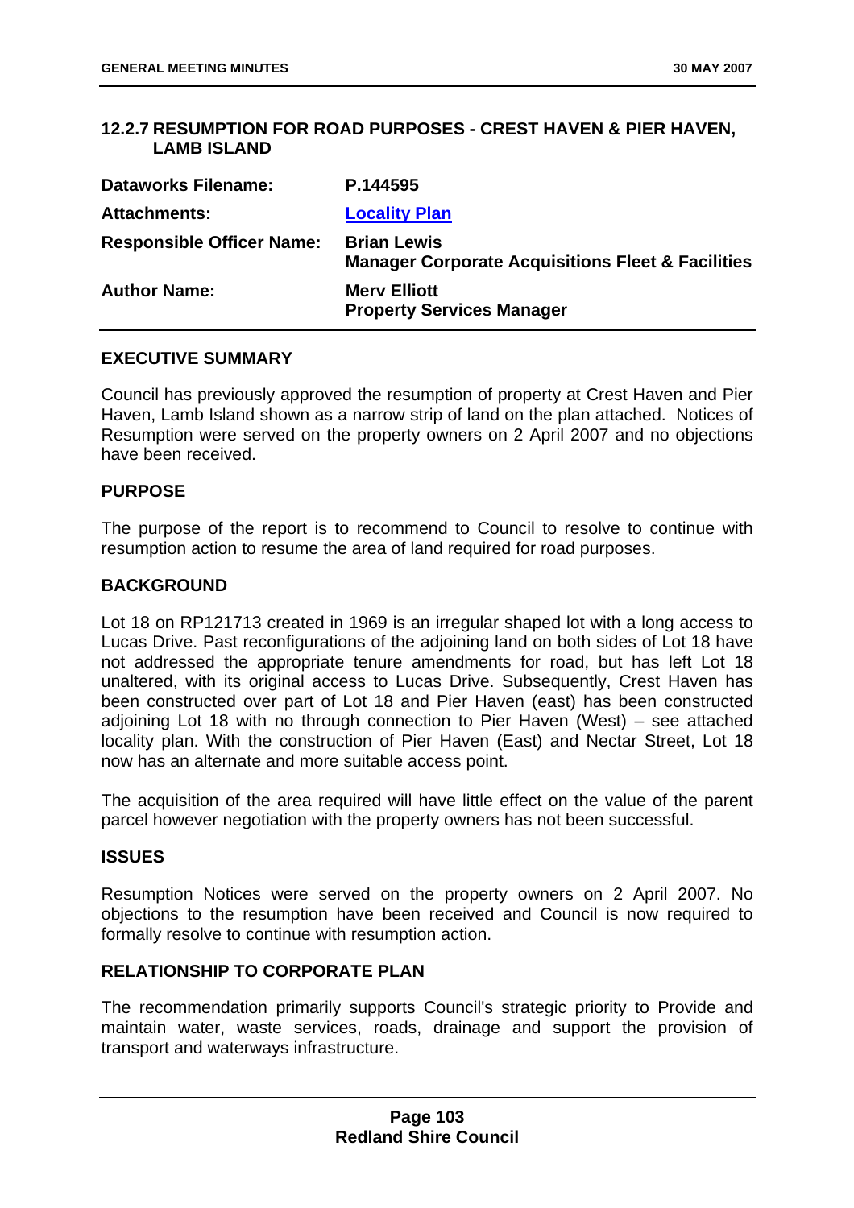### 12.2.7 RESUMPTION FOR ROAD PURPOSES - CREST HAVEN & PIER HAVEN, LAMB ISLAND

| | |
|---|---|
| **Dataworks Filename:** | **P.144595** |
| **Attachments:** | **Locality Plan** |
| **Responsible Officer Name:** | **Brian Lewis**<br>**Manager Corporate Acquisitions Fleet & Facilities** |
| **Author Name:** | **Merv Elliott**<br>**Property Services Manager** |

#### EXECUTIVE SUMMARY

Council has previously approved the resumption of property at Crest Haven and Pier Haven, Lamb Island shown as a narrow strip of land on the plan attached. Notices of Resumption were served on the property owners on 2 April 2007 and no objections have been received.

#### PURPOSE

The purpose of the report is to recommend to Council to resolve to continue with resumption action to resume the area of land required for road purposes.

#### BACKGROUND

Lot 18 on RP121713 created in 1969 is an irregular shaped lot with a long access to Lucas Drive. Past reconfigurations of the adjoining land on both sides of Lot 18 have not addressed the appropriate tenure amendments for road, but has left Lot 18 unaltered, with its original access to Lucas Drive. Subsequently, Crest Haven has been constructed over part of Lot 18 and Pier Haven (east) has been constructed adjoining Lot 18 with no through connection to Pier Haven (West) – see attached locality plan. With the construction of Pier Haven (East) and Nectar Street, Lot 18 now has an alternate and more suitable access point.

The acquisition of the area required will have little effect on the value of the parent parcel however negotiation with the property owners has not been successful.

#### ISSUES

Resumption Notices were served on the property owners on 2 April 2007. No objections to the resumption have been received and Council is now required to formally resolve to continue with resumption action.

#### RELATIONSHIP TO CORPORATE PLAN

The recommendation primarily supports Council's strategic priority to Provide and maintain water, waste services, roads, drainage and support the provision of transport and waterways infrastructure.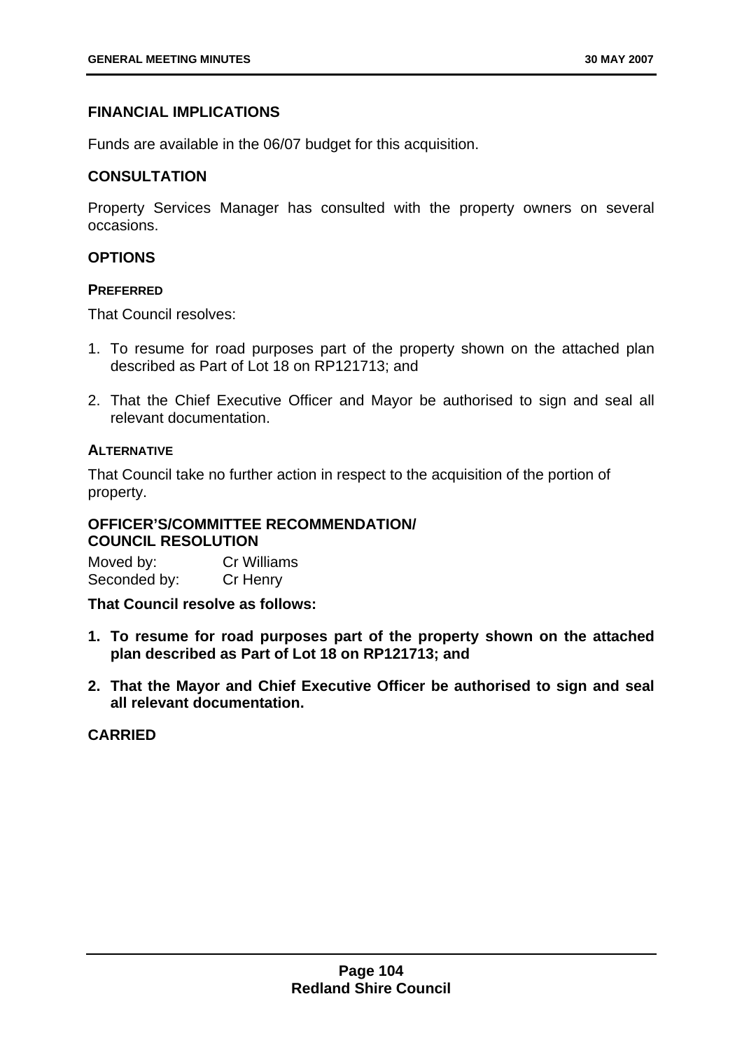## FINANCIAL IMPLICATIONS

Funds are available in the 06/07 budget for this acquisition.

## CONSULTATION

Property Services Manager has consulted with the property owners on several occasions.

## OPTIONS

### PREFERRED

That Council resolves:

1. To resume for road purposes part of the property shown on the attached plan described as Part of Lot 18 on RP121713; and
2. That the Chief Executive Officer and Mayor be authorised to sign and seal all relevant documentation.

### ALTERNATIVE

That Council take no further action in respect to the acquisition of the portion of property.

## OFFICER'S/COMMITTEE RECOMMENDATION/ COUNCIL RESOLUTION

Moved by: Cr Williams
Seconded by: Cr Henry

**That Council resolve as follows:**

1. **To resume for road purposes part of the property shown on the attached plan described as Part of Lot 18 on RP121713; and**
2. **That the Mayor and Chief Executive Officer be authorised to sign and seal all relevant documentation.**

**CARRIED**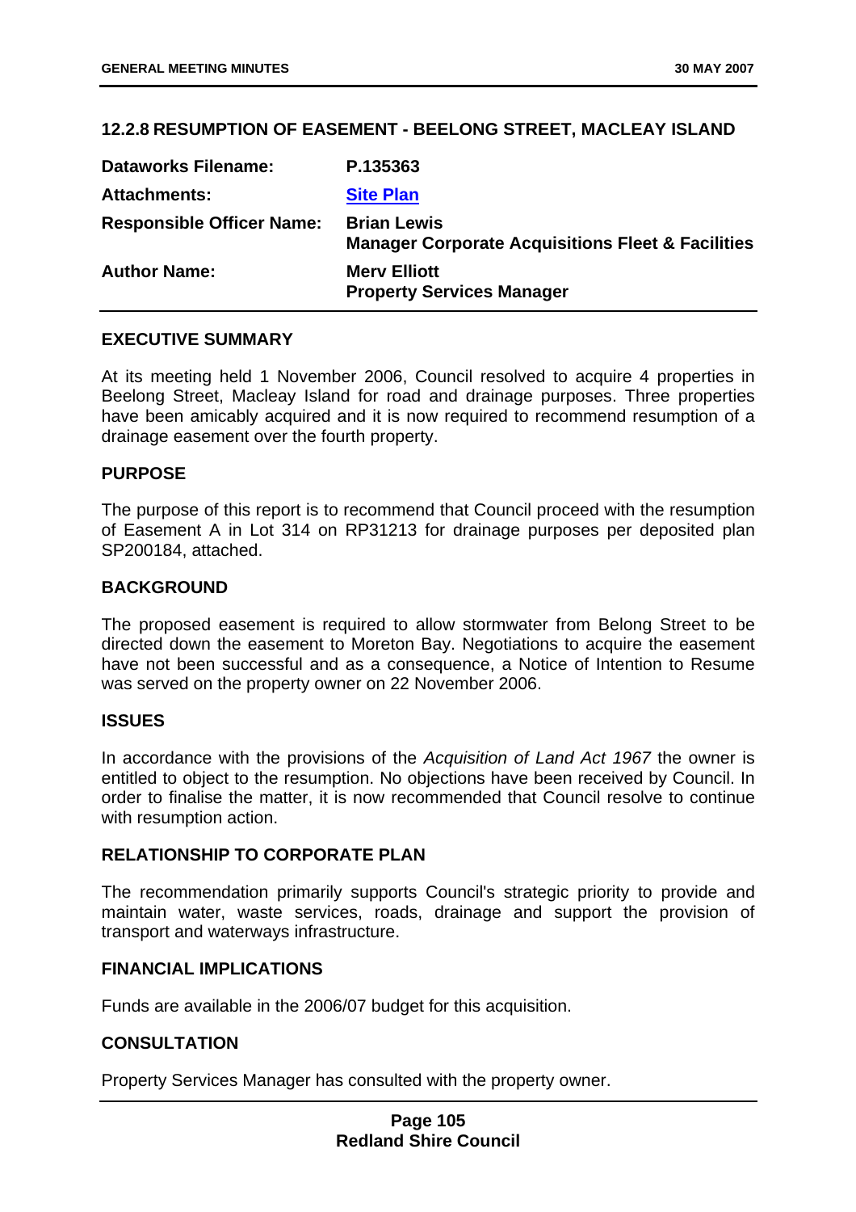## 12.2.8 RESUMPTION OF EASEMENT - BEELONG STREET, MACLEAY ISLAND

| | |
|---|---|
| **Dataworks Filename:** | **P.135363** |
| **Attachments:** | **Site Plan** |
| **Responsible Officer Name:** | **Brian Lewis**<br>**Manager Corporate Acquisitions Fleet & Facilities** |
| **Author Name:** | **Merv Elliott**<br>**Property Services Manager** |

### EXECUTIVE SUMMARY

At its meeting held 1 November 2006, Council resolved to acquire 4 properties in Beelong Street, Macleay Island for road and drainage purposes. Three properties have been amicably acquired and it is now required to recommend resumption of a drainage easement over the fourth property.

### PURPOSE

The purpose of this report is to recommend that Council proceed with the resumption of Easement A in Lot 314 on RP31213 for drainage purposes per deposited plan SP200184, attached.

### BACKGROUND

The proposed easement is required to allow stormwater from Belong Street to be directed down the easement to Moreton Bay. Negotiations to acquire the easement have not been successful and as a consequence, a Notice of Intention to Resume was served on the property owner on 22 November 2006.

### ISSUES

In accordance with the provisions of the *Acquisition of Land Act 1967* the owner is entitled to object to the resumption. No objections have been received by Council. In order to finalise the matter, it is now recommended that Council resolve to continue with resumption action.

### RELATIONSHIP TO CORPORATE PLAN

The recommendation primarily supports Council's strategic priority to provide and maintain water, waste services, roads, drainage and support the provision of transport and waterways infrastructure.

### FINANCIAL IMPLICATIONS

Funds are available in the 2006/07 budget for this acquisition.

### CONSULTATION

Property Services Manager has consulted with the property owner.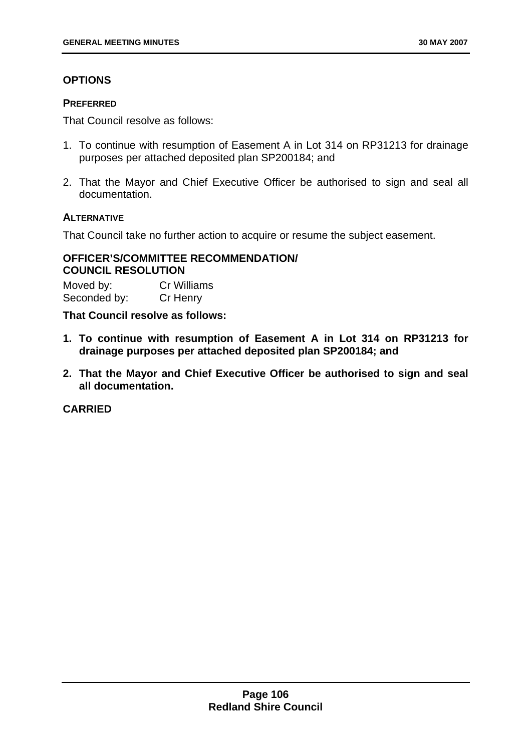## OPTIONS

### PREFERRED

That Council resolve as follows:

1. To continue with resumption of Easement A in Lot 314 on RP31213 for drainage purposes per attached deposited plan SP200184; and

2. That the Mayor and Chief Executive Officer be authorised to sign and seal all documentation.

### ALTERNATIVE

That Council take no further action to acquire or resume the subject easement.

## OFFICER'S/COMMITTEE RECOMMENDATION/ COUNCIL RESOLUTION

Moved by: Cr Williams
Seconded by: Cr Henry

**That Council resolve as follows:**

1. **To continue with resumption of Easement A in Lot 314 on RP31213 for drainage purposes per attached deposited plan SP200184; and**

2. **That the Mayor and Chief Executive Officer be authorised to sign and seal all documentation.**

**CARRIED**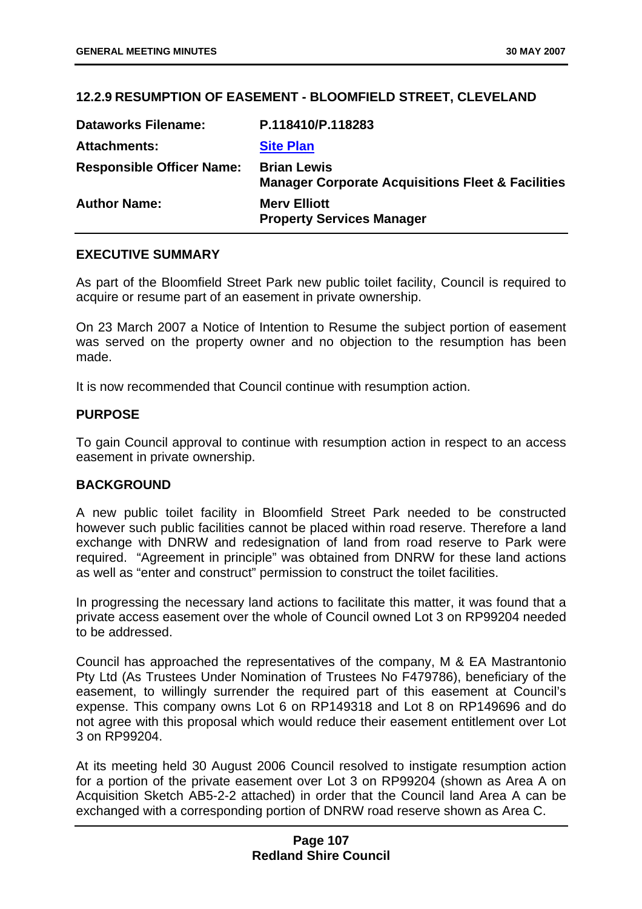## 12.2.9 RESUMPTION OF EASEMENT - BLOOMFIELD STREET, CLEVELAND

| | |
|---|---|
| **Dataworks Filename:** | **P.118410/P.118283** |
| **Attachments:** | **Site Plan** |
| **Responsible Officer Name:** | **Brian Lewis**<br>**Manager Corporate Acquisitions Fleet & Facilities** |
| **Author Name:** | **Merv Elliott**<br>**Property Services Manager** |

### EXECUTIVE SUMMARY

As part of the Bloomfield Street Park new public toilet facility, Council is required to acquire or resume part of an easement in private ownership.

On 23 March 2007 a Notice of Intention to Resume the subject portion of easement was served on the property owner and no objection to the resumption has been made.

It is now recommended that Council continue with resumption action.

### PURPOSE

To gain Council approval to continue with resumption action in respect to an access easement in private ownership.

### BACKGROUND

A new public toilet facility in Bloomfield Street Park needed to be constructed however such public facilities cannot be placed within road reserve. Therefore a land exchange with DNRW and redesignation of land from road reserve to Park were required. "Agreement in principle" was obtained from DNRW for these land actions as well as "enter and construct" permission to construct the toilet facilities.

In progressing the necessary land actions to facilitate this matter, it was found that a private access easement over the whole of Council owned Lot 3 on RP99204 needed to be addressed.

Council has approached the representatives of the company, M & EA Mastrantonio Pty Ltd (As Trustees Under Nomination of Trustees No F479786), beneficiary of the easement, to willingly surrender the required part of this easement at Council's expense. This company owns Lot 6 on RP149318 and Lot 8 on RP149696 and do not agree with this proposal which would reduce their easement entitlement over Lot 3 on RP99204.

At its meeting held 30 August 2006 Council resolved to instigate resumption action for a portion of the private easement over Lot 3 on RP99204 (shown as Area A on Acquisition Sketch AB5-2-2 attached) in order that the Council land Area A can be exchanged with a corresponding portion of DNRW road reserve shown as Area C.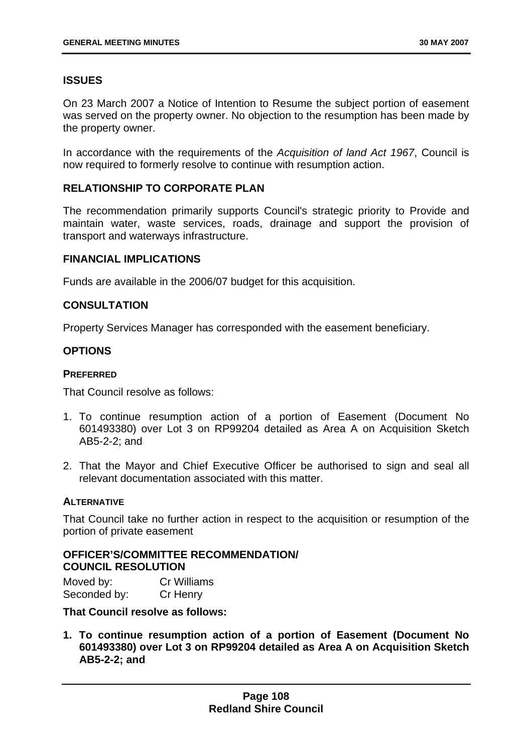### ISSUES

On 23 March 2007 a Notice of Intention to Resume the subject portion of easement was served on the property owner. No objection to the resumption has been made by the property owner.

In accordance with the requirements of the *Acquisition of land Act 1967*, Council is now required to formerly resolve to continue with resumption action.

### RELATIONSHIP TO CORPORATE PLAN

The recommendation primarily supports Council's strategic priority to Provide and maintain water, waste services, roads, drainage and support the provision of transport and waterways infrastructure.

### FINANCIAL IMPLICATIONS

Funds are available in the 2006/07 budget for this acquisition.

### CONSULTATION

Property Services Manager has corresponded with the easement beneficiary.

### OPTIONS

#### PREFERRED

That Council resolve as follows:

1. To continue resumption action of a portion of Easement (Document No 601493380) over Lot 3 on RP99204 detailed as Area A on Acquisition Sketch AB5-2-2; and

2. That the Mayor and Chief Executive Officer be authorised to sign and seal all relevant documentation associated with this matter.

#### ALTERNATIVE

That Council take no further action in respect to the acquisition or resumption of the portion of private easement

### OFFICER'S/COMMITTEE RECOMMENDATION/ COUNCIL RESOLUTION

Moved by: Cr Williams
Seconded by: Cr Henry

**That Council resolve as follows:**

1. **To continue resumption action of a portion of Easement (Document No 601493380) over Lot 3 on RP99204 detailed as Area A on Acquisition Sketch AB5-2-2; and**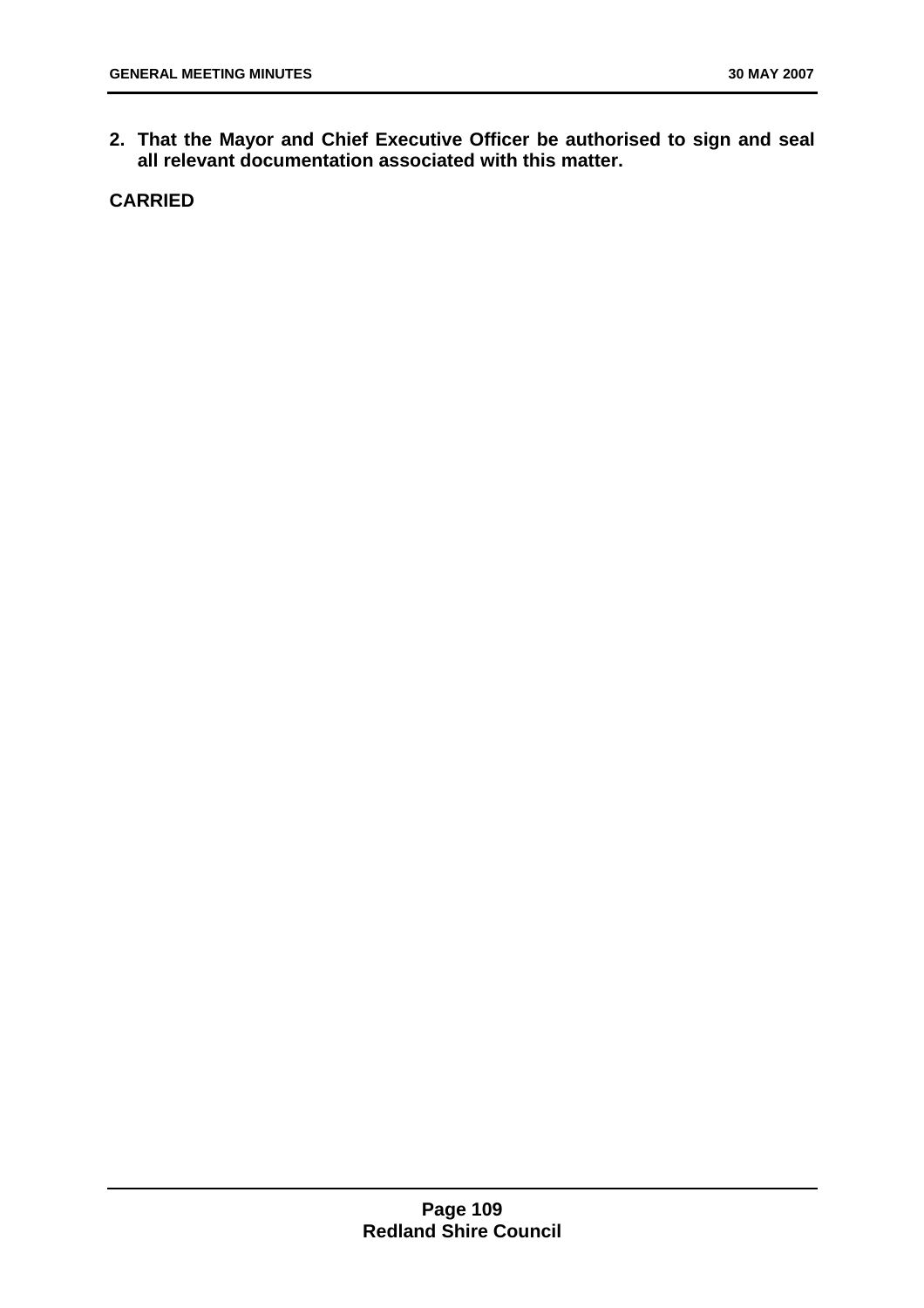**2. That the Mayor and Chief Executive Officer be authorised to sign and seal all relevant documentation associated with this matter.**

**CARRIED**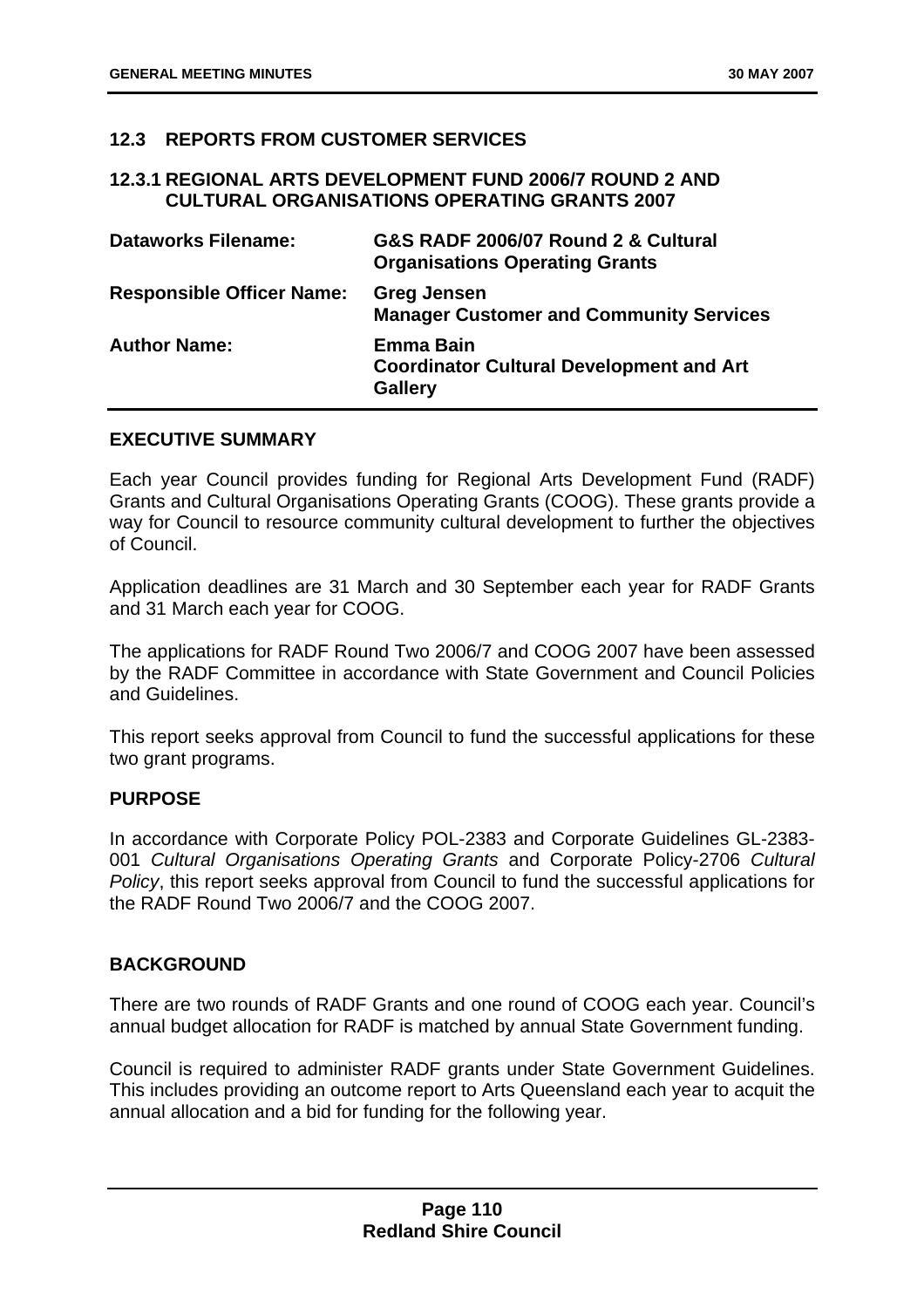## 12.3 REPORTS FROM CUSTOMER SERVICES

### 12.3.1 REGIONAL ARTS DEVELOPMENT FUND 2006/7 ROUND 2 AND CULTURAL ORGANISATIONS OPERATING GRANTS 2007

| | |
|---|---|
| **Dataworks Filename:** | **G&S RADF 2006/07 Round 2 & Cultural Organisations Operating Grants** |
| **Responsible Officer Name:** | **Greg Jensen**<br>**Manager Customer and Community Services** |
| **Author Name:** | **Emma Bain**<br>**Coordinator Cultural Development and Art Gallery** |

**EXECUTIVE SUMMARY**

Each year Council provides funding for Regional Arts Development Fund (RADF) Grants and Cultural Organisations Operating Grants (COOG). These grants provide a way for Council to resource community cultural development to further the objectives of Council.

Application deadlines are 31 March and 30 September each year for RADF Grants and 31 March each year for COOG.

The applications for RADF Round Two 2006/7 and COOG 2007 have been assessed by the RADF Committee in accordance with State Government and Council Policies and Guidelines.

This report seeks approval from Council to fund the successful applications for these two grant programs.

**PURPOSE**

In accordance with Corporate Policy POL-2383 and Corporate Guidelines GL-2383-001 *Cultural Organisations Operating Grants* and Corporate Policy-2706 *Cultural Policy*, this report seeks approval from Council to fund the successful applications for the RADF Round Two 2006/7 and the COOG 2007.

**BACKGROUND**

There are two rounds of RADF Grants and one round of COOG each year. Council's annual budget allocation for RADF is matched by annual State Government funding.

Council is required to administer RADF grants under State Government Guidelines. This includes providing an outcome report to Arts Queensland each year to acquit the annual allocation and a bid for funding for the following year.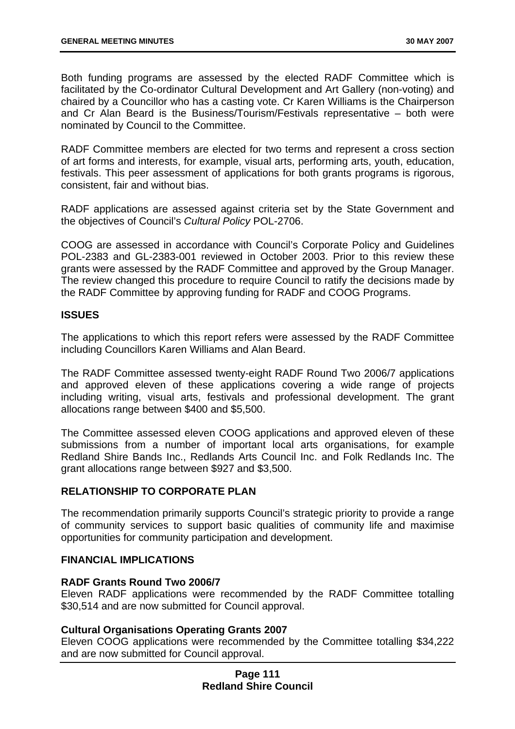Both funding programs are assessed by the elected RADF Committee which is facilitated by the Co-ordinator Cultural Development and Art Gallery (non-voting) and chaired by a Councillor who has a casting vote. Cr Karen Williams is the Chairperson and Cr Alan Beard is the Business/Tourism/Festivals representative – both were nominated by Council to the Committee.

RADF Committee members are elected for two terms and represent a cross section of art forms and interests, for example, visual arts, performing arts, youth, education, festivals. This peer assessment of applications for both grants programs is rigorous, consistent, fair and without bias.

RADF applications are assessed against criteria set by the State Government and the objectives of Council's *Cultural Policy* POL-2706.

COOG are assessed in accordance with Council's Corporate Policy and Guidelines POL-2383 and GL-2383-001 reviewed in October 2003. Prior to this review these grants were assessed by the RADF Committee and approved by the Group Manager. The review changed this procedure to require Council to ratify the decisions made by the RADF Committee by approving funding for RADF and COOG Programs.

## ISSUES

The applications to which this report refers were assessed by the RADF Committee including Councillors Karen Williams and Alan Beard.

The RADF Committee assessed twenty-eight RADF Round Two 2006/7 applications and approved eleven of these applications covering a wide range of projects including writing, visual arts, festivals and professional development. The grant allocations range between $400 and $5,500.

The Committee assessed eleven COOG applications and approved eleven of these submissions from a number of important local arts organisations, for example Redland Shire Bands Inc., Redlands Arts Council Inc. and Folk Redlands Inc. The grant allocations range between $927 and $3,500.

## RELATIONSHIP TO CORPORATE PLAN

The recommendation primarily supports Council's strategic priority to provide a range of community services to support basic qualities of community life and maximise opportunities for community participation and development.

## FINANCIAL IMPLICATIONS

### RADF Grants Round Two 2006/7

Eleven RADF applications were recommended by the RADF Committee totalling $30,514 and are now submitted for Council approval.

### Cultural Organisations Operating Grants 2007

Eleven COOG applications were recommended by the Committee totalling $34,222 and are now submitted for Council approval.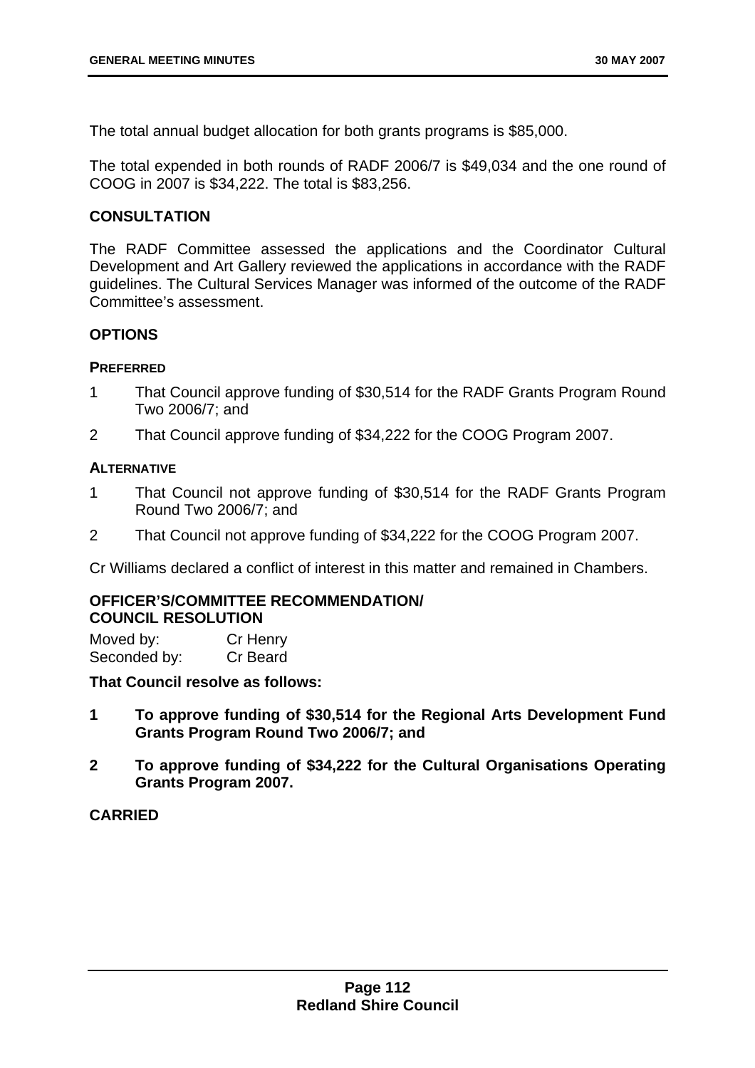The total annual budget allocation for both grants programs is $85,000.

The total expended in both rounds of RADF 2006/7 is $49,034 and the one round of COOG in 2007 is $34,222. The total is $83,256.

## CONSULTATION

The RADF Committee assessed the applications and the Coordinator Cultural Development and Art Gallery reviewed the applications in accordance with the RADF guidelines. The Cultural Services Manager was informed of the outcome of the RADF Committee's assessment.

## OPTIONS

### PREFERRED

1. That Council approve funding of $30,514 for the RADF Grants Program Round Two 2006/7; and
2. That Council approve funding of $34,222 for the COOG Program 2007.

### ALTERNATIVE

1. That Council not approve funding of $30,514 for the RADF Grants Program Round Two 2006/7; and
2. That Council not approve funding of $34,222 for the COOG Program 2007.

Cr Williams declared a conflict of interest in this matter and remained in Chambers.

## OFFICER'S/COMMITTEE RECOMMENDATION/ COUNCIL RESOLUTION

Moved by: Cr Henry
Seconded by: Cr Beard

**That Council resolve as follows:**

1. **To approve funding of $30,514 for the Regional Arts Development Fund Grants Program Round Two 2006/7; and**
2. **To approve funding of $34,222 for the Cultural Organisations Operating Grants Program 2007.**

**CARRIED**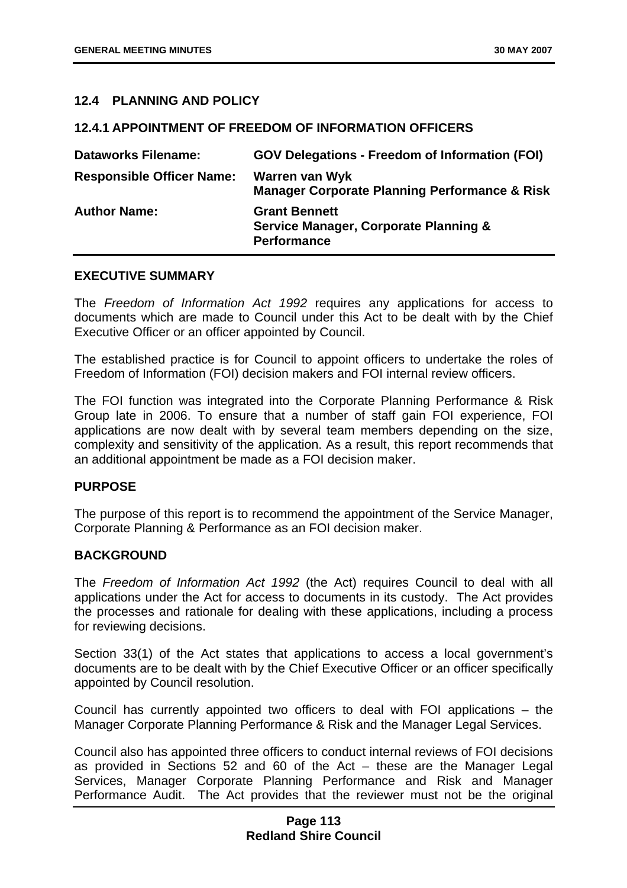## 12.4 PLANNING AND POLICY

### 12.4.1 APPOINTMENT OF FREEDOM OF INFORMATION OFFICERS

| | |
|---|---|
| **Dataworks Filename:** | **GOV Delegations - Freedom of Information (FOI)** |
| **Responsible Officer Name:** | **Warren van Wyk**<br>**Manager Corporate Planning Performance & Risk** |
| **Author Name:** | **Grant Bennett**<br>**Service Manager, Corporate Planning & Performance** |

#### EXECUTIVE SUMMARY

The *Freedom of Information Act 1992* requires any applications for access to documents which are made to Council under this Act to be dealt with by the Chief Executive Officer or an officer appointed by Council.

The established practice is for Council to appoint officers to undertake the roles of Freedom of Information (FOI) decision makers and FOI internal review officers.

The FOI function was integrated into the Corporate Planning Performance & Risk Group late in 2006. To ensure that a number of staff gain FOI experience, FOI applications are now dealt with by several team members depending on the size, complexity and sensitivity of the application. As a result, this report recommends that an additional appointment be made as a FOI decision maker.

#### PURPOSE

The purpose of this report is to recommend the appointment of the Service Manager, Corporate Planning & Performance as an FOI decision maker.

#### BACKGROUND

The *Freedom of Information Act 1992* (the Act) requires Council to deal with all applications under the Act for access to documents in its custody. The Act provides the processes and rationale for dealing with these applications, including a process for reviewing decisions.

Section 33(1) of the Act states that applications to access a local government's documents are to be dealt with by the Chief Executive Officer or an officer specifically appointed by Council resolution.

Council has currently appointed two officers to deal with FOI applications – the Manager Corporate Planning Performance & Risk and the Manager Legal Services.

Council also has appointed three officers to conduct internal reviews of FOI decisions as provided in Sections 52 and 60 of the Act – these are the Manager Legal Services, Manager Corporate Planning Performance and Risk and Manager Performance Audit. The Act provides that the reviewer must not be the original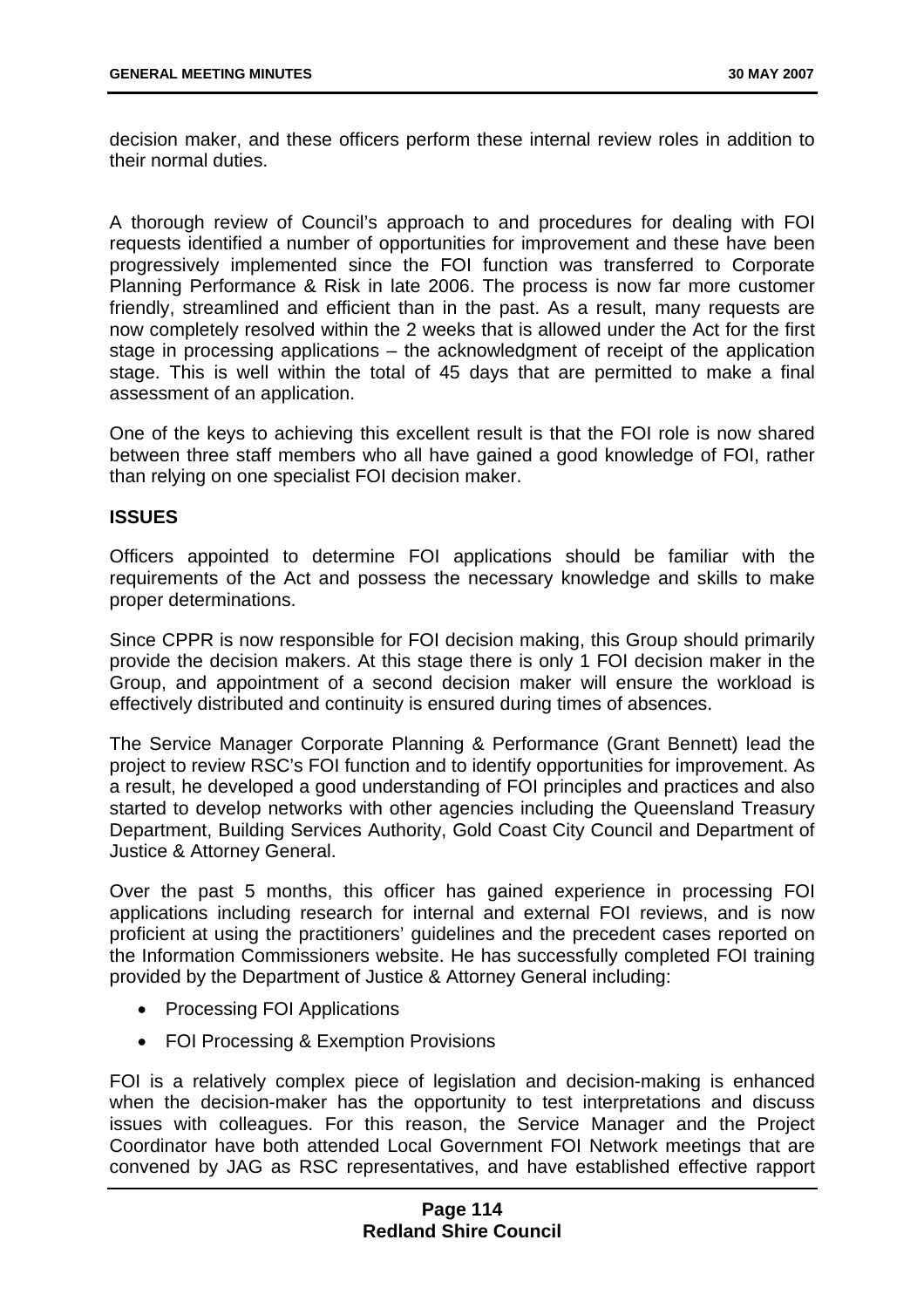decision maker, and these officers perform these internal review roles in addition to their normal duties.

A thorough review of Council's approach to and procedures for dealing with FOI requests identified a number of opportunities for improvement and these have been progressively implemented since the FOI function was transferred to Corporate Planning Performance & Risk in late 2006. The process is now far more customer friendly, streamlined and efficient than in the past. As a result, many requests are now completely resolved within the 2 weeks that is allowed under the Act for the first stage in processing applications – the acknowledgment of receipt of the application stage. This is well within the total of 45 days that are permitted to make a final assessment of an application.

One of the keys to achieving this excellent result is that the FOI role is now shared between three staff members who all have gained a good knowledge of FOI, rather than relying on one specialist FOI decision maker.

**ISSUES**

Officers appointed to determine FOI applications should be familiar with the requirements of the Act and possess the necessary knowledge and skills to make proper determinations.

Since CPPR is now responsible for FOI decision making, this Group should primarily provide the decision makers. At this stage there is only 1 FOI decision maker in the Group, and appointment of a second decision maker will ensure the workload is effectively distributed and continuity is ensured during times of absences.

The Service Manager Corporate Planning & Performance (Grant Bennett) lead the project to review RSC's FOI function and to identify opportunities for improvement. As a result, he developed a good understanding of FOI principles and practices and also started to develop networks with other agencies including the Queensland Treasury Department, Building Services Authority, Gold Coast City Council and Department of Justice & Attorney General.

Over the past 5 months, this officer has gained experience in processing FOI applications including research for internal and external FOI reviews, and is now proficient at using the practitioners' guidelines and the precedent cases reported on the Information Commissioners website. He has successfully completed FOI training provided by the Department of Justice & Attorney General including:

- Processing FOI Applications
- FOI Processing & Exemption Provisions

FOI is a relatively complex piece of legislation and decision-making is enhanced when the decision-maker has the opportunity to test interpretations and discuss issues with colleagues. For this reason, the Service Manager and the Project Coordinator have both attended Local Government FOI Network meetings that are convened by JAG as RSC representatives, and have established effective rapport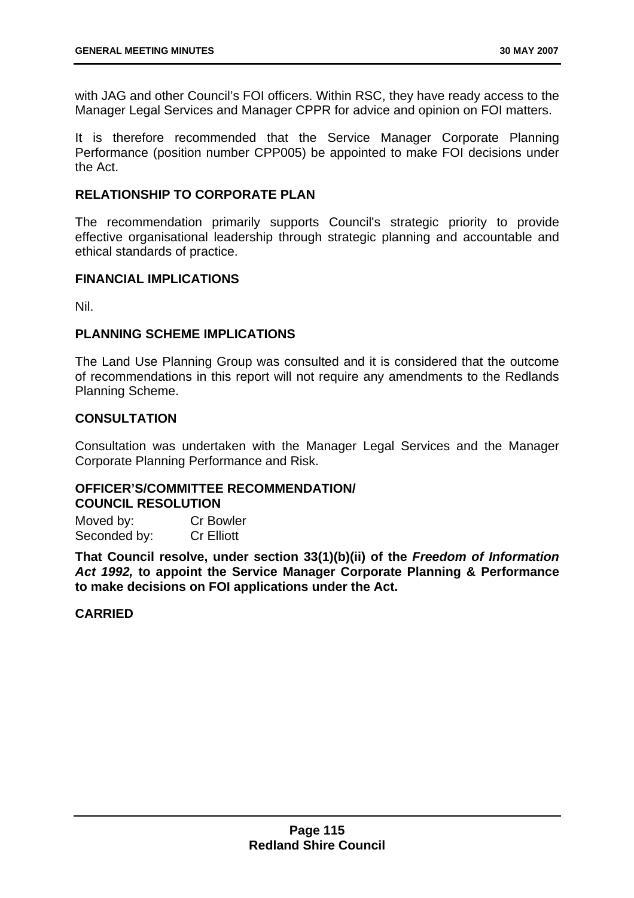with JAG and other Council's FOI officers. Within RSC, they have ready access to the Manager Legal Services and Manager CPPR for advice and opinion on FOI matters.

It is therefore recommended that the Service Manager Corporate Planning Performance (position number CPP005) be appointed to make FOI decisions under the Act.

## RELATIONSHIP TO CORPORATE PLAN

The recommendation primarily supports Council's strategic priority to provide effective organisational leadership through strategic planning and accountable and ethical standards of practice.

## FINANCIAL IMPLICATIONS

Nil.

## PLANNING SCHEME IMPLICATIONS

The Land Use Planning Group was consulted and it is considered that the outcome of recommendations in this report will not require any amendments to the Redlands Planning Scheme.

## CONSULTATION

Consultation was undertaken with the Manager Legal Services and the Manager Corporate Planning Performance and Risk.

## OFFICER'S/COMMITTEE RECOMMENDATION/ COUNCIL RESOLUTION

Moved by: Cr Bowler
Seconded by: Cr Elliott

**That Council resolve, under section 33(1)(b)(ii) of the *Freedom of Information Act 1992,* to appoint the Service Manager Corporate Planning & Performance to make decisions on FOI applications under the Act.**

**CARRIED**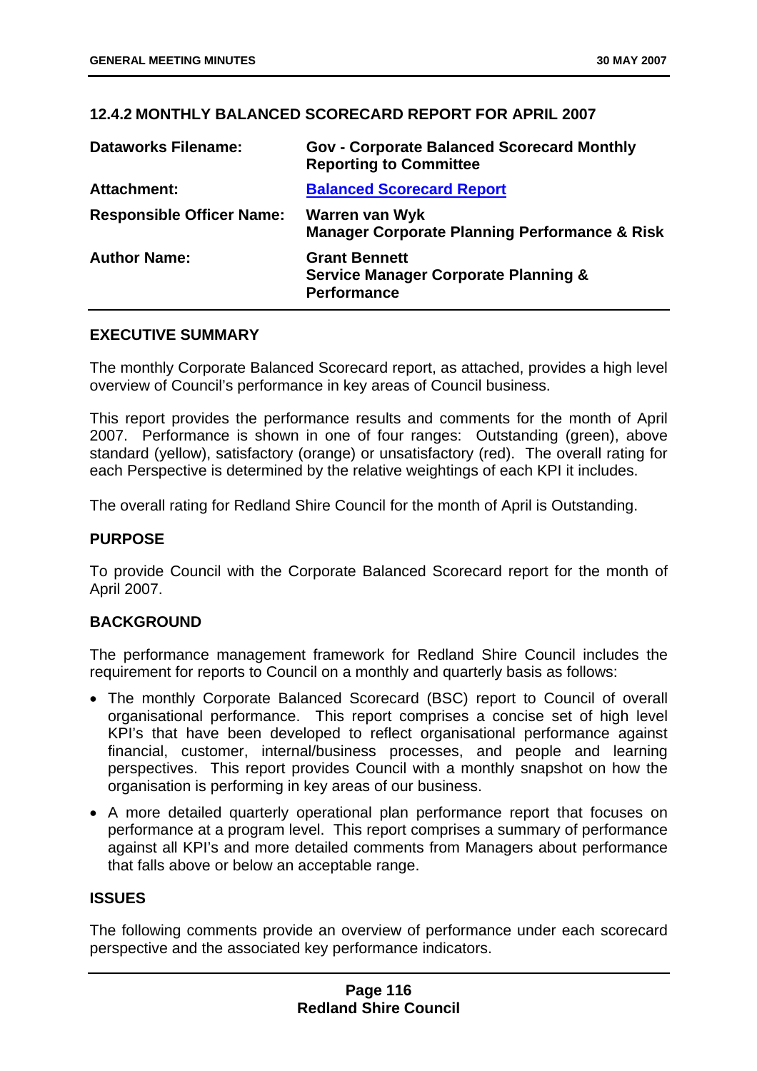## 12.4.2 MONTHLY BALANCED SCORECARD REPORT FOR APRIL 2007

| | |
|---|---|
| **Dataworks Filename:** | **Gov - Corporate Balanced Scorecard Monthly Reporting to Committee** |
| **Attachment:** | **Balanced Scorecard Report** |
| **Responsible Officer Name:** | **Warren van Wyk**<br>**Manager Corporate Planning Performance & Risk** |
| **Author Name:** | **Grant Bennett**<br>**Service Manager Corporate Planning & Performance** |

### EXECUTIVE SUMMARY

The monthly Corporate Balanced Scorecard report, as attached, provides a high level overview of Council's performance in key areas of Council business.

This report provides the performance results and comments for the month of April 2007. Performance is shown in one of four ranges: Outstanding (green), above standard (yellow), satisfactory (orange) or unsatisfactory (red). The overall rating for each Perspective is determined by the relative weightings of each KPI it includes.

The overall rating for Redland Shire Council for the month of April is Outstanding.

### PURPOSE

To provide Council with the Corporate Balanced Scorecard report for the month of April 2007.

### BACKGROUND

The performance management framework for Redland Shire Council includes the requirement for reports to Council on a monthly and quarterly basis as follows:

- The monthly Corporate Balanced Scorecard (BSC) report to Council of overall organisational performance. This report comprises a concise set of high level KPI's that have been developed to reflect organisational performance against financial, customer, internal/business processes, and people and learning perspectives. This report provides Council with a monthly snapshot on how the organisation is performing in key areas of our business.
- A more detailed quarterly operational plan performance report that focuses on performance at a program level. This report comprises a summary of performance against all KPI's and more detailed comments from Managers about performance that falls above or below an acceptable range.

### ISSUES

The following comments provide an overview of performance under each scorecard perspective and the associated key performance indicators.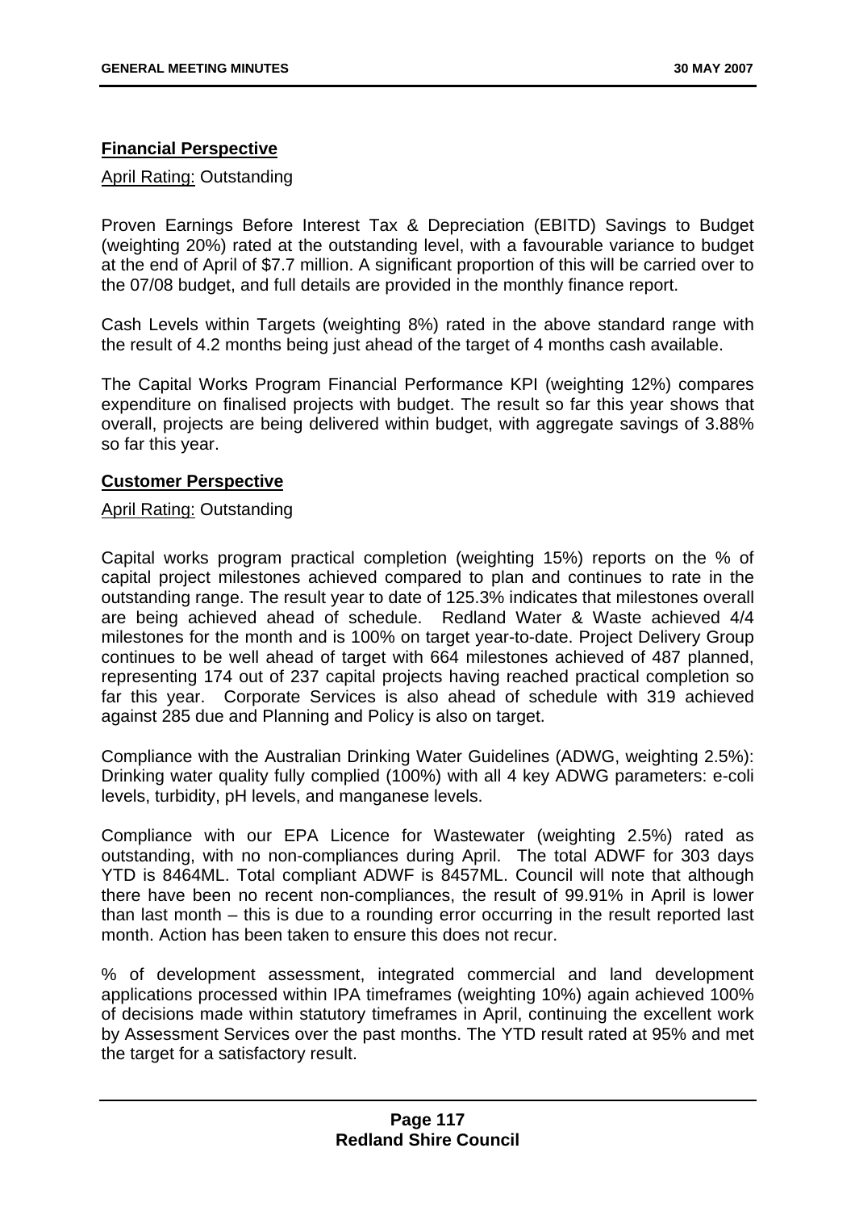**Financial Perspective**

April Rating: Outstanding

Proven Earnings Before Interest Tax & Depreciation (EBITD) Savings to Budget (weighting 20%) rated at the outstanding level, with a favourable variance to budget at the end of April of $7.7 million. A significant proportion of this will be carried over to the 07/08 budget, and full details are provided in the monthly finance report.

Cash Levels within Targets (weighting 8%) rated in the above standard range with the result of 4.2 months being just ahead of the target of 4 months cash available.

The Capital Works Program Financial Performance KPI (weighting 12%) compares expenditure on finalised projects with budget. The result so far this year shows that overall, projects are being delivered within budget, with aggregate savings of 3.88% so far this year.

**Customer Perspective**

April Rating: Outstanding

Capital works program practical completion (weighting 15%) reports on the % of capital project milestones achieved compared to plan and continues to rate in the outstanding range. The result year to date of 125.3% indicates that milestones overall are being achieved ahead of schedule. Redland Water & Waste achieved 4/4 milestones for the month and is 100% on target year-to-date. Project Delivery Group continues to be well ahead of target with 664 milestones achieved of 487 planned, representing 174 out of 237 capital projects having reached practical completion so far this year. Corporate Services is also ahead of schedule with 319 achieved against 285 due and Planning and Policy is also on target.

Compliance with the Australian Drinking Water Guidelines (ADWG, weighting 2.5%): Drinking water quality fully complied (100%) with all 4 key ADWG parameters: e-coli levels, turbidity, pH levels, and manganese levels.

Compliance with our EPA Licence for Wastewater (weighting 2.5%) rated as outstanding, with no non-compliances during April. The total ADWF for 303 days YTD is 8464ML. Total compliant ADWF is 8457ML. Council will note that although there have been no recent non-compliances, the result of 99.91% in April is lower than last month – this is due to a rounding error occurring in the result reported last month. Action has been taken to ensure this does not recur.

% of development assessment, integrated commercial and land development applications processed within IPA timeframes (weighting 10%) again achieved 100% of decisions made within statutory timeframes in April, continuing the excellent work by Assessment Services over the past months. The YTD result rated at 95% and met the target for a satisfactory result.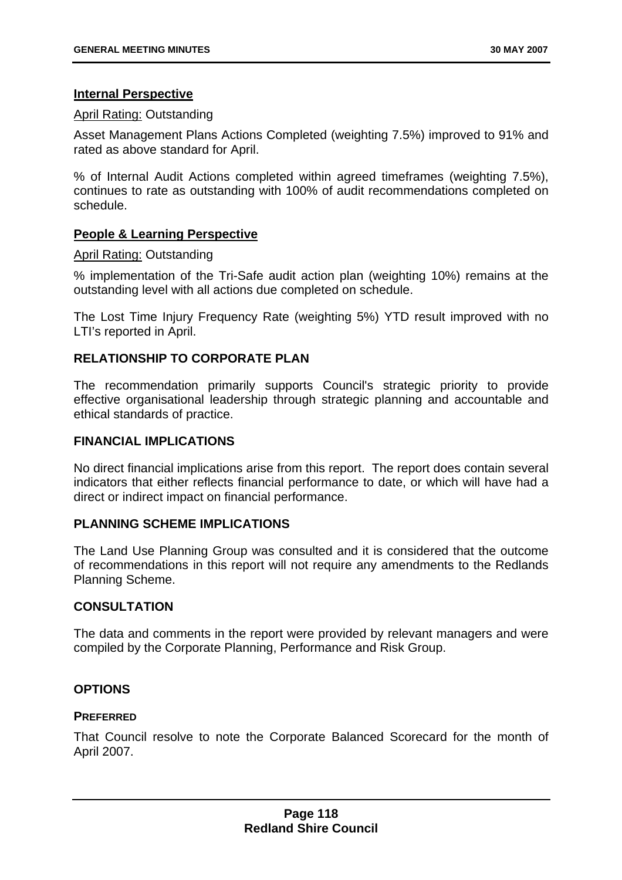### Internal Perspective

April Rating: Outstanding

Asset Management Plans Actions Completed (weighting 7.5%) improved to 91% and rated as above standard for April.

% of Internal Audit Actions completed within agreed timeframes (weighting 7.5%), continues to rate as outstanding with 100% of audit recommendations completed on schedule.

### People & Learning Perspective

April Rating: Outstanding

% implementation of the Tri-Safe audit action plan (weighting 10%) remains at the outstanding level with all actions due completed on schedule.

The Lost Time Injury Frequency Rate (weighting 5%) YTD result improved with no LTI's reported in April.

## RELATIONSHIP TO CORPORATE PLAN

The recommendation primarily supports Council's strategic priority to provide effective organisational leadership through strategic planning and accountable and ethical standards of practice.

## FINANCIAL IMPLICATIONS

No direct financial implications arise from this report. The report does contain several indicators that either reflects financial performance to date, or which will have had a direct or indirect impact on financial performance.

## PLANNING SCHEME IMPLICATIONS

The Land Use Planning Group was consulted and it is considered that the outcome of recommendations in this report will not require any amendments to the Redlands Planning Scheme.

## CONSULTATION

The data and comments in the report were provided by relevant managers and were compiled by the Corporate Planning, Performance and Risk Group.

## OPTIONS

### PREFERRED

That Council resolve to note the Corporate Balanced Scorecard for the month of April 2007.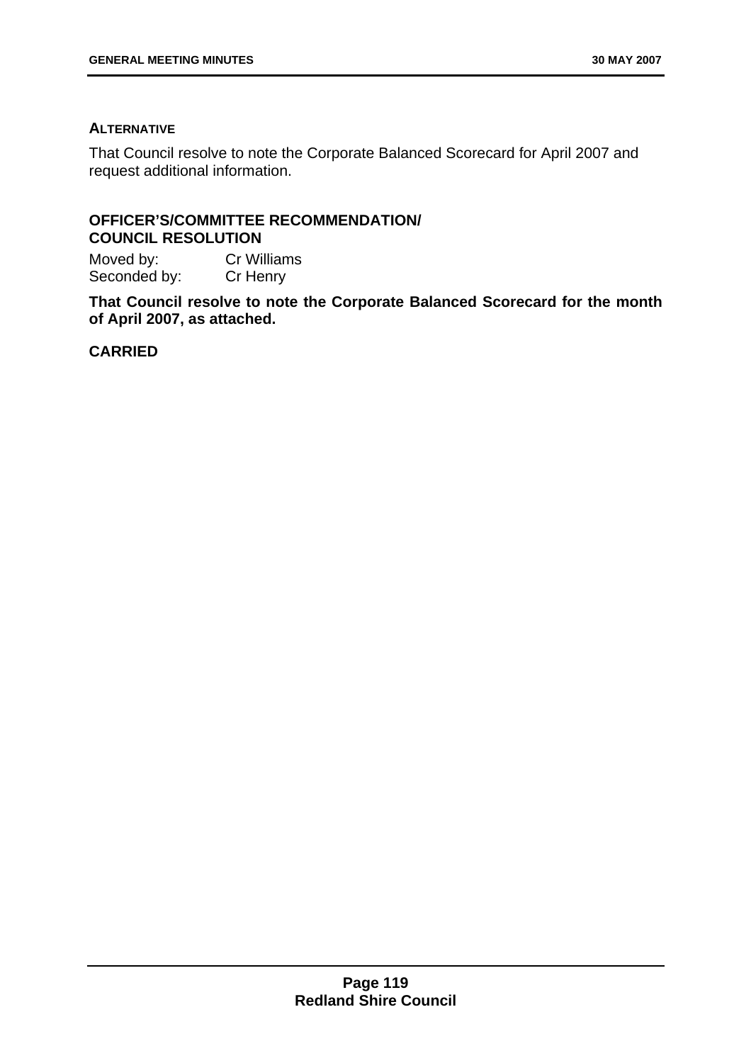**ALTERNATIVE**

That Council resolve to note the Corporate Balanced Scorecard for April 2007 and request additional information.

**OFFICER'S/COMMITTEE RECOMMENDATION/ COUNCIL RESOLUTION**

Moved by: Cr Williams
Seconded by: Cr Henry

**That Council resolve to note the Corporate Balanced Scorecard for the month of April 2007, as attached.**

**CARRIED**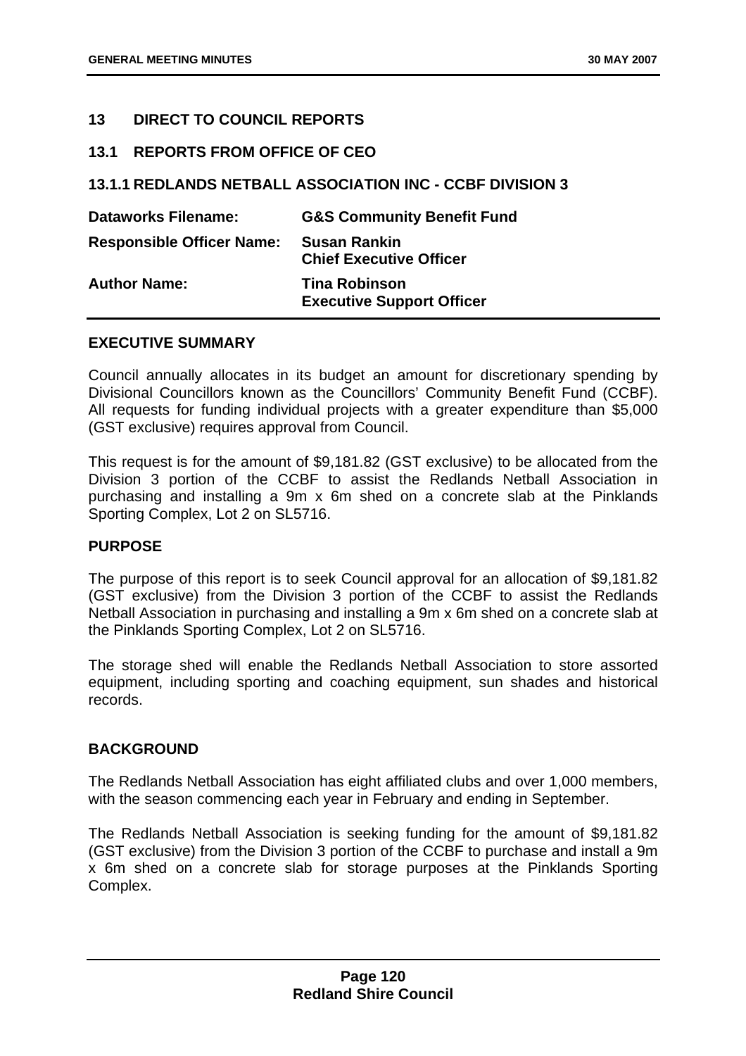## 13 DIRECT TO COUNCIL REPORTS

### 13.1 REPORTS FROM OFFICE OF CEO

### 13.1.1 REDLANDS NETBALL ASSOCIATION INC - CCBF DIVISION 3

| | |
|---|---|
| **Dataworks Filename:** | **G&S Community Benefit Fund** |
| **Responsible Officer Name:** | **Susan Rankin**<br>**Chief Executive Officer** |
| **Author Name:** | **Tina Robinson**<br>**Executive Support Officer** |

**EXECUTIVE SUMMARY**

Council annually allocates in its budget an amount for discretionary spending by Divisional Councillors known as the Councillors' Community Benefit Fund (CCBF). All requests for funding individual projects with a greater expenditure than $5,000 (GST exclusive) requires approval from Council.

This request is for the amount of $9,181.82 (GST exclusive) to be allocated from the Division 3 portion of the CCBF to assist the Redlands Netball Association in purchasing and installing a 9m x 6m shed on a concrete slab at the Pinklands Sporting Complex, Lot 2 on SL5716.

**PURPOSE**

The purpose of this report is to seek Council approval for an allocation of $9,181.82 (GST exclusive) from the Division 3 portion of the CCBF to assist the Redlands Netball Association in purchasing and installing a 9m x 6m shed on a concrete slab at the Pinklands Sporting Complex, Lot 2 on SL5716.

The storage shed will enable the Redlands Netball Association to store assorted equipment, including sporting and coaching equipment, sun shades and historical records.

**BACKGROUND**

The Redlands Netball Association has eight affiliated clubs and over 1,000 members, with the season commencing each year in February and ending in September.

The Redlands Netball Association is seeking funding for the amount of $9,181.82 (GST exclusive) from the Division 3 portion of the CCBF to purchase and install a 9m x 6m shed on a concrete slab for storage purposes at the Pinklands Sporting Complex.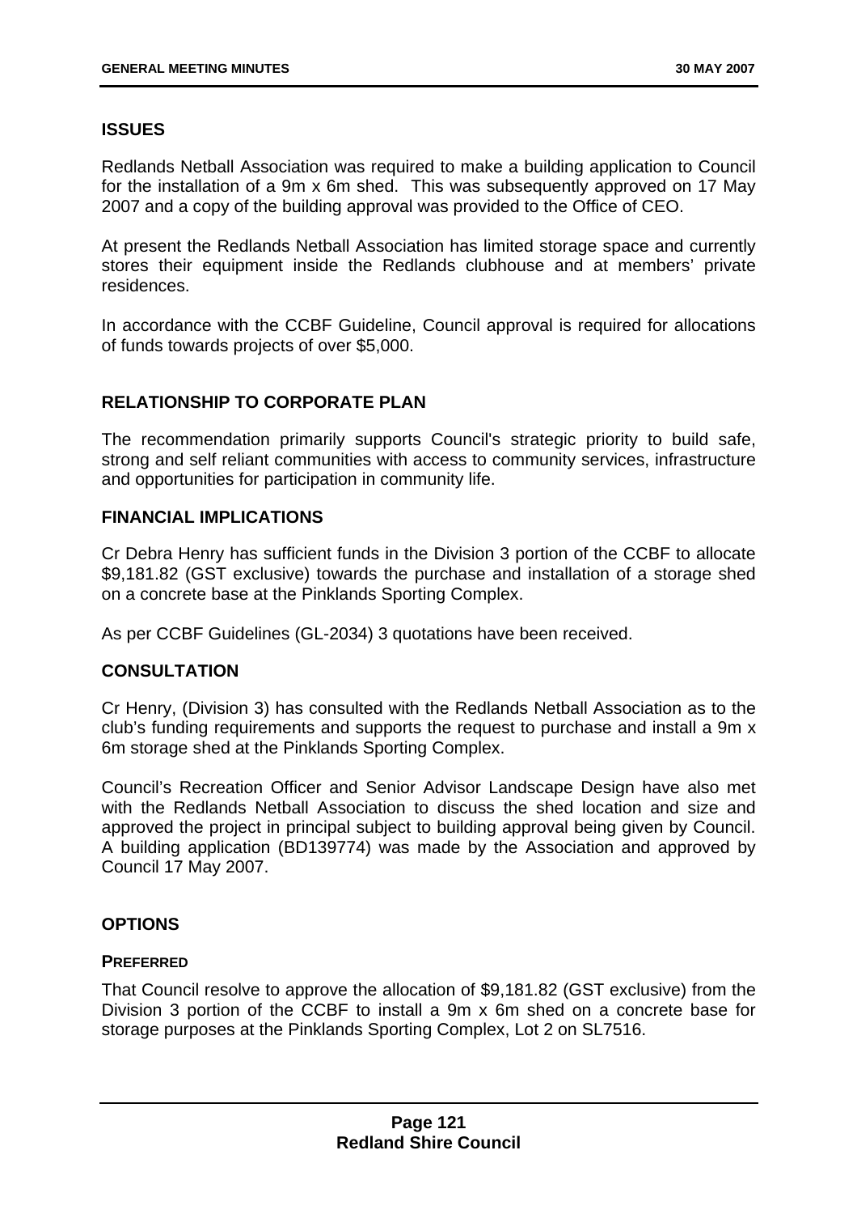## ISSUES

Redlands Netball Association was required to make a building application to Council for the installation of a 9m x 6m shed. This was subsequently approved on 17 May 2007 and a copy of the building approval was provided to the Office of CEO.

At present the Redlands Netball Association has limited storage space and currently stores their equipment inside the Redlands clubhouse and at members' private residences.

In accordance with the CCBF Guideline, Council approval is required for allocations of funds towards projects of over $5,000.

## RELATIONSHIP TO CORPORATE PLAN

The recommendation primarily supports Council's strategic priority to build safe, strong and self reliant communities with access to community services, infrastructure and opportunities for participation in community life.

## FINANCIAL IMPLICATIONS

Cr Debra Henry has sufficient funds in the Division 3 portion of the CCBF to allocate $9,181.82 (GST exclusive) towards the purchase and installation of a storage shed on a concrete base at the Pinklands Sporting Complex.

As per CCBF Guidelines (GL-2034) 3 quotations have been received.

## CONSULTATION

Cr Henry, (Division 3) has consulted with the Redlands Netball Association as to the club's funding requirements and supports the request to purchase and install a 9m x 6m storage shed at the Pinklands Sporting Complex.

Council's Recreation Officer and Senior Advisor Landscape Design have also met with the Redlands Netball Association to discuss the shed location and size and approved the project in principal subject to building approval being given by Council. A building application (BD139774) was made by the Association and approved by Council 17 May 2007.

## OPTIONS

### PREFERRED

That Council resolve to approve the allocation of $9,181.82 (GST exclusive) from the Division 3 portion of the CCBF to install a 9m x 6m shed on a concrete base for storage purposes at the Pinklands Sporting Complex, Lot 2 on SL7516.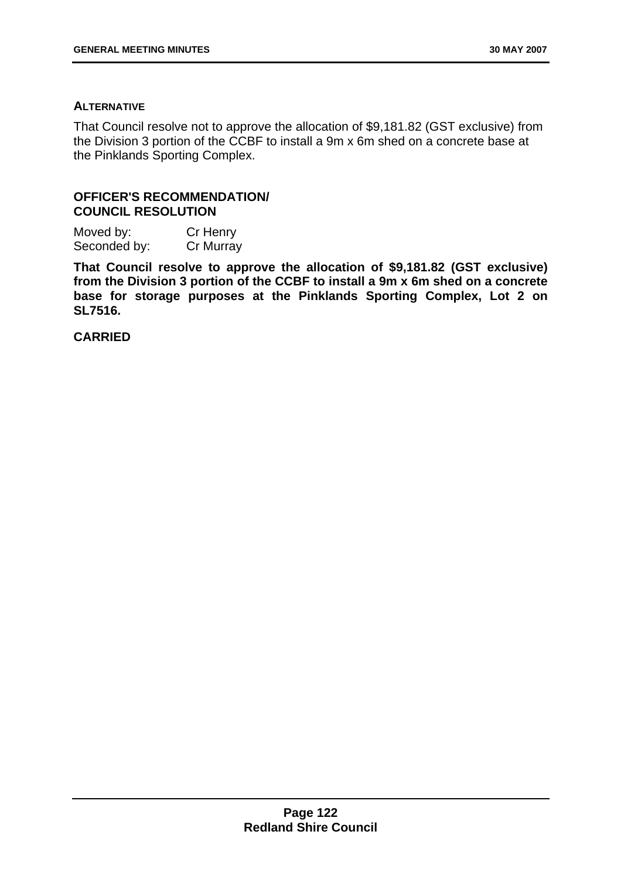**ALTERNATIVE**

That Council resolve not to approve the allocation of $9,181.82 (GST exclusive) from the Division 3 portion of the CCBF to install a 9m x 6m shed on a concrete base at the Pinklands Sporting Complex.

**OFFICER'S RECOMMENDATION/ COUNCIL RESOLUTION**

Moved by: Cr Henry
Seconded by: Cr Murray

**That Council resolve to approve the allocation of $9,181.82 (GST exclusive) from the Division 3 portion of the CCBF to install a 9m x 6m shed on a concrete base for storage purposes at the Pinklands Sporting Complex, Lot 2 on SL7516.**

**CARRIED**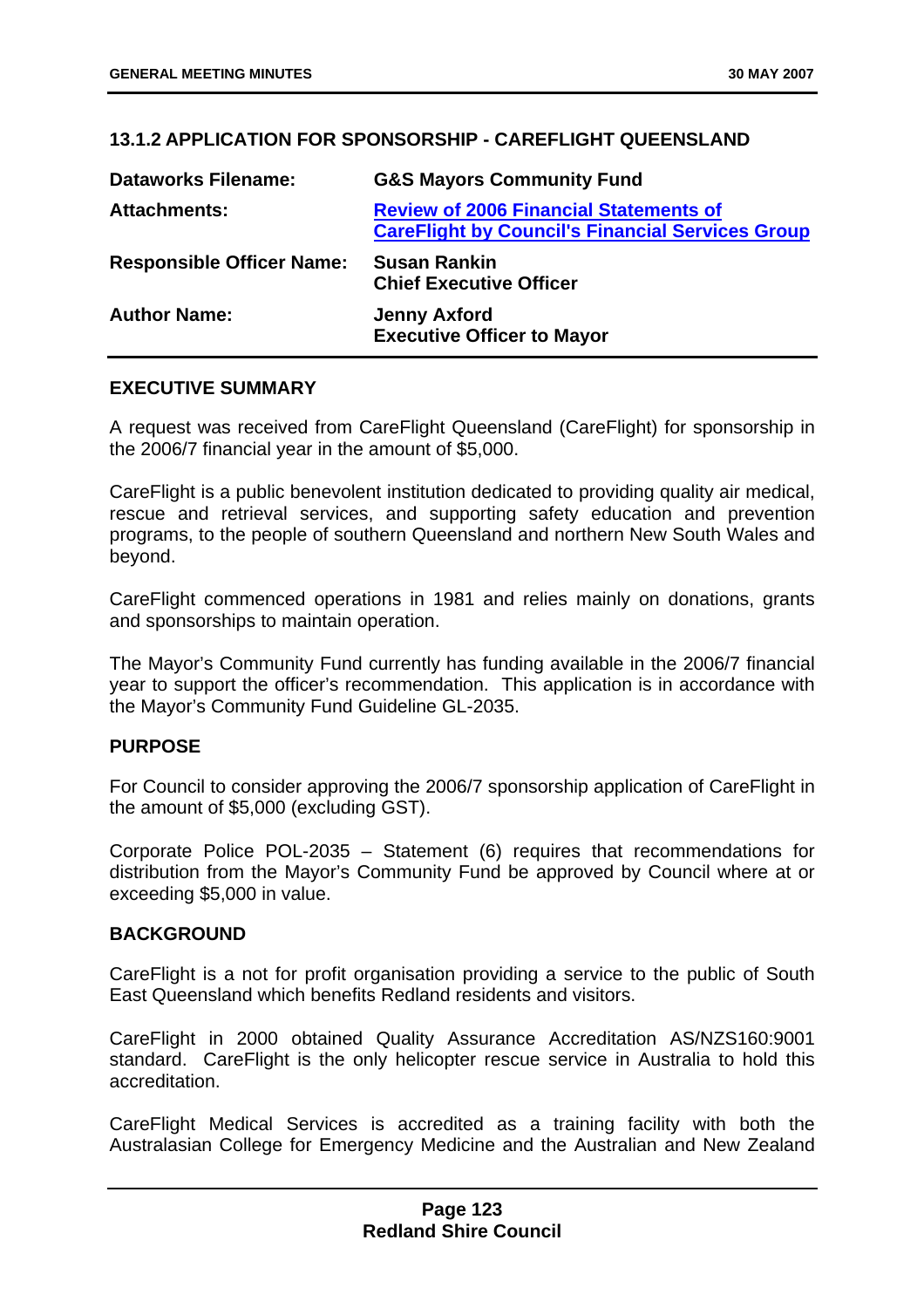## 13.1.2 APPLICATION FOR SPONSORSHIP - CAREFLIGHT QUEENSLAND

| | |
|---|---|
| **Dataworks Filename:** | **G&S Mayors Community Fund** |
| **Attachments:** | **Review of 2006 Financial Statements of CareFlight by Council's Financial Services Group** |
| **Responsible Officer Name:** | **Susan Rankin**<br>**Chief Executive Officer** |
| **Author Name:** | **Jenny Axford**<br>**Executive Officer to Mayor** |

### EXECUTIVE SUMMARY

A request was received from CareFlight Queensland (CareFlight) for sponsorship in the 2006/7 financial year in the amount of $5,000.

CareFlight is a public benevolent institution dedicated to providing quality air medical, rescue and retrieval services, and supporting safety education and prevention programs, to the people of southern Queensland and northern New South Wales and beyond.

CareFlight commenced operations in 1981 and relies mainly on donations, grants and sponsorships to maintain operation.

The Mayor's Community Fund currently has funding available in the 2006/7 financial year to support the officer's recommendation. This application is in accordance with the Mayor's Community Fund Guideline GL-2035.

### PURPOSE

For Council to consider approving the 2006/7 sponsorship application of CareFlight in the amount of $5,000 (excluding GST).

Corporate Police POL-2035 – Statement (6) requires that recommendations for distribution from the Mayor's Community Fund be approved by Council where at or exceeding $5,000 in value.

### BACKGROUND

CareFlight is a not for profit organisation providing a service to the public of South East Queensland which benefits Redland residents and visitors.

CareFlight in 2000 obtained Quality Assurance Accreditation AS/NZS160:9001 standard. CareFlight is the only helicopter rescue service in Australia to hold this accreditation.

CareFlight Medical Services is accredited as a training facility with both the Australasian College for Emergency Medicine and the Australian and New Zealand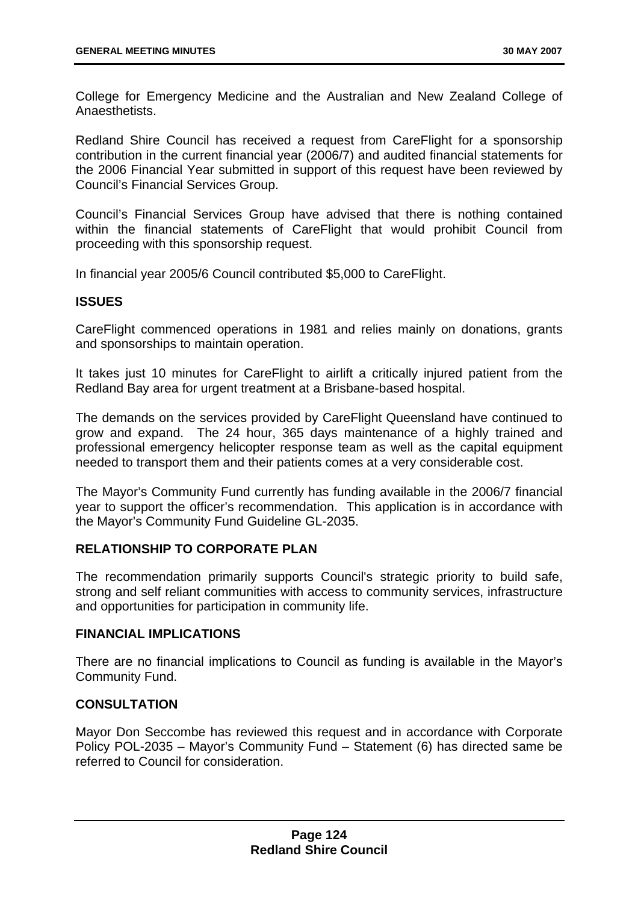College for Emergency Medicine and the Australian and New Zealand College of Anaesthetists.

Redland Shire Council has received a request from CareFlight for a sponsorship contribution in the current financial year (2006/7) and audited financial statements for the 2006 Financial Year submitted in support of this request have been reviewed by Council's Financial Services Group.

Council's Financial Services Group have advised that there is nothing contained within the financial statements of CareFlight that would prohibit Council from proceeding with this sponsorship request.

In financial year 2005/6 Council contributed $5,000 to CareFlight.

**ISSUES**

CareFlight commenced operations in 1981 and relies mainly on donations, grants and sponsorships to maintain operation.

It takes just 10 minutes for CareFlight to airlift a critically injured patient from the Redland Bay area for urgent treatment at a Brisbane-based hospital.

The demands on the services provided by CareFlight Queensland have continued to grow and expand. The 24 hour, 365 days maintenance of a highly trained and professional emergency helicopter response team as well as the capital equipment needed to transport them and their patients comes at a very considerable cost.

The Mayor's Community Fund currently has funding available in the 2006/7 financial year to support the officer's recommendation. This application is in accordance with the Mayor's Community Fund Guideline GL-2035.

**RELATIONSHIP TO CORPORATE PLAN**

The recommendation primarily supports Council's strategic priority to build safe, strong and self reliant communities with access to community services, infrastructure and opportunities for participation in community life.

**FINANCIAL IMPLICATIONS**

There are no financial implications to Council as funding is available in the Mayor's Community Fund.

**CONSULTATION**

Mayor Don Seccombe has reviewed this request and in accordance with Corporate Policy POL-2035 – Mayor's Community Fund – Statement (6) has directed same be referred to Council for consideration.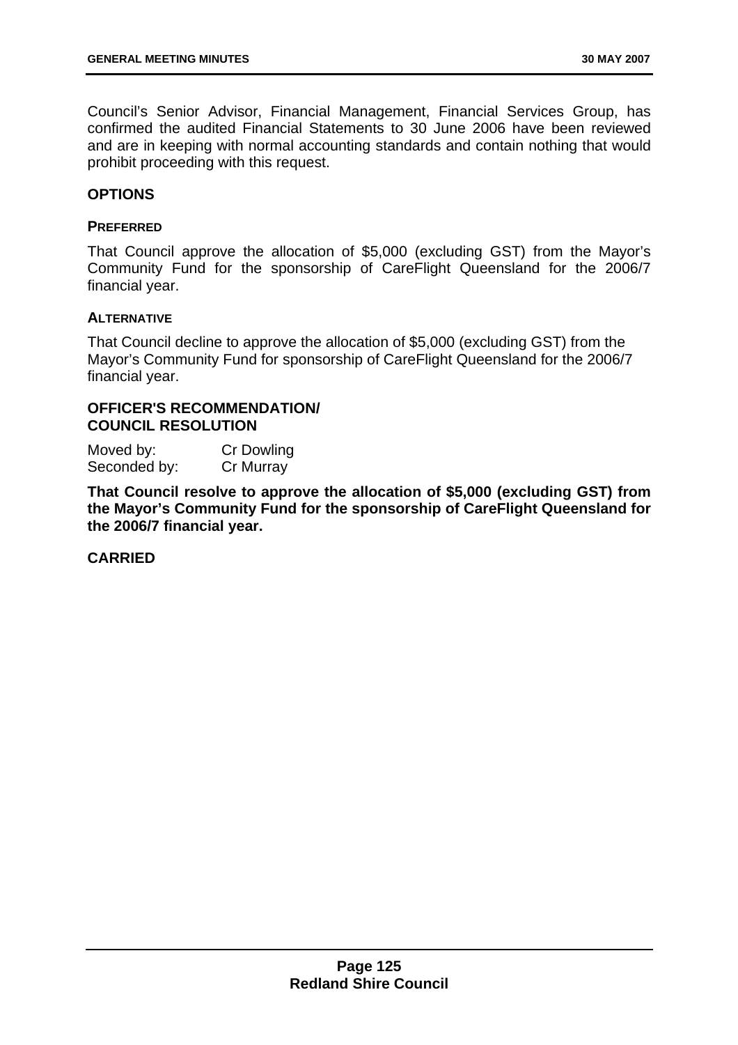Council's Senior Advisor, Financial Management, Financial Services Group, has confirmed the audited Financial Statements to 30 June 2006 have been reviewed and are in keeping with normal accounting standards and contain nothing that would prohibit proceeding with this request.

## OPTIONS

### PREFERRED

That Council approve the allocation of $5,000 (excluding GST) from the Mayor's Community Fund for the sponsorship of CareFlight Queensland for the 2006/7 financial year.

### ALTERNATIVE

That Council decline to approve the allocation of $5,000 (excluding GST) from the Mayor's Community Fund for sponsorship of CareFlight Queensland for the 2006/7 financial year.

## OFFICER'S RECOMMENDATION/ COUNCIL RESOLUTION

Moved by: Cr Dowling
Seconded by: Cr Murray

**That Council resolve to approve the allocation of $5,000 (excluding GST) from the Mayor's Community Fund for the sponsorship of CareFlight Queensland for the 2006/7 financial year.**

**CARRIED**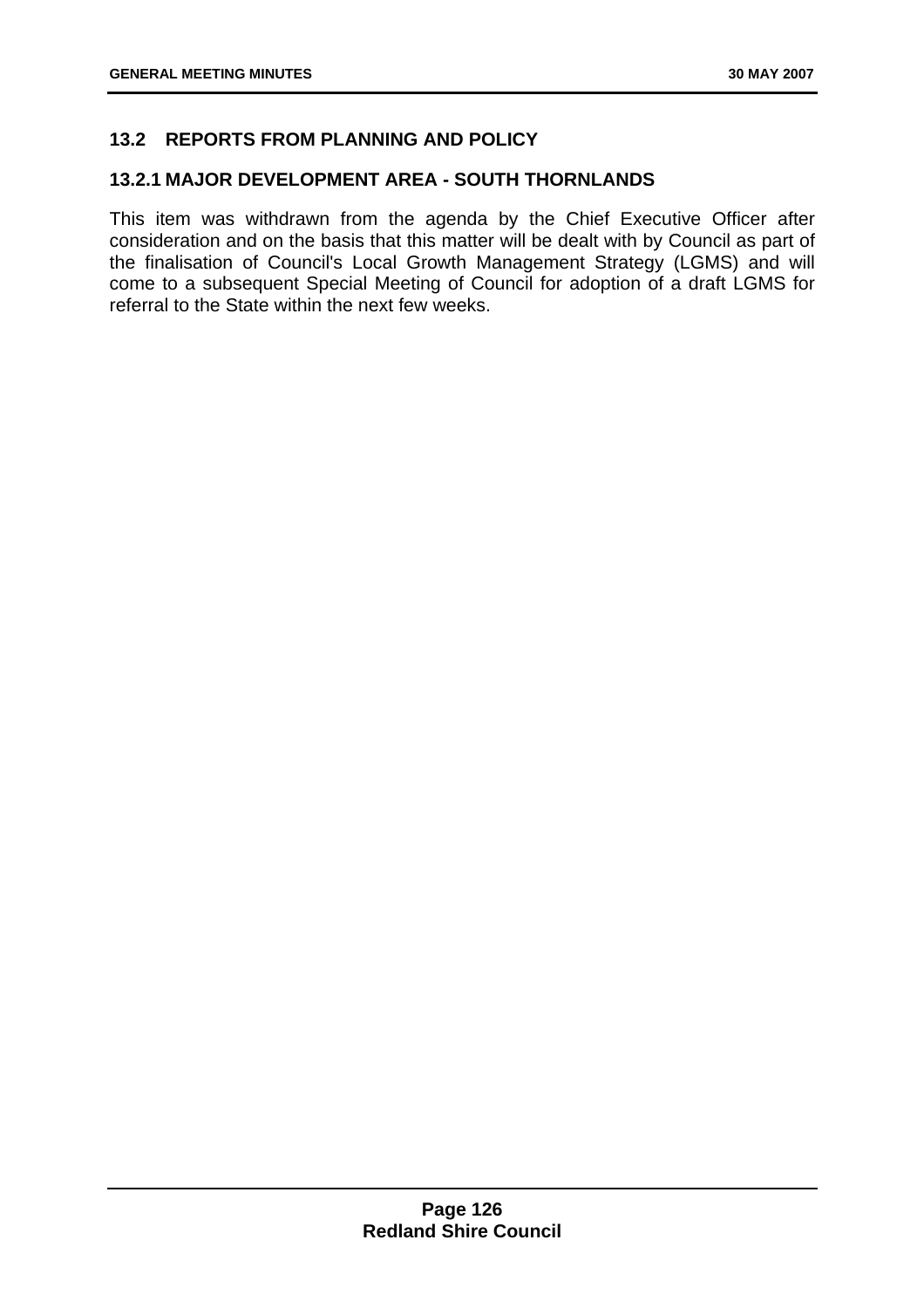## 13.2 REPORTS FROM PLANNING AND POLICY

### 13.2.1 MAJOR DEVELOPMENT AREA - SOUTH THORNLANDS

This item was withdrawn from the agenda by the Chief Executive Officer after consideration and on the basis that this matter will be dealt with by Council as part of the finalisation of Council's Local Growth Management Strategy (LGMS) and will come to a subsequent Special Meeting of Council for adoption of a draft LGMS for referral to the State within the next few weeks.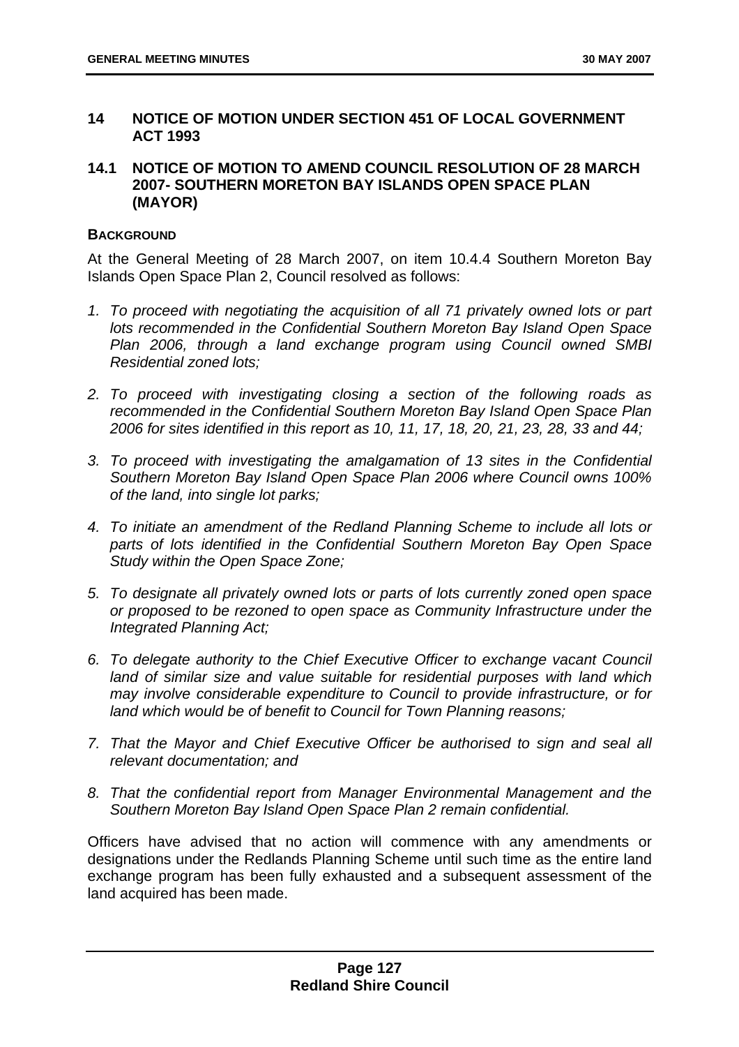## 14 NOTICE OF MOTION UNDER SECTION 451 OF LOCAL GOVERNMENT ACT 1993

### 14.1 NOTICE OF MOTION TO AMEND COUNCIL RESOLUTION OF 28 MARCH 2007- SOUTHERN MORETON BAY ISLANDS OPEN SPACE PLAN (MAYOR)

**BACKGROUND**

At the General Meeting of 28 March 2007, on item 10.4.4 Southern Moreton Bay Islands Open Space Plan 2, Council resolved as follows:

1. *To proceed with negotiating the acquisition of all 71 privately owned lots or part lots recommended in the Confidential Southern Moreton Bay Island Open Space Plan 2006, through a land exchange program using Council owned SMBI Residential zoned lots;*

2. *To proceed with investigating closing a section of the following roads as recommended in the Confidential Southern Moreton Bay Island Open Space Plan 2006 for sites identified in this report as 10, 11, 17, 18, 20, 21, 23, 28, 33 and 44;*

3. *To proceed with investigating the amalgamation of 13 sites in the Confidential Southern Moreton Bay Island Open Space Plan 2006 where Council owns 100% of the land, into single lot parks;*

4. *To initiate an amendment of the Redland Planning Scheme to include all lots or parts of lots identified in the Confidential Southern Moreton Bay Open Space Study within the Open Space Zone;*

5. *To designate all privately owned lots or parts of lots currently zoned open space or proposed to be rezoned to open space as Community Infrastructure under the Integrated Planning Act;*

6. *To delegate authority to the Chief Executive Officer to exchange vacant Council land of similar size and value suitable for residential purposes with land which may involve considerable expenditure to Council to provide infrastructure, or for land which would be of benefit to Council for Town Planning reasons;*

7. *That the Mayor and Chief Executive Officer be authorised to sign and seal all relevant documentation; and*

8. *That the confidential report from Manager Environmental Management and the Southern Moreton Bay Island Open Space Plan 2 remain confidential.*

Officers have advised that no action will commence with any amendments or designations under the Redlands Planning Scheme until such time as the entire land exchange program has been fully exhausted and a subsequent assessment of the land acquired has been made.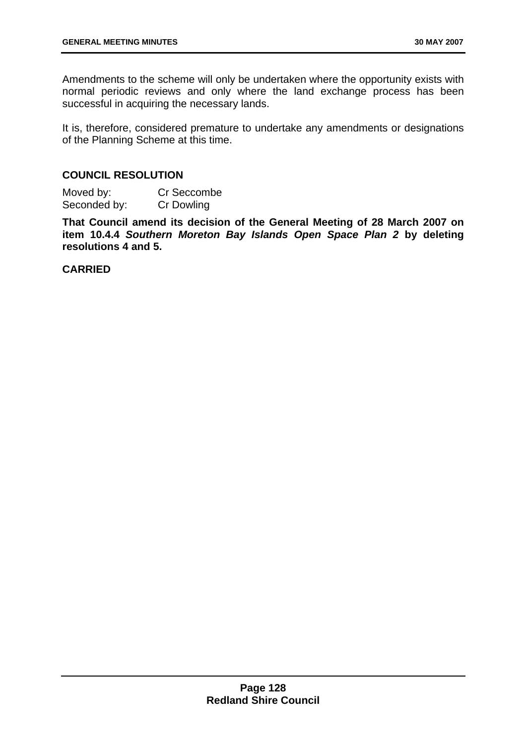Amendments to the scheme will only be undertaken where the opportunity exists with normal periodic reviews and only where the land exchange process has been successful in acquiring the necessary lands.

It is, therefore, considered premature to undertake any amendments or designations of the Planning Scheme at this time.

## COUNCIL RESOLUTION

Moved by: Cr Seccombe
Seconded by: Cr Dowling

**That Council amend its decision of the General Meeting of 28 March 2007 on item 10.4.4 *Southern Moreton Bay Islands Open Space Plan 2* by deleting resolutions 4 and 5.**

**CARRIED**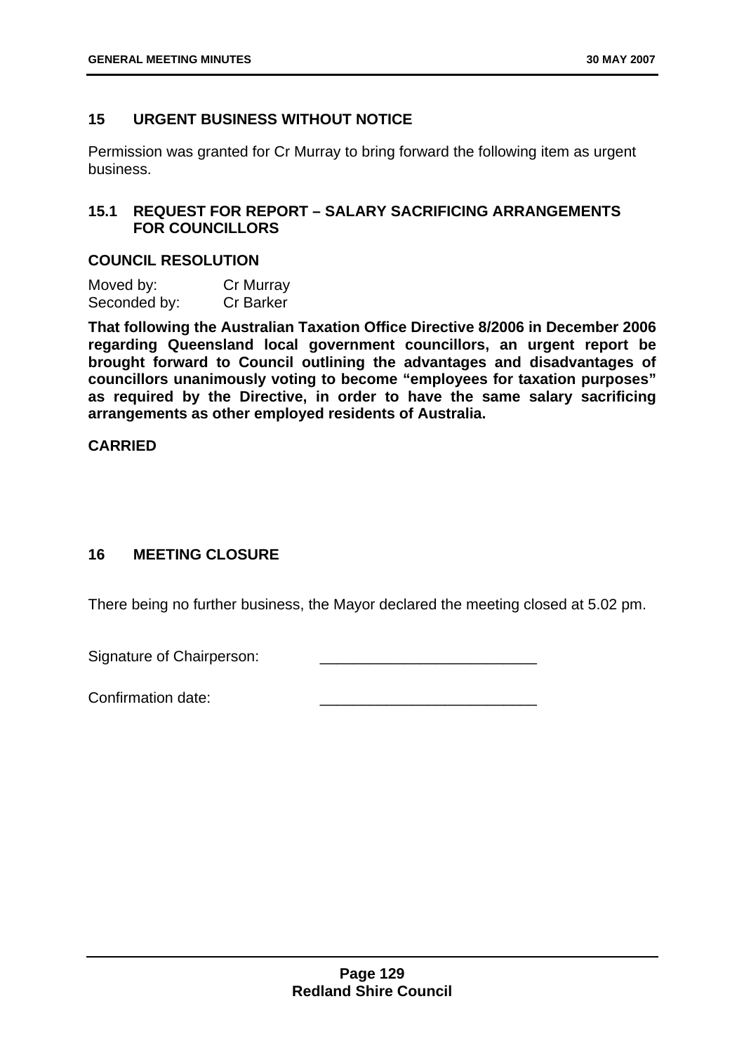## 15 URGENT BUSINESS WITHOUT NOTICE

Permission was granted for Cr Murray to bring forward the following item as urgent business.

### 15.1 REQUEST FOR REPORT – SALARY SACRIFICING ARRANGEMENTS FOR COUNCILLORS

**COUNCIL RESOLUTION**

Moved by: Cr Murray
Seconded by: Cr Barker

**That following the Australian Taxation Office Directive 8/2006 in December 2006 regarding Queensland local government councillors, an urgent report be brought forward to Council outlining the advantages and disadvantages of councillors unanimously voting to become "employees for taxation purposes" as required by the Directive, in order to have the same salary sacrificing arrangements as other employed residents of Australia.**

**CARRIED**

## 16 MEETING CLOSURE

There being no further business, the Mayor declared the meeting closed at 5.02 pm.

Signature of Chairperson: __________________________

Confirmation date: __________________________